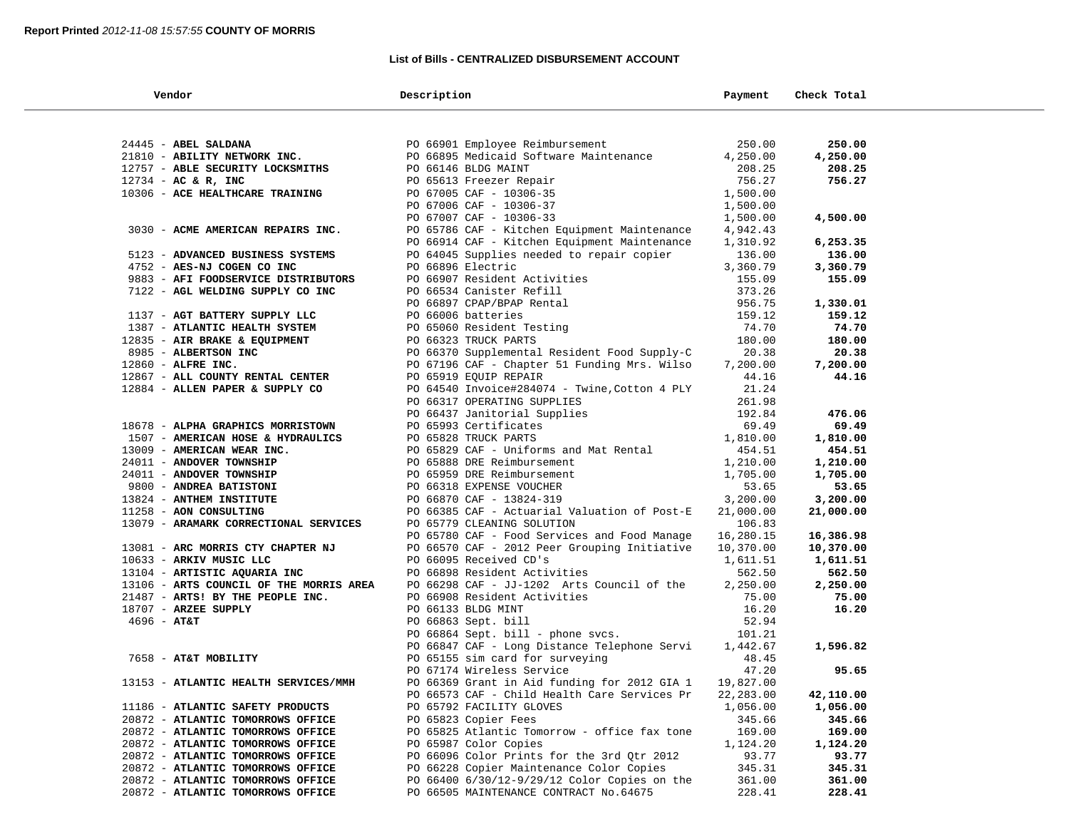**Report Printed** *2012-11-08 15:57:55* **COUNTY OF MORRIS**

## List of Bills - CENTRALIZED DISBURSEMENT ACCOUNT

| Vendor | Description | Payment | Check Total |
|---|---|---|---|
| 24445 - **ABEL SALDANA** | PO 66901 Employee Reimbursement | 250.00 | **250.00** |
| 21810 - **ABILITY NETWORK INC.** | PO 66895 Medicaid Software Maintenance | 4,250.00 | **4,250.00** |
| 12757 - **ABLE SECURITY LOCKSMITHS** | PO 66146 BLDG MAINT | 208.25 | **208.25** |
| 12734 - **AC & R, INC** | PO 65613 Freezer Repair | 756.27 | **756.27** |
| 10306 - **ACE HEALTHCARE TRAINING** | PO 67005 CAF - 10306-35 | 1,500.00 | |
| | PO 67006 CAF - 10306-37 | 1,500.00 | |
| | PO 67007 CAF - 10306-33 | 1,500.00 | **4,500.00** |
| 3030 - **ACME AMERICAN REPAIRS INC.** | PO 65786 CAF - Kitchen Equipment Maintenance | 4,942.43 | |
| | PO 66914 CAF - Kitchen Equipment Maintenance | 1,310.92 | **6,253.35** |
| 5123 - **ADVANCED BUSINESS SYSTEMS** | PO 64045 Supplies needed to repair copier | 136.00 | **136.00** |
| 4752 - **AES-NJ COGEN CO INC** | PO 66896 Electric | 3,360.79 | **3,360.79** |
| 9883 - **AFI FOODSERVICE DISTRIBUTORS** | PO 66907 Resident Activities | 155.09 | **155.09** |
| 7122 - **AGL WELDING SUPPLY CO INC** | PO 66534 Canister Refill | 373.26 | |
| | PO 66897 CPAP/BPAP Rental | 956.75 | **1,330.01** |
| 1137 - **AGT BATTERY SUPPLY LLC** | PO 66006 batteries | 159.12 | **159.12** |
| 1387 - **ATLANTIC HEALTH SYSTEM** | PO 65060 Resident Testing | 74.70 | **74.70** |
| 12835 - **AIR BRAKE & EQUIPMENT** | PO 66323 TRUCK PARTS | 180.00 | **180.00** |
| 8985 - **ALBERTSON INC** | PO 66370 Supplemental Resident Food Supply-C | 20.38 | **20.38** |
| 12860 - **ALFRE INC.** | PO 67196 CAF - Chapter 51 Funding Mrs. Wilso | 7,200.00 | **7,200.00** |
| 12867 - **ALL COUNTY RENTAL CENTER** | PO 65919 EQUIP REPAIR | 44.16 | **44.16** |
| 12884 - **ALLEN PAPER & SUPPLY CO** | PO 64540 Invoice#284074 - Twine,Cotton 4 PLY | 21.24 | |
| | PO 66317 OPERATING SUPPLIES | 261.98 | |
| | PO 66437 Janitorial Supplies | 192.84 | **476.06** |
| 18678 - **ALPHA GRAPHICS MORRISTOWN** | PO 65993 Certificates | 69.49 | **69.49** |
| 1507 - **AMERICAN HOSE & HYDRAULICS** | PO 65828 TRUCK PARTS | 1,810.00 | **1,810.00** |
| 13009 - **AMERICAN WEAR INC.** | PO 65829 CAF - Uniforms and Mat Rental | 454.51 | **454.51** |
| 24011 - **ANDOVER TOWNSHIP** | PO 65888 DRE Reimbursement | 1,210.00 | **1,210.00** |
| 24011 - **ANDOVER TOWNSHIP** | PO 65959 DRE Reimbursement | 1,705.00 | **1,705.00** |
| 9800 - **ANDREA BATISTONI** | PO 66318 EXPENSE VOUCHER | 53.65 | **53.65** |
| 13824 - **ANTHEM INSTITUTE** | PO 66870 CAF - 13824-319 | 3,200.00 | **3,200.00** |
| 11258 - **AON CONSULTING** | PO 66385 CAF - Actuarial Valuation of Post-E | 21,000.00 | **21,000.00** |
| 13079 - **ARAMARK CORRECTIONAL SERVICES** | PO 65779 CLEANING SOLUTION | 106.83 | |
| | PO 65780 CAF - Food Services and Food Manage | 16,280.15 | **16,386.98** |
| 13081 - **ARC MORRIS CTY CHAPTER NJ** | PO 66570 CAF - 2012 Peer Grouping Initiative | 10,370.00 | **10,370.00** |
| 10633 - **ARKIV MUSIC LLC** | PO 66095 Received CD's | 1,611.51 | **1,611.51** |
| 13104 - **ARTISTIC AQUARIA INC** | PO 66898 Resident Activities | 562.50 | **562.50** |
| 13106 - **ARTS COUNCIL OF THE MORRIS AREA** | PO 66298 CAF - JJ-1202 Arts Council of the | 2,250.00 | **2,250.00** |
| 21487 - **ARTS! BY THE PEOPLE INC.** | PO 66908 Resident Activities | 75.00 | **75.00** |
| 18707 - **ARZEE SUPPLY** | PO 66133 BLDG MINT | 16.20 | **16.20** |
| 4696 - **AT&T** | PO 66863 Sept. bill | 52.94 | |
| | PO 66864 Sept. bill - phone svcs. | 101.21 | |
| | PO 66847 CAF - Long Distance Telephone Servi | 1,442.67 | **1,596.82** |
| 7658 - **AT&T MOBILITY** | PO 65155 sim card for surveying | 48.45 | |
| | PO 67174 Wireless Service | 47.20 | **95.65** |
| 13153 - **ATLANTIC HEALTH SERVICES/MMH** | PO 66369 Grant in Aid funding for 2012 GIA 1 | 19,827.00 | |
| | PO 66573 CAF - Child Health Care Services Pr | 22,283.00 | **42,110.00** |
| 11186 - **ATLANTIC SAFETY PRODUCTS** | PO 65792 FACILITY GLOVES | 1,056.00 | **1,056.00** |
| 20872 - **ATLANTIC TOMORROWS OFFICE** | PO 65823 Copier Fees | 345.66 | **345.66** |
| 20872 - **ATLANTIC TOMORROWS OFFICE** | PO 65825 Atlantic Tomorrow - office fax tone | 169.00 | **169.00** |
| 20872 - **ATLANTIC TOMORROWS OFFICE** | PO 65987 Color Copies | 1,124.20 | **1,124.20** |
| 20872 - **ATLANTIC TOMORROWS OFFICE** | PO 66096 Color Prints for the 3rd Qtr 2012 | 93.77 | **93.77** |
| 20872 - **ATLANTIC TOMORROWS OFFICE** | PO 66228 Copier Maintenance Color Copies | 345.31 | **345.31** |
| 20872 - **ATLANTIC TOMORROWS OFFICE** | PO 66400 6/30/12-9/29/12 Color Copies on the | 361.00 | **361.00** |
| 20872 - **ATLANTIC TOMORROWS OFFICE** | PO 66505 MAINTENANCE CONTRACT No.64675 | 228.41 | **228.41** |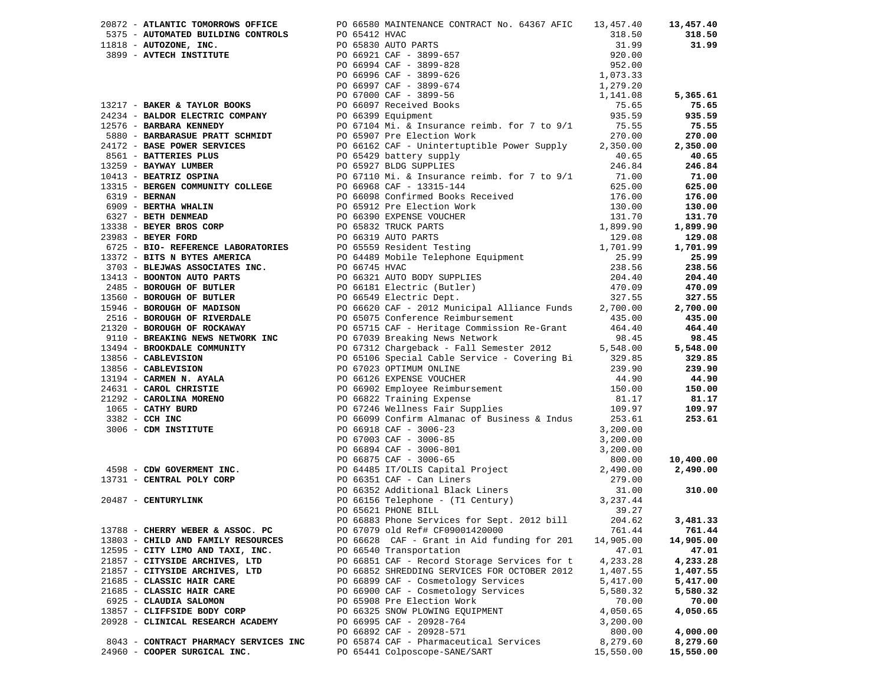| Vendor | PO / Description | Amount | Total |
|---|---|---|---|
| 20872 - **ATLANTIC TOMORROWS OFFICE** | PO 66580 MAINTENANCE CONTRACT No. 64367 AFIC | 13,457.40 | **13,457.40** |
| 5375 - **AUTOMATED BUILDING CONTROLS** | PO 65412 HVAC | 318.50 | **318.50** |
| 11818 - **AUTOZONE, INC.** | PO 65830 AUTO PARTS | 31.99 | **31.99** |
| 3899 - **AVTECH INSTITUTE** | PO 66921 CAF - 3899-657 | 920.00 | |
| | PO 66994 CAF - 3899-828 | 952.00 | |
| | PO 66996 CAF - 3899-626 | 1,073.33 | |
| | PO 66997 CAF - 3899-674 | 1,279.20 | |
| | PO 67000 CAF - 3899-56 | 1,141.08 | **5,365.61** |
| 13217 - **BAKER & TAYLOR BOOKS** | PO 66097 Received Books | 75.65 | **75.65** |
| 24234 - **BALDOR ELECTRIC COMPANY** | PO 66399 Equipment | 935.59 | **935.59** |
| 12576 - **BARBARA KENNEDY** | PO 67104 Mi. & Insurance reimb. for 7 to 9/1 | 75.55 | **75.55** |
| 5880 - **BARBARASUE PRATT SCHMIDT** | PO 65907 Pre Election Work | 270.00 | **270.00** |
| 24172 - **BASE POWER SERVICES** | PO 66162 CAF - Unintertuptible Power Supply | 2,350.00 | **2,350.00** |
| 8561 - **BATTERIES PLUS** | PO 65429 battery supply | 40.65 | **40.65** |
| 13259 - **BAYWAY LUMBER** | PO 65927 BLDG SUPPLIES | 246.84 | **246.84** |
| 10413 - **BEATRIZ OSPINA** | PO 67110 Mi. & Insurance reimb. for 7 to 9/1 | 71.00 | **71.00** |
| 13315 - **BERGEN COMMUNITY COLLEGE** | PO 66968 CAF - 13315-144 | 625.00 | **625.00** |
| 6319 - **BERNAN** | PO 66098 Confirmed Books Received | 176.00 | **176.00** |
| 6909 - **BERTHA WHALIN** | PO 65912 Pre Election Work | 130.00 | **130.00** |
| 6327 - **BETH DENMEAD** | PO 66390 EXPENSE VOUCHER | 131.70 | **131.70** |
| 13338 - **BEYER BROS CORP** | PO 65832 TRUCK PARTS | 1,899.90 | **1,899.90** |
| 23983 - **BEYER FORD** | PO 66319 AUTO PARTS | 129.08 | **129.08** |
| 6725 - **BIO- REFERENCE LABORATORIES** | PO 65559 Resident Testing | 1,701.99 | **1,701.99** |
| 13372 - **BITS N BYTES AMERICA** | PO 64489 Mobile Telephone Equipment | 25.99 | **25.99** |
| 3703 - **BLEJWAS ASSOCIATES INC.** | PO 66745 HVAC | 238.56 | **238.56** |
| 13413 - **BOONTON AUTO PARTS** | PO 66321 AUTO BODY SUPPLIES | 204.40 | **204.40** |
| 2485 - **BOROUGH OF BUTLER** | PO 66181 Electric (Butler) | 470.09 | **470.09** |
| 13560 - **BOROUGH OF BUTLER** | PO 66549 Electric Dept. | 327.55 | **327.55** |
| 15946 - **BOROUGH OF MADISON** | PO 66620 CAF - 2012 Municipal Alliance Funds | 2,700.00 | **2,700.00** |
| 2516 - **BOROUGH OF RIVERDALE** | PO 65075 Conference Reimbursement | 435.00 | **435.00** |
| 21320 - **BOROUGH OF ROCKAWAY** | PO 65715 CAF - Heritage Commission Re-Grant | 464.40 | **464.40** |
| 9110 - **BREAKING NEWS NETWORK INC** | PO 67039 Breaking News Network | 98.45 | **98.45** |
| 13494 - **BROOKDALE COMMUNITY** | PO 67312 Chargeback - Fall Semester 2012 | 5,548.00 | **5,548.00** |
| 13856 - **CABLEVISION** | PO 65106 Special Cable Service - Covering Bi | 329.85 | **329.85** |
| 13856 - **CABLEVISION** | PO 67023 OPTIMUM ONLINE | 239.90 | **239.90** |
| 13194 - **CARMEN N. AYALA** | PO 66126 EXPENSE VOUCHER | 44.90 | **44.90** |
| 24631 - **CAROL CHRISTIE** | PO 66902 Employee Reimbursement | 150.00 | **150.00** |
| 21292 - **CAROLINA MORENO** | PO 66822 Training Expense | 81.17 | **81.17** |
| 1065 - **CATHY BURD** | PO 67246 Wellness Fair Supplies | 109.97 | **109.97** |
| 3382 - **CCH INC** | PO 66099 Confirm Almanac of Business & Indus | 253.61 | **253.61** |
| 3006 - **CDM INSTITUTE** | PO 66918 CAF - 3006-23 | 3,200.00 | |
| | PO 67003 CAF - 3006-85 | 3,200.00 | |
| | PO 66894 CAF - 3006-801 | 3,200.00 | |
| | PO 66875 CAF - 3006-65 | 800.00 | **10,400.00** |
| 4598 - **CDW GOVERMENT INC.** | PO 64485 IT/OLIS Capital Project | 2,490.00 | **2,490.00** |
| 13731 - **CENTRAL POLY CORP** | PO 66351 CAF - Can Liners | 279.00 | |
| | PO 66352 Additional Black Liners | 31.00 | **310.00** |
| 20487 - **CENTURYLINK** | PO 66156 Telephone - (T1 Century) | 3,237.44 | |
| | PO 65621 PHONE BILL | 39.27 | |
| | PO 66883 Phone Services for Sept. 2012 bill | 204.62 | **3,481.33** |
| 13788 - **CHERRY WEBER & ASSOC. PC** | PO 67079 old Ref# CF09001420000 | 761.44 | **761.44** |
| 13803 - **CHILD AND FAMILY RESOURCES** | PO 66628 CAF - Grant in Aid funding for 201 | 14,905.00 | **14,905.00** |
| 12595 - **CITY LIMO AND TAXI, INC.** | PO 66540 Transportation | 47.01 | **47.01** |
| 21857 - **CITYSIDE ARCHIVES, LTD** | PO 66851 CAF - Record Storage Services for t | 4,233.28 | **4,233.28** |
| 21857 - **CITYSIDE ARCHIVES, LTD** | PO 66852 SHREDDING SERVICES FOR OCTOBER 2012 | 1,407.55 | **1,407.55** |
| 21685 - **CLASSIC HAIR CARE** | PO 66899 CAF - Cosmetology Services | 5,417.00 | **5,417.00** |
| 21685 - **CLASSIC HAIR CARE** | PO 66900 CAF - Cosmetology Services | 5,580.32 | **5,580.32** |
| 6925 - **CLAUDIA SALOMON** | PO 65908 Pre Election Work | 70.00 | **70.00** |
| 13857 - **CLIFFSIDE BODY CORP** | PO 66325 SNOW PLOWING EQUIPMENT | 4,050.65 | **4,050.65** |
| 20928 - **CLINICAL RESEARCH ACADEMY** | PO 66995 CAF - 20928-764 | 3,200.00 | |
| | PO 66892 CAF - 20928-571 | 800.00 | **4,000.00** |
| 8043 - **CONTRACT PHARMACY SERVICES INC** | PO 65874 CAF - Pharmaceutical Services | 8,279.60 | **8,279.60** |
| 24960 - **COOPER SURGICAL INC.** | PO 65441 Colposcope-SANE/SART | 15,550.00 | **15,550.00** |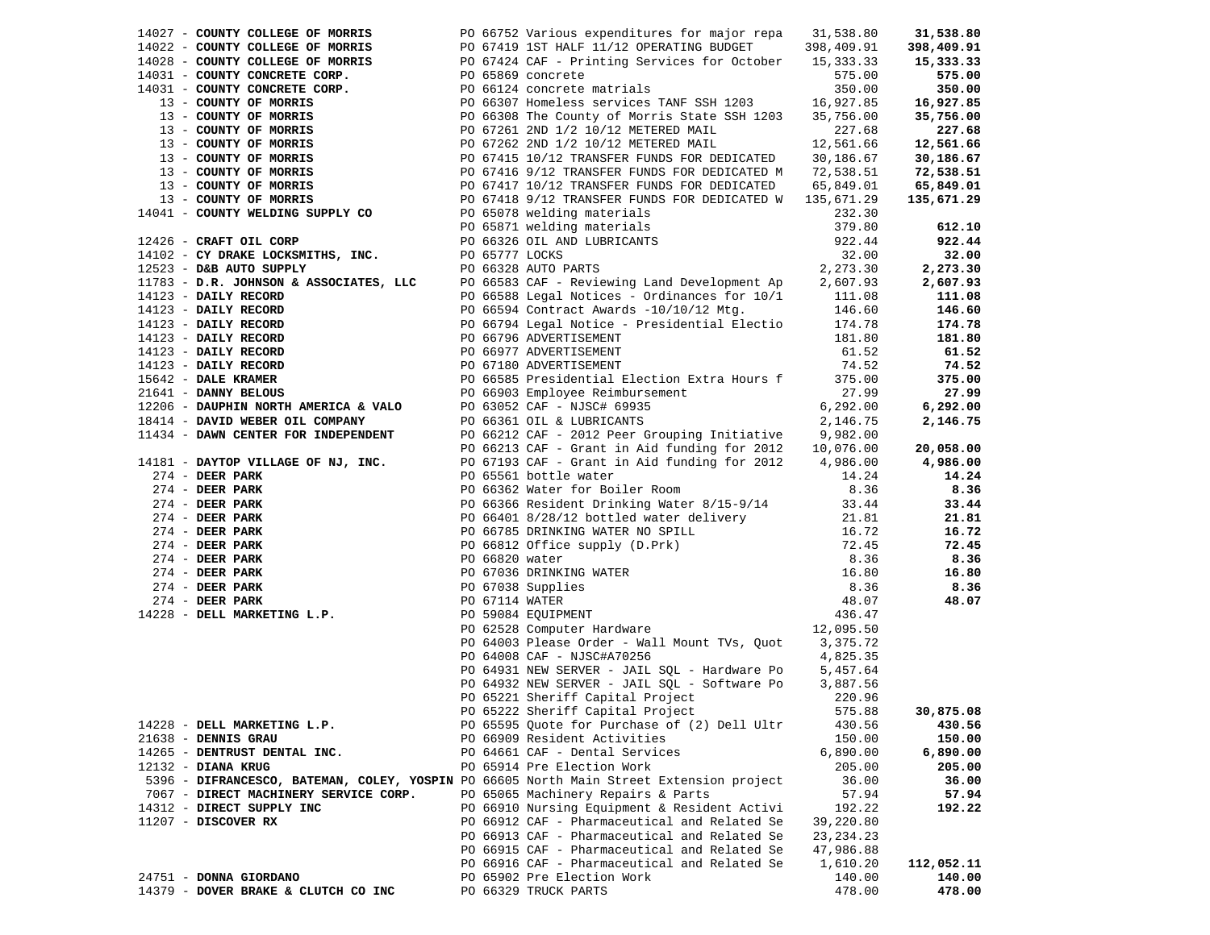| Vendor | PO / Description | Amount | Total |
|---|---|---|---|
| 14027 - **COUNTY COLLEGE OF MORRIS** | PO 66752 Various expenditures for major repa | 31,538.80 | **31,538.80** |
| 14022 - **COUNTY COLLEGE OF MORRIS** | PO 67419 1ST HALF 11/12 OPERATING BUDGET | 398,409.91 | **398,409.91** |
| 14028 - **COUNTY COLLEGE OF MORRIS** | PO 67424 CAF - Printing Services for October | 15,333.33 | **15,333.33** |
| 14031 - **COUNTY CONCRETE CORP.** | PO 65869 concrete | 575.00 | **575.00** |
| 14031 - **COUNTY CONCRETE CORP.** | PO 66124 concrete matrials | 350.00 | **350.00** |
| 13 - **COUNTY OF MORRIS** | PO 66307 Homeless services TANF SSH 1203 | 16,927.85 | **16,927.85** |
| 13 - **COUNTY OF MORRIS** | PO 66308 The County of Morris State SSH 1203 | 35,756.00 | **35,756.00** |
| 13 - **COUNTY OF MORRIS** | PO 67261 2ND 1/2 10/12 METERED MAIL | 227.68 | **227.68** |
| 13 - **COUNTY OF MORRIS** | PO 67262 2ND 1/2 10/12 METERED MAIL | 12,561.66 | **12,561.66** |
| 13 - **COUNTY OF MORRIS** | PO 67415 10/12 TRANSFER FUNDS FOR DEDICATED | 30,186.67 | **30,186.67** |
| 13 - **COUNTY OF MORRIS** | PO 67416 9/12 TRANSFER FUNDS FOR DEDICATED M | 72,538.51 | **72,538.51** |
| 13 - **COUNTY OF MORRIS** | PO 67417 10/12 TRANSFER FUNDS FOR DEDICATED | 65,849.01 | **65,849.01** |
| 13 - **COUNTY OF MORRIS** | PO 67418 9/12 TRANSFER FUNDS FOR DEDICATED W | 135,671.29 | **135,671.29** |
| 14041 - **COUNTY WELDING SUPPLY CO** | PO 65078 welding materials | 232.30 | |
| | PO 65871 welding materials | 379.80 | **612.10** |
| 12426 - **CRAFT OIL CORP** | PO 66326 OIL AND LUBRICANTS | 922.44 | **922.44** |
| 14102 - **CY DRAKE LOCKSMITHS, INC.** | PO 65777 LOCKS | 32.00 | **32.00** |
| 12523 - **D&B AUTO SUPPLY** | PO 66328 AUTO PARTS | 2,273.30 | **2,273.30** |
| 11783 - **D.R. JOHNSON & ASSOCIATES, LLC** | PO 66583 CAF - Reviewing Land Development Ap | 2,607.93 | **2,607.93** |
| 14123 - **DAILY RECORD** | PO 66588 Legal Notices - Ordinances for 10/1 | 111.08 | **111.08** |
| 14123 - **DAILY RECORD** | PO 66594 Contract Awards -10/10/12 Mtg. | 146.60 | **146.60** |
| 14123 - **DAILY RECORD** | PO 66794 Legal Notice - Presidential Electio | 174.78 | **174.78** |
| 14123 - **DAILY RECORD** | PO 66796 ADVERTISEMENT | 181.80 | **181.80** |
| 14123 - **DAILY RECORD** | PO 66977 ADVERTISEMENT | 61.52 | **61.52** |
| 14123 - **DAILY RECORD** | PO 67180 ADVERTISEMENT | 74.52 | **74.52** |
| 15642 - **DALE KRAMER** | PO 66585 Presidential Election Extra Hours f | 375.00 | **375.00** |
| 21641 - **DANNY BELOUS** | PO 66903 Employee Reimbursement | 27.99 | **27.99** |
| 12206 - **DAUPHIN NORTH AMERICA & VALO** | PO 63052 CAF - NJSC# 69935 | 6,292.00 | **6,292.00** |
| 18414 - **DAVID WEBER OIL COMPANY** | PO 66361 OIL & LUBRICANTS | 2,146.75 | **2,146.75** |
| 11434 - **DAWN CENTER FOR INDEPENDENT** | PO 66212 CAF - 2012 Peer Grouping Initiative | 9,982.00 | |
| | PO 66213 CAF - Grant in Aid funding for 2012 | 10,076.00 | **20,058.00** |
| 14181 - **DAYTOP VILLAGE OF NJ, INC.** | PO 67193 CAF - Grant in Aid funding for 2012 | 4,986.00 | **4,986.00** |
| 274 - **DEER PARK** | PO 65561 bottle water | 14.24 | **14.24** |
| 274 - **DEER PARK** | PO 66362 Water for Boiler Room | 8.36 | **8.36** |
| 274 - **DEER PARK** | PO 66366 Resident Drinking Water 8/15-9/14 | 33.44 | **33.44** |
| 274 - **DEER PARK** | PO 66401 8/28/12 bottled water delivery | 21.81 | **21.81** |
| 274 - **DEER PARK** | PO 66785 DRINKING WATER NO SPILL | 16.72 | **16.72** |
| 274 - **DEER PARK** | PO 66812 Office supply (D.Prk) | 72.45 | **72.45** |
| 274 - **DEER PARK** | PO 66820 water | 8.36 | **8.36** |
| 274 - **DEER PARK** | PO 67036 DRINKING WATER | 16.80 | **16.80** |
| 274 - **DEER PARK** | PO 67038 Supplies | 8.36 | **8.36** |
| 274 - **DEER PARK** | PO 67114 WATER | 48.07 | **48.07** |
| 14228 - **DELL MARKETING L.P.** | PO 59084 EQUIPMENT | 436.47 | |
| | PO 62528 Computer Hardware | 12,095.50 | |
| | PO 64003 Please Order - Wall Mount TVs, Quot | 3,375.72 | |
| | PO 64008 CAF - NJSC#A70256 | 4,825.35 | |
| | PO 64931 NEW SERVER - JAIL SQL - Hardware Po | 5,457.64 | |
| | PO 64932 NEW SERVER - JAIL SQL - Software Po | 3,887.56 | |
| | PO 65221 Sheriff Capital Project | 220.96 | |
| | PO 65222 Sheriff Capital Project | 575.88 | **30,875.08** |
| 14228 - **DELL MARKETING L.P.** | PO 65595 Quote for Purchase of (2) Dell Ultr | 430.56 | **430.56** |
| 21638 - **DENNIS GRAU** | PO 66909 Resident Activities | 150.00 | **150.00** |
| 14265 - **DENTRUST DENTAL INC.** | PO 64661 CAF - Dental Services | 6,890.00 | **6,890.00** |
| 12132 - **DIANA KRUG** | PO 65914 Pre Election Work | 205.00 | **205.00** |
| 5396 - **DIFRANCESCO, BATEMAN, COLEY, YOSPIN** | PO 66605 North Main Street Extension project | 36.00 | **36.00** |
| 7067 - **DIRECT MACHINERY SERVICE CORP.** | PO 65065 Machinery Repairs & Parts | 57.94 | **57.94** |
| 14312 - **DIRECT SUPPLY INC** | PO 66910 Nursing Equipment & Resident Activi | 192.22 | **192.22** |
| 11207 - **DISCOVER RX** | PO 66912 CAF - Pharmaceutical and Related Se | 39,220.80 | |
| | PO 66913 CAF - Pharmaceutical and Related Se | 23,234.23 | |
| | PO 66915 CAF - Pharmaceutical and Related Se | 47,986.88 | |
| | PO 66916 CAF - Pharmaceutical and Related Se | 1,610.20 | **112,052.11** |
| 24751 - **DONNA GIORDANO** | PO 65902 Pre Election Work | 140.00 | **140.00** |
| 14379 - **DOVER BRAKE & CLUTCH CO INC** | PO 66329 TRUCK PARTS | 478.00 | **478.00** |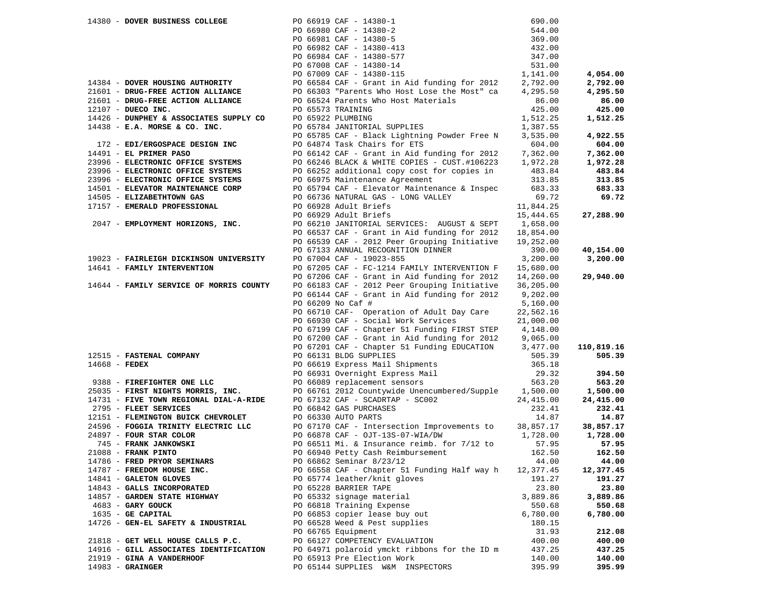| Vendor | PO / Description | Amount | Total |
|---|---|---|---|
| 14380 - **DOVER BUSINESS COLLEGE** | PO 66919 CAF - 14380-1 | 690.00 | |
| | PO 66980 CAF - 14380-2 | 544.00 | |
| | PO 66981 CAF - 14380-5 | 369.00 | |
| | PO 66982 CAF - 14380-413 | 432.00 | |
| | PO 66984 CAF - 14380-577 | 347.00 | |
| | PO 67008 CAF - 14380-14 | 531.00 | |
| | PO 67009 CAF - 14380-115 | 1,141.00 | **4,054.00** |
| 14384 - **DOVER HOUSING AUTHORITY** | PO 66584 CAF - Grant in Aid funding for 2012 | 2,792.00 | **2,792.00** |
| 21601 - **DRUG-FREE ACTION ALLIANCE** | PO 66303 "Parents Who Host Lose the Most" ca | 4,295.50 | **4,295.50** |
| 21601 - **DRUG-FREE ACTION ALLIANCE** | PO 66524 Parents Who Host Materials | 86.00 | **86.00** |
| 12107 - **DUECO INC.** | PO 65573 TRAINING | 425.00 | **425.00** |
| 14426 - **DUNPHEY & ASSOCIATES SUPPLY CO** | PO 65922 PLUMBING | 1,512.25 | **1,512.25** |
| 14438 - **E.A. MORSE & CO. INC.** | PO 65784 JANITORIAL SUPPLIES | 1,387.55 | |
| | PO 65785 CAF - Black Lightning Powder Free N | 3,535.00 | **4,922.55** |
| 172 - **EDI/ERGOSPACE DESIGN INC** | PO 64874 Task Chairs for ETS | 604.00 | **604.00** |
| 14491 - **EL PRIMER PASO** | PO 66142 CAF - Grant in Aid funding for 2012 | 7,362.00 | **7,362.00** |
| 23996 - **ELECTRONIC OFFICE SYSTEMS** | PO 66246 BLACK & WHITE COPIES - CUST.#106223 | 1,972.28 | **1,972.28** |
| 23996 - **ELECTRONIC OFFICE SYSTEMS** | PO 66252 additional copy cost for copies in | 483.84 | **483.84** |
| 23996 - **ELECTRONIC OFFICE SYSTEMS** | PO 66975 Maintenance Agreement | 313.85 | **313.85** |
| 14501 - **ELEVATOR MAINTENANCE CORP** | PO 65794 CAF - Elevator Maintenance & Inspec | 683.33 | **683.33** |
| 14505 - **ELIZABETHTOWN GAS** | PO 66736 NATURAL GAS - LONG VALLEY | 69.72 | **69.72** |
| 17157 - **EMERALD PROFESSIONAL** | PO 66928 Adult Briefs | 11,844.25 | |
| | PO 66929 Adult Briefs | 15,444.65 | **27,288.90** |
| 2047 - **EMPLOYMENT HORIZONS, INC.** | PO 66210 JANITORIAL SERVICES: AUGUST & SEPT | 1,658.00 | |
| | PO 66537 CAF - Grant in Aid funding for 2012 | 18,854.00 | |
| | PO 66539 CAF - 2012 Peer Grouping Initiative | 19,252.00 | |
| | PO 67133 ANNUAL RECOGNITION DINNER | 390.00 | **40,154.00** |
| 19023 - **FAIRLEIGH DICKINSON UNIVERSITY** | PO 67004 CAF - 19023-855 | 3,200.00 | **3,200.00** |
| 14641 - **FAMILY INTERVENTION** | PO 67205 CAF - FC-1214 FAMILY INTERVENTION F | 15,680.00 | |
| | PO 67206 CAF - Grant in Aid funding for 2012 | 14,260.00 | **29,940.00** |
| 14644 - **FAMILY SERVICE OF MORRIS COUNTY** | PO 66183 CAF - 2012 Peer Grouping Initiative | 36,205.00 | |
| | PO 66144 CAF - Grant in Aid funding for 2012 | 9,202.00 | |
| | PO 66209 No Caf # | 5,160.00 | |
| | PO 66710 CAF- Operation of Adult Day Care | 22,562.16 | |
| | PO 66930 CAF - Social Work Services | 21,000.00 | |
| | PO 67199 CAF - Chapter 51 Funding FIRST STEP | 4,148.00 | |
| | PO 67200 CAF - Grant in Aid funding for 2012 | 9,065.00 | |
| | PO 67201 CAF - Chapter 51 Funding EDUCATION | 3,477.00 | **110,819.16** |
| 12515 - **FASTENAL COMPANY** | PO 66131 BLDG SUPPLIES | 505.39 | **505.39** |
| 14668 - **FEDEX** | PO 66619 Express Mail Shipments | 365.18 | |
| | PO 66931 Overnight Express Mail | 29.32 | **394.50** |
| 9388 - **FIREFIGHTER ONE LLC** | PO 66089 replacement sensors | 563.20 | **563.20** |
| 25035 - **FIRST NIGHTS MORRIS, INC.** | PO 66761 2012 Countywide Unencumbered/Supple | 1,500.00 | **1,500.00** |
| 14731 - **FIVE TOWN REGIONAL DIAL-A-RIDE** | PO 67132 CAF - SCADRTAP - SC002 | 24,415.00 | **24,415.00** |
| 2795 - **FLEET SERVICES** | PO 66842 GAS PURCHASES | 232.41 | **232.41** |
| 12151 - **FLEMINGTON BUICK CHEVROLET** | PO 66330 AUTO PARTS | 14.87 | **14.87** |
| 24596 - **FOGGIA TRINITY ELECTRIC LLC** | PO 67170 CAF - Intersection Improvements to | 38,857.17 | **38,857.17** |
| 24897 - **FOUR STAR COLOR** | PO 66878 CAF - OJT-13S-07-WIA/DW | 1,728.00 | **1,728.00** |
| 745 - **FRANK JANKOWSKI** | PO 66511 Mi. & Insurance reimb. for 7/12 to | 57.95 | **57.95** |
| 21088 - **FRANK PINTO** | PO 66940 Petty Cash Reimbursement | 162.50 | **162.50** |
| 14786 - **FRED PRYOR SEMINARS** | PO 66862 Seminar 8/23/12 | 44.00 | **44.00** |
| 14787 - **FREEDOM HOUSE INC.** | PO 66558 CAF - Chapter 51 Funding Half way h | 12,377.45 | **12,377.45** |
| 14841 - **GALETON GLOVES** | PO 65774 leather/knit gloves | 191.27 | **191.27** |
| 14843 - **GALLS INCORPORATED** | PO 65228 BARRIER TAPE | 23.80 | **23.80** |
| 14857 - **GARDEN STATE HIGHWAY** | PO 65332 signage material | 3,889.86 | **3,889.86** |
| 4683 - **GARY GOUCK** | PO 66818 Training Expense | 550.68 | **550.68** |
| 1635 - **GE CAPITAL** | PO 66853 copier lease buy out | 6,780.00 | **6,780.00** |
| 14726 - **GEN-EL SAFETY & INDUSTRIAL** | PO 66528 Weed & Pest supplies | 180.15 | |
| | PO 66765 Equipment | 31.93 | **212.08** |
| 21818 - **GET WELL HOUSE CALLS P.C.** | PO 66127 COMPETENCY EVALUATION | 400.00 | **400.00** |
| 14916 - **GILL ASSOCIATES IDENTIFICATION** | PO 64971 polaroid ymckt ribbons for the ID m | 437.25 | **437.25** |
| 21919 - **GINA A VANDERHOOF** | PO 65913 Pre Election Work | 140.00 | **140.00** |
| 14983 - **GRAINGER** | PO 65144 SUPPLIES W&M INSPECTORS | 395.99 | **395.99** |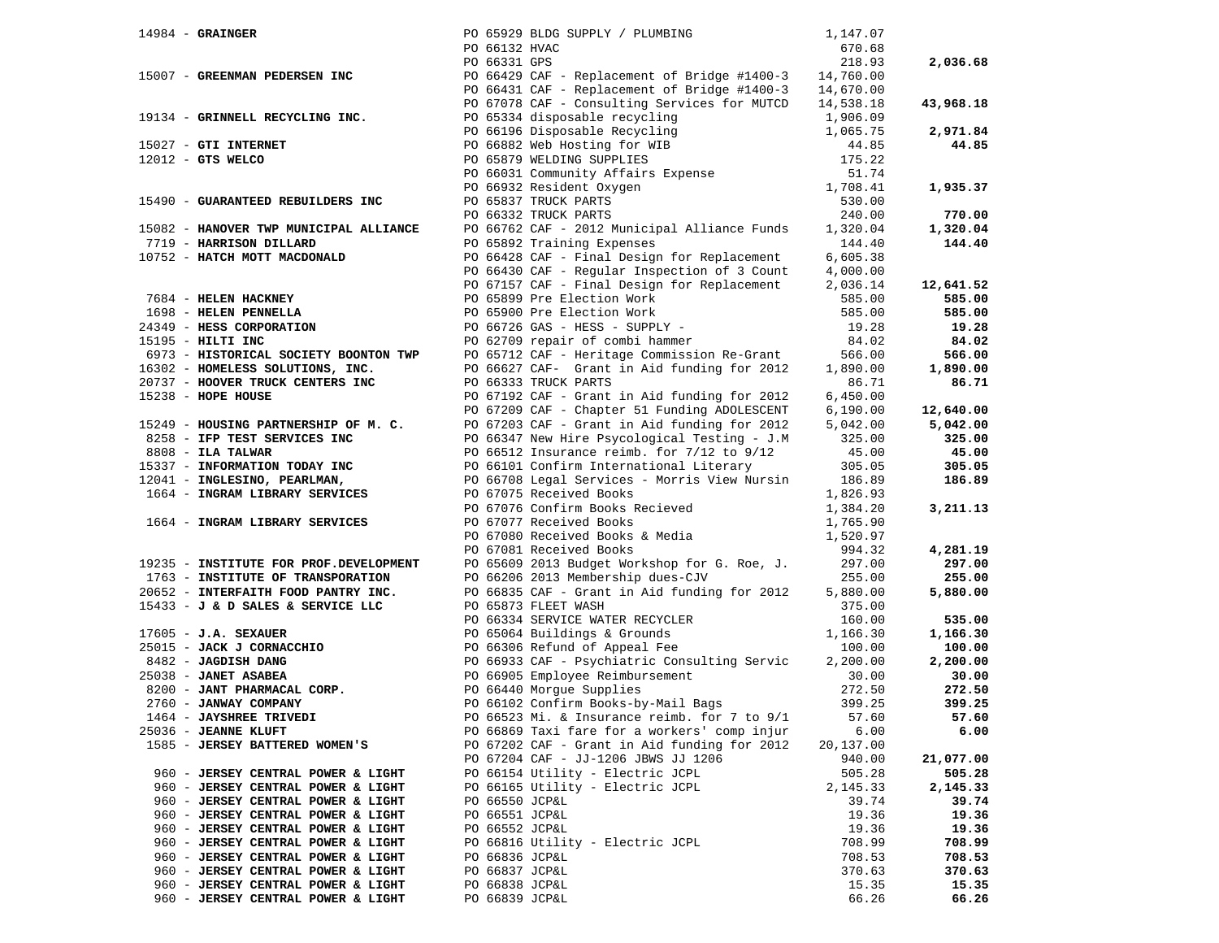| Vendor | PO / Description | Amount | Total |
|---|---|---|---|
| 14984 - **GRAINGER** | PO 65929 BLDG SUPPLY / PLUMBING | 1,147.07 | |
| | PO 66132 HVAC | 670.68 | |
| | PO 66331 GPS | 218.93 | **2,036.68** |
| 15007 - **GREENMAN PEDERSEN INC** | PO 66429 CAF - Replacement of Bridge #1400-3 | 14,760.00 | |
| | PO 66431 CAF - Replacement of Bridge #1400-3 | 14,670.00 | |
| | PO 67078 CAF - Consulting Services for MUTCD | 14,538.18 | **43,968.18** |
| 19134 - **GRINNELL RECYCLING INC.** | PO 65334 disposable recycling | 1,906.09 | |
| | PO 66196 Disposable Recycling | 1,065.75 | **2,971.84** |
| 15027 - **GTI INTERNET** | PO 66882 Web Hosting for WIB | 44.85 | **44.85** |
| 12012 - **GTS WELCO** | PO 65879 WELDING SUPPLIES | 175.22 | |
| | PO 66031 Community Affairs Expense | 51.74 | |
| | PO 66932 Resident Oxygen | 1,708.41 | **1,935.37** |
| 15490 - **GUARANTEED REBUILDERS INC** | PO 65837 TRUCK PARTS | 530.00 | |
| | PO 66332 TRUCK PARTS | 240.00 | **770.00** |
| 15082 - **HANOVER TWP MUNICIPAL ALLIANCE** | PO 66762 CAF - 2012 Municipal Alliance Funds | 1,320.04 | **1,320.04** |
| 7719 - **HARRISON DILLARD** | PO 65892 Training Expenses | 144.40 | **144.40** |
| 10752 - **HATCH MOTT MACDONALD** | PO 66428 CAF - Final Design for Replacement | 6,605.38 | |
| | PO 66430 CAF - Regular Inspection of 3 Count | 4,000.00 | |
| | PO 67157 CAF - Final Design for Replacement | 2,036.14 | **12,641.52** |
| 7684 - **HELEN HACKNEY** | PO 65899 Pre Election Work | 585.00 | **585.00** |
| 1698 - **HELEN PENNELLA** | PO 65900 Pre Election Work | 585.00 | **585.00** |
| 24349 - **HESS CORPORATION** | PO 66726 GAS - HESS - SUPPLY - | 19.28 | **19.28** |
| 15195 - **HILTI INC** | PO 62709 repair of combi hammer | 84.02 | **84.02** |
| 6973 - **HISTORICAL SOCIETY BOONTON TWP** | PO 65712 CAF - Heritage Commission Re-Grant | 566.00 | **566.00** |
| 16302 - **HOMELESS SOLUTIONS, INC.** | PO 66627 CAF- Grant in Aid funding for 2012 | 1,890.00 | **1,890.00** |
| 20737 - **HOOVER TRUCK CENTERS INC** | PO 66333 TRUCK PARTS | 86.71 | **86.71** |
| 15238 - **HOPE HOUSE** | PO 67192 CAF - Grant in Aid funding for 2012 | 6,450.00 | |
| | PO 67209 CAF - Chapter 51 Funding ADOLESCENT | 6,190.00 | **12,640.00** |
| 15249 - **HOUSING PARTNERSHIP OF M. C.** | PO 67203 CAF - Grant in Aid funding for 2012 | 5,042.00 | **5,042.00** |
| 8258 - **IFP TEST SERVICES INC** | PO 66347 New Hire Psycological Testing - J.M | 325.00 | **325.00** |
| 8808 - **ILA TALWAR** | PO 66512 Insurance reimb. for 7/12 to 9/12 | 45.00 | **45.00** |
| 15337 - **INFORMATION TODAY INC** | PO 66101 Confirm International Literary | 305.05 | **305.05** |
| 12041 - **INGLESINO, PEARLMAN,** | PO 66708 Legal Services - Morris View Nursin | 186.89 | **186.89** |
| 1664 - **INGRAM LIBRARY SERVICES** | PO 67075 Received Books | 1,826.93 | |
| | PO 67076 Confirm Books Recieved | 1,384.20 | **3,211.13** |
| 1664 - **INGRAM LIBRARY SERVICES** | PO 67077 Received Books | 1,765.90 | |
| | PO 67080 Received Books & Media | 1,520.97 | |
| | PO 67081 Received Books | 994.32 | **4,281.19** |
| 19235 - **INSTITUTE FOR PROF.DEVELOPMENT** | PO 65609 2013 Budget Workshop for G. Roe, J. | 297.00 | **297.00** |
| 1763 - **INSTITUTE OF TRANSPORATION** | PO 66206 2013 Membership dues-CJV | 255.00 | **255.00** |
| 20652 - **INTERFAITH FOOD PANTRY INC.** | PO 66835 CAF - Grant in Aid funding for 2012 | 5,880.00 | **5,880.00** |
| 15433 - **J & D SALES & SERVICE LLC** | PO 65873 FLEET WASH | 375.00 | |
| | PO 66334 SERVICE WATER RECYCLER | 160.00 | **535.00** |
| 17605 - **J.A. SEXAUER** | PO 65064 Buildings & Grounds | 1,166.30 | **1,166.30** |
| 25015 - **JACK J CORNACCHIO** | PO 66306 Refund of Appeal Fee | 100.00 | **100.00** |
| 8482 - **JAGDISH DANG** | PO 66933 CAF - Psychiatric Consulting Servic | 2,200.00 | **2,200.00** |
| 25038 - **JANET ASABEA** | PO 66905 Employee Reimbursement | 30.00 | **30.00** |
| 8200 - **JANT PHARMACAL CORP.** | PO 66440 Morgue Supplies | 272.50 | **272.50** |
| 2760 - **JANWAY COMPANY** | PO 66102 Confirm Books-by-Mail Bags | 399.25 | **399.25** |
| 1464 - **JAYSHREE TRIVEDI** | PO 66523 Mi. & Insurance reimb. for 7 to 9/1 | 57.60 | **57.60** |
| 25036 - **JEANNE KLUFT** | PO 66869 Taxi fare for a workers' comp injur | 6.00 | **6.00** |
| 1585 - **JERSEY BATTERED WOMEN'S** | PO 67202 CAF - Grant in Aid funding for 2012 | 20,137.00 | |
| | PO 67204 CAF - JJ-1206 JBWS JJ 1206 | 940.00 | **21,077.00** |
| 960 - **JERSEY CENTRAL POWER & LIGHT** | PO 66154 Utility - Electric JCPL | 505.28 | **505.28** |
| 960 - **JERSEY CENTRAL POWER & LIGHT** | PO 66165 Utility - Electric JCPL | 2,145.33 | **2,145.33** |
| 960 - **JERSEY CENTRAL POWER & LIGHT** | PO 66550 JCP&L | 39.74 | **39.74** |
| 960 - **JERSEY CENTRAL POWER & LIGHT** | PO 66551 JCP&L | 19.36 | **19.36** |
| 960 - **JERSEY CENTRAL POWER & LIGHT** | PO 66552 JCP&L | 19.36 | **19.36** |
| 960 - **JERSEY CENTRAL POWER & LIGHT** | PO 66816 Utility - Electric JCPL | 708.99 | **708.99** |
| 960 - **JERSEY CENTRAL POWER & LIGHT** | PO 66836 JCP&L | 708.53 | **708.53** |
| 960 - **JERSEY CENTRAL POWER & LIGHT** | PO 66837 JCP&L | 370.63 | **370.63** |
| 960 - **JERSEY CENTRAL POWER & LIGHT** | PO 66838 JCP&L | 15.35 | **15.35** |
| 960 - **JERSEY CENTRAL POWER & LIGHT** | PO 66839 JCP&L | 66.26 | **66.26** |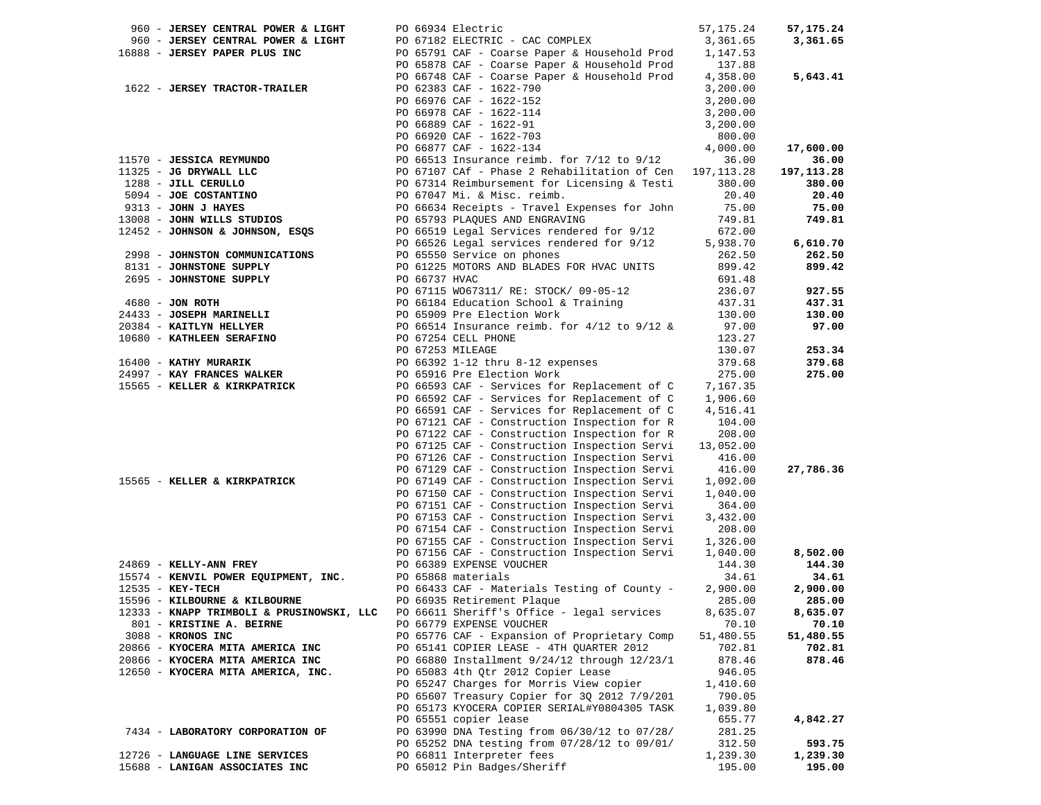| Vendor | PO | Description | Amount | Total |
|---|---|---|---|---|
| 960 - **JERSEY CENTRAL POWER & LIGHT** | PO 66934 | Electric | 57,175.24 | **57,175.24** |
| 960 - **JERSEY CENTRAL POWER & LIGHT** | PO 67182 | ELECTRIC - CAC COMPLEX | 3,361.65 | **3,361.65** |
| 16888 - **JERSEY PAPER PLUS INC** | PO 65791 | CAF - Coarse Paper & Household Prod | 1,147.53 | |
| | PO 65878 | CAF - Coarse Paper & Household Prod | 137.88 | |
| | PO 66748 | CAF - Coarse Paper & Household Prod | 4,358.00 | **5,643.41** |
| 1622 - **JERSEY TRACTOR-TRAILER** | PO 62383 | CAF - 1622-790 | 3,200.00 | |
| | PO 66976 | CAF - 1622-152 | 3,200.00 | |
| | PO 66978 | CAF - 1622-114 | 3,200.00 | |
| | PO 66889 | CAF - 1622-91 | 3,200.00 | |
| | PO 66920 | CAF - 1622-703 | 800.00 | |
| | PO 66877 | CAF - 1622-134 | 4,000.00 | **17,600.00** |
| 11570 - **JESSICA REYMUNDO** | PO 66513 | Insurance reimb. for 7/12 to 9/12 | 36.00 | **36.00** |
| 11325 - **JG DRYWALL LLC** | PO 67107 | CAf - Phase 2 Rehabilitation of Cen | 197,113.28 | **197,113.28** |
| 1288 - **JILL CERULLO** | PO 67314 | Reimbursement for Licensing & Testi | 380.00 | **380.00** |
| 5094 - **JOE COSTANTINO** | PO 67047 | Mi. & Misc. reimb. | 20.40 | **20.40** |
| 9313 - **JOHN J HAYES** | PO 66634 | Receipts - Travel Expenses for John | 75.00 | **75.00** |
| 13008 - **JOHN WILLS STUDIOS** | PO 65793 | PLAQUES AND ENGRAVING | 749.81 | **749.81** |
| 12452 - **JOHNSON & JOHNSON, ESQS** | PO 66519 | Legal Services rendered for 9/12 | 672.00 | |
| | PO 66526 | Legal services rendered for 9/12 | 5,938.70 | **6,610.70** |
| 2998 - **JOHNSTON COMMUNICATIONS** | PO 65550 | Service on phones | 262.50 | **262.50** |
| 8131 - **JOHNSTONE SUPPLY** | PO 61225 | MOTORS AND BLADES FOR HVAC UNITS | 899.42 | **899.42** |
| 2695 - **JOHNSTONE SUPPLY** | PO 66737 | HVAC | 691.48 | |
| | PO 67115 | WO67311/ RE: STOCK/ 09-05-12 | 236.07 | **927.55** |
| 4680 - **JON ROTH** | PO 66184 | Education School & Training | 437.31 | **437.31** |
| 24433 - **JOSEPH MARINELLI** | PO 65909 | Pre Election Work | 130.00 | **130.00** |
| 20384 - **KAITLYN HELLYER** | PO 66514 | Insurance reimb. for 4/12 to 9/12 & | 97.00 | **97.00** |
| 10680 - **KATHLEEN SERAFINO** | PO 67254 | CELL PHONE | 123.27 | |
| | PO 67253 | MILEAGE | 130.07 | **253.34** |
| 16400 - **KATHY MURARIK** | PO 66392 | 1-12 thru 8-12 expenses | 379.68 | **379.68** |
| 24997 - **KAY FRANCES WALKER** | PO 65916 | Pre Election Work | 275.00 | **275.00** |
| 15565 - **KELLER & KIRKPATRICK** | PO 66593 | CAF - Services for Replacement of C | 7,167.35 | |
| | PO 66592 | CAF - Services for Replacement of C | 1,906.60 | |
| | PO 66591 | CAF - Services for Replacement of C | 4,516.41 | |
| | PO 67121 | CAF - Construction Inspection for R | 104.00 | |
| | PO 67122 | CAF - Construction Inspection for R | 208.00 | |
| | PO 67125 | CAF - Construction Inspection Servi | 13,052.00 | |
| | PO 67126 | CAF - Construction Inspection Servi | 416.00 | |
| | PO 67129 | CAF - Construction Inspection Servi | 416.00 | **27,786.36** |
| 15565 - **KELLER & KIRKPATRICK** | PO 67149 | CAF - Construction Inspection Servi | 1,092.00 | |
| | PO 67150 | CAF - Construction Inspection Servi | 1,040.00 | |
| | PO 67151 | CAF - Construction Inspection Servi | 364.00 | |
| | PO 67153 | CAF - Construction Inspection Servi | 3,432.00 | |
| | PO 67154 | CAF - Construction Inspection Servi | 208.00 | |
| | PO 67155 | CAF - Construction Inspection Servi | 1,326.00 | |
| | PO 67156 | CAF - Construction Inspection Servi | 1,040.00 | **8,502.00** |
| 24869 - **KELLY-ANN FREY** | PO 66389 | EXPENSE VOUCHER | 144.30 | **144.30** |
| 15574 - **KENVIL POWER EQUIPMENT, INC.** | PO 65868 | materials | 34.61 | **34.61** |
| 12535 - **KEY-TECH** | PO 66433 | CAF - Materials Testing of County - | 2,900.00 | **2,900.00** |
| 15596 - **KILBOURNE & KILBOURNE** | PO 66935 | Retirement Plaque | 285.00 | **285.00** |
| 12333 - **KNAPP TRIMBOLI & PRUSINOWSKI, LLC** | PO 66611 | Sheriff's Office - legal services | 8,635.07 | **8,635.07** |
| 801 - **KRISTINE A. BEIRNE** | PO 66779 | EXPENSE VOUCHER | 70.10 | **70.10** |
| 3088 - **KRONOS INC** | PO 65776 | CAF - Expansion of Proprietary Comp | 51,480.55 | **51,480.55** |
| 20866 - **KYOCERA MITA AMERICA INC** | PO 65141 | COPIER LEASE - 4TH QUARTER 2012 | 702.81 | **702.81** |
| 20866 - **KYOCERA MITA AMERICA INC** | PO 66880 | Installment 9/24/12 through 12/23/1 | 878.46 | **878.46** |
| 12650 - **KYOCERA MITA AMERICA, INC.** | PO 65083 | 4th Qtr 2012 Copier Lease | 946.05 | |
| | PO 65247 | Charges for Morris View copier | 1,410.60 | |
| | PO 65607 | Treasury Copier for 3Q 2012 7/9/201 | 790.05 | |
| | PO 65173 | KYOCERA COPIER SERIAL#Y0804305 TASK | 1,039.80 | |
| | PO 65551 | copier lease | 655.77 | **4,842.27** |
| 7434 - **LABORATORY CORPORATION OF** | PO 63990 | DNA Testing from 06/30/12 to 07/28/ | 281.25 | |
| | PO 65252 | DNA testing from 07/28/12 to 09/01/ | 312.50 | **593.75** |
| 12726 - **LANGUAGE LINE SERVICES** | PO 66811 | Interpreter fees | 1,239.30 | **1,239.30** |
| 15688 - **LANIGAN ASSOCIATES INC** | PO 65012 | Pin Badges/Sheriff | 195.00 | **195.00** |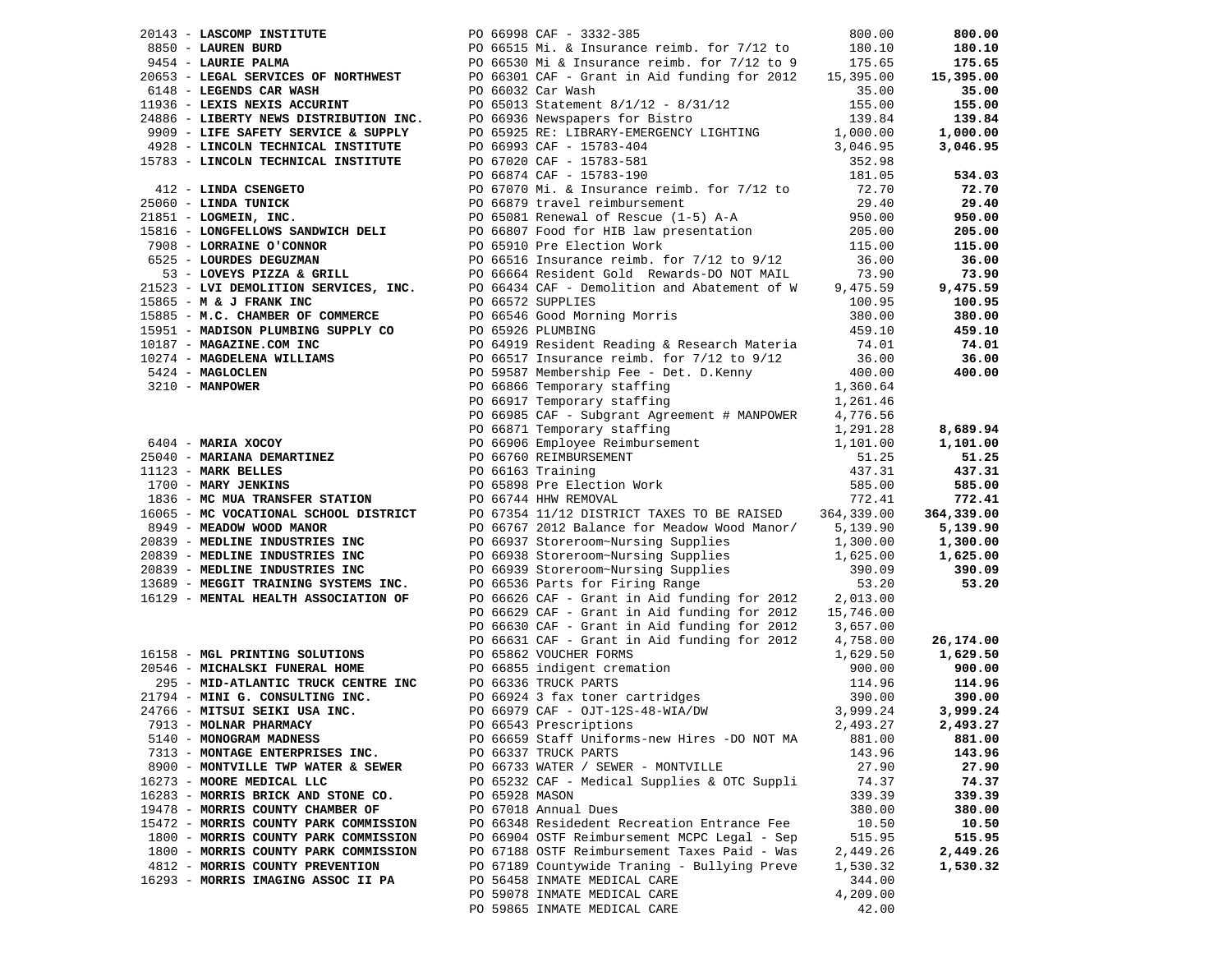| Vendor | PO / Description | Amount | Total |
|---|---|---|---|
| 20143 - **LASCOMP INSTITUTE** | PO 66998 CAF - 3332-385 | 800.00 | **800.00** |
| 8850 - **LAUREN BURD** | PO 66515 Mi. & Insurance reimb. for 7/12 to | 180.10 | **180.10** |
| 9454 - **LAURIE PALMA** | PO 66530 Mi & Insurance reimb. for 7/12 to 9 | 175.65 | **175.65** |
| 20653 - **LEGAL SERVICES OF NORTHWEST** | PO 66301 CAF - Grant in Aid funding for 2012 | 15,395.00 | **15,395.00** |
| 6148 - **LEGENDS CAR WASH** | PO 66032 Car Wash | 35.00 | **35.00** |
| 11936 - **LEXIS NEXIS ACCURINT** | PO 65013 Statement 8/1/12 - 8/31/12 | 155.00 | **155.00** |
| 24886 - **LIBERTY NEWS DISTRIBUTION INC.** | PO 66936 Newspapers for Bistro | 139.84 | **139.84** |
| 9909 - **LIFE SAFETY SERVICE & SUPPLY** | PO 65925 RE: LIBRARY-EMERGENCY LIGHTING | 1,000.00 | **1,000.00** |
| 4928 - **LINCOLN TECHNICAL INSTITUTE** | PO 66993 CAF - 15783-404 | 3,046.95 | **3,046.95** |
| 15783 - **LINCOLN TECHNICAL INSTITUTE** | PO 67020 CAF - 15783-581 | 352.98 | |
| | PO 66874 CAF - 15783-190 | 181.05 | **534.03** |
| 412 - **LINDA CSENGETO** | PO 67070 Mi. & Insurance reimb. for 7/12 to | 72.70 | **72.70** |
| 25060 - **LINDA TUNICK** | PO 66879 travel reimbursement | 29.40 | **29.40** |
| 21851 - **LOGMEIN, INC.** | PO 65081 Renewal of Rescue (1-5) A-A | 950.00 | **950.00** |
| 15816 - **LONGFELLOWS SANDWICH DELI** | PO 66807 Food for HIB law presentation | 205.00 | **205.00** |
| 7908 - **LORRAINE O'CONNOR** | PO 65910 Pre Election Work | 115.00 | **115.00** |
| 6525 - **LOURDES DEGUZMAN** | PO 66516 Insurance reimb. for 7/12 to 9/12 | 36.00 | **36.00** |
| 53 - **LOVEYS PIZZA & GRILL** | PO 66664 Resident Gold Rewards-DO NOT MAIL | 73.90 | **73.90** |
| 21523 - **LVI DEMOLITION SERVICES, INC.** | PO 66434 CAF - Demolition and Abatement of W | 9,475.59 | **9,475.59** |
| 15865 - **M & J FRANK INC** | PO 66572 SUPPLIES | 100.95 | **100.95** |
| 15885 - **M.C. CHAMBER OF COMMERCE** | PO 66546 Good Morning Morris | 380.00 | **380.00** |
| 15951 - **MADISON PLUMBING SUPPLY CO** | PO 65926 PLUMBING | 459.10 | **459.10** |
| 10187 - **MAGAZINE.COM INC** | PO 64919 Resident Reading & Research Materia | 74.01 | **74.01** |
| 10274 - **MAGDELENA WILLIAMS** | PO 66517 Insurance reimb. for 7/12 to 9/12 | 36.00 | **36.00** |
| 5424 - **MAGLOCLEN** | PO 59587 Membership Fee - Det. D.Kenny | 400.00 | **400.00** |
| 3210 - **MANPOWER** | PO 66866 Temporary staffing | 1,360.64 | |
| | PO 66917 Temporary staffing | 1,261.46 | |
| | PO 66985 CAF - Subgrant Agreement # MANPOWER | 4,776.56 | |
| | PO 66871 Temporary staffing | 1,291.28 | **8,689.94** |
| 6404 - **MARIA XOCOY** | PO 66906 Employee Reimbursement | 1,101.00 | **1,101.00** |
| 25040 - **MARIANA DEMARTINEZ** | PO 66760 REIMBURSEMENT | 51.25 | **51.25** |
| 11123 - **MARK BELLES** | PO 66163 Training | 437.31 | **437.31** |
| 1700 - **MARY JENKINS** | PO 65898 Pre Election Work | 585.00 | **585.00** |
| 1836 - **MC MUA TRANSFER STATION** | PO 66744 HHW REMOVAL | 772.41 | **772.41** |
| 16065 - **MC VOCATIONAL SCHOOL DISTRICT** | PO 67354 11/12 DISTRICT TAXES TO BE RAISED | 364,339.00 | **364,339.00** |
| 8949 - **MEADOW WOOD MANOR** | PO 66767 2012 Balance for Meadow Wood Manor/ | 5,139.90 | **5,139.90** |
| 20839 - **MEDLINE INDUSTRIES INC** | PO 66937 Storeroom~Nursing Supplies | 1,300.00 | **1,300.00** |
| 20839 - **MEDLINE INDUSTRIES INC** | PO 66938 Storeroom~Nursing Supplies | 1,625.00 | **1,625.00** |
| 20839 - **MEDLINE INDUSTRIES INC** | PO 66939 Storeroom~Nursing Supplies | 390.09 | **390.09** |
| 13689 - **MEGGIT TRAINING SYSTEMS INC.** | PO 66536 Parts for Firing Range | 53.20 | **53.20** |
| 16129 - **MENTAL HEALTH ASSOCIATION OF** | PO 66626 CAF - Grant in Aid funding for 2012 | 2,013.00 | |
| | PO 66629 CAF - Grant in Aid funding for 2012 | 15,746.00 | |
| | PO 66630 CAF - Grant in Aid funding for 2012 | 3,657.00 | |
| | PO 66631 CAF - Grant in Aid funding for 2012 | 4,758.00 | **26,174.00** |
| 16158 - **MGL PRINTING SOLUTIONS** | PO 65862 VOUCHER FORMS | 1,629.50 | **1,629.50** |
| 20546 - **MICHALSKI FUNERAL HOME** | PO 66855 indigent cremation | 900.00 | **900.00** |
| 295 - **MID-ATLANTIC TRUCK CENTRE INC** | PO 66336 TRUCK PARTS | 114.96 | **114.96** |
| 21794 - **MINI G. CONSULTING INC.** | PO 66924 3 fax toner cartridges | 390.00 | **390.00** |
| 24766 - **MITSUI SEIKI USA INC.** | PO 66979 CAF - OJT-12S-48-WIA/DW | 3,999.24 | **3,999.24** |
| 7913 - **MOLNAR PHARMACY** | PO 66543 Prescriptions | 2,493.27 | **2,493.27** |
| 5140 - **MONOGRAM MADNESS** | PO 66659 Staff Uniforms-new Hires -DO NOT MA | 881.00 | **881.00** |
| 7313 - **MONTAGE ENTERPRISES INC.** | PO 66337 TRUCK PARTS | 143.96 | **143.96** |
| 8900 - **MONTVILLE TWP WATER & SEWER** | PO 66733 WATER / SEWER - MONTVILLE | 27.90 | **27.90** |
| 16273 - **MOORE MEDICAL LLC** | PO 65232 CAF - Medical Supplies & OTC Suppli | 74.37 | **74.37** |
| 16283 - **MORRIS BRICK AND STONE CO.** | PO 65928 MASON | 339.39 | **339.39** |
| 19478 - **MORRIS COUNTY CHAMBER OF** | PO 67018 Annual Dues | 380.00 | **380.00** |
| 15472 - **MORRIS COUNTY PARK COMMISSION** | PO 66348 Residedent Recreation Entrance Fee | 10.50 | **10.50** |
| 1800 - **MORRIS COUNTY PARK COMMISSION** | PO 66904 OSTF Reimbursement MCPC Legal - Sep | 515.95 | **515.95** |
| 1800 - **MORRIS COUNTY PARK COMMISSION** | PO 67188 OSTF Reimbursement Taxes Paid - Was | 2,449.26 | **2,449.26** |
| 4812 - **MORRIS COUNTY PREVENTION** | PO 67189 Countywide Traning - Bullying Preve | 1,530.32 | **1,530.32** |
| 16293 - **MORRIS IMAGING ASSOC II PA** | PO 56458 INMATE MEDICAL CARE | 344.00 | |
| | PO 59078 INMATE MEDICAL CARE | 4,209.00 | |
| | PO 59865 INMATE MEDICAL CARE | 42.00 | |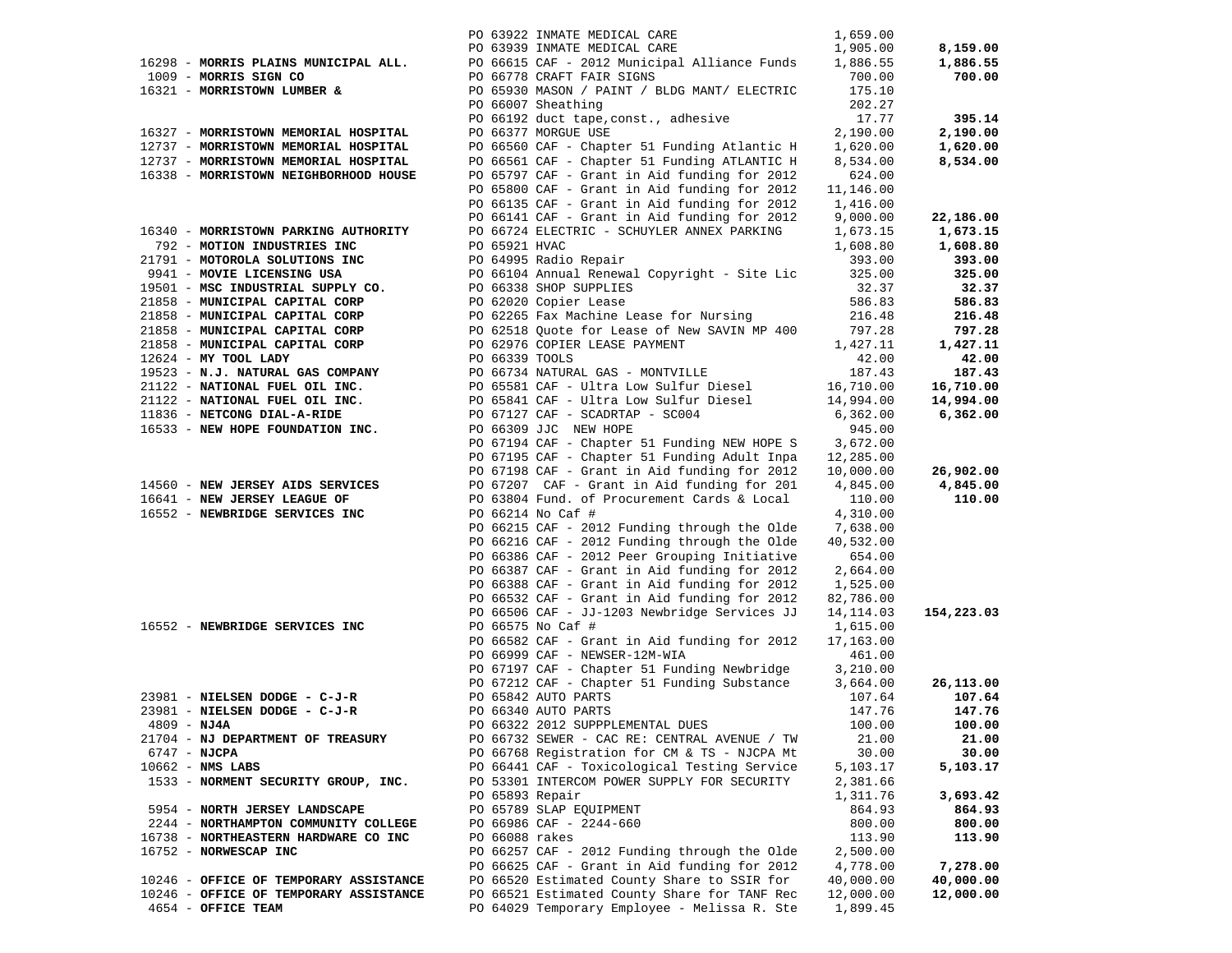| Vendor | PO / Description | Amount | Total |
|---|---|---|---|
| | PO 63922 INMATE MEDICAL CARE | 1,659.00 | |
| | PO 63939 INMATE MEDICAL CARE | 1,905.00 | **8,159.00** |
| 16298 - **MORRIS PLAINS MUNICIPAL ALL.** | PO 66615 CAF - 2012 Municipal Alliance Funds | 1,886.55 | **1,886.55** |
| 1009 - **MORRIS SIGN CO** | PO 66778 CRAFT FAIR SIGNS | 700.00 | **700.00** |
| 16321 - **MORRISTOWN LUMBER &** | PO 65930 MASON / PAINT / BLDG MANT/ ELECTRIC | 175.10 | |
| | PO 66007 Sheathing | 202.27 | |
| | PO 66192 duct tape,const., adhesive | 17.77 | **395.14** |
| 16327 - **MORRISTOWN MEMORIAL HOSPITAL** | PO 66377 MORGUE USE | 2,190.00 | **2,190.00** |
| 12737 - **MORRISTOWN MEMORIAL HOSPITAL** | PO 66560 CAF - Chapter 51 Funding Atlantic H | 1,620.00 | **1,620.00** |
| 12737 - **MORRISTOWN MEMORIAL HOSPITAL** | PO 66561 CAF - Chapter 51 Funding ATLANTIC H | 8,534.00 | **8,534.00** |
| 16338 - **MORRISTOWN NEIGHBORHOOD HOUSE** | PO 65797 CAF - Grant in Aid funding for 2012 | 624.00 | |
| | PO 65800 CAF - Grant in Aid funding for 2012 | 11,146.00 | |
| | PO 66135 CAF - Grant in Aid funding for 2012 | 1,416.00 | |
| | PO 66141 CAF - Grant in Aid funding for 2012 | 9,000.00 | **22,186.00** |
| 16340 - **MORRISTOWN PARKING AUTHORITY** | PO 66724 ELECTRIC - SCHUYLER ANNEX PARKING | 1,673.15 | **1,673.15** |
| 792 - **MOTION INDUSTRIES INC** | PO 65921 HVAC | 1,608.80 | **1,608.80** |
| 21791 - **MOTOROLA SOLUTIONS INC** | PO 64995 Radio Repair | 393.00 | **393.00** |
| 9941 - **MOVIE LICENSING USA** | PO 66104 Annual Renewal Copyright - Site Lic | 325.00 | **325.00** |
| 19501 - **MSC INDUSTRIAL SUPPLY CO.** | PO 66338 SHOP SUPPLIES | 32.37 | **32.37** |
| 21858 - **MUNICIPAL CAPITAL CORP** | PO 62020 Copier Lease | 586.83 | **586.83** |
| 21858 - **MUNICIPAL CAPITAL CORP** | PO 62265 Fax Machine Lease for Nursing | 216.48 | **216.48** |
| 21858 - **MUNICIPAL CAPITAL CORP** | PO 62518 Quote for Lease of New SAVIN MP 400 | 797.28 | **797.28** |
| 21858 - **MUNICIPAL CAPITAL CORP** | PO 62976 COPIER LEASE PAYMENT | 1,427.11 | **1,427.11** |
| 12624 - **MY TOOL LADY** | PO 66339 TOOLS | 42.00 | **42.00** |
| 19523 - **N.J. NATURAL GAS COMPANY** | PO 66734 NATURAL GAS - MONTVILLE | 187.43 | **187.43** |
| 21122 - **NATIONAL FUEL OIL INC.** | PO 65581 CAF - Ultra Low Sulfur Diesel | 16,710.00 | **16,710.00** |
| 21122 - **NATIONAL FUEL OIL INC.** | PO 65841 CAF - Ultra Low Sulfur Diesel | 14,994.00 | **14,994.00** |
| 11836 - **NETCONG DIAL-A-RIDE** | PO 67127 CAF - SCADRTAP - SC004 | 6,362.00 | **6,362.00** |
| 16533 - **NEW HOPE FOUNDATION INC.** | PO 66309 JJC NEW HOPE | 945.00 | |
| | PO 67194 CAF - Chapter 51 Funding NEW HOPE S | 3,672.00 | |
| | PO 67195 CAF - Chapter 51 Funding Adult Inpa | 12,285.00 | |
| | PO 67198 CAF - Grant in Aid funding for 2012 | 10,000.00 | **26,902.00** |
| 14560 - **NEW JERSEY AIDS SERVICES** | PO 67207 CAF - Grant in Aid funding for 201 | 4,845.00 | **4,845.00** |
| 16641 - **NEW JERSEY LEAGUE OF** | PO 63804 Fund. of Procurement Cards & Local | 110.00 | **110.00** |
| 16552 - **NEWBRIDGE SERVICES INC** | PO 66214 No Caf # | 4,310.00 | |
| | PO 66215 CAF - 2012 Funding through the Olde | 7,638.00 | |
| | PO 66216 CAF - 2012 Funding through the Olde | 40,532.00 | |
| | PO 66386 CAF - 2012 Peer Grouping Initiative | 654.00 | |
| | PO 66387 CAF - Grant in Aid funding for 2012 | 2,664.00 | |
| | PO 66388 CAF - Grant in Aid funding for 2012 | 1,525.00 | |
| | PO 66532 CAF - Grant in Aid funding for 2012 | 82,786.00 | |
| | PO 66506 CAF - JJ-1203 Newbridge Services JJ | 14,114.03 | **154,223.03** |
| 16552 - **NEWBRIDGE SERVICES INC** | PO 66575 No Caf # | 1,615.00 | |
| | PO 66582 CAF - Grant in Aid funding for 2012 | 17,163.00 | |
| | PO 66999 CAF - NEWSER-12M-WIA | 461.00 | |
| | PO 67197 CAF - Chapter 51 Funding Newbridge | 3,210.00 | |
| | PO 67212 CAF - Chapter 51 Funding Substance | 3,664.00 | **26,113.00** |
| 23981 - **NIELSEN DODGE - C-J-R** | PO 65842 AUTO PARTS | 107.64 | **107.64** |
| 23981 - **NIELSEN DODGE - C-J-R** | PO 66340 AUTO PARTS | 147.76 | **147.76** |
| 4809 - **NJ4A** | PO 66322 2012 SUPPPLEMENTAL DUES | 100.00 | **100.00** |
| 21704 - **NJ DEPARTMENT OF TREASURY** | PO 66732 SEWER - CAC RE: CENTRAL AVENUE / TW | 21.00 | **21.00** |
| 6747 - **NJCPA** | PO 66768 Registration for CM & TS - NJCPA Mt | 30.00 | **30.00** |
| 10662 - **NMS LABS** | PO 66441 CAF - Toxicological Testing Service | 5,103.17 | **5,103.17** |
| 1533 - **NORMENT SECURITY GROUP, INC.** | PO 53301 INTERCOM POWER SUPPLY FOR SECURITY | 2,381.66 | |
| | PO 65893 Repair | 1,311.76 | **3,693.42** |
| 5954 - **NORTH JERSEY LANDSCAPE** | PO 65789 SLAP EQUIPMENT | 864.93 | **864.93** |
| 2244 - **NORTHAMPTON COMMUNITY COLLEGE** | PO 66986 CAF - 2244-660 | 800.00 | **800.00** |
| 16738 - **NORTHEASTERN HARDWARE CO INC** | PO 66088 rakes | 113.90 | **113.90** |
| 16752 - **NORWESCAP INC** | PO 66257 CAF - 2012 Funding through the Olde | 2,500.00 | |
| | PO 66625 CAF - Grant in Aid funding for 2012 | 4,778.00 | **7,278.00** |
| 10246 - **OFFICE OF TEMPORARY ASSISTANCE** | PO 66520 Estimated County Share to SSIR for | 40,000.00 | **40,000.00** |
| 10246 - **OFFICE OF TEMPORARY ASSISTANCE** | PO 66521 Estimated County Share for TANF Rec | 12,000.00 | **12,000.00** |
| 4654 - **OFFICE TEAM** | PO 64029 Temporary Employee - Melissa R. Ste | 1,899.45 | |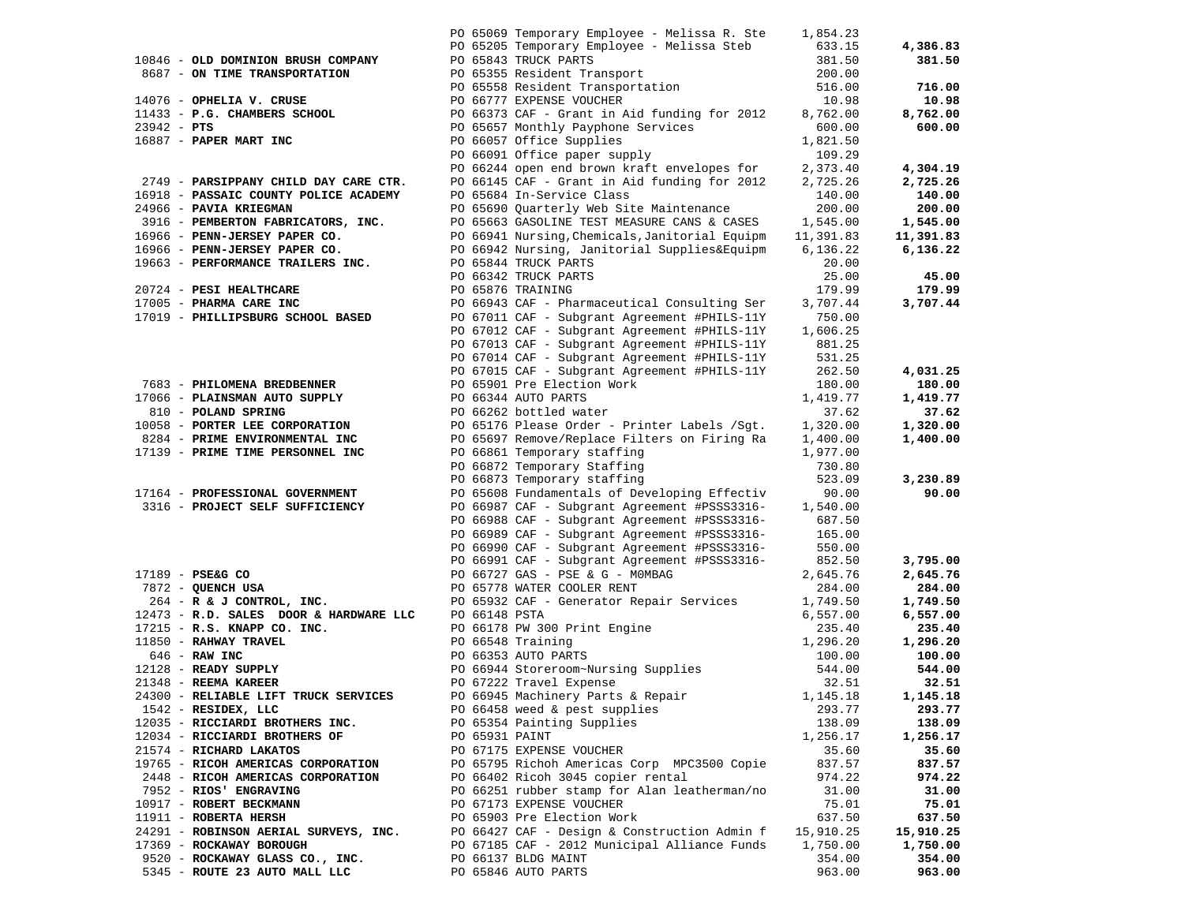| Vendor | PO / Description | Amount | Total |
|---|---|---|---|
| | PO 65069 Temporary Employee - Melissa R. Ste | 1,854.23 | |
| | PO 65205 Temporary Employee - Melissa Steb | 633.15 | **4,386.83** |
| 10846 - **OLD DOMINION BRUSH COMPANY** | PO 65843 TRUCK PARTS | 381.50 | **381.50** |
| 8687 - **ON TIME TRANSPORTATION** | PO 65355 Resident Transport | 200.00 | |
| | PO 65558 Resident Transportation | 516.00 | **716.00** |
| 14076 - **OPHELIA V. CRUSE** | PO 66777 EXPENSE VOUCHER | 10.98 | **10.98** |
| 11433 - **P.G. CHAMBERS SCHOOL** | PO 66373 CAF - Grant in Aid funding for 2012 | 8,762.00 | **8,762.00** |
| 23942 - **PTS** | PO 65657 Monthly Payphone Services | 600.00 | **600.00** |
| 16887 - **PAPER MART INC** | PO 66057 Office Supplies | 1,821.50 | |
| | PO 66091 Office paper supply | 109.29 | |
| | PO 66244 open end brown kraft envelopes for | 2,373.40 | **4,304.19** |
| 2749 - **PARSIPPANY CHILD DAY CARE CTR.** | PO 66145 CAF - Grant in Aid funding for 2012 | 2,725.26 | **2,725.26** |
| 16918 - **PASSAIC COUNTY POLICE ACADEMY** | PO 65684 In-Service Class | 140.00 | **140.00** |
| 24966 - **PAVIA KRIEGMAN** | PO 65690 Quarterly Web Site Maintenance | 200.00 | **200.00** |
| 3916 - **PEMBERTON FABRICATORS, INC.** | PO 65663 GASOLINE TEST MEASURE CANS & CASES | 1,545.00 | **1,545.00** |
| 16966 - **PENN-JERSEY PAPER CO.** | PO 66941 Nursing,Chemicals,Janitorial Equipm | 11,391.83 | **11,391.83** |
| 16966 - **PENN-JERSEY PAPER CO.** | PO 66942 Nursing, Janitorial Supplies&Equipm | 6,136.22 | **6,136.22** |
| 19663 - **PERFORMANCE TRAILERS INC.** | PO 65844 TRUCK PARTS | 20.00 | |
| | PO 66342 TRUCK PARTS | 25.00 | **45.00** |
| 20724 - **PESI HEALTHCARE** | PO 65876 TRAINING | 179.99 | **179.99** |
| 17005 - **PHARMA CARE INC** | PO 66943 CAF - Pharmaceutical Consulting Ser | 3,707.44 | **3,707.44** |
| 17019 - **PHILLIPSBURG SCHOOL BASED** | PO 67011 CAF - Subgrant Agreement #PHILS-11Y | 750.00 | |
| | PO 67012 CAF - Subgrant Agreement #PHILS-11Y | 1,606.25 | |
| | PO 67013 CAF - Subgrant Agreement #PHILS-11Y | 881.25 | |
| | PO 67014 CAF - Subgrant Agreement #PHILS-11Y | 531.25 | |
| | PO 67015 CAF - Subgrant Agreement #PHILS-11Y | 262.50 | **4,031.25** |
| 7683 - **PHILOMENA BREDBENNER** | PO 65901 Pre Election Work | 180.00 | **180.00** |
| 17066 - **PLAINSMAN AUTO SUPPLY** | PO 66344 AUTO PARTS | 1,419.77 | **1,419.77** |
| 810 - **POLAND SPRING** | PO 66262 bottled water | 37.62 | **37.62** |
| 10058 - **PORTER LEE CORPORATION** | PO 65176 Please Order - Printer Labels /Sgt. | 1,320.00 | **1,320.00** |
| 8284 - **PRIME ENVIRONMENTAL INC** | PO 65697 Remove/Replace Filters on Firing Ra | 1,400.00 | **1,400.00** |
| 17139 - **PRIME TIME PERSONNEL INC** | PO 66861 Temporary staffing | 1,977.00 | |
| | PO 66872 Temporary Staffing | 730.80 | |
| | PO 66873 Temporary staffing | 523.09 | **3,230.89** |
| 17164 - **PROFESSIONAL GOVERNMENT** | PO 65608 Fundamentals of Developing Effectiv | 90.00 | **90.00** |
| 3316 - **PROJECT SELF SUFFICIENCY** | PO 66987 CAF - Subgrant Agreement #PSSS3316- | 1,540.00 | |
| | PO 66988 CAF - Subgrant Agreement #PSSS3316- | 687.50 | |
| | PO 66989 CAF - Subgrant Agreement #PSSS3316- | 165.00 | |
| | PO 66990 CAF - Subgrant Agreement #PSSS3316- | 550.00 | |
| | PO 66991 CAF - Subgrant Agreement #PSSS3316- | 852.50 | **3,795.00** |
| 17189 - **PSE&G CO** | PO 66727 GAS - PSE & G - M0MBAG | 2,645.76 | **2,645.76** |
| 7872 - **QUENCH USA** | PO 65778 WATER COOLER RENT | 284.00 | **284.00** |
| 264 - **R & J CONTROL, INC.** | PO 65932 CAF - Generator Repair Services | 1,749.50 | **1,749.50** |
| 12473 - **R.D. SALES DOOR & HARDWARE LLC** | PO 66148 PSTA | 6,557.00 | **6,557.00** |
| 17215 - **R.S. KNAPP CO. INC.** | PO 66178 PW 300 Print Engine | 235.40 | **235.40** |
| 11850 - **RAHWAY TRAVEL** | PO 66548 Training | 1,296.20 | **1,296.20** |
| 646 - **RAW INC** | PO 66353 AUTO PARTS | 100.00 | **100.00** |
| 12128 - **READY SUPPLY** | PO 66944 Storeroom~Nursing Supplies | 544.00 | **544.00** |
| 21348 - **REEMA KAREER** | PO 67222 Travel Expense | 32.51 | **32.51** |
| 24300 - **RELIABLE LIFT TRUCK SERVICES** | PO 66945 Machinery Parts & Repair | 1,145.18 | **1,145.18** |
| 1542 - **RESIDEX, LLC** | PO 66458 weed & pest supplies | 293.77 | **293.77** |
| 12035 - **RICCIARDI BROTHERS INC.** | PO 65354 Painting Supplies | 138.09 | **138.09** |
| 12034 - **RICCIARDI BROTHERS OF** | PO 65931 PAINT | 1,256.17 | **1,256.17** |
| 21574 - **RICHARD LAKATOS** | PO 67175 EXPENSE VOUCHER | 35.60 | **35.60** |
| 19765 - **RICOH AMERICAS CORPORATION** | PO 65795 Richoh Americas Corp MPC3500 Copie | 837.57 | **837.57** |
| 2448 - **RICOH AMERICAS CORPORATION** | PO 66402 Ricoh 3045 copier rental | 974.22 | **974.22** |
| 7952 - **RIOS' ENGRAVING** | PO 66251 rubber stamp for Alan leatherman/no | 31.00 | **31.00** |
| 10917 - **ROBERT BECKMANN** | PO 67173 EXPENSE VOUCHER | 75.01 | **75.01** |
| 11911 - **ROBERTA HERSH** | PO 65903 Pre Election Work | 637.50 | **637.50** |
| 24291 - **ROBINSON AERIAL SURVEYS, INC.** | PO 66427 CAF - Design & Construction Admin f | 15,910.25 | **15,910.25** |
| 17369 - **ROCKAWAY BOROUGH** | PO 67185 CAF - 2012 Municipal Alliance Funds | 1,750.00 | **1,750.00** |
| 9520 - **ROCKAWAY GLASS CO., INC.** | PO 66137 BLDG MAINT | 354.00 | **354.00** |
| 5345 - **ROUTE 23 AUTO MALL LLC** | PO 65846 AUTO PARTS | 963.00 | **963.00** |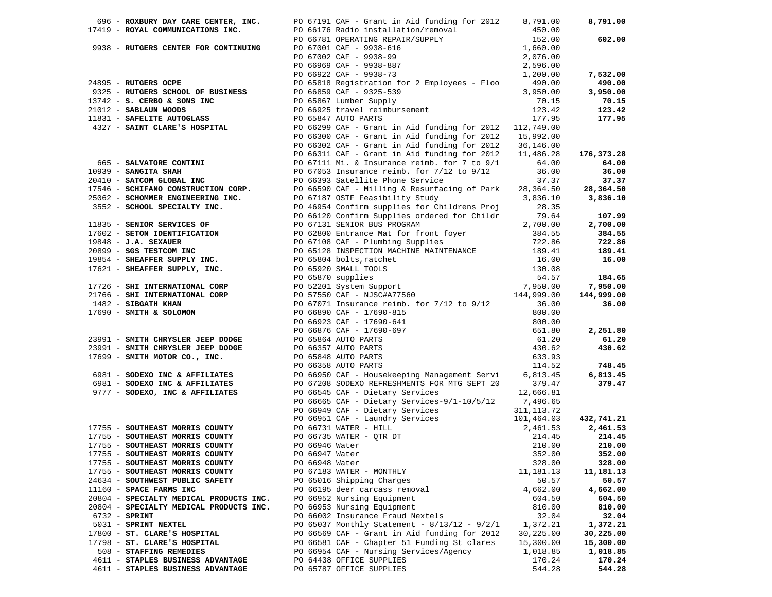| Vendor | Description | Amount | Total |
|---|---|---|---|
| 696 - **ROXBURY DAY CARE CENTER, INC.** | PO 67191 CAF - Grant in Aid funding for 2012 | 8,791.00 | **8,791.00** |
| 17419 - **ROYAL COMMUNICATIONS INC.** | PO 66176 Radio installation/removal | 450.00 | |
| | PO 66781 OPERATING REPAIR/SUPPLY | 152.00 | **602.00** |
| 9938 - **RUTGERS CENTER FOR CONTINUING** | PO 67001 CAF - 9938-616 | 1,660.00 | |
| | PO 67002 CAF - 9938-99 | 2,076.00 | |
| | PO 66969 CAF - 9938-887 | 2,596.00 | |
| | PO 66922 CAF - 9938-73 | 1,200.00 | **7,532.00** |
| 24895 - **RUTGERS OCPE** | PO 65818 Registration for 2 Employees - Floo | 490.00 | **490.00** |
| 9325 - **RUTGERS SCHOOL OF BUSINESS** | PO 66859 CAF - 9325-539 | 3,950.00 | **3,950.00** |
| 13742 - **S. CERBO & SONS INC** | PO 65867 Lumber Supply | 70.15 | **70.15** |
| 21012 - **SABLAUN WOODS** | PO 66925 travel reimbursement | 123.42 | **123.42** |
| 11831 - **SAFELITE AUTOGLASS** | PO 65847 AUTO PARTS | 177.95 | **177.95** |
| 4327 - **SAINT CLARE'S HOSPITAL** | PO 66299 CAF - Grant in Aid funding for 2012 | 112,749.00 | |
| | PO 66300 CAF - Grant in Aid funding for 2012 | 15,992.00 | |
| | PO 66302 CAF - Grant in Aid funding for 2012 | 36,146.00 | |
| | PO 66311 CAF - Grant in Aid funding for 2012 | 11,486.28 | **176,373.28** |
| 665 - **SALVATORE CONTINI** | PO 67111 Mi. & Insurance reimb. for 7 to 9/1 | 64.00 | **64.00** |
| 10939 - **SANGITA SHAH** | PO 67053 Insurance reimb. for 7/12 to 9/12 | 36.00 | **36.00** |
| 20410 - **SATCOM GLOBAL INC** | PO 66393 Satellite Phone Service | 37.37 | **37.37** |
| 17546 - **SCHIFANO CONSTRUCTION CORP.** | PO 66590 CAF - Milling & Resurfacing of Park | 28,364.50 | **28,364.50** |
| 25062 - **SCHOMMER ENGINEERING INC.** | PO 67187 OSTF Feasibility Study | 3,836.10 | **3,836.10** |
| 3552 - **SCHOOL SPECIALTY INC.** | PO 46954 Confirm supplies for Childrens Proj | 28.35 | |
| | PO 66120 Confirm Supplies ordered for Childr | 79.64 | **107.99** |
| 11835 - **SENIOR SERVICES OF** | PO 67131 SENIOR BUS PROGRAM | 2,700.00 | **2,700.00** |
| 17602 - **SETON IDENTIFICATION** | PO 62800 Entrance Mat for front foyer | 384.55 | **384.55** |
| 19848 - **J.A. SEXAUER** | PO 67108 CAF - Plumbing Supplies | 722.86 | **722.86** |
| 20899 - **SGS TESTCOM INC** | PO 65128 INSPECTION MACHINE MAINTENANCE | 189.41 | **189.41** |
| 19854 - **SHEAFFER SUPPLY INC.** | PO 65804 bolts,ratchet | 16.00 | **16.00** |
| 17621 - **SHEAFFER SUPPLY, INC.** | PO 65920 SMALL TOOLS | 130.08 | |
| | PO 65870 supplies | 54.57 | **184.65** |
| 17726 - **SHI INTERNATIONAL CORP** | PO 52201 System Support | 7,950.00 | **7,950.00** |
| 21766 - **SHI INTERNATIONAL CORP** | PO 57550 CAF - NJSC#A77560 | 144,999.00 | **144,999.00** |
| 1482 - **SIBGATH KHAN** | PO 67071 Insurance reimb. for 7/12 to 9/12 | 36.00 | **36.00** |
| 17690 - **SMITH & SOLOMON** | PO 66890 CAF - 17690-815 | 800.00 | |
| | PO 66923 CAF - 17690-641 | 800.00 | |
| | PO 66876 CAF - 17690-697 | 651.80 | **2,251.80** |
| 23991 - **SMITH CHRYSLER JEEP DODGE** | PO 65864 AUTO PARTS | 61.20 | **61.20** |
| 23991 - **SMITH CHRYSLER JEEP DODGE** | PO 66357 AUTO PARTS | 430.62 | **430.62** |
| 17699 - **SMITH MOTOR CO., INC.** | PO 65848 AUTO PARTS | 633.93 | |
| | PO 66358 AUTO PARTS | 114.52 | **748.45** |
| 6981 - **SODEXO INC & AFFILIATES** | PO 66950 CAF - Housekeeping Management Servi | 6,813.45 | **6,813.45** |
| 6981 - **SODEXO INC & AFFILIATES** | PO 67208 SODEXO REFRESHMENTS FOR MTG SEPT 20 | 379.47 | **379.47** |
| 9777 - **SODEXO, INC & AFFILIATES** | PO 66545 CAF - Dietary Services | 12,666.81 | |
| | PO 66665 CAF - Dietary Services-9/1-10/5/12 | 7,496.65 | |
| | PO 66949 CAF - Dietary Services | 311,113.72 | |
| | PO 66951 CAF - Laundry Services | 101,464.03 | **432,741.21** |
| 17755 - **SOUTHEAST MORRIS COUNTY** | PO 66731 WATER - HILL | 2,461.53 | **2,461.53** |
| 17755 - **SOUTHEAST MORRIS COUNTY** | PO 66735 WATER - QTR DT | 214.45 | **214.45** |
| 17755 - **SOUTHEAST MORRIS COUNTY** | PO 66946 Water | 210.00 | **210.00** |
| 17755 - **SOUTHEAST MORRIS COUNTY** | PO 66947 Water | 352.00 | **352.00** |
| 17755 - **SOUTHEAST MORRIS COUNTY** | PO 66948 Water | 328.00 | **328.00** |
| 17755 - **SOUTHEAST MORRIS COUNTY** | PO 67183 WATER - MONTHLY | 11,181.13 | **11,181.13** |
| 24634 - **SOUTHWEST PUBLIC SAFETY** | PO 65016 Shipping Charges | 50.57 | **50.57** |
| 11160 - **SPACE FARMS INC** | PO 66195 deer carcass removal | 4,662.00 | **4,662.00** |
| 20804 - **SPECIALTY MEDICAL PRODUCTS INC.** | PO 66952 Nursing Equipment | 604.50 | **604.50** |
| 20804 - **SPECIALTY MEDICAL PRODUCTS INC.** | PO 66953 Nursing Equipment | 810.00 | **810.00** |
| 6732 - **SPRINT** | PO 66002 Insurance Fraud Nextels | 32.04 | **32.04** |
| 5031 - **SPRINT NEXTEL** | PO 65037 Monthly Statement - 8/13/12 - 9/2/1 | 1,372.21 | **1,372.21** |
| 17800 - **ST. CLARE'S HOSPITAL** | PO 66569 CAF - Grant in Aid funding for 2012 | 30,225.00 | **30,225.00** |
| 17798 - **ST. CLARE'S HOSPITAL** | PO 66581 CAF - Chapter 51 Funding St clares | 15,300.00 | **15,300.00** |
| 508 - **STAFFING REMEDIES** | PO 66954 CAF - Nursing Services/Agency | 1,018.85 | **1,018.85** |
| 4611 - **STAPLES BUSINESS ADVANTAGE** | PO 64438 OFFICE SUPPLIES | 170.24 | **170.24** |
| 4611 - **STAPLES BUSINESS ADVANTAGE** | PO 65787 OFFICE SUPPLIES | 544.28 | **544.28** |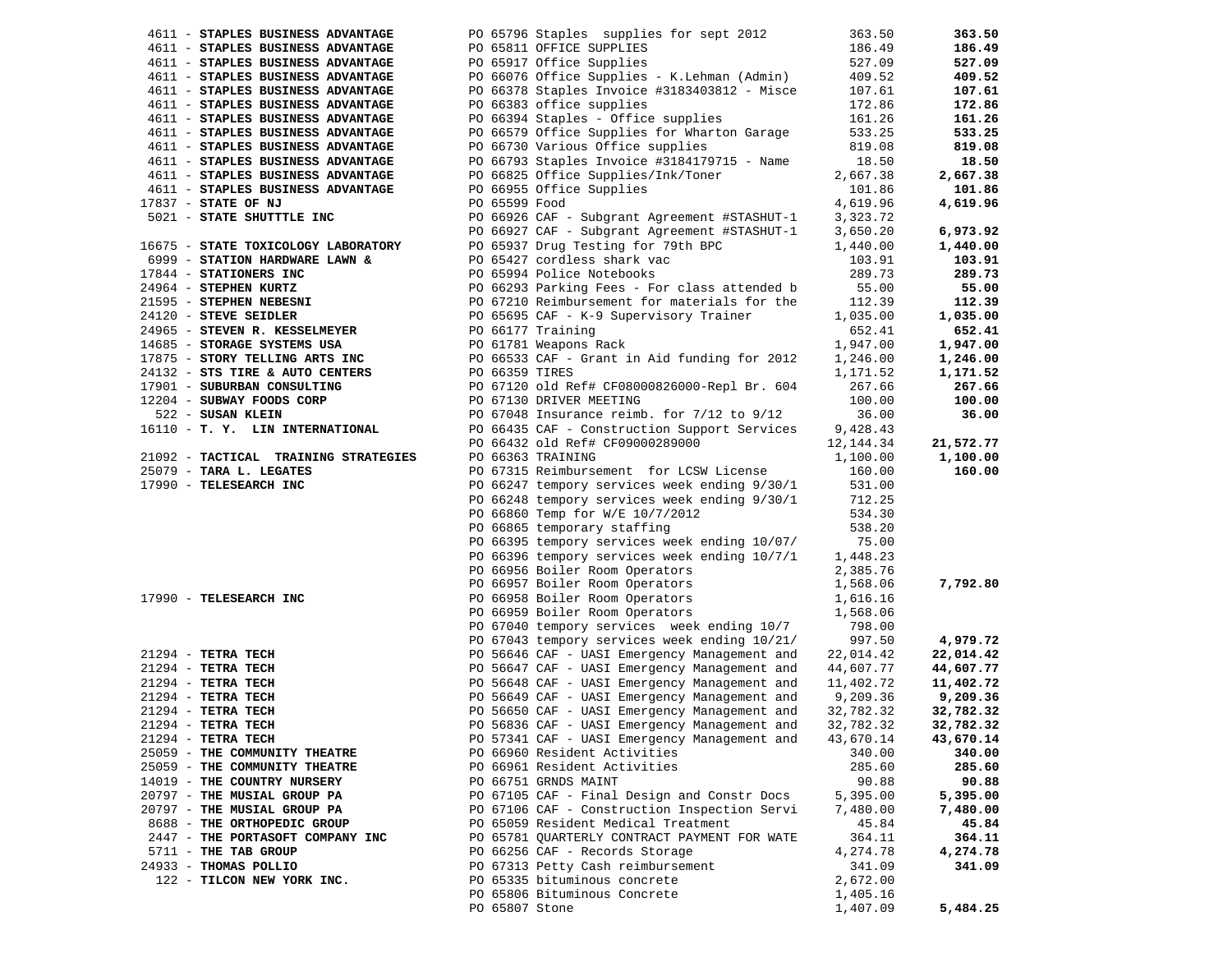| Vendor | Description | Amount | Total |
|---|---|---|---|
| 4611 - **STAPLES BUSINESS ADVANTAGE** | PO 65796 Staples supplies for sept 2012 | 363.50 | **363.50** |
| 4611 - **STAPLES BUSINESS ADVANTAGE** | PO 65811 OFFICE SUPPLIES | 186.49 | **186.49** |
| 4611 - **STAPLES BUSINESS ADVANTAGE** | PO 65917 Office Supplies | 527.09 | **527.09** |
| 4611 - **STAPLES BUSINESS ADVANTAGE** | PO 66076 Office Supplies - K.Lehman (Admin) | 409.52 | **409.52** |
| 4611 - **STAPLES BUSINESS ADVANTAGE** | PO 66378 Staples Invoice #3183403812 - Misce | 107.61 | **107.61** |
| 4611 - **STAPLES BUSINESS ADVANTAGE** | PO 66383 office supplies | 172.86 | **172.86** |
| 4611 - **STAPLES BUSINESS ADVANTAGE** | PO 66394 Staples - Office supplies | 161.26 | **161.26** |
| 4611 - **STAPLES BUSINESS ADVANTAGE** | PO 66579 Office Supplies for Wharton Garage | 533.25 | **533.25** |
| 4611 - **STAPLES BUSINESS ADVANTAGE** | PO 66730 Various Office supplies | 819.08 | **819.08** |
| 4611 - **STAPLES BUSINESS ADVANTAGE** | PO 66793 Staples Invoice #3184179715 - Name | 18.50 | **18.50** |
| 4611 - **STAPLES BUSINESS ADVANTAGE** | PO 66825 Office Supplies/Ink/Toner | 2,667.38 | **2,667.38** |
| 4611 - **STAPLES BUSINESS ADVANTAGE** | PO 66955 Office Supplies | 101.86 | **101.86** |
| 17837 - **STATE OF NJ** | PO 65599 Food | 4,619.96 | **4,619.96** |
| 5021 - **STATE SHUTTTLE INC** | PO 66926 CAF - Subgrant Agreement #STASHUT-1 | 3,323.72 | |
| | PO 66927 CAF - Subgrant Agreement #STASHUT-1 | 3,650.20 | **6,973.92** |
| 16675 - **STATE TOXICOLOGY LABORATORY** | PO 65937 Drug Testing for 79th BPC | 1,440.00 | **1,440.00** |
| 6999 - **STATION HARDWARE LAWN &** | PO 65427 cordless shark vac | 103.91 | **103.91** |
| 17844 - **STATIONERS INC** | PO 65994 Police Notebooks | 289.73 | **289.73** |
| 24964 - **STEPHEN KURTZ** | PO 66293 Parking Fees - For class attended b | 55.00 | **55.00** |
| 21595 - **STEPHEN NEBESNI** | PO 67210 Reimbursement for materials for the | 112.39 | **112.39** |
| 24120 - **STEVE SEIDLER** | PO 65695 CAF - K-9 Supervisory Trainer | 1,035.00 | **1,035.00** |
| 24965 - **STEVEN R. KESSELMEYER** | PO 66177 Training | 652.41 | **652.41** |
| 14685 - **STORAGE SYSTEMS USA** | PO 61781 Weapons Rack | 1,947.00 | **1,947.00** |
| 17875 - **STORY TELLING ARTS INC** | PO 66533 CAF - Grant in Aid funding for 2012 | 1,246.00 | **1,246.00** |
| 24132 - **STS TIRE & AUTO CENTERS** | PO 66359 TIRES | 1,171.52 | **1,171.52** |
| 17901 - **SUBURBAN CONSULTING** | PO 67120 old Ref# CF08000826000-Repl Br. 604 | 267.66 | **267.66** |
| 12204 - **SUBWAY FOODS CORP** | PO 67130 DRIVER MEETING | 100.00 | **100.00** |
| 522 - **SUSAN KLEIN** | PO 67048 Insurance reimb. for 7/12 to 9/12 | 36.00 | **36.00** |
| 16110 - **T. Y. LIN INTERNATIONAL** | PO 66435 CAF - Construction Support Services | 9,428.43 | |
| | PO 66432 old Ref# CF09000289000 | 12,144.34 | **21,572.77** |
| 21092 - **TACTICAL TRAINING STRATEGIES** | PO 66363 TRAINING | 1,100.00 | **1,100.00** |
| 25079 - **TARA L. LEGATES** | PO 67315 Reimbursement for LCSW License | 160.00 | **160.00** |
| 17990 - **TELESEARCH INC** | PO 66247 tempory services week ending 9/30/1 | 531.00 | |
| | PO 66248 tempory services week ending 9/30/1 | 712.25 | |
| | PO 66860 Temp for W/E 10/7/2012 | 534.30 | |
| | PO 66865 temporary staffing | 538.20 | |
| | PO 66395 tempory services week ending 10/07/ | 75.00 | |
| | PO 66396 tempory services week ending 10/7/1 | 1,448.23 | |
| | PO 66956 Boiler Room Operators | 2,385.76 | |
| | PO 66957 Boiler Room Operators | 1,568.06 | **7,792.80** |
| 17990 - **TELESEARCH INC** | PO 66958 Boiler Room Operators | 1,616.16 | |
| | PO 66959 Boiler Room Operators | 1,568.06 | |
| | PO 67040 tempory services week ending 10/7 | 798.00 | |
| | PO 67043 tempory services week ending 10/21/ | 997.50 | **4,979.72** |
| 21294 - **TETRA TECH** | PO 56646 CAF - UASI Emergency Management and | 22,014.42 | **22,014.42** |
| 21294 - **TETRA TECH** | PO 56647 CAF - UASI Emergency Management and | 44,607.77 | **44,607.77** |
| 21294 - **TETRA TECH** | PO 56648 CAF - UASI Emergency Management and | 11,402.72 | **11,402.72** |
| 21294 - **TETRA TECH** | PO 56649 CAF - UASI Emergency Management and | 9,209.36 | **9,209.36** |
| 21294 - **TETRA TECH** | PO 56650 CAF - UASI Emergency Management and | 32,782.32 | **32,782.32** |
| 21294 - **TETRA TECH** | PO 56836 CAF - UASI Emergency Management and | 32,782.32 | **32,782.32** |
| 21294 - **TETRA TECH** | PO 57341 CAF - UASI Emergency Management and | 43,670.14 | **43,670.14** |
| 25059 - **THE COMMUNITY THEATRE** | PO 66960 Resident Activities | 340.00 | **340.00** |
| 25059 - **THE COMMUNITY THEATRE** | PO 66961 Resident Activities | 285.60 | **285.60** |
| 14019 - **THE COUNTRY NURSERY** | PO 66751 GRNDS MAINT | 90.88 | **90.88** |
| 20797 - **THE MUSIAL GROUP PA** | PO 67105 CAF - Final Design and Constr Docs | 5,395.00 | **5,395.00** |
| 20797 - **THE MUSIAL GROUP PA** | PO 67106 CAF - Construction Inspection Servi | 7,480.00 | **7,480.00** |
| 8688 - **THE ORTHOPEDIC GROUP** | PO 65059 Resident Medical Treatment | 45.84 | **45.84** |
| 2447 - **THE PORTASOFT COMPANY INC** | PO 65781 QUARTERLY CONTRACT PAYMENT FOR WATE | 364.11 | **364.11** |
| 5711 - **THE TAB GROUP** | PO 66256 CAF - Records Storage | 4,274.78 | **4,274.78** |
| 24933 - **THOMAS POLLIO** | PO 67313 Petty Cash reimbursement | 341.09 | **341.09** |
| 122 - **TILCON NEW YORK INC.** | PO 65335 bituminous concrete | 2,672.00 | |
| | PO 65806 Bituminous Concrete | 1,405.16 | |
| | PO 65807 Stone | 1,407.09 | **5,484.25** |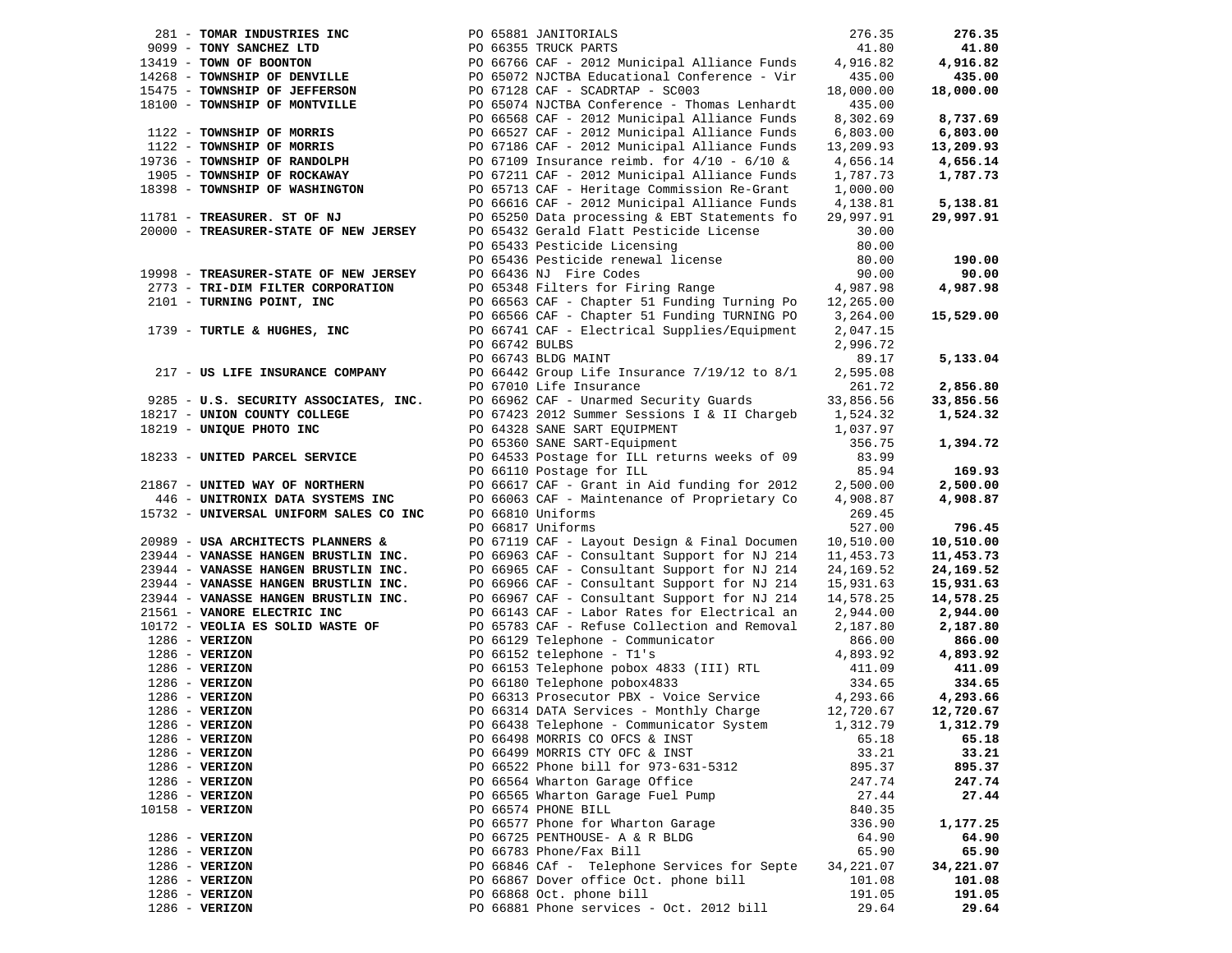| Vendor | PO / Description | Amount | Total |
|---|---|---|---|
| 281 - **TOMAR INDUSTRIES INC** | PO 65881 JANITORIALS | 276.35 | **276.35** |
| 9099 - **TONY SANCHEZ LTD** | PO 66355 TRUCK PARTS | 41.80 | **41.80** |
| 13419 - **TOWN OF BOONTON** | PO 66766 CAF - 2012 Municipal Alliance Funds | 4,916.82 | **4,916.82** |
| 14268 - **TOWNSHIP OF DENVILLE** | PO 65072 NJCTBA Educational Conference - Vir | 435.00 | **435.00** |
| 15475 - **TOWNSHIP OF JEFFERSON** | PO 67128 CAF - SCADRTAP - SC003 | 18,000.00 | **18,000.00** |
| 18100 - **TOWNSHIP OF MONTVILLE** | PO 65074 NJCTBA Conference - Thomas Lenhardt | 435.00 | |
| | PO 66568 CAF - 2012 Municipal Alliance Funds | 8,302.69 | **8,737.69** |
| 1122 - **TOWNSHIP OF MORRIS** | PO 66527 CAF - 2012 Municipal Alliance Funds | 6,803.00 | **6,803.00** |
| 1122 - **TOWNSHIP OF MORRIS** | PO 67186 CAF - 2012 Municipal Alliance Funds | 13,209.93 | **13,209.93** |
| 19736 - **TOWNSHIP OF RANDOLPH** | PO 67109 Insurance reimb. for 4/10 - 6/10 & | 4,656.14 | **4,656.14** |
| 1905 - **TOWNSHIP OF ROCKAWAY** | PO 67211 CAF - 2012 Municipal Alliance Funds | 1,787.73 | **1,787.73** |
| 18398 - **TOWNSHIP OF WASHINGTON** | PO 65713 CAF - Heritage Commission Re-Grant | 1,000.00 | |
| | PO 66616 CAF - 2012 Municipal Alliance Funds | 4,138.81 | **5,138.81** |
| 11781 - **TREASURER. ST OF NJ** | PO 65250 Data processing & EBT Statements fo | 29,997.91 | **29,997.91** |
| 20000 - **TREASURER-STATE OF NEW JERSEY** | PO 65432 Gerald Flatt Pesticide License | 30.00 | |
| | PO 65433 Pesticide Licensing | 80.00 | |
| | PO 65436 Pesticide renewal license | 80.00 | **190.00** |
| 19998 - **TREASURER-STATE OF NEW JERSEY** | PO 66436 NJ Fire Codes | 90.00 | **90.00** |
| 2773 - **TRI-DIM FILTER CORPORATION** | PO 65348 Filters for Firing Range | 4,987.98 | **4,987.98** |
| 2101 - **TURNING POINT, INC** | PO 66563 CAF - Chapter 51 Funding Turning Po | 12,265.00 | |
| | PO 66566 CAF - Chapter 51 Funding TURNING PO | 3,264.00 | **15,529.00** |
| 1739 - **TURTLE & HUGHES, INC** | PO 66741 CAF - Electrical Supplies/Equipment | 2,047.15 | |
| | PO 66742 BULBS | 2,996.72 | |
| | PO 66743 BLDG MAINT | 89.17 | **5,133.04** |
| 217 - **US LIFE INSURANCE COMPANY** | PO 66442 Group Life Insurance 7/19/12 to 8/1 | 2,595.08 | |
| | PO 67010 Life Insurance | 261.72 | **2,856.80** |
| 9285 - **U.S. SECURITY ASSOCIATES, INC.** | PO 66962 CAF - Unarmed Security Guards | 33,856.56 | **33,856.56** |
| 18217 - **UNION COUNTY COLLEGE** | PO 67423 2012 Summer Sessions I & II Chargeb | 1,524.32 | **1,524.32** |
| 18219 - **UNIQUE PHOTO INC** | PO 64328 SANE SART EQUIPMENT | 1,037.97 | |
| | PO 65360 SANE SART-Equipment | 356.75 | **1,394.72** |
| 18233 - **UNITED PARCEL SERVICE** | PO 64533 Postage for ILL returns weeks of 09 | 83.99 | |
| | PO 66110 Postage for ILL | 85.94 | **169.93** |
| 21867 - **UNITED WAY OF NORTHERN** | PO 66617 CAF - Grant in Aid funding for 2012 | 2,500.00 | **2,500.00** |
| 446 - **UNITRONIX DATA SYSTEMS INC** | PO 66063 CAF - Maintenance of Proprietary Co | 4,908.87 | **4,908.87** |
| 15732 - **UNIVERSAL UNIFORM SALES CO INC** | PO 66810 Uniforms | 269.45 | |
| | PO 66817 Uniforms | 527.00 | **796.45** |
| 20989 - **USA ARCHITECTS PLANNERS &** | PO 67119 CAF - Layout Design & Final Documen | 10,510.00 | **10,510.00** |
| 23944 - **VANASSE HANGEN BRUSTLIN INC.** | PO 66963 CAF - Consultant Support for NJ 214 | 11,453.73 | **11,453.73** |
| 23944 - **VANASSE HANGEN BRUSTLIN INC.** | PO 66965 CAF - Consultant Support for NJ 214 | 24,169.52 | **24,169.52** |
| 23944 - **VANASSE HANGEN BRUSTLIN INC.** | PO 66966 CAF - Consultant Support for NJ 214 | 15,931.63 | **15,931.63** |
| 23944 - **VANASSE HANGEN BRUSTLIN INC.** | PO 66967 CAF - Consultant Support for NJ 214 | 14,578.25 | **14,578.25** |
| 21561 - **VANORE ELECTRIC INC** | PO 66143 CAF - Labor Rates for Electrical an | 2,944.00 | **2,944.00** |
| 10172 - **VEOLIA ES SOLID WASTE OF** | PO 65783 CAF - Refuse Collection and Removal | 2,187.80 | **2,187.80** |
| 1286 - **VERIZON** | PO 66129 Telephone - Communicator | 866.00 | **866.00** |
| 1286 - **VERIZON** | PO 66152 telephone - T1's | 4,893.92 | **4,893.92** |
| 1286 - **VERIZON** | PO 66153 Telephone pobox 4833 (III) RTL | 411.09 | **411.09** |
| 1286 - **VERIZON** | PO 66180 Telephone pobox4833 | 334.65 | **334.65** |
| 1286 - **VERIZON** | PO 66313 Prosecutor PBX - Voice Service | 4,293.66 | **4,293.66** |
| 1286 - **VERIZON** | PO 66314 DATA Services - Monthly Charge | 12,720.67 | **12,720.67** |
| 1286 - **VERIZON** | PO 66438 Telephone - Communicator System | 1,312.79 | **1,312.79** |
| 1286 - **VERIZON** | PO 66498 MORRIS CO OFCS & INST | 65.18 | **65.18** |
| 1286 - **VERIZON** | PO 66499 MORRIS CTY OFC & INST | 33.21 | **33.21** |
| 1286 - **VERIZON** | PO 66522 Phone bill for 973-631-5312 | 895.37 | **895.37** |
| 1286 - **VERIZON** | PO 66564 Wharton Garage Office | 247.74 | **247.74** |
| 1286 - **VERIZON** | PO 66565 Wharton Garage Fuel Pump | 27.44 | **27.44** |
| 10158 - **VERIZON** | PO 66574 PHONE BILL | 840.35 | |
| | PO 66577 Phone for Wharton Garage | 336.90 | **1,177.25** |
| 1286 - **VERIZON** | PO 66725 PENTHOUSE- A & R BLDG | 64.90 | **64.90** |
| 1286 - **VERIZON** | PO 66783 Phone/Fax Bill | 65.90 | **65.90** |
| 1286 - **VERIZON** | PO 66846 CAf - Telephone Services for Septe | 34,221.07 | **34,221.07** |
| 1286 - **VERIZON** | PO 66867 Dover office Oct. phone bill | 101.08 | **101.08** |
| 1286 - **VERIZON** | PO 66868 Oct. phone bill | 191.05 | **191.05** |
| 1286 - **VERIZON** | PO 66881 Phone services - Oct. 2012 bill | 29.64 | **29.64** |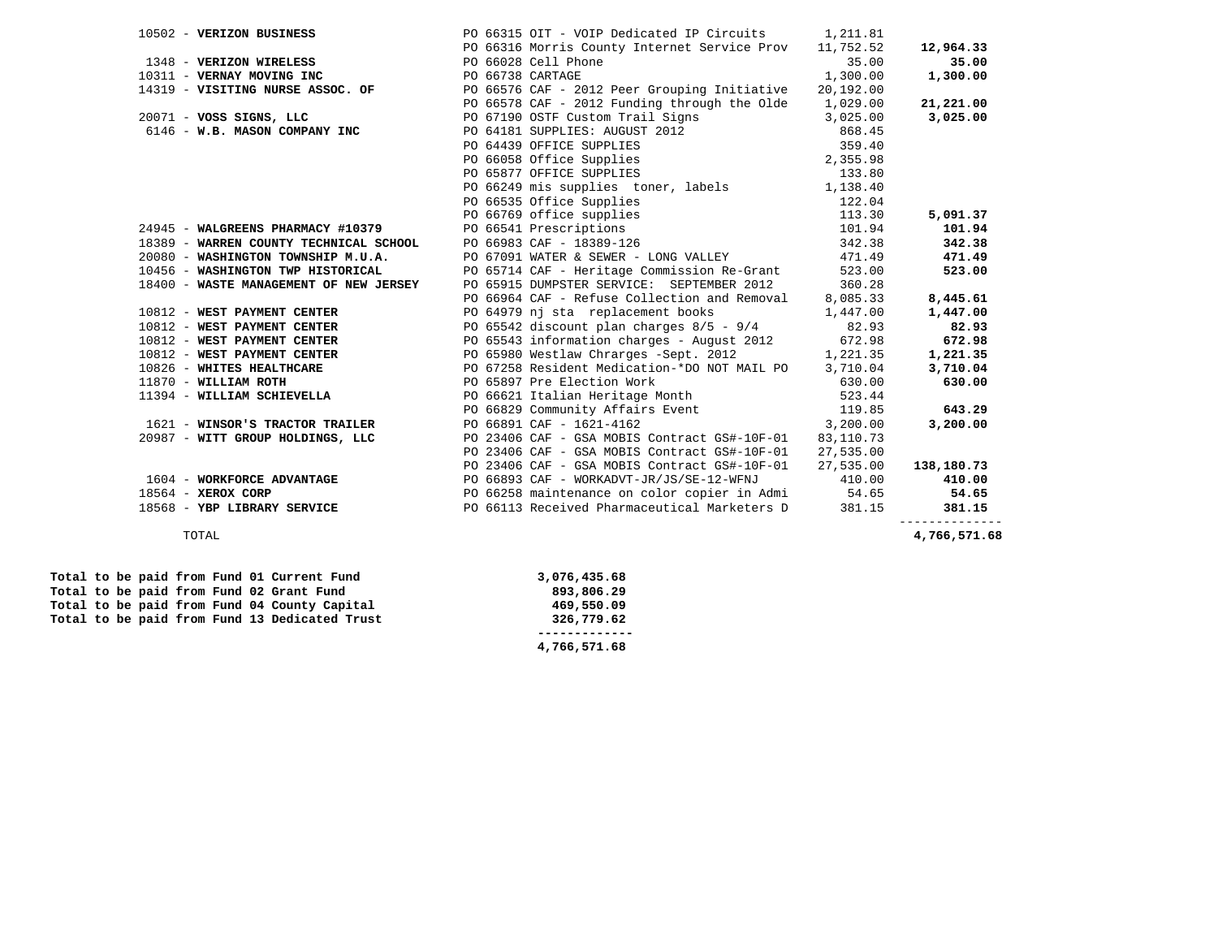| Vendor | PO / Description | Amount | Vendor Total |
|---|---|---|---|
| 10502 - **VERIZON BUSINESS** | PO 66315 OIT - VOIP Dedicated IP Circuits | 1,211.81 | |
| | PO 66316 Morris County Internet Service Prov | 11,752.52 | **12,964.33** |
| 1348 - **VERIZON WIRELESS** | PO 66028 Cell Phone | 35.00 | **35.00** |
| 10311 - **VERNAY MOVING INC** | PO 66738 CARTAGE | 1,300.00 | **1,300.00** |
| 14319 - **VISITING NURSE ASSOC. OF** | PO 66576 CAF - 2012 Peer Grouping Initiative | 20,192.00 | |
| | PO 66578 CAF - 2012 Funding through the Olde | 1,029.00 | **21,221.00** |
| 20071 - **VOSS SIGNS, LLC** | PO 67190 OSTF Custom Trail Signs | 3,025.00 | **3,025.00** |
| 6146 - **W.B. MASON COMPANY INC** | PO 64181 SUPPLIES: AUGUST 2012 | 868.45 | |
| | PO 64439 OFFICE SUPPLIES | 359.40 | |
| | PO 66058 Office Supplies | 2,355.98 | |
| | PO 65877 OFFICE SUPPLIES | 133.80 | |
| | PO 66249 mis supplies toner, labels | 1,138.40 | |
| | PO 66535 Office Supplies | 122.04 | |
| | PO 66769 office supplies | 113.30 | **5,091.37** |
| 24945 - **WALGREENS PHARMACY #10379** | PO 66541 Prescriptions | 101.94 | **101.94** |
| 18389 - **WARREN COUNTY TECHNICAL SCHOOL** | PO 66983 CAF - 18389-126 | 342.38 | **342.38** |
| 20080 - **WASHINGTON TOWNSHIP M.U.A.** | PO 67091 WATER & SEWER - LONG VALLEY | 471.49 | **471.49** |
| 10456 - **WASHINGTON TWP HISTORICAL** | PO 65714 CAF - Heritage Commission Re-Grant | 523.00 | **523.00** |
| 18400 - **WASTE MANAGEMENT OF NEW JERSEY** | PO 65915 DUMPSTER SERVICE: SEPTEMBER 2012 | 360.28 | |
| | PO 66964 CAF - Refuse Collection and Removal | 8,085.33 | **8,445.61** |
| 10812 - **WEST PAYMENT CENTER** | PO 64979 nj sta replacement books | 1,447.00 | **1,447.00** |
| 10812 - **WEST PAYMENT CENTER** | PO 65542 discount plan charges 8/5 - 9/4 | 82.93 | **82.93** |
| 10812 - **WEST PAYMENT CENTER** | PO 65543 information charges - August 2012 | 672.98 | **672.98** |
| 10812 - **WEST PAYMENT CENTER** | PO 65980 Westlaw Chrarges -Sept. 2012 | 1,221.35 | **1,221.35** |
| 10826 - **WHITES HEALTHCARE** | PO 67258 Resident Medication-*DO NOT MAIL PO | 3,710.04 | **3,710.04** |
| 11870 - **WILLIAM ROTH** | PO 65897 Pre Election Work | 630.00 | **630.00** |
| 11394 - **WILLIAM SCHIEVELLA** | PO 66621 Italian Heritage Month | 523.44 | |
| | PO 66829 Community Affairs Event | 119.85 | **643.29** |
| 1621 - **WINSOR'S TRACTOR TRAILER** | PO 66891 CAF - 1621-4162 | 3,200.00 | **3,200.00** |
| 20987 - **WITT GROUP HOLDINGS, LLC** | PO 23406 CAF - GSA MOBIS Contract GS#-10F-01 | 83,110.73 | |
| | PO 23406 CAF - GSA MOBIS Contract GS#-10F-01 | 27,535.00 | |
| | PO 23406 CAF - GSA MOBIS Contract GS#-10F-01 | 27,535.00 | **138,180.73** |
| 1604 - **WORKFORCE ADVANTAGE** | PO 66893 CAF - WORKADVT-JR/JS/SE-12-WFNJ | 410.00 | **410.00** |
| 18564 - **XEROX CORP** | PO 66258 maintenance on color copier in Admi | 54.65 | **54.65** |
| 18568 - **YBP LIBRARY SERVICE** | PO 66113 Received Pharmaceutical Marketers D | 381.15 | **381.15** |
| TOTAL | | | **4,766,571.68** |

| Fund | Amount |
|---|---|
| **Total to be paid from Fund 01 Current Fund** | **3,076,435.68** |
| **Total to be paid from Fund 02 Grant Fund** | **893,806.29** |
| **Total to be paid from Fund 04 County Capital** | **469,550.09** |
| **Total to be paid from Fund 13 Dedicated Trust** | **326,779.62** |
| | **4,766,571.68** |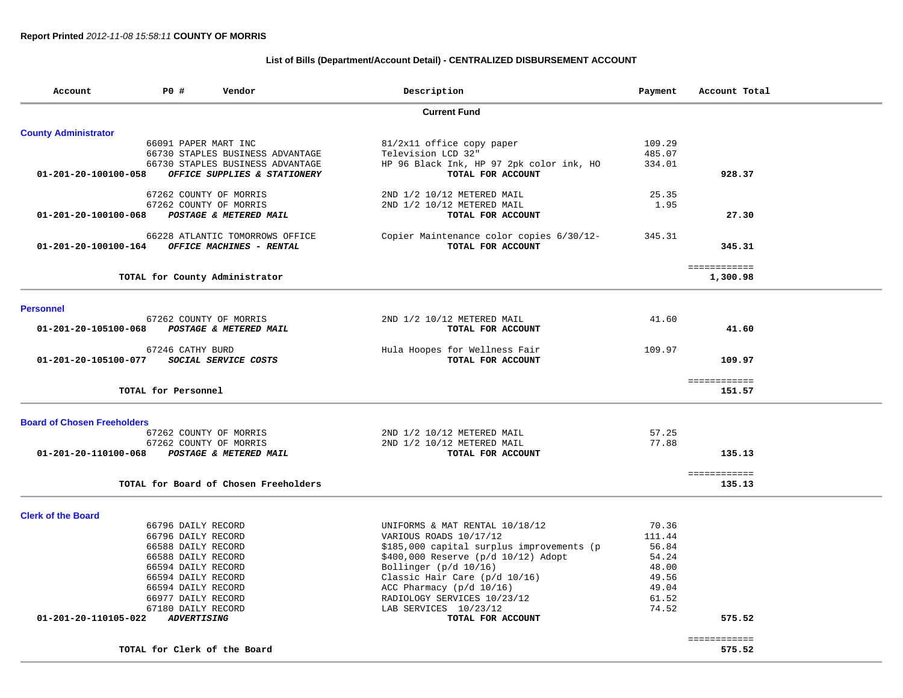**Report Printed** *2012-11-08 15:58:11* **COUNTY OF MORRIS**

## List of Bills (Department/Account Detail) - CENTRALIZED DISBURSEMENT ACCOUNT

| Account | PO # | Vendor | Description | Payment | Account Total |
|---|---|---|---|---|---|
| | | | **Current Fund** | | |
| **County Administrator** | | | | | |
| | 66091 | PAPER MART INC | 81/2x11 office copy paper | 109.29 | |
| | 66730 | STAPLES BUSINESS ADVANTAGE | Television LCD 32" | 485.07 | |
| | 66730 | STAPLES BUSINESS ADVANTAGE | HP 96 Black Ink, HP 97 2pk color ink, HO | 334.01 | |
| **01-201-20-100100-058** | | ***OFFICE SUPPLIES & STATIONERY*** | **TOTAL FOR ACCOUNT** | | **928.37** |
| | 67262 | COUNTY OF MORRIS | 2ND 1/2 10/12 METERED MAIL | 25.35 | |
| | 67262 | COUNTY OF MORRIS | 2ND 1/2 10/12 METERED MAIL | 1.95 | |
| **01-201-20-100100-068** | | ***POSTAGE & METERED MAIL*** | **TOTAL FOR ACCOUNT** | | **27.30** |
| | 66228 | ATLANTIC TOMORROWS OFFICE | Copier Maintenance color copies 6/30/12- | 345.31 | |
| **01-201-20-100100-164** | | ***OFFICE MACHINES - RENTAL*** | **TOTAL FOR ACCOUNT** | | **345.31** |
| | | | | | ============ |
| | | **TOTAL for County Administrator** | | | **1,300.98** |
| **Personnel** | | | | | |
| | 67262 | COUNTY OF MORRIS | 2ND 1/2 10/12 METERED MAIL | 41.60 | |
| **01-201-20-105100-068** | | ***POSTAGE & METERED MAIL*** | **TOTAL FOR ACCOUNT** | | **41.60** |
| | 67246 | CATHY BURD | Hula Hoopes for Wellness Fair | 109.97 | |
| **01-201-20-105100-077** | | ***SOCIAL SERVICE COSTS*** | **TOTAL FOR ACCOUNT** | | **109.97** |
| | | | | | ============ |
| | | **TOTAL for Personnel** | | | **151.57** |
| **Board of Chosen Freeholders** | | | | | |
| | 67262 | COUNTY OF MORRIS | 2ND 1/2 10/12 METERED MAIL | 57.25 | |
| | 67262 | COUNTY OF MORRIS | 2ND 1/2 10/12 METERED MAIL | 77.88 | |
| **01-201-20-110100-068** | | ***POSTAGE & METERED MAIL*** | **TOTAL FOR ACCOUNT** | | **135.13** |
| | | | | | ============ |
| | | **TOTAL for Board of Chosen Freeholders** | | | **135.13** |
| **Clerk of the Board** | | | | | |
| | 66796 | DAILY RECORD | UNIFORMS & MAT RENTAL 10/18/12 | 70.36 | |
| | 66796 | DAILY RECORD | VARIOUS ROADS 10/17/12 | 111.44 | |
| | 66588 | DAILY RECORD | $185,000 capital surplus improvements (p | 56.84 | |
| | 66588 | DAILY RECORD | $400,000 Reserve (p/d 10/12) Adopt | 54.24 | |
| | 66594 | DAILY RECORD | Bollinger (p/d 10/16) | 48.00 | |
| | 66594 | DAILY RECORD | Classic Hair Care (p/d 10/16) | 49.56 | |
| | 66594 | DAILY RECORD | ACC Pharmacy (p/d 10/16) | 49.04 | |
| | 66977 | DAILY RECORD | RADIOLOGY SERVICES 10/23/12 | 61.52 | |
| | 67180 | DAILY RECORD | LAB SERVICES 10/23/12 | 74.52 | |
| **01-201-20-110105-022** | | ***ADVERTISING*** | **TOTAL FOR ACCOUNT** | | **575.52** |
| | | | | | ============ |
| | | **TOTAL for Clerk of the Board** | | | **575.52** |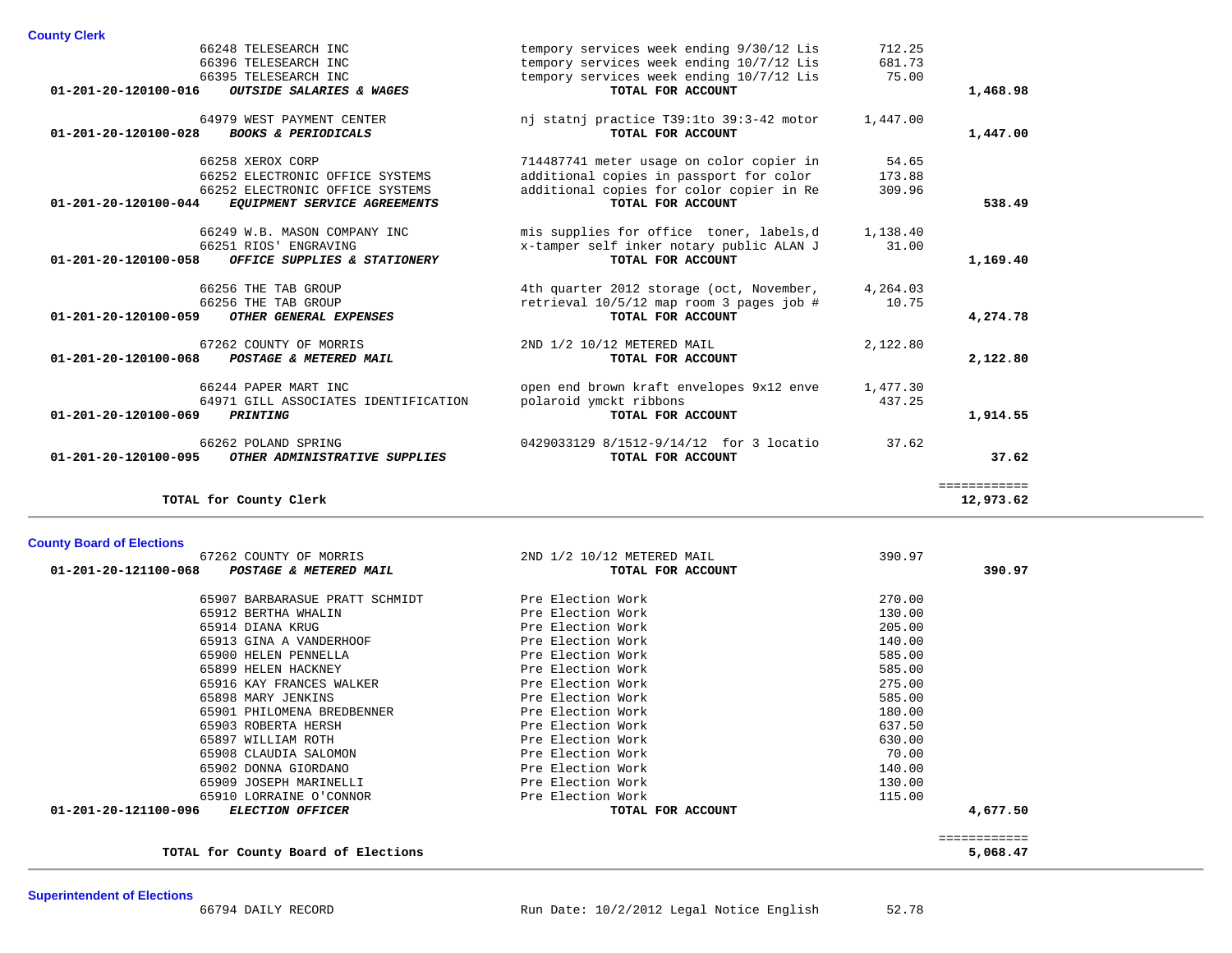## County Clerk

| Account | Vendor | Description | Amount | Total |
|---|---|---|---|---|
| | 66248 TELESEARCH INC | tempory services week ending 9/30/12 Lis | 712.25 | |
| | 66396 TELESEARCH INC | tempory services week ending 10/7/12 Lis | 681.73 | |
| | 66395 TELESEARCH INC | tempory services week ending 10/7/12 Lis | 75.00 | |
| **01-201-20-120100-016** | ***OUTSIDE SALARIES & WAGES*** | **TOTAL FOR ACCOUNT** | | **1,468.98** |
| | 64979 WEST PAYMENT CENTER | nj statnj practice T39:1to 39:3-42 motor | 1,447.00 | |
| **01-201-20-120100-028** | ***BOOKS & PERIODICALS*** | **TOTAL FOR ACCOUNT** | | **1,447.00** |
| | 66258 XEROX CORP | 714487741 meter usage on color copier in | 54.65 | |
| | 66252 ELECTRONIC OFFICE SYSTEMS | additional copies in passport for color | 173.88 | |
| | 66252 ELECTRONIC OFFICE SYSTEMS | additional copies for color copier in Re | 309.96 | |
| **01-201-20-120100-044** | ***EQUIPMENT SERVICE AGREEMENTS*** | **TOTAL FOR ACCOUNT** | | **538.49** |
| | 66249 W.B. MASON COMPANY INC | mis supplies for office toner, labels,d | 1,138.40 | |
| | 66251 RIOS' ENGRAVING | x-tamper self inker notary public ALAN J | 31.00 | |
| **01-201-20-120100-058** | ***OFFICE SUPPLIES & STATIONERY*** | **TOTAL FOR ACCOUNT** | | **1,169.40** |
| | 66256 THE TAB GROUP | 4th quarter 2012 storage (oct, November, | 4,264.03 | |
| | 66256 THE TAB GROUP | retrieval 10/5/12 map room 3 pages job # | 10.75 | |
| **01-201-20-120100-059** | ***OTHER GENERAL EXPENSES*** | **TOTAL FOR ACCOUNT** | | **4,274.78** |
| | 67262 COUNTY OF MORRIS | 2ND 1/2 10/12 METERED MAIL | 2,122.80 | |
| **01-201-20-120100-068** | ***POSTAGE & METERED MAIL*** | **TOTAL FOR ACCOUNT** | | **2,122.80** |
| | 66244 PAPER MART INC | open end brown kraft envelopes 9x12 enve | 1,477.30 | |
| | 64971 GILL ASSOCIATES IDENTIFICATION | polaroid ymckt ribbons | 437.25 | |
| **01-201-20-120100-069** | ***PRINTING*** | **TOTAL FOR ACCOUNT** | | **1,914.55** |
| | 66262 POLAND SPRING | 0429033129 8/1512-9/14/12 for 3 locatio | 37.62 | |
| **01-201-20-120100-095** | ***OTHER ADMINISTRATIVE SUPPLIES*** | **TOTAL FOR ACCOUNT** | | **37.62** |
| | **TOTAL for County Clerk** | | | **12,973.62** |

## County Board of Elections

| Account | Vendor | Description | Amount | Total |
|---|---|---|---|---|
| | 67262 COUNTY OF MORRIS | 2ND 1/2 10/12 METERED MAIL | 390.97 | |
| **01-201-20-121100-068** | ***POSTAGE & METERED MAIL*** | **TOTAL FOR ACCOUNT** | | **390.97** |
| | 65907 BARBARASUE PRATT SCHMIDT | Pre Election Work | 270.00 | |
| | 65912 BERTHA WHALIN | Pre Election Work | 130.00 | |
| | 65914 DIANA KRUG | Pre Election Work | 205.00 | |
| | 65913 GINA A VANDERHOOF | Pre Election Work | 140.00 | |
| | 65900 HELEN PENNELLA | Pre Election Work | 585.00 | |
| | 65899 HELEN HACKNEY | Pre Election Work | 585.00 | |
| | 65916 KAY FRANCES WALKER | Pre Election Work | 275.00 | |
| | 65898 MARY JENKINS | Pre Election Work | 585.00 | |
| | 65901 PHILOMENA BREDBENNER | Pre Election Work | 180.00 | |
| | 65903 ROBERTA HERSH | Pre Election Work | 637.50 | |
| | 65897 WILLIAM ROTH | Pre Election Work | 630.00 | |
| | 65908 CLAUDIA SALOMON | Pre Election Work | 70.00 | |
| | 65902 DONNA GIORDANO | Pre Election Work | 140.00 | |
| | 65909 JOSEPH MARINELLI | Pre Election Work | 130.00 | |
| | 65910 LORRAINE O'CONNOR | Pre Election Work | 115.00 | |
| **01-201-20-121100-096** | ***ELECTION OFFICER*** | **TOTAL FOR ACCOUNT** | | **4,677.50** |
| | **TOTAL for County Board of Elections** | | | **5,068.47** |

## Superintendent of Elections

| Account | Vendor | Description | Amount | Total |
|---|---|---|---|---|
| | 66794 DAILY RECORD | Run Date: 10/2/2012 Legal Notice English | 52.78 | |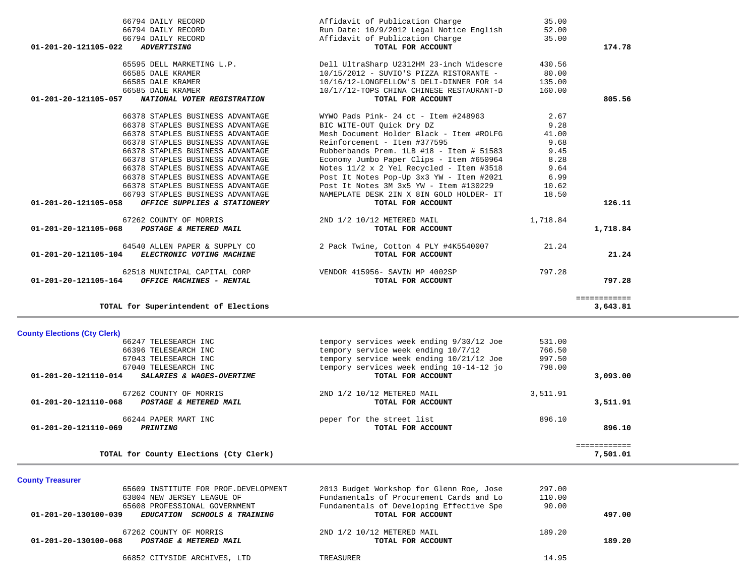| Account | Vendor | Description | Amount | Total |
|---|---|---|---|---|
| | 66794 DAILY RECORD | Affidavit of Publication Charge | 35.00 | |
| | 66794 DAILY RECORD | Run Date: 10/9/2012 Legal Notice English | 52.00 | |
| | 66794 DAILY RECORD | Affidavit of Publication Charge | 35.00 | |
| 01-201-20-121105-022 | *ADVERTISING* | TOTAL FOR ACCOUNT | | 174.78 |
| | 65595 DELL MARKETING L.P. | Dell UltraSharp U2312HM 23-inch Widescre | 430.56 | |
| | 66585 DALE KRAMER | 10/15/2012 - SUVIO'S PIZZA RISTORANTE - | 80.00 | |
| | 66585 DALE KRAMER | 10/16/12-LONGFELLOW'S DELI-DINNER FOR 14 | 135.00 | |
| | 66585 DALE KRAMER | 10/17/12-TOPS CHINA CHINESE RESTAURANT-D | 160.00 | |
| 01-201-20-121105-057 | *NATIONAL VOTER REGISTRATION* | TOTAL FOR ACCOUNT | | 805.56 |
| | 66378 STAPLES BUSINESS ADVANTAGE | WYWO Pads Pink- 24 ct - Item #248963 | 2.67 | |
| | 66378 STAPLES BUSINESS ADVANTAGE | BIC WITE-OUT Quick Dry DZ | 9.28 | |
| | 66378 STAPLES BUSINESS ADVANTAGE | Mesh Document Holder Black - Item #ROLFG | 41.00 | |
| | 66378 STAPLES BUSINESS ADVANTAGE | Reinforcement - Item #377595 | 9.68 | |
| | 66378 STAPLES BUSINESS ADVANTAGE | Rubberbands Prem. 1LB #18 - Item # 51583 | 9.45 | |
| | 66378 STAPLES BUSINESS ADVANTAGE | Economy Jumbo Paper Clips - Item #650964 | 8.28 | |
| | 66378 STAPLES BUSINESS ADVANTAGE | Notes 11/2 x 2 Yel Recycled - Item #3518 | 9.64 | |
| | 66378 STAPLES BUSINESS ADVANTAGE | Post It Notes Pop-Up 3x3 YW - Item #2021 | 6.99 | |
| | 66378 STAPLES BUSINESS ADVANTAGE | Post It Notes 3M 3x5 YW - Item #130229 | 10.62 | |
| | 66793 STAPLES BUSINESS ADVANTAGE | NAMEPLATE DESK 2IN X 8IN GOLD HOLDER- IT | 18.50 | |
| 01-201-20-121105-058 | *OFFICE SUPPLIES & STATIONERY* | TOTAL FOR ACCOUNT | | 126.11 |
| | 67262 COUNTY OF MORRIS | 2ND 1/2 10/12 METERED MAIL | 1,718.84 | |
| 01-201-20-121105-068 | *POSTAGE & METERED MAIL* | TOTAL FOR ACCOUNT | | 1,718.84 |
| | 64540 ALLEN PAPER & SUPPLY CO | 2 Pack Twine, Cotton 4 PLY #4K5540007 | 21.24 | |
| 01-201-20-121105-104 | *ELECTRONIC VOTING MACHINE* | TOTAL FOR ACCOUNT | | 21.24 |
| | 62518 MUNICIPAL CAPITAL CORP | VENDOR 415956- SAVIN MP 4002SP | 797.28 | |
| 01-201-20-121105-164 | *OFFICE MACHINES - RENTAL* | TOTAL FOR ACCOUNT | | 797.28 |
| | **TOTAL for Superintendent of Elections** | | | ============ 3,643.81 |

**County Elections (Cty Clerk)**

| Account | Vendor | Description | Amount | Total |
|---|---|---|---|---|
| | 66247 TELESEARCH INC | tempory services week ending 9/30/12 Joe | 531.00 | |
| | 66396 TELESEARCH INC | tempory service week ending 10/7/12 | 766.50 | |
| | 67043 TELESEARCH INC | tempory service week ending 10/21/12 Joe | 997.50 | |
| | 67040 TELESEARCH INC | tempory services week ending 10-14-12 jo | 798.00 | |
| 01-201-20-121110-014 | *SALARIES & WAGES-OVERTIME* | TOTAL FOR ACCOUNT | | 3,093.00 |
| | 67262 COUNTY OF MORRIS | 2ND 1/2 10/12 METERED MAIL | 3,511.91 | |
| 01-201-20-121110-068 | *POSTAGE & METERED MAIL* | TOTAL FOR ACCOUNT | | 3,511.91 |
| | 66244 PAPER MART INC | peper for the street list | 896.10 | |
| 01-201-20-121110-069 | *PRINTING* | TOTAL FOR ACCOUNT | | 896.10 |
| | **TOTAL for County Elections (Cty Clerk)** | | | ============ 7,501.01 |

**County Treasurer**

| Account | Vendor | Description | Amount | Total |
|---|---|---|---|---|
| | 65609 INSTITUTE FOR PROF.DEVELOPMENT | 2013 Budget Workshop for Glenn Roe, Jose | 297.00 | |
| | 63804 NEW JERSEY LEAGUE OF | Fundamentals of Procurement Cards and Lo | 110.00 | |
| | 65608 PROFESSIONAL GOVERNMENT | Fundamentals of Developing Effective Spe | 90.00 | |
| 01-201-20-130100-039 | *EDUCATION SCHOOLS & TRAINING* | TOTAL FOR ACCOUNT | | 497.00 |
| | 67262 COUNTY OF MORRIS | 2ND 1/2 10/12 METERED MAIL | 189.20 | |
| 01-201-20-130100-068 | *POSTAGE & METERED MAIL* | TOTAL FOR ACCOUNT | | 189.20 |
| | 66852 CITYSIDE ARCHIVES, LTD | TREASURER | 14.95 | |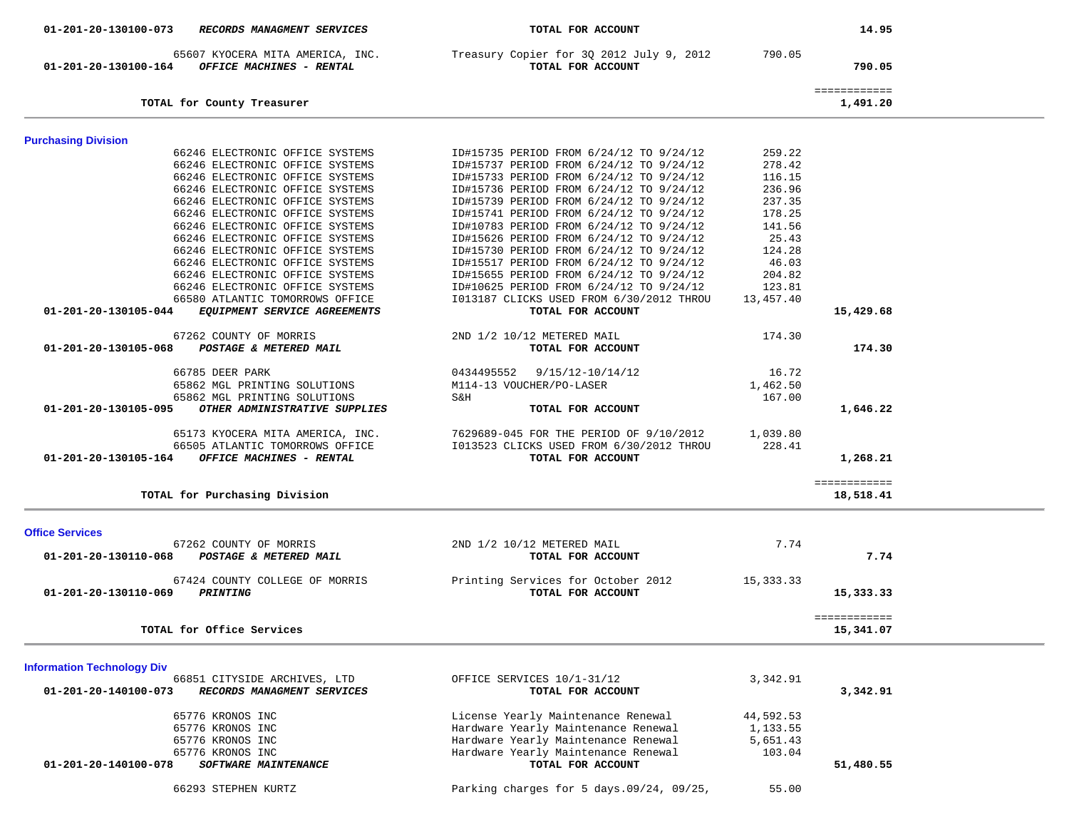| Account | Vendor / Account Name | Description | Amount | Total |
|---|---|---|---|---|
| 01-201-20-130100-073 | ***RECORDS MANAGMENT SERVICES*** | **TOTAL FOR ACCOUNT** | | **14.95** |
| | 65607 KYOCERA MITA AMERICA, INC. | Treasury Copier for 3Q 2012 July 9, 2012 | 790.05 | |
| 01-201-20-130100-164 | ***OFFICE MACHINES - RENTAL*** | **TOTAL FOR ACCOUNT** | | **790.05** |
| | | | | ============ |
| | **TOTAL for County Treasurer** | | | **1,491.20** |

## Purchasing Division

| Account | Vendor / Account Name | Description | Amount | Total |
|---|---|---|---|---|
| | 66246 ELECTRONIC OFFICE SYSTEMS | ID#15735 PERIOD FROM 6/24/12 TO 9/24/12 | 259.22 | |
| | 66246 ELECTRONIC OFFICE SYSTEMS | ID#15737 PERIOD FROM 6/24/12 TO 9/24/12 | 278.42 | |
| | 66246 ELECTRONIC OFFICE SYSTEMS | ID#15733 PERIOD FROM 6/24/12 TO 9/24/12 | 116.15 | |
| | 66246 ELECTRONIC OFFICE SYSTEMS | ID#15736 PERIOD FROM 6/24/12 TO 9/24/12 | 236.96 | |
| | 66246 ELECTRONIC OFFICE SYSTEMS | ID#15739 PERIOD FROM 6/24/12 TO 9/24/12 | 237.35 | |
| | 66246 ELECTRONIC OFFICE SYSTEMS | ID#15741 PERIOD FROM 6/24/12 TO 9/24/12 | 178.25 | |
| | 66246 ELECTRONIC OFFICE SYSTEMS | ID#10783 PERIOD FROM 6/24/12 TO 9/24/12 | 141.56 | |
| | 66246 ELECTRONIC OFFICE SYSTEMS | ID#15626 PERIOD FROM 6/24/12 TO 9/24/12 | 25.43 | |
| | 66246 ELECTRONIC OFFICE SYSTEMS | ID#15730 PERIOD FROM 6/24/12 TO 9/24/12 | 124.28 | |
| | 66246 ELECTRONIC OFFICE SYSTEMS | ID#15517 PERIOD FROM 6/24/12 TO 9/24/12 | 46.03 | |
| | 66246 ELECTRONIC OFFICE SYSTEMS | ID#15655 PERIOD FROM 6/24/12 TO 9/24/12 | 204.82 | |
| | 66246 ELECTRONIC OFFICE SYSTEMS | ID#10625 PERIOD FROM 6/24/12 TO 9/24/12 | 123.81 | |
| | 66580 ATLANTIC TOMORROWS OFFICE | I013187 CLICKS USED FROM 6/30/2012 THROU | 13,457.40 | |
| 01-201-20-130105-044 | ***EQUIPMENT SERVICE AGREEMENTS*** | **TOTAL FOR ACCOUNT** | | **15,429.68** |
| | 67262 COUNTY OF MORRIS | 2ND 1/2 10/12 METERED MAIL | 174.30 | |
| 01-201-20-130105-068 | ***POSTAGE & METERED MAIL*** | **TOTAL FOR ACCOUNT** | | **174.30** |
| | 66785 DEER PARK | 0434495552 9/15/12-10/14/12 | 16.72 | |
| | 65862 MGL PRINTING SOLUTIONS | M114-13 VOUCHER/PO-LASER | 1,462.50 | |
| | 65862 MGL PRINTING SOLUTIONS | S&H | 167.00 | |
| 01-201-20-130105-095 | ***OTHER ADMINISTRATIVE SUPPLIES*** | **TOTAL FOR ACCOUNT** | | **1,646.22** |
| | 65173 KYOCERA MITA AMERICA, INC. | 7629689-045 FOR THE PERIOD OF 9/10/2012 | 1,039.80 | |
| | 66505 ATLANTIC TOMORROWS OFFICE | I013523 CLICKS USED FROM 6/30/2012 THROU | 228.41 | |
| 01-201-20-130105-164 | ***OFFICE MACHINES - RENTAL*** | **TOTAL FOR ACCOUNT** | | **1,268.21** |
| | | | | ============ |
| | **TOTAL for Purchasing Division** | | | **18,518.41** |

## Office Services

| Account | Vendor / Account Name | Description | Amount | Total |
|---|---|---|---|---|
| | 67262 COUNTY OF MORRIS | 2ND 1/2 10/12 METERED MAIL | 7.74 | |
| 01-201-20-130110-068 | ***POSTAGE & METERED MAIL*** | **TOTAL FOR ACCOUNT** | | **7.74** |
| | 67424 COUNTY COLLEGE OF MORRIS | Printing Services for October 2012 | 15,333.33 | |
| 01-201-20-130110-069 | ***PRINTING*** | **TOTAL FOR ACCOUNT** | | **15,333.33** |
| | | | | ============ |
| | **TOTAL for Office Services** | | | **15,341.07** |

## Information Technology Div

| Account | Vendor / Account Name | Description | Amount | Total |
|---|---|---|---|---|
| | 66851 CITYSIDE ARCHIVES, LTD | OFFICE SERVICES 10/1-31/12 | 3,342.91 | |
| 01-201-20-140100-073 | ***RECORDS MANAGMENT SERVICES*** | **TOTAL FOR ACCOUNT** | | **3,342.91** |
| | 65776 KRONOS INC | License Yearly Maintenance Renewal | 44,592.53 | |
| | 65776 KRONOS INC | Hardware Yearly Maintenance Renewal | 1,133.55 | |
| | 65776 KRONOS INC | Hardware Yearly Maintenance Renewal | 5,651.43 | |
| | 65776 KRONOS INC | Hardware Yearly Maintenance Renewal | 103.04 | |
| 01-201-20-140100-078 | ***SOFTWARE MAINTENANCE*** | **TOTAL FOR ACCOUNT** | | **51,480.55** |
| | 66293 STEPHEN KURTZ | Parking charges for 5 days.09/24, 09/25, | 55.00 | |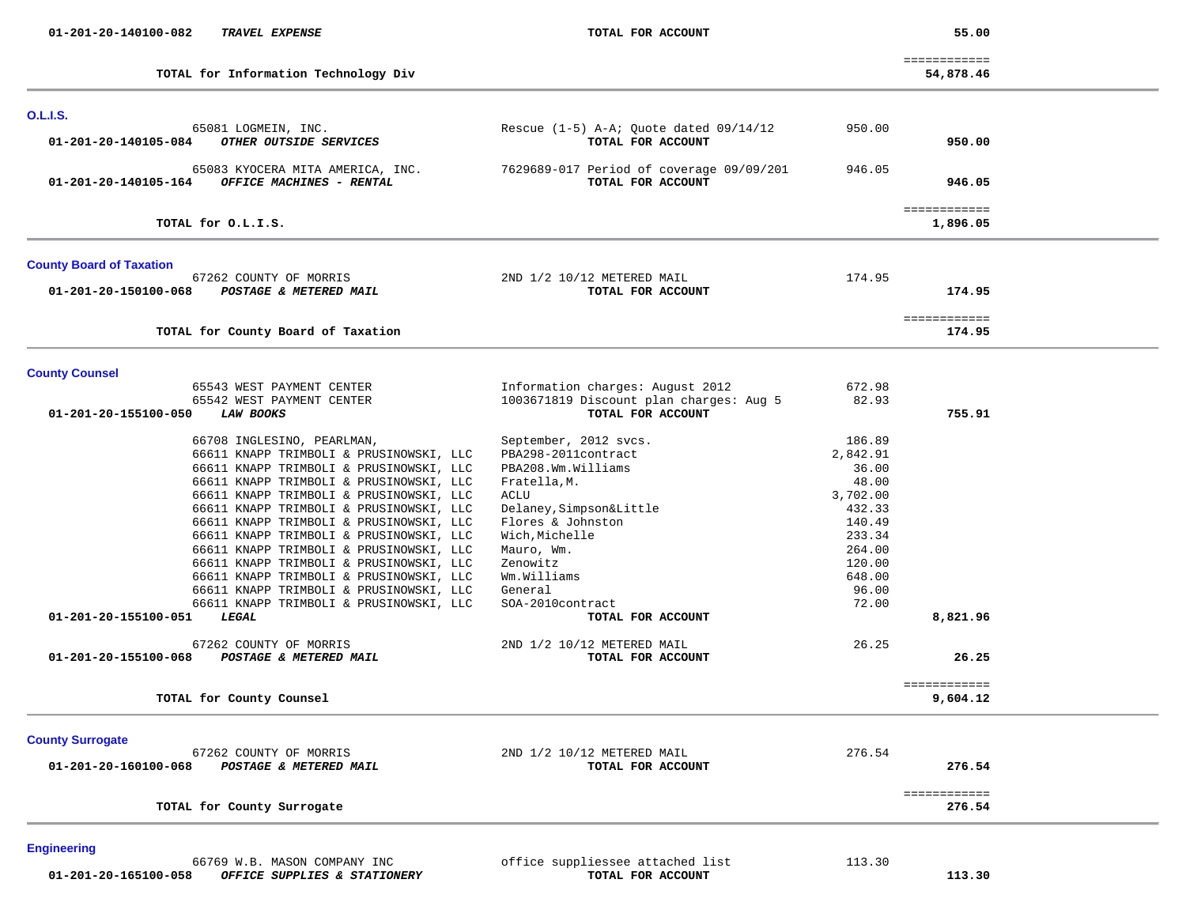| Account | Description | Vendor / Detail | Amount | Total |
|---|---|---|---|---|
| 01-201-20-140100-082 | ***TRAVEL EXPENSE*** | **TOTAL FOR ACCOUNT** | | **55.00** |
| | | | | ============ |
| | **TOTAL for Information Technology Div** | | | **54,878.46** |

## O.L.I.S.

| Account | Vendor | Description | Amount | Total |
|---|---|---|---|---|
| | 65081 LOGMEIN, INC. | Rescue (1-5) A-A; Quote dated 09/14/12 | 950.00 | |
| 01-201-20-140105-084 | ***OTHER OUTSIDE SERVICES*** | **TOTAL FOR ACCOUNT** | | **950.00** |
| | 65083 KYOCERA MITA AMERICA, INC. | 7629689-017 Period of coverage 09/09/201 | 946.05 | |
| 01-201-20-140105-164 | ***OFFICE MACHINES - RENTAL*** | **TOTAL FOR ACCOUNT** | | **946.05** |
| | | | | ============ |
| | **TOTAL for O.L.I.S.** | | | **1,896.05** |

## County Board of Taxation

| Account | Vendor | Description | Amount | Total |
|---|---|---|---|---|
| | 67262 COUNTY OF MORRIS | 2ND 1/2 10/12 METERED MAIL | 174.95 | |
| 01-201-20-150100-068 | ***POSTAGE & METERED MAIL*** | **TOTAL FOR ACCOUNT** | | **174.95** |
| | | | | ============ |
| | **TOTAL for County Board of Taxation** | | | **174.95** |

## County Counsel

| Account | Vendor | Description | Amount | Total |
|---|---|---|---|---|
| | 65543 WEST PAYMENT CENTER | Information charges: August 2012 | 672.98 | |
| | 65542 WEST PAYMENT CENTER | 1003671819 Discount plan charges: Aug 5 | 82.93 | |
| 01-201-20-155100-050 | ***LAW BOOKS*** | **TOTAL FOR ACCOUNT** | | **755.91** |
| | 66708 INGLESINO, PEARLMAN, | September, 2012 svcs. | 186.89 | |
| | 66611 KNAPP TRIMBOLI & PRUSINOWSKI, LLC | PBA298-2011contract | 2,842.91 | |
| | 66611 KNAPP TRIMBOLI & PRUSINOWSKI, LLC | PBA208.Wm.Williams | 36.00 | |
| | 66611 KNAPP TRIMBOLI & PRUSINOWSKI, LLC | Fratella,M. | 48.00 | |
| | 66611 KNAPP TRIMBOLI & PRUSINOWSKI, LLC | ACLU | 3,702.00 | |
| | 66611 KNAPP TRIMBOLI & PRUSINOWSKI, LLC | Delaney,Simpson&Little | 432.33 | |
| | 66611 KNAPP TRIMBOLI & PRUSINOWSKI, LLC | Flores & Johnston | 140.49 | |
| | 66611 KNAPP TRIMBOLI & PRUSINOWSKI, LLC | Wich,Michelle | 233.34 | |
| | 66611 KNAPP TRIMBOLI & PRUSINOWSKI, LLC | Mauro, Wm. | 264.00 | |
| | 66611 KNAPP TRIMBOLI & PRUSINOWSKI, LLC | Zenowitz | 120.00 | |
| | 66611 KNAPP TRIMBOLI & PRUSINOWSKI, LLC | Wm.Williams | 648.00 | |
| | 66611 KNAPP TRIMBOLI & PRUSINOWSKI, LLC | General | 96.00 | |
| | 66611 KNAPP TRIMBOLI & PRUSINOWSKI, LLC | SOA-2010contract | 72.00 | |
| 01-201-20-155100-051 | ***LEGAL*** | **TOTAL FOR ACCOUNT** | | **8,821.96** |
| | 67262 COUNTY OF MORRIS | 2ND 1/2 10/12 METERED MAIL | 26.25 | |
| 01-201-20-155100-068 | ***POSTAGE & METERED MAIL*** | **TOTAL FOR ACCOUNT** | | **26.25** |
| | | | | ============ |
| | **TOTAL for County Counsel** | | | **9,604.12** |

## County Surrogate

| Account | Vendor | Description | Amount | Total |
|---|---|---|---|---|
| | 67262 COUNTY OF MORRIS | 2ND 1/2 10/12 METERED MAIL | 276.54 | |
| 01-201-20-160100-068 | ***POSTAGE & METERED MAIL*** | **TOTAL FOR ACCOUNT** | | **276.54** |
| | | | | ============ |
| | **TOTAL for County Surrogate** | | | **276.54** |

## Engineering

| Account | Vendor | Description | Amount | Total |
|---|---|---|---|---|
| | 66769 W.B. MASON COMPANY INC | office suppliessee attached list | 113.30 | |
| 01-201-20-165100-058 | ***OFFICE SUPPLIES & STATIONERY*** | **TOTAL FOR ACCOUNT** | | **113.30** |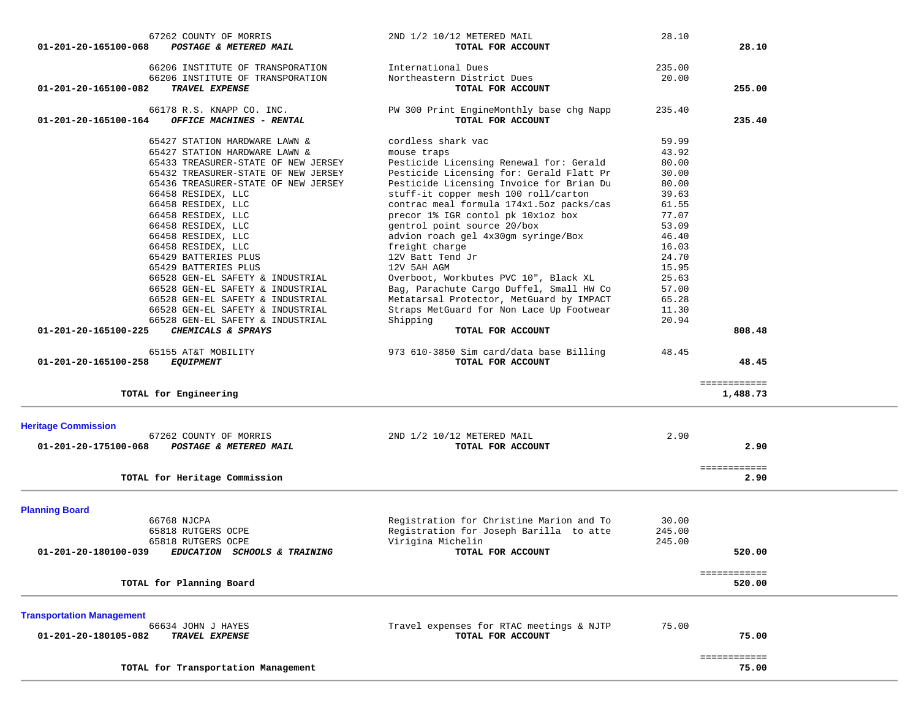| Account | Vendor | Description | Amount | Total |
|---|---|---|---|---|
| | 67262 COUNTY OF MORRIS | 2ND 1/2 10/12 METERED MAIL | 28.10 | |
| **01-201-20-165100-068** | ***POSTAGE & METERED MAIL*** | **TOTAL FOR ACCOUNT** | | **28.10** |
| | 66206 INSTITUTE OF TRANSPORATION | International Dues | 235.00 | |
| | 66206 INSTITUTE OF TRANSPORATION | Northeastern District Dues | 20.00 | |
| **01-201-20-165100-082** | ***TRAVEL EXPENSE*** | **TOTAL FOR ACCOUNT** | | **255.00** |
| | 66178 R.S. KNAPP CO. INC. | PW 300 Print EngineMonthly base chg Napp | 235.40 | |
| **01-201-20-165100-164** | ***OFFICE MACHINES - RENTAL*** | **TOTAL FOR ACCOUNT** | | **235.40** |
| | 65427 STATION HARDWARE LAWN & | cordless shark vac | 59.99 | |
| | 65427 STATION HARDWARE LAWN & | mouse traps | 43.92 | |
| | 65433 TREASURER-STATE OF NEW JERSEY | Pesticide Licensing Renewal for: Gerald | 80.00 | |
| | 65432 TREASURER-STATE OF NEW JERSEY | Pesticide Licensing for: Gerald Flatt Pr | 30.00 | |
| | 65436 TREASURER-STATE OF NEW JERSEY | Pesticide Licensing Invoice for Brian Du | 80.00 | |
| | 66458 RESIDEX, LLC | stuff-it copper mesh 100 roll/carton | 39.63 | |
| | 66458 RESIDEX, LLC | contrac meal formula 174x1.5oz packs/cas | 61.55 | |
| | 66458 RESIDEX, LLC | precor 1% IGR contol pk 10x1oz box | 77.07 | |
| | 66458 RESIDEX, LLC | gentrol point source 20/box | 53.09 | |
| | 66458 RESIDEX, LLC | advion roach gel 4x30gm syringe/Box | 46.40 | |
| | 66458 RESIDEX, LLC | freight charge | 16.03 | |
| | 65429 BATTERIES PLUS | 12V Batt Tend Jr | 24.70 | |
| | 65429 BATTERIES PLUS | 12V 5AH AGM | 15.95 | |
| | 66528 GEN-EL SAFETY & INDUSTRIAL | Overboot, Workbutes PVC 10", Black XL | 25.63 | |
| | 66528 GEN-EL SAFETY & INDUSTRIAL | Bag, Parachute Cargo Duffel, Small HW Co | 57.00 | |
| | 66528 GEN-EL SAFETY & INDUSTRIAL | Metatarsal Protector, MetGuard by IMPACT | 65.28 | |
| | 66528 GEN-EL SAFETY & INDUSTRIAL | Straps MetGuard for Non Lace Up Footwear | 11.30 | |
| | 66528 GEN-EL SAFETY & INDUSTRIAL | Shipping | 20.94 | |
| **01-201-20-165100-225** | ***CHEMICALS & SPRAYS*** | **TOTAL FOR ACCOUNT** | | **808.48** |
| | 65155 AT&T MOBILITY | 973 610-3850 Sim card/data base Billing | 48.45 | |
| **01-201-20-165100-258** | ***EQUIPMENT*** | **TOTAL FOR ACCOUNT** | | **48.45** |
| | **TOTAL for Engineering** | | | **1,488.73** |

## Heritage Commission

| Account | Vendor | Description | Amount | Total |
|---|---|---|---|---|
| | 67262 COUNTY OF MORRIS | 2ND 1/2 10/12 METERED MAIL | 2.90 | |
| **01-201-20-175100-068** | ***POSTAGE & METERED MAIL*** | **TOTAL FOR ACCOUNT** | | **2.90** |
| | **TOTAL for Heritage Commission** | | | **2.90** |

## Planning Board

| Account | Vendor | Description | Amount | Total |
|---|---|---|---|---|
| | 66768 NJCPA | Registration for Christine Marion and To | 30.00 | |
| | 65818 RUTGERS OCPE | Registration for Joseph Barilla to atte | 245.00 | |
| | 65818 RUTGERS OCPE | Viriginia Michelin | 245.00 | |
| **01-201-20-180100-039** | ***EDUCATION SCHOOLS & TRAINING*** | **TOTAL FOR ACCOUNT** | | **520.00** |
| | **TOTAL for Planning Board** | | | **520.00** |

## Transportation Management

| Account | Vendor | Description | Amount | Total |
|---|---|---|---|---|
| | 66634 JOHN J HAYES | Travel expenses for RTAC meetings & NJTP | 75.00 | |
| **01-201-20-180105-082** | ***TRAVEL EXPENSE*** | **TOTAL FOR ACCOUNT** | | **75.00** |
| | **TOTAL for Transportation Management** | | | **75.00** |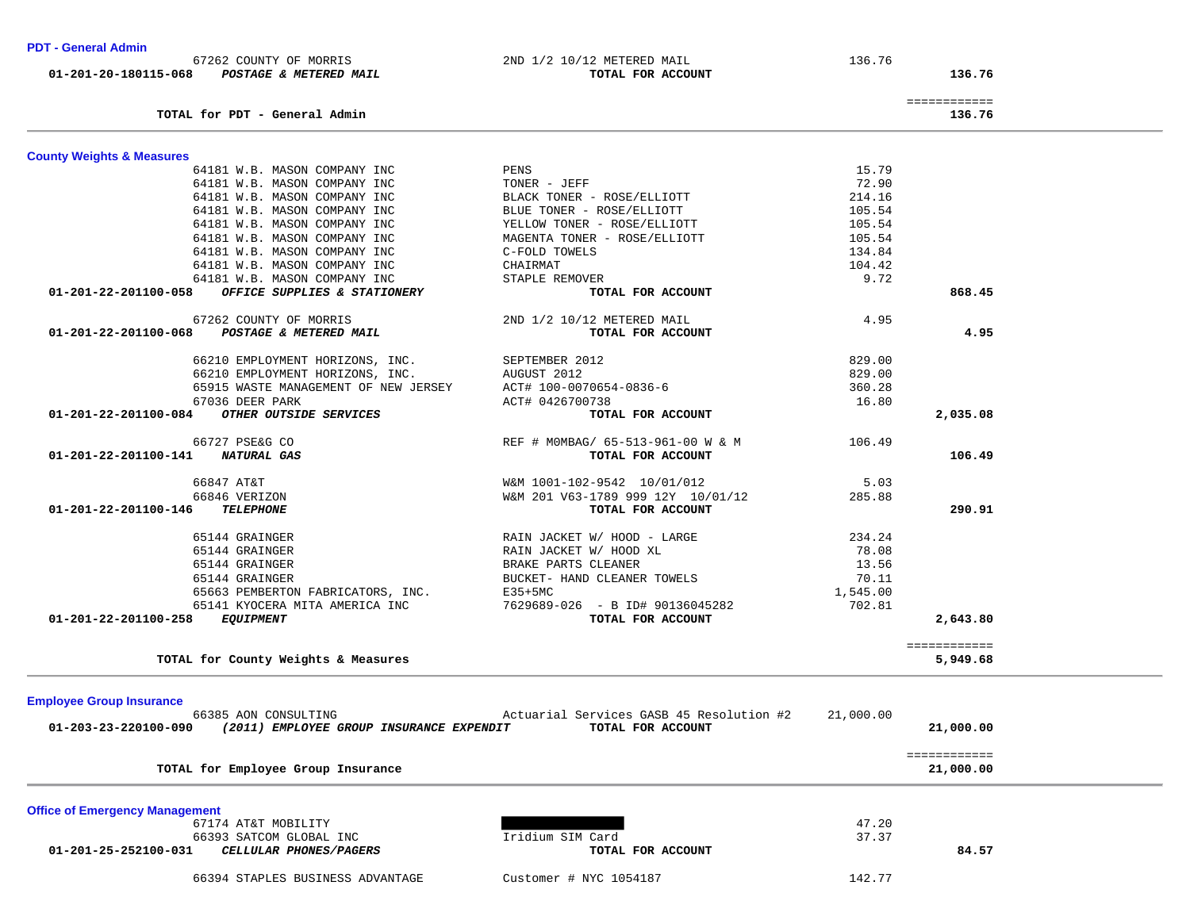### PDT - General Admin

| | Vendor | Description | Amount | Total |
|---|---|---|---|---|
| | 67262 COUNTY OF MORRIS | 2ND 1/2 10/12 METERED MAIL | 136.76 | |
| 01-201-20-180115-068 | ***POSTAGE & METERED MAIL*** | **TOTAL FOR ACCOUNT** | | **136.76** |
| | | | | ============ |
| | **TOTAL for PDT - General Admin** | | | **136.76** |

### County Weights & Measures

| | Vendor | Description | Amount | Total |
|---|---|---|---|---|
| | 64181 W.B. MASON COMPANY INC | PENS | 15.79 | |
| | 64181 W.B. MASON COMPANY INC | TONER - JEFF | 72.90 | |
| | 64181 W.B. MASON COMPANY INC | BLACK TONER - ROSE/ELLIOTT | 214.16 | |
| | 64181 W.B. MASON COMPANY INC | BLUE TONER - ROSE/ELLIOTT | 105.54 | |
| | 64181 W.B. MASON COMPANY INC | YELLOW TONER - ROSE/ELLIOTT | 105.54 | |
| | 64181 W.B. MASON COMPANY INC | MAGENTA TONER - ROSE/ELLIOTT | 105.54 | |
| | 64181 W.B. MASON COMPANY INC | C-FOLD TOWELS | 134.84 | |
| | 64181 W.B. MASON COMPANY INC | CHAIRMAT | 104.42 | |
| | 64181 W.B. MASON COMPANY INC | STAPLE REMOVER | 9.72 | |
| 01-201-22-201100-058 | ***OFFICE SUPPLIES & STATIONERY*** | **TOTAL FOR ACCOUNT** | | **868.45** |
| | 67262 COUNTY OF MORRIS | 2ND 1/2 10/12 METERED MAIL | 4.95 | |
| 01-201-22-201100-068 | ***POSTAGE & METERED MAIL*** | **TOTAL FOR ACCOUNT** | | **4.95** |
| | 66210 EMPLOYMENT HORIZONS, INC. | SEPTEMBER 2012 | 829.00 | |
| | 66210 EMPLOYMENT HORIZONS, INC. | AUGUST 2012 | 829.00 | |
| | 65915 WASTE MANAGEMENT OF NEW JERSEY | ACT# 100-0070654-0836-6 | 360.28 | |
| | 67036 DEER PARK | ACT# 0426700738 | 16.80 | |
| 01-201-22-201100-084 | ***OTHER OUTSIDE SERVICES*** | **TOTAL FOR ACCOUNT** | | **2,035.08** |
| | 66727 PSE&G CO | REF # M0MBAG/ 65-513-961-00 W & M | 106.49 | |
| 01-201-22-201100-141 | ***NATURAL GAS*** | **TOTAL FOR ACCOUNT** | | **106.49** |
| | 66847 AT&T | W&M 1001-102-9542 10/01/012 | 5.03 | |
| | 66846 VERIZON | W&M 201 V63-1789 999 12Y 10/01/12 | 285.88 | |
| 01-201-22-201100-146 | ***TELEPHONE*** | **TOTAL FOR ACCOUNT** | | **290.91** |
| | 65144 GRAINGER | RAIN JACKET W/ HOOD - LARGE | 234.24 | |
| | 65144 GRAINGER | RAIN JACKET W/ HOOD XL | 78.08 | |
| | 65144 GRAINGER | BRAKE PARTS CLEANER | 13.56 | |
| | 65144 GRAINGER | BUCKET- HAND CLEANER TOWELS | 70.11 | |
| | 65663 PEMBERTON FABRICATORS, INC. | E35+5MC | 1,545.00 | |
| | 65141 KYOCERA MITA AMERICA INC | 7629689-026 - B ID# 90136045282 | 702.81 | |
| 01-201-22-201100-258 | ***EQUIPMENT*** | **TOTAL FOR ACCOUNT** | | **2,643.80** |
| | | | | ============ |
| | **TOTAL for County Weights & Measures** | | | **5,949.68** |

### Employee Group Insurance

| | Vendor | Description | Amount | Total |
|---|---|---|---|---|
| | 66385 AON CONSULTING | Actuarial Services GASB 45 Resolution #2 | 21,000.00 | |
| 01-203-23-220100-090 | ***(2011) EMPLOYEE GROUP INSURANCE EXPENDIT*** | **TOTAL FOR ACCOUNT** | | **21,000.00** |
| | | | | ============ |
| | **TOTAL for Employee Group Insurance** | | | **21,000.00** |

### Office of Emergency Management

| | Vendor | Description | Amount | Total |
|---|---|---|---|---|
| | 67174 AT&T MOBILITY | [REDACTED] | 47.20 | |
| | 66393 SATCOM GLOBAL INC | Iridium SIM Card | 37.37 | |
| 01-201-25-252100-031 | ***CELLULAR PHONES/PAGERS*** | **TOTAL FOR ACCOUNT** | | **84.57** |
| | 66394 STAPLES BUSINESS ADVANTAGE | Customer # NYC 1054187 | 142.77 | |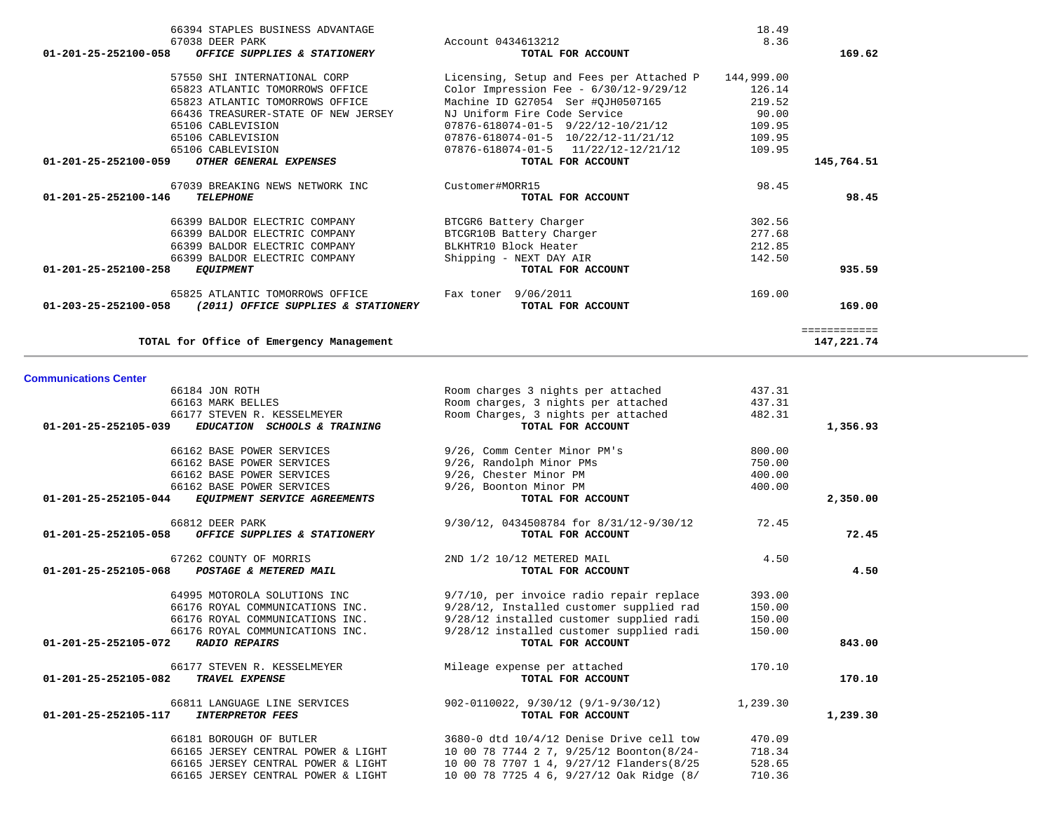| Account | Vendor | Description | Amount | Total |
|---|---|---|---|---|
| | 66394 STAPLES BUSINESS ADVANTAGE | | 18.49 | |
| | 67038 DEER PARK | Account 0434613212 | 8.36 | |
| 01-201-25-252100-058 | ***OFFICE SUPPLIES & STATIONERY*** | **TOTAL FOR ACCOUNT** | | **169.62** |
| | 57550 SHI INTERNATIONAL CORP | Licensing, Setup and Fees per Attached P | 144,999.00 | |
| | 65823 ATLANTIC TOMORROWS OFFICE | Color Impression Fee - 6/30/12-9/29/12 | 126.14 | |
| | 65823 ATLANTIC TOMORROWS OFFICE | Machine ID G27054 Ser #QJH0507165 | 219.52 | |
| | 66436 TREASURER-STATE OF NEW JERSEY | NJ Uniform Fire Code Service | 90.00 | |
| | 65106 CABLEVISION | 07876-618074-01-5 9/22/12-10/21/12 | 109.95 | |
| | 65106 CABLEVISION | 07876-618074-01-5 10/22/12-11/21/12 | 109.95 | |
| | 65106 CABLEVISION | 07876-618074-01-5 11/22/12-12/21/12 | 109.95 | |
| 01-201-25-252100-059 | ***OTHER GENERAL EXPENSES*** | **TOTAL FOR ACCOUNT** | | **145,764.51** |
| | 67039 BREAKING NEWS NETWORK INC | Customer#MORR15 | 98.45 | |
| 01-201-25-252100-146 | ***TELEPHONE*** | **TOTAL FOR ACCOUNT** | | **98.45** |
| | 66399 BALDOR ELECTRIC COMPANY | BTCGR6 Battery Charger | 302.56 | |
| | 66399 BALDOR ELECTRIC COMPANY | BTCGR10B Battery Charger | 277.68 | |
| | 66399 BALDOR ELECTRIC COMPANY | BLKHTR10 Block Heater | 212.85 | |
| | 66399 BALDOR ELECTRIC COMPANY | Shipping - NEXT DAY AIR | 142.50 | |
| 01-201-25-252100-258 | ***EQUIPMENT*** | **TOTAL FOR ACCOUNT** | | **935.59** |
| | 65825 ATLANTIC TOMORROWS OFFICE | Fax toner 9/06/2011 | 169.00 | |
| 01-203-25-252100-058 | ***(2011) OFFICE SUPPLIES & STATIONERY*** | **TOTAL FOR ACCOUNT** | | **169.00** |
| | | | | ============ |
| | **TOTAL for Office of Emergency Management** | | | **147,221.74** |

**Communications Center**

| Account | Vendor | Description | Amount | Total |
|---|---|---|---|---|
| | 66184 JON ROTH | Room charges 3 nights per attached | 437.31 | |
| | 66163 MARK BELLES | Room charges, 3 nights per attached | 437.31 | |
| | 66177 STEVEN R. KESSELMEYER | Room Charges, 3 nights per attached | 482.31 | |
| 01-201-25-252105-039 | ***EDUCATION SCHOOLS & TRAINING*** | **TOTAL FOR ACCOUNT** | | **1,356.93** |
| | 66162 BASE POWER SERVICES | 9/26, Comm Center Minor PM's | 800.00 | |
| | 66162 BASE POWER SERVICES | 9/26, Randolph Minor PMs | 750.00 | |
| | 66162 BASE POWER SERVICES | 9/26, Chester Minor PM | 400.00 | |
| | 66162 BASE POWER SERVICES | 9/26, Boonton Minor PM | 400.00 | |
| 01-201-25-252105-044 | ***EQUIPMENT SERVICE AGREEMENTS*** | **TOTAL FOR ACCOUNT** | | **2,350.00** |
| | 66812 DEER PARK | 9/30/12, 0434508784 for 8/31/12-9/30/12 | 72.45 | |
| 01-201-25-252105-058 | ***OFFICE SUPPLIES & STATIONERY*** | **TOTAL FOR ACCOUNT** | | **72.45** |
| | 67262 COUNTY OF MORRIS | 2ND 1/2 10/12 METERED MAIL | 4.50 | |
| 01-201-25-252105-068 | ***POSTAGE & METERED MAIL*** | **TOTAL FOR ACCOUNT** | | **4.50** |
| | 64995 MOTOROLA SOLUTIONS INC | 9/7/10, per invoice radio repair replace | 393.00 | |
| | 66176 ROYAL COMMUNICATIONS INC. | 9/28/12, Installed customer supplied rad | 150.00 | |
| | 66176 ROYAL COMMUNICATIONS INC. | 9/28/12 installed customer supplied radi | 150.00 | |
| | 66176 ROYAL COMMUNICATIONS INC. | 9/28/12 installed customer supplied radi | 150.00 | |
| 01-201-25-252105-072 | ***RADIO REPAIRS*** | **TOTAL FOR ACCOUNT** | | **843.00** |
| | 66177 STEVEN R. KESSELMEYER | Mileage expense per attached | 170.10 | |
| 01-201-25-252105-082 | ***TRAVEL EXPENSE*** | **TOTAL FOR ACCOUNT** | | **170.10** |
| | 66811 LANGUAGE LINE SERVICES | 902-0110022, 9/30/12 (9/1-9/30/12) | 1,239.30 | |
| 01-201-25-252105-117 | ***INTERPRETOR FEES*** | **TOTAL FOR ACCOUNT** | | **1,239.30** |
| | 66181 BOROUGH OF BUTLER | 3680-0 dtd 10/4/12 Denise Drive cell tow | 470.09 | |
| | 66165 JERSEY CENTRAL POWER & LIGHT | 10 00 78 7744 2 7, 9/25/12 Boonton(8/24- | 718.34 | |
| | 66165 JERSEY CENTRAL POWER & LIGHT | 10 00 78 7707 1 4, 9/27/12 Flanders(8/25 | 528.65 | |
| | 66165 JERSEY CENTRAL POWER & LIGHT | 10 00 78 7725 4 6, 9/27/12 Oak Ridge (8/ | 710.36 | |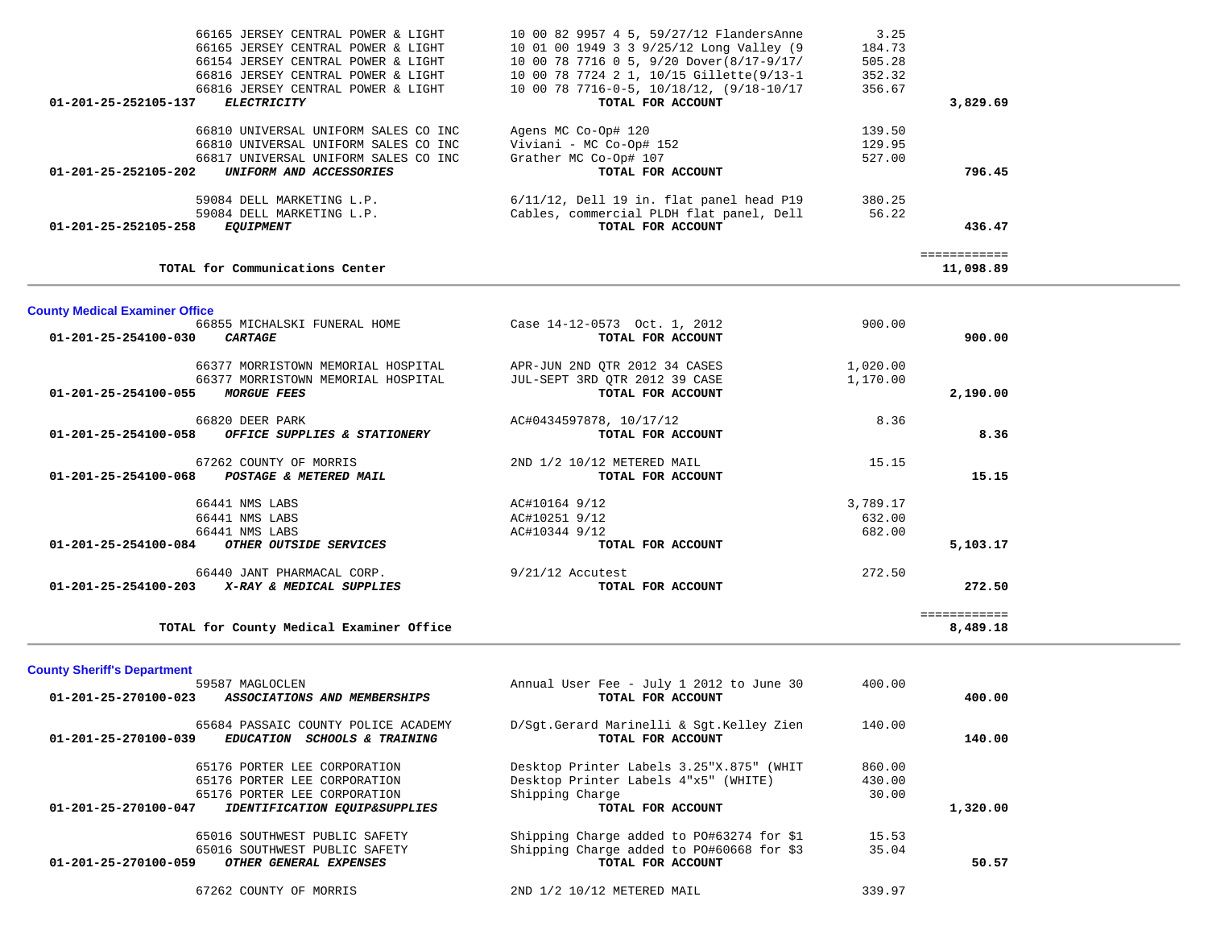| | | | | |
|---|---|---|---|---|
| | 66165 JERSEY CENTRAL POWER & LIGHT | 10 00 82 9957 4 5, 59/27/12 FlandersAnne | 3.25 | |
| | 66165 JERSEY CENTRAL POWER & LIGHT | 10 01 00 1949 3 3 9/25/12 Long Valley (9 | 184.73 | |
| | 66154 JERSEY CENTRAL POWER & LIGHT | 10 00 78 7716 0 5, 9/20 Dover(8/17-9/17/ | 505.28 | |
| | 66816 JERSEY CENTRAL POWER & LIGHT | 10 00 78 7724 2 1, 10/15 Gillette(9/13-1 | 352.32 | |
| | 66816 JERSEY CENTRAL POWER & LIGHT | 10 00 78 7716-0-5, 10/18/12, (9/18-10/17 | 356.67 | |
| 01-201-25-252105-137 | ***ELECTRICITY*** | **TOTAL FOR ACCOUNT** | | **3,829.69** |
| | 66810 UNIVERSAL UNIFORM SALES CO INC | Agens MC Co-Op# 120 | 139.50 | |
| | 66810 UNIVERSAL UNIFORM SALES CO INC | Viviani - MC Co-Op# 152 | 129.95 | |
| | 66817 UNIVERSAL UNIFORM SALES CO INC | Grather MC Co-Op# 107 | 527.00 | |
| 01-201-25-252105-202 | ***UNIFORM AND ACCESSORIES*** | **TOTAL FOR ACCOUNT** | | **796.45** |
| | 59084 DELL MARKETING L.P. | 6/11/12, Dell 19 in. flat panel head P19 | 380.25 | |
| | 59084 DELL MARKETING L.P. | Cables, commercial PLDH flat panel, Dell | 56.22 | |
| 01-201-25-252105-258 | ***EQUIPMENT*** | **TOTAL FOR ACCOUNT** | | **436.47** |
| | | | | ============ |
| | **TOTAL for Communications Center** | | | **11,098.89** |

## County Medical Examiner Office

| | | | | |
|---|---|---|---|---|
| | 66855 MICHALSKI FUNERAL HOME | Case 14-12-0573 Oct. 1, 2012 | 900.00 | |
| 01-201-25-254100-030 | ***CARTAGE*** | **TOTAL FOR ACCOUNT** | | **900.00** |
| | 66377 MORRISTOWN MEMORIAL HOSPITAL | APR-JUN 2ND QTR 2012 34 CASES | 1,020.00 | |
| | 66377 MORRISTOWN MEMORIAL HOSPITAL | JUL-SEPT 3RD QTR 2012 39 CASE | 1,170.00 | |
| 01-201-25-254100-055 | ***MORGUE FEES*** | **TOTAL FOR ACCOUNT** | | **2,190.00** |
| | 66820 DEER PARK | AC#0434597878, 10/17/12 | 8.36 | |
| 01-201-25-254100-058 | ***OFFICE SUPPLIES & STATIONERY*** | **TOTAL FOR ACCOUNT** | | **8.36** |
| | 67262 COUNTY OF MORRIS | 2ND 1/2 10/12 METERED MAIL | 15.15 | |
| 01-201-25-254100-068 | ***POSTAGE & METERED MAIL*** | **TOTAL FOR ACCOUNT** | | **15.15** |
| | 66441 NMS LABS | AC#10164 9/12 | 3,789.17 | |
| | 66441 NMS LABS | AC#10251 9/12 | 632.00 | |
| | 66441 NMS LABS | AC#10344 9/12 | 682.00 | |
| 01-201-25-254100-084 | ***OTHER OUTSIDE SERVICES*** | **TOTAL FOR ACCOUNT** | | **5,103.17** |
| | 66440 JANT PHARMACAL CORP. | 9/21/12 Accutest | 272.50 | |
| 01-201-25-254100-203 | ***X-RAY & MEDICAL SUPPLIES*** | **TOTAL FOR ACCOUNT** | | **272.50** |
| | | | | ============ |
| | **TOTAL for County Medical Examiner Office** | | | **8,489.18** |

## County Sheriff's Department

| | | | | |
|---|---|---|---|---|
| | 59587 MAGLOCLEN | Annual User Fee - July 1 2012 to June 30 | 400.00 | |
| 01-201-25-270100-023 | ***ASSOCIATIONS AND MEMBERSHIPS*** | **TOTAL FOR ACCOUNT** | | **400.00** |
| | 65684 PASSAIC COUNTY POLICE ACADEMY | D/Sgt.Gerard Marinelli & Sgt.Kelley Zien | 140.00 | |
| 01-201-25-270100-039 | ***EDUCATION SCHOOLS & TRAINING*** | **TOTAL FOR ACCOUNT** | | **140.00** |
| | 65176 PORTER LEE CORPORATION | Desktop Printer Labels 3.25"X.875" (WHIT | 860.00 | |
| | 65176 PORTER LEE CORPORATION | Desktop Printer Labels 4"x5" (WHITE) | 430.00 | |
| | 65176 PORTER LEE CORPORATION | Shipping Charge | 30.00 | |
| 01-201-25-270100-047 | ***IDENTIFICATION EQUIP&SUPPLIES*** | **TOTAL FOR ACCOUNT** | | **1,320.00** |
| | 65016 SOUTHWEST PUBLIC SAFETY | Shipping Charge added to PO#63274 for $1 | 15.53 | |
| | 65016 SOUTHWEST PUBLIC SAFETY | Shipping Charge added to PO#60668 for $3 | 35.04 | |
| 01-201-25-270100-059 | ***OTHER GENERAL EXPENSES*** | **TOTAL FOR ACCOUNT** | | **50.57** |
| | 67262 COUNTY OF MORRIS | 2ND 1/2 10/12 METERED MAIL | 339.97 | |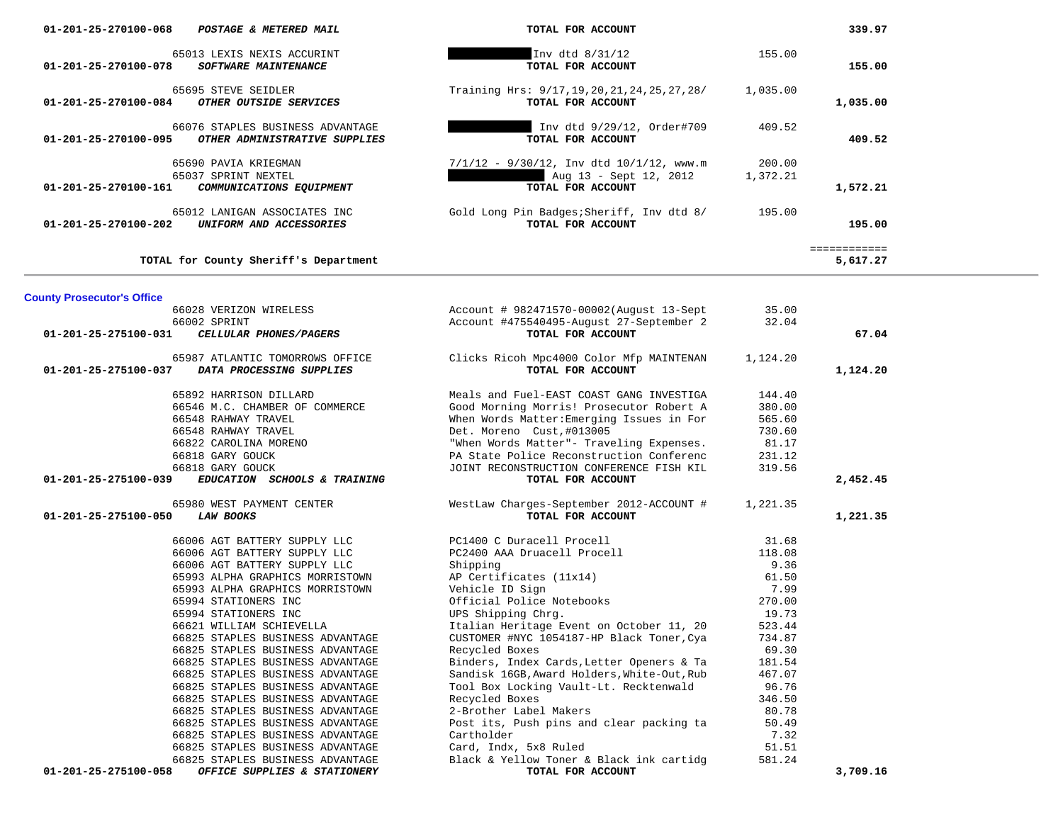| Account / Vendor | Description | Amount | Total |
|---|---|---|---|
| 01-201-25-270100-068 *POSTAGE & METERED MAIL* | **TOTAL FOR ACCOUNT** | | **339.97** |
| 65013 LEXIS NEXIS ACCURINT | Inv dtd 8/31/12 | 155.00 | |
| 01-201-25-270100-078 *SOFTWARE MAINTENANCE* | **TOTAL FOR ACCOUNT** | | **155.00** |
| 65695 STEVE SEIDLER | Training Hrs: 9/17,19,20,21,24,25,27,28/ | 1,035.00 | |
| 01-201-25-270100-084 *OTHER OUTSIDE SERVICES* | **TOTAL FOR ACCOUNT** | | **1,035.00** |
| 66076 STAPLES BUSINESS ADVANTAGE | Inv dtd 9/29/12, Order#709 | 409.52 | |
| 01-201-25-270100-095 *OTHER ADMINISTRATIVE SUPPLIES* | **TOTAL FOR ACCOUNT** | | **409.52** |
| 65690 PAVIA KRIEGMAN | 7/1/12 - 9/30/12, Inv dtd 10/1/12, www.m | 200.00 | |
| 65037 SPRINT NEXTEL | Aug 13 - Sept 12, 2012 | 1,372.21 | |
| 01-201-25-270100-161 *COMMUNICATIONS EQUIPMENT* | **TOTAL FOR ACCOUNT** | | **1,572.21** |
| 65012 LANIGAN ASSOCIATES INC | Gold Long Pin Badges;Sheriff, Inv dtd 8/ | 195.00 | |
| 01-201-25-270100-202 *UNIFORM AND ACCESSORIES* | **TOTAL FOR ACCOUNT** | | **195.00** |
| **TOTAL for County Sheriff's Department** | | | **5,617.27** |

## County Prosecutor's Office

| Account / Vendor | Description | Amount | Total |
|---|---|---|---|
| 66028 VERIZON WIRELESS | Account # 982471570-00002(August 13-Sept | 35.00 | |
| 66002 SPRINT | Account #475540495-August 27-September 2 | 32.04 | |
| 01-201-25-275100-031 *CELLULAR PHONES/PAGERS* | **TOTAL FOR ACCOUNT** | | **67.04** |
| 65987 ATLANTIC TOMORROWS OFFICE | Clicks Ricoh Mpc4000 Color Mfp MAINTENAN | 1,124.20 | |
| 01-201-25-275100-037 *DATA PROCESSING SUPPLIES* | **TOTAL FOR ACCOUNT** | | **1,124.20** |
| 65892 HARRISON DILLARD | Meals and Fuel-EAST COAST GANG INVESTIGA | 144.40 | |
| 66546 M.C. CHAMBER OF COMMERCE | Good Morning Morris! Prosecutor Robert A | 380.00 | |
| 66548 RAHWAY TRAVEL | When Words Matter:Emerging Issues in For | 565.60 | |
| 66548 RAHWAY TRAVEL | Det. Moreno Cust,#013005 | 730.60 | |
| 66822 CAROLINA MORENO | "When Words Matter"- Traveling Expenses. | 81.17 | |
| 66818 GARY GOUCK | PA State Police Reconstruction Conferenc | 231.12 | |
| 66818 GARY GOUCK | JOINT RECONSTRUCTION CONFERENCE FISH KIL | 319.56 | |
| 01-201-25-275100-039 *EDUCATION SCHOOLS & TRAINING* | **TOTAL FOR ACCOUNT** | | **2,452.45** |
| 65980 WEST PAYMENT CENTER | WestLaw Charges-September 2012-ACCOUNT # | 1,221.35 | |
| 01-201-25-275100-050 *LAW BOOKS* | **TOTAL FOR ACCOUNT** | | **1,221.35** |
| 66006 AGT BATTERY SUPPLY LLC | PC1400 C Duracell Procell | 31.68 | |
| 66006 AGT BATTERY SUPPLY LLC | PC2400 AAA Druacell Procell | 118.08 | |
| 66006 AGT BATTERY SUPPLY LLC | Shipping | 9.36 | |
| 65993 ALPHA GRAPHICS MORRISTOWN | AP Certificates (11x14) | 61.50 | |
| 65993 ALPHA GRAPHICS MORRISTOWN | Vehicle ID Sign | 7.99 | |
| 65994 STATIONERS INC | Official Police Notebooks | 270.00 | |
| 65994 STATIONERS INC | UPS Shipping Chrg. | 19.73 | |
| 66621 WILLIAM SCHIEVELLA | Italian Heritage Event on October 11, 20 | 523.44 | |
| 66825 STAPLES BUSINESS ADVANTAGE | CUSTOMER #NYC 1054187-HP Black Toner,Cya | 734.87 | |
| 66825 STAPLES BUSINESS ADVANTAGE | Recycled Boxes | 69.30 | |
| 66825 STAPLES BUSINESS ADVANTAGE | Binders, Index Cards,Letter Openers & Ta | 181.54 | |
| 66825 STAPLES BUSINESS ADVANTAGE | Sandisk 16GB,Award Holders,White-Out,Rub | 467.07 | |
| 66825 STAPLES BUSINESS ADVANTAGE | Tool Box Locking Vault-Lt. Recktenwald | 96.76 | |
| 66825 STAPLES BUSINESS ADVANTAGE | Recycled Boxes | 346.50 | |
| 66825 STAPLES BUSINESS ADVANTAGE | 2-Brother Label Makers | 80.78 | |
| 66825 STAPLES BUSINESS ADVANTAGE | Post its, Push pins and clear packing ta | 50.49 | |
| 66825 STAPLES BUSINESS ADVANTAGE | Cartholder | 7.32 | |
| 66825 STAPLES BUSINESS ADVANTAGE | Card, Indx, 5x8 Ruled | 51.51 | |
| 66825 STAPLES BUSINESS ADVANTAGE | Black & Yellow Toner & Black ink cartidg | 581.24 | |
| 01-201-25-275100-058 *OFFICE SUPPLIES & STATIONERY* | **TOTAL FOR ACCOUNT** | | **3,709.16** |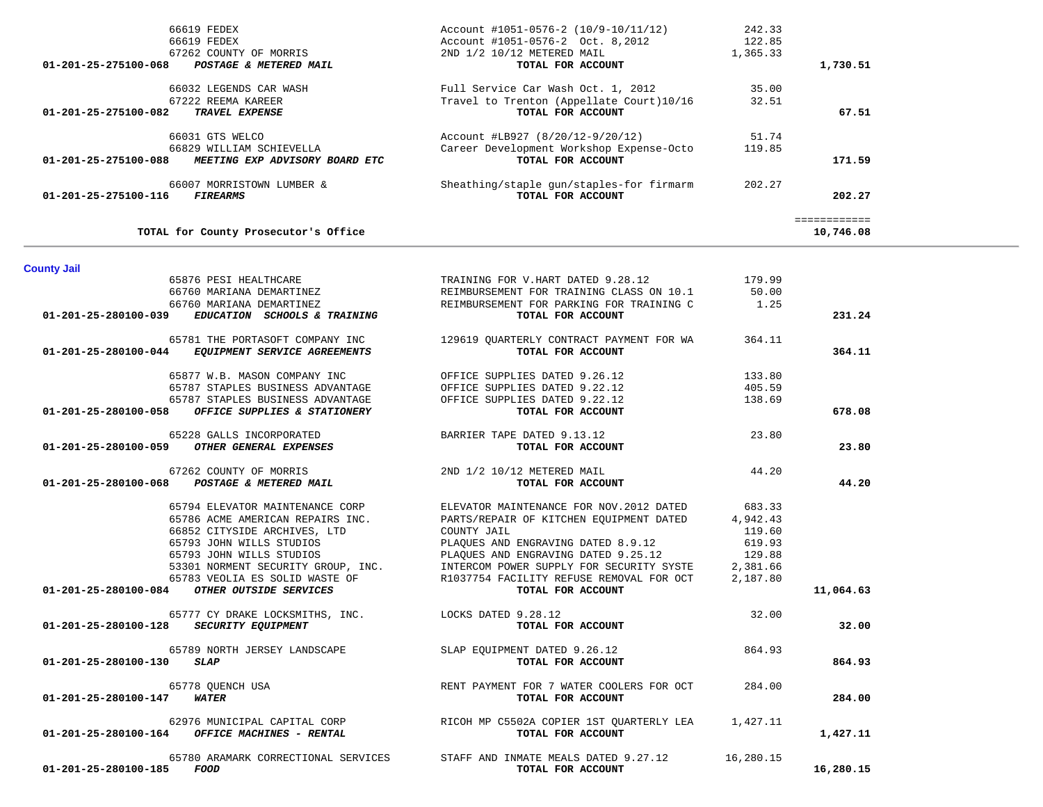| Account | Vendor / Description | Detail | Amount | Total |
|---|---|---|---|---|
| | 66619 FEDEX | Account #1051-0576-2 (10/9-10/11/12) | 242.33 | |
| | 66619 FEDEX | Account #1051-0576-2 Oct. 8,2012 | 122.85 | |
| | 67262 COUNTY OF MORRIS | 2ND 1/2 10/12 METERED MAIL | 1,365.33 | |
| **01-201-25-275100-068** | ***POSTAGE & METERED MAIL*** | **TOTAL FOR ACCOUNT** | | **1,730.51** |
| | 66032 LEGENDS CAR WASH | Full Service Car Wash Oct. 1, 2012 | 35.00 | |
| | 67222 REEMA KAREER | Travel to Trenton (Appellate Court)10/16 | 32.51 | |
| **01-201-25-275100-082** | ***TRAVEL EXPENSE*** | **TOTAL FOR ACCOUNT** | | **67.51** |
| | 66031 GTS WELCO | Account #LB927 (8/20/12-9/20/12) | 51.74 | |
| | 66829 WILLIAM SCHIEVELLA | Career Development Workshop Expense-Octo | 119.85 | |
| **01-201-25-275100-088** | ***MEETING EXP ADVISORY BOARD ETC*** | **TOTAL FOR ACCOUNT** | | **171.59** |
| | 66007 MORRISTOWN LUMBER & | Sheathing/staple gun/staples-for firearm | 202.27 | |
| **01-201-25-275100-116** | ***FIREARMS*** | **TOTAL FOR ACCOUNT** | | **202.27** |
| | | | | ============ |
| | **TOTAL for County Prosecutor's Office** | | | **10,746.08** |

## County Jail

| Account | Vendor / Description | Detail | Amount | Total |
|---|---|---|---|---|
| | 65876 PESI HEALTHCARE | TRAINING FOR V.HART DATED 9.28.12 | 179.99 | |
| | 66760 MARIANA DEMARTINEZ | REIMBURSEMENT FOR TRAINING CLASS ON 10.1 | 50.00 | |
| | 66760 MARIANA DEMARTINEZ | REIMBURSEMENT FOR PARKING FOR TRAINING C | 1.25 | |
| **01-201-25-280100-039** | ***EDUCATION SCHOOLS & TRAINING*** | **TOTAL FOR ACCOUNT** | | **231.24** |
| | 65781 THE PORTASOFT COMPANY INC | 129619 QUARTERLY CONTRACT PAYMENT FOR WA | 364.11 | |
| **01-201-25-280100-044** | ***EQUIPMENT SERVICE AGREEMENTS*** | **TOTAL FOR ACCOUNT** | | **364.11** |
| | 65877 W.B. MASON COMPANY INC | OFFICE SUPPLIES DATED 9.26.12 | 133.80 | |
| | 65787 STAPLES BUSINESS ADVANTAGE | OFFICE SUPPLIES DATED 9.22.12 | 405.59 | |
| | 65787 STAPLES BUSINESS ADVANTAGE | OFFICE SUPPLIES DATED 9.22.12 | 138.69 | |
| **01-201-25-280100-058** | ***OFFICE SUPPLIES & STATIONERY*** | **TOTAL FOR ACCOUNT** | | **678.08** |
| | 65228 GALLS INCORPORATED | BARRIER TAPE DATED 9.13.12 | 23.80 | |
| **01-201-25-280100-059** | ***OTHER GENERAL EXPENSES*** | **TOTAL FOR ACCOUNT** | | **23.80** |
| | 67262 COUNTY OF MORRIS | 2ND 1/2 10/12 METERED MAIL | 44.20 | |
| **01-201-25-280100-068** | ***POSTAGE & METERED MAIL*** | **TOTAL FOR ACCOUNT** | | **44.20** |
| | 65794 ELEVATOR MAINTENANCE CORP | ELEVATOR MAINTENANCE FOR NOV.2012 DATED | 683.33 | |
| | 65786 ACME AMERICAN REPAIRS INC. | PARTS/REPAIR OF KITCHEN EQUIPMENT DATED | 4,942.43 | |
| | 66852 CITYSIDE ARCHIVES, LTD | COUNTY JAIL | 119.60 | |
| | 65793 JOHN WILLS STUDIOS | PLAQUES AND ENGRAVING DATED 8.9.12 | 619.93 | |
| | 65793 JOHN WILLS STUDIOS | PLAQUES AND ENGRAVING DATED 9.25.12 | 129.88 | |
| | 53301 NORMENT SECURITY GROUP, INC. | INTERCOM POWER SUPPLY FOR SECURITY SYSTE | 2,381.66 | |
| | 65783 VEOLIA ES SOLID WASTE OF | R1037754 FACILITY REFUSE REMOVAL FOR OCT | 2,187.80 | |
| **01-201-25-280100-084** | ***OTHER OUTSIDE SERVICES*** | **TOTAL FOR ACCOUNT** | | **11,064.63** |
| | 65777 CY DRAKE LOCKSMITHS, INC. | LOCKS DATED 9.28.12 | 32.00 | |
| **01-201-25-280100-128** | ***SECURITY EQUIPMENT*** | **TOTAL FOR ACCOUNT** | | **32.00** |
| | 65789 NORTH JERSEY LANDSCAPE | SLAP EQUIPMENT DATED 9.26.12 | 864.93 | |
| **01-201-25-280100-130** | ***SLAP*** | **TOTAL FOR ACCOUNT** | | **864.93** |
| | 65778 QUENCH USA | RENT PAYMENT FOR 7 WATER COOLERS FOR OCT | 284.00 | |
| **01-201-25-280100-147** | ***WATER*** | **TOTAL FOR ACCOUNT** | | **284.00** |
| | 62976 MUNICIPAL CAPITAL CORP | RICOH MP C5502A COPIER 1ST QUARTERLY LEA | 1,427.11 | |
| **01-201-25-280100-164** | ***OFFICE MACHINES - RENTAL*** | **TOTAL FOR ACCOUNT** | | **1,427.11** |
| | 65780 ARAMARK CORRECTIONAL SERVICES | STAFF AND INMATE MEALS DATED 9.27.12 | 16,280.15 | |
| **01-201-25-280100-185** | ***FOOD*** | **TOTAL FOR ACCOUNT** | | **16,280.15** |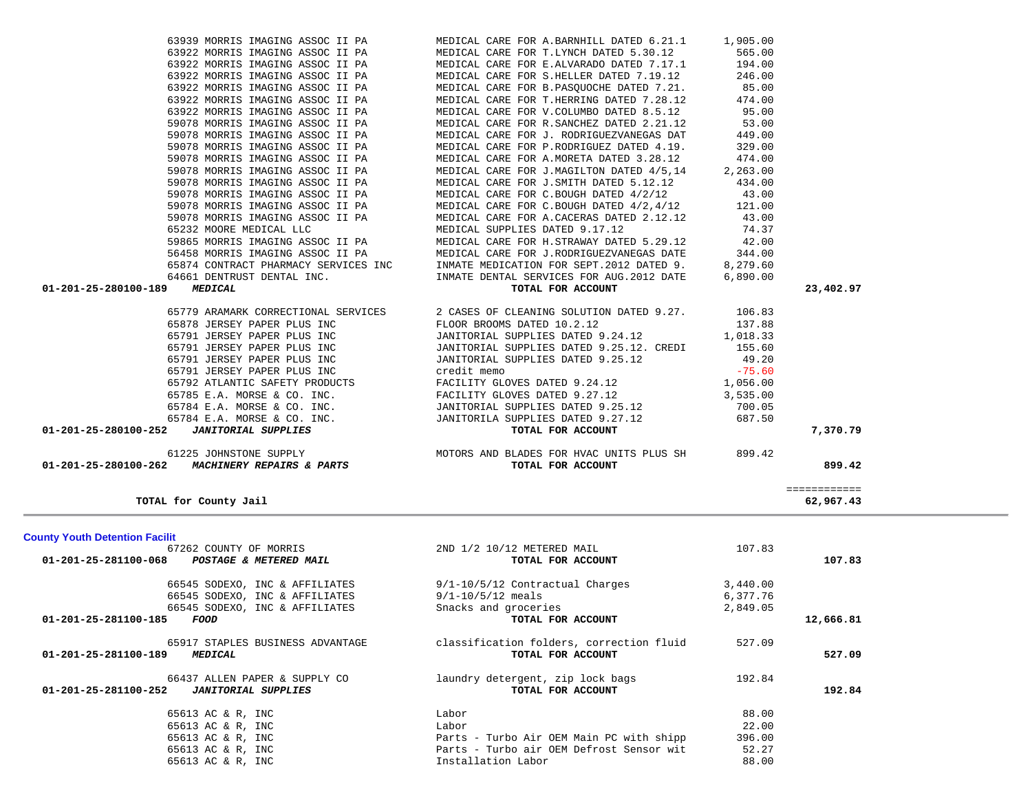| Account | Vendor | Description | Amount | Total |
|---|---|---|---|---|
| | 63939 MORRIS IMAGING ASSOC II PA | MEDICAL CARE FOR A.BARNHILL DATED 6.21.1 | 1,905.00 | |
| | 63922 MORRIS IMAGING ASSOC II PA | MEDICAL CARE FOR T.LYNCH DATED 5.30.12 | 565.00 | |
| | 63922 MORRIS IMAGING ASSOC II PA | MEDICAL CARE FOR E.ALVARADO DATED 7.17.1 | 194.00 | |
| | 63922 MORRIS IMAGING ASSOC II PA | MEDICAL CARE FOR S.HELLER DATED 7.19.12 | 246.00 | |
| | 63922 MORRIS IMAGING ASSOC II PA | MEDICAL CARE FOR B.PASQUOCHE DATED 7.21. | 85.00 | |
| | 63922 MORRIS IMAGING ASSOC II PA | MEDICAL CARE FOR T.HERRING DATED 7.28.12 | 474.00 | |
| | 63922 MORRIS IMAGING ASSOC II PA | MEDICAL CARE FOR V.COLUMBO DATED 8.5.12 | 95.00 | |
| | 59078 MORRIS IMAGING ASSOC II PA | MEDICAL CARE FOR R.SANCHEZ DATED 2.21.12 | 53.00 | |
| | 59078 MORRIS IMAGING ASSOC II PA | MEDICAL CARE FOR J. RODRIGUEZVANEGAS DAT | 449.00 | |
| | 59078 MORRIS IMAGING ASSOC II PA | MEDICAL CARE FOR P.RODRIGUEZ DATED 4.19. | 329.00 | |
| | 59078 MORRIS IMAGING ASSOC II PA | MEDICAL CARE FOR A.MORETA DATED 3.28.12 | 474.00 | |
| | 59078 MORRIS IMAGING ASSOC II PA | MEDICAL CARE FOR J.MAGILTON DATED 4/5,14 | 2,263.00 | |
| | 59078 MORRIS IMAGING ASSOC II PA | MEDICAL CARE FOR J.SMITH DATED 5.12.12 | 434.00 | |
| | 59078 MORRIS IMAGING ASSOC II PA | MEDICAL CARE FOR C.BOUGH DATED 4/2/12 | 43.00 | |
| | 59078 MORRIS IMAGING ASSOC II PA | MEDICAL CARE FOR C.BOUGH DATED 4/2,4/12 | 121.00 | |
| | 59078 MORRIS IMAGING ASSOC II PA | MEDICAL CARE FOR A.CACERAS DATED 2.12.12 | 43.00 | |
| | 65232 MOORE MEDICAL LLC | MEDICAL SUPPLIES DATED 9.17.12 | 74.37 | |
| | 59865 MORRIS IMAGING ASSOC II PA | MEDICAL CARE FOR H.STRAWAY DATED 5.29.12 | 42.00 | |
| | 56458 MORRIS IMAGING ASSOC II PA | MEDICAL CARE FOR J.RODRIGUEZVANEGAS DATE | 344.00 | |
| | 65874 CONTRACT PHARMACY SERVICES INC | INMATE MEDICATION FOR SEPT.2012 DATED 9. | 8,279.60 | |
| | 64661 DENTRUST DENTAL INC. | INMATE DENTAL SERVICES FOR AUG.2012 DATE | 6,890.00 | |
| **01-201-25-280100-189** | ***MEDICAL*** | **TOTAL FOR ACCOUNT** | | **23,402.97** |
| | 65779 ARAMARK CORRECTIONAL SERVICES | 2 CASES OF CLEANING SOLUTION DATED 9.27. | 106.83 | |
| | 65878 JERSEY PAPER PLUS INC | FLOOR BROOMS DATED 10.2.12 | 137.88 | |
| | 65791 JERSEY PAPER PLUS INC | JANITORIAL SUPPLIES DATED 9.24.12 | 1,018.33 | |
| | 65791 JERSEY PAPER PLUS INC | JANITORIAL SUPPLIES DATED 9.25.12. CREDI | 155.60 | |
| | 65791 JERSEY PAPER PLUS INC | JANITORIAL SUPPLIES DATED 9.25.12 | 49.20 | |
| | 65791 JERSEY PAPER PLUS INC | credit memo | -75.60 | |
| | 65792 ATLANTIC SAFETY PRODUCTS | FACILITY GLOVES DATED 9.24.12 | 1,056.00 | |
| | 65785 E.A. MORSE & CO. INC. | FACILITY GLOVES DATED 9.27.12 | 3,535.00 | |
| | 65784 E.A. MORSE & CO. INC. | JANITORIAL SUPPLIES DATED 9.25.12 | 700.05 | |
| | 65784 E.A. MORSE & CO. INC. | JANITORILA SUPPLIES DATED 9.27.12 | 687.50 | |
| **01-201-25-280100-252** | ***JANITORIAL SUPPLIES*** | **TOTAL FOR ACCOUNT** | | **7,370.79** |
| | 61225 JOHNSTONE SUPPLY | MOTORS AND BLADES FOR HVAC UNITS PLUS SH | 899.42 | |
| **01-201-25-280100-262** | ***MACHINERY REPAIRS & PARTS*** | **TOTAL FOR ACCOUNT** | | **899.42** |
| | | | | ============ |
| **TOTAL for County Jail** | | | | **62,967.43** |

**County Youth Detention Facilit**

| Account | Vendor | Description | Amount | Total |
|---|---|---|---|---|
| | 67262 COUNTY OF MORRIS | 2ND 1/2 10/12 METERED MAIL | 107.83 | |
| **01-201-25-281100-068** | ***POSTAGE & METERED MAIL*** | **TOTAL FOR ACCOUNT** | | **107.83** |
| | 66545 SODEXO, INC & AFFILIATES | 9/1-10/5/12 Contractual Charges | 3,440.00 | |
| | 66545 SODEXO, INC & AFFILIATES | 9/1-10/5/12 meals | 6,377.76 | |
| | 66545 SODEXO, INC & AFFILIATES | Snacks and groceries | 2,849.05 | |
| **01-201-25-281100-185** | ***FOOD*** | **TOTAL FOR ACCOUNT** | | **12,666.81** |
| | 65917 STAPLES BUSINESS ADVANTAGE | classification folders, correction fluid | 527.09 | |
| **01-201-25-281100-189** | ***MEDICAL*** | **TOTAL FOR ACCOUNT** | | **527.09** |
| | 66437 ALLEN PAPER & SUPPLY CO | laundry detergent, zip lock bags | 192.84 | |
| **01-201-25-281100-252** | ***JANITORIAL SUPPLIES*** | **TOTAL FOR ACCOUNT** | | **192.84** |
| | 65613 AC & R, INC | Labor | 88.00 | |
| | 65613 AC & R, INC | Labor | 22.00 | |
| | 65613 AC & R, INC | Parts - Turbo Air OEM Main PC with shipp | 396.00 | |
| | 65613 AC & R, INC | Parts - Turbo air OEM Defrost Sensor wit | 52.27 | |
| | 65613 AC & R, INC | Installation Labor | 88.00 | |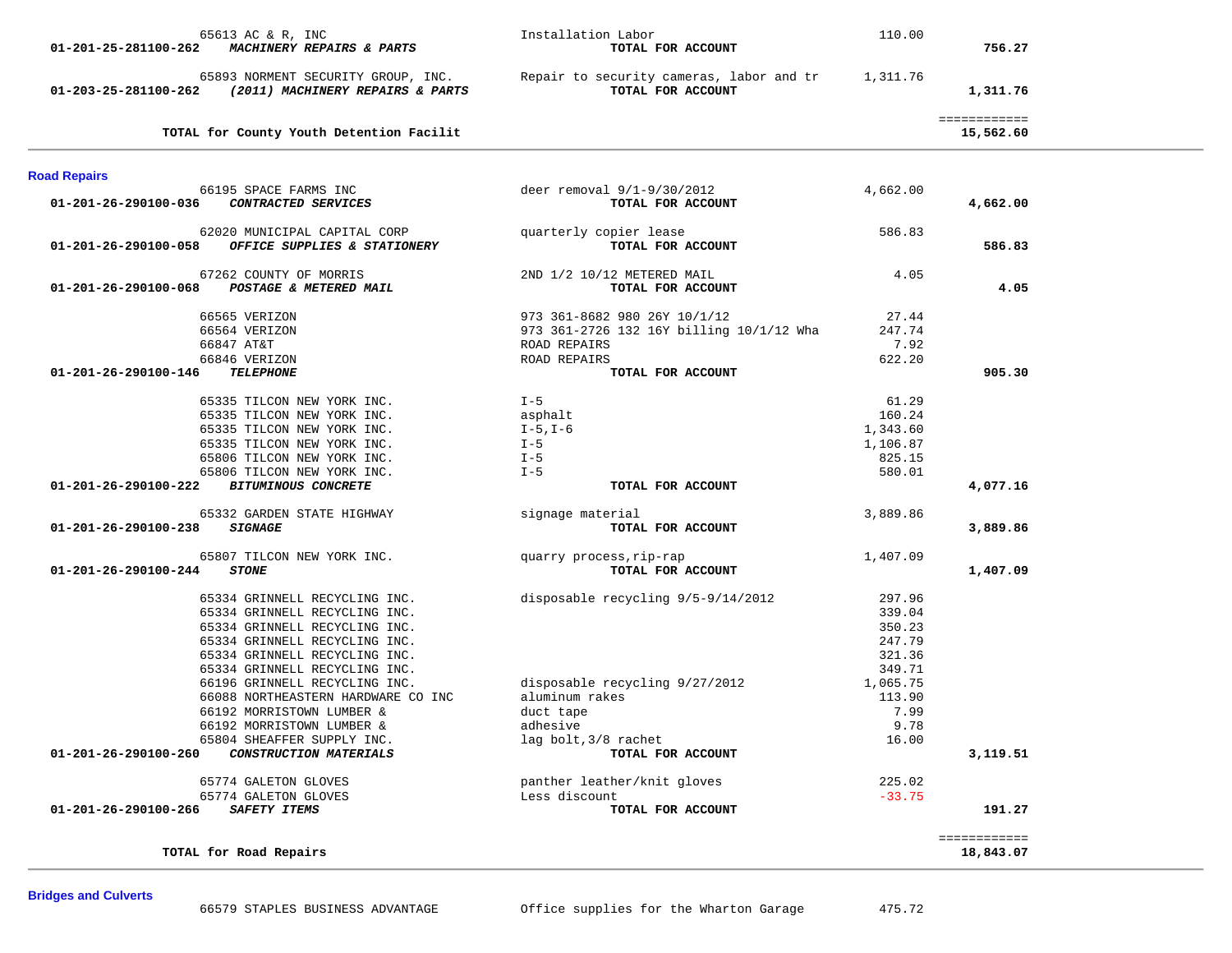| Account / Vendor | Description | Amount | Total |
|---|---|---|---|
| 65613 AC & R, INC | Installation Labor | 110.00 | |
| 01-201-25-281100-262 ***MACHINERY REPAIRS & PARTS*** | **TOTAL FOR ACCOUNT** | | **756.27** |
| 65893 NORMENT SECURITY GROUP, INC. | Repair to security cameras, labor and tr | 1,311.76 | |
| 01-203-25-281100-262 ***(2011) MACHINERY REPAIRS & PARTS*** | **TOTAL FOR ACCOUNT** | | **1,311.76** |
| | | | ============ |
| **TOTAL for County Youth Detention Facilit** | | | **15,562.60** |

## Road Repairs

| Account / Vendor | Description | Amount | Total |
|---|---|---|---|
| 66195 SPACE FARMS INC | deer removal 9/1-9/30/2012 | 4,662.00 | |
| 01-201-26-290100-036 ***CONTRACTED SERVICES*** | **TOTAL FOR ACCOUNT** | | **4,662.00** |
| 62020 MUNICIPAL CAPITAL CORP | quarterly copier lease | 586.83 | |
| 01-201-26-290100-058 ***OFFICE SUPPLIES & STATIONERY*** | **TOTAL FOR ACCOUNT** | | **586.83** |
| 67262 COUNTY OF MORRIS | 2ND 1/2 10/12 METERED MAIL | 4.05 | |
| 01-201-26-290100-068 ***POSTAGE & METERED MAIL*** | **TOTAL FOR ACCOUNT** | | **4.05** |
| 66565 VERIZON | 973 361-8682 980 26Y 10/1/12 | 27.44 | |
| 66564 VERIZON | 973 361-2726 132 16Y billing 10/1/12 Wha | 247.74 | |
| 66847 AT&T | ROAD REPAIRS | 7.92 | |
| 66846 VERIZON | ROAD REPAIRS | 622.20 | |
| 01-201-26-290100-146 ***TELEPHONE*** | **TOTAL FOR ACCOUNT** | | **905.30** |
| 65335 TILCON NEW YORK INC. | I-5 | 61.29 | |
| 65335 TILCON NEW YORK INC. | asphalt | 160.24 | |
| 65335 TILCON NEW YORK INC. | I-5,I-6 | 1,343.60 | |
| 65335 TILCON NEW YORK INC. | I-5 | 1,106.87 | |
| 65806 TILCON NEW YORK INC. | I-5 | 825.15 | |
| 65806 TILCON NEW YORK INC. | I-5 | 580.01 | |
| 01-201-26-290100-222 ***BITUMINOUS CONCRETE*** | **TOTAL FOR ACCOUNT** | | **4,077.16** |
| 65332 GARDEN STATE HIGHWAY | signage material | 3,889.86 | |
| 01-201-26-290100-238 ***SIGNAGE*** | **TOTAL FOR ACCOUNT** | | **3,889.86** |
| 65807 TILCON NEW YORK INC. | quarry process,rip-rap | 1,407.09 | |
| 01-201-26-290100-244 ***STONE*** | **TOTAL FOR ACCOUNT** | | **1,407.09** |
| 65334 GRINNELL RECYCLING INC. | disposable recycling 9/5-9/14/2012 | 297.96 | |
| 65334 GRINNELL RECYCLING INC. | | 339.04 | |
| 65334 GRINNELL RECYCLING INC. | | 350.23 | |
| 65334 GRINNELL RECYCLING INC. | | 247.79 | |
| 65334 GRINNELL RECYCLING INC. | | 321.36 | |
| 65334 GRINNELL RECYCLING INC. | | 349.71 | |
| 66196 GRINNELL RECYCLING INC. | disposable recycling 9/27/2012 | 1,065.75 | |
| 66088 NORTHEASTERN HARDWARE CO INC | aluminum rakes | 113.90 | |
| 66192 MORRISTOWN LUMBER & | duct tape | 7.99 | |
| 66192 MORRISTOWN LUMBER & | adhesive | 9.78 | |
| 65804 SHEAFFER SUPPLY INC. | lag bolt,3/8 rachet | 16.00 | |
| 01-201-26-290100-260 ***CONSTRUCTION MATERIALS*** | **TOTAL FOR ACCOUNT** | | **3,119.51** |
| 65774 GALETON GLOVES | panther leather/knit gloves | 225.02 | |
| 65774 GALETON GLOVES | Less discount | -33.75 | |
| 01-201-26-290100-266 ***SAFETY ITEMS*** | **TOTAL FOR ACCOUNT** | | **191.27** |
| | | | ============ |
| **TOTAL for Road Repairs** | | | **18,843.07** |

## Bridges and Culverts

| Account / Vendor | Description | Amount | Total |
|---|---|---|---|
| 66579 STAPLES BUSINESS ADVANTAGE | Office supplies for the Wharton Garage | 475.72 | |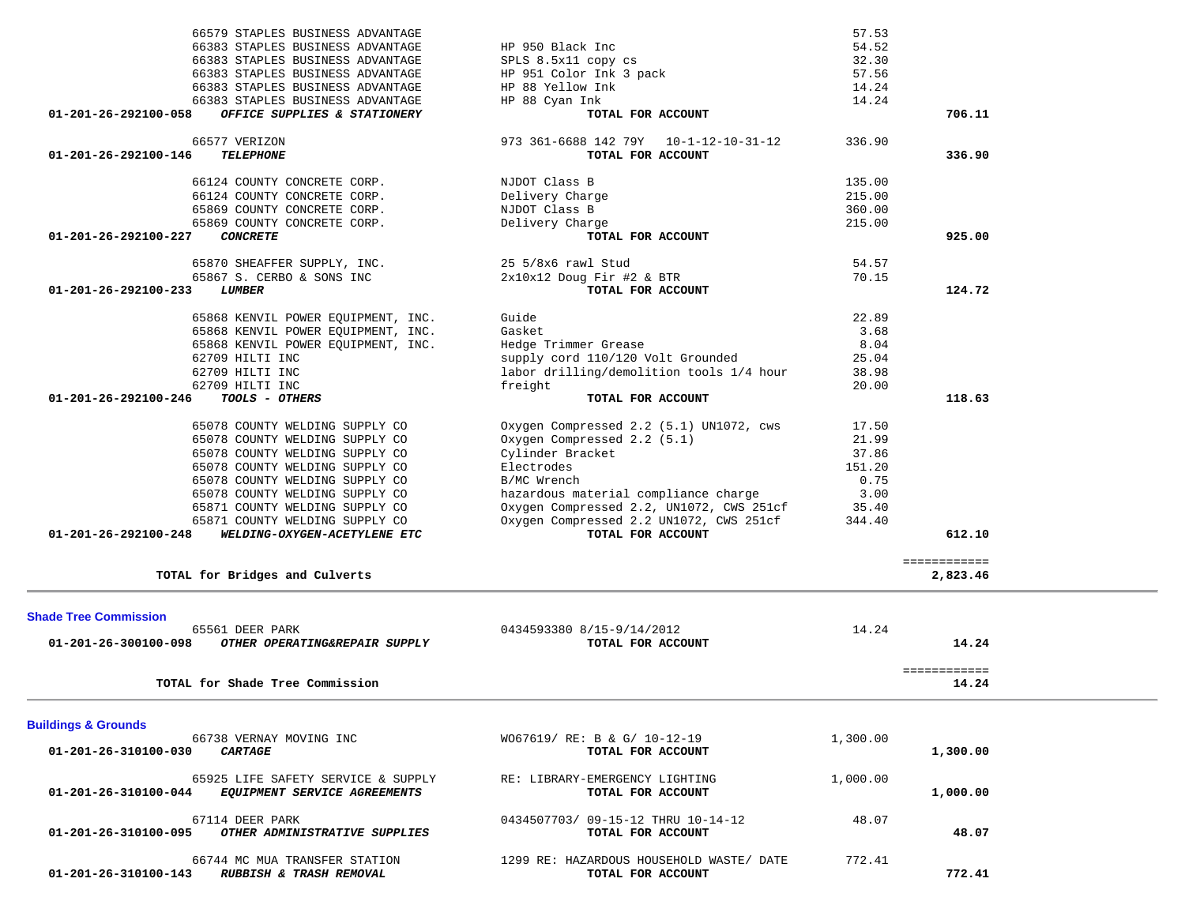| Account / Vendor | Description | Amount | Total |
|---|---|---|---|
| 66579 STAPLES BUSINESS ADVANTAGE | | 57.53 | |
| 66383 STAPLES BUSINESS ADVANTAGE | HP 950 Black Inc | 54.52 | |
| 66383 STAPLES BUSINESS ADVANTAGE | SPLS 8.5x11 copy cs | 32.30 | |
| 66383 STAPLES BUSINESS ADVANTAGE | HP 951 Color Ink 3 pack | 57.56 | |
| 66383 STAPLES BUSINESS ADVANTAGE | HP 88 Yellow Ink | 14.24 | |
| 66383 STAPLES BUSINESS ADVANTAGE | HP 88 Cyan Ink | 14.24 | |
| **01-201-26-292100-058** ***OFFICE SUPPLIES & STATIONERY*** | **TOTAL FOR ACCOUNT** | | **706.11** |
| 66577 VERIZON | 973 361-6688 142 79Y 10-1-12-10-31-12 | 336.90 | |
| **01-201-26-292100-146** ***TELEPHONE*** | **TOTAL FOR ACCOUNT** | | **336.90** |
| 66124 COUNTY CONCRETE CORP. | NJDOT Class B | 135.00 | |
| 66124 COUNTY CONCRETE CORP. | Delivery Charge | 215.00 | |
| 65869 COUNTY CONCRETE CORP. | NJDOT Class B | 360.00 | |
| 65869 COUNTY CONCRETE CORP. | Delivery Charge | 215.00 | |
| **01-201-26-292100-227** ***CONCRETE*** | **TOTAL FOR ACCOUNT** | | **925.00** |
| 65870 SHEAFFER SUPPLY, INC. | 25 5/8x6 rawl Stud | 54.57 | |
| 65867 S. CERBO & SONS INC | 2x10x12 Doug Fir #2 & BTR | 70.15 | |
| **01-201-26-292100-233** ***LUMBER*** | **TOTAL FOR ACCOUNT** | | **124.72** |
| 65868 KENVIL POWER EQUIPMENT, INC. | Guide | 22.89 | |
| 65868 KENVIL POWER EQUIPMENT, INC. | Gasket | 3.68 | |
| 65868 KENVIL POWER EQUIPMENT, INC. | Hedge Trimmer Grease | 8.04 | |
| 62709 HILTI INC | supply cord 110/120 Volt Grounded | 25.04 | |
| 62709 HILTI INC | labor drilling/demolition tools 1/4 hour | 38.98 | |
| 62709 HILTI INC | freight | 20.00 | |
| **01-201-26-292100-246** ***TOOLS - OTHERS*** | **TOTAL FOR ACCOUNT** | | **118.63** |
| 65078 COUNTY WELDING SUPPLY CO | Oxygen Compressed 2.2 (5.1) UN1072, cws | 17.50 | |
| 65078 COUNTY WELDING SUPPLY CO | Oxygen Compressed 2.2 (5.1) | 21.99 | |
| 65078 COUNTY WELDING SUPPLY CO | Cylinder Bracket | 37.86 | |
| 65078 COUNTY WELDING SUPPLY CO | Electrodes | 151.20 | |
| 65078 COUNTY WELDING SUPPLY CO | B/MC Wrench | 0.75 | |
| 65078 COUNTY WELDING SUPPLY CO | hazardous material compliance charge | 3.00 | |
| 65871 COUNTY WELDING SUPPLY CO | Oxygen Compressed 2.2, UN1072, CWS 251cf | 35.40 | |
| 65871 COUNTY WELDING SUPPLY CO | Oxygen Compressed 2.2 UN1072, CWS 251cf | 344.40 | |
| **01-201-26-292100-248** ***WELDING-OXYGEN-ACETYLENE ETC*** | **TOTAL FOR ACCOUNT** | | **612.10** |
| **TOTAL for Bridges and Culverts** | | | **2,823.46** |

## Shade Tree Commission

| Account / Vendor | Description | Amount | Total |
|---|---|---|---|
| 65561 DEER PARK | 0434593380 8/15-9/14/2012 | 14.24 | |
| **01-201-26-300100-098** ***OTHER OPERATING&REPAIR SUPPLY*** | **TOTAL FOR ACCOUNT** | | **14.24** |
| **TOTAL for Shade Tree Commission** | | | **14.24** |

## Buildings & Grounds

| Account / Vendor | Description | Amount | Total |
|---|---|---|---|
| 66738 VERNAY MOVING INC | WO67619/ RE: B & G/ 10-12-19 | 1,300.00 | |
| **01-201-26-310100-030** ***CARTAGE*** | **TOTAL FOR ACCOUNT** | | **1,300.00** |
| 65925 LIFE SAFETY SERVICE & SUPPLY | RE: LIBRARY-EMERGENCY LIGHTING | 1,000.00 | |
| **01-201-26-310100-044** ***EQUIPMENT SERVICE AGREEMENTS*** | **TOTAL FOR ACCOUNT** | | **1,000.00** |
| 67114 DEER PARK | 0434507703/ 09-15-12 THRU 10-14-12 | 48.07 | |
| **01-201-26-310100-095** ***OTHER ADMINISTRATIVE SUPPLIES*** | **TOTAL FOR ACCOUNT** | | **48.07** |
| 66744 MC MUA TRANSFER STATION | 1299 RE: HAZARDOUS HOUSEHOLD WASTE/ DATE | 772.41 | |
| **01-201-26-310100-143** ***RUBBISH & TRASH REMOVAL*** | **TOTAL FOR ACCOUNT** | | **772.41** |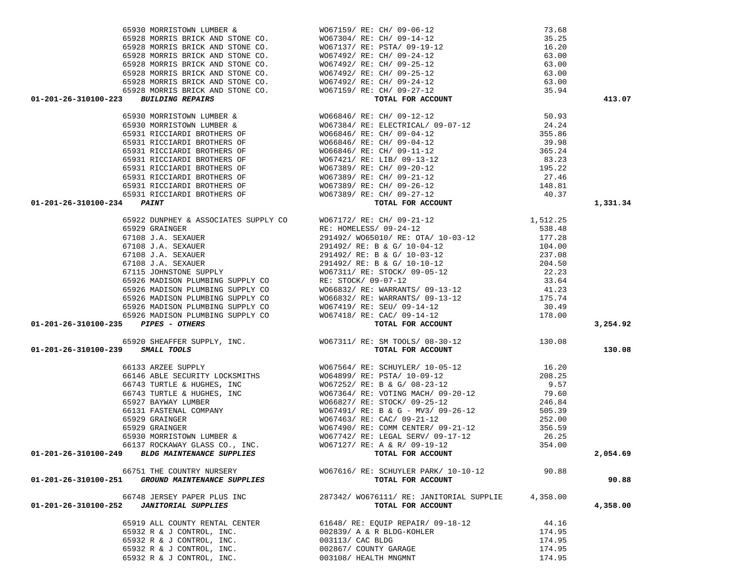| Account | Vendor | Description | Amount | Total |
|---|---|---|---|---|
| | 65930 MORRISTOWN LUMBER & | WO67159/ RE: CH/ 09-06-12 | 73.68 | |
| | 65928 MORRIS BRICK AND STONE CO. | WO67304/ RE: CH/ 09-14-12 | 35.25 | |
| | 65928 MORRIS BRICK AND STONE CO. | WO67137/ RE: PSTA/ 09-19-12 | 16.20 | |
| | 65928 MORRIS BRICK AND STONE CO. | WO67492/ RE: CH/ 09-24-12 | 63.00 | |
| | 65928 MORRIS BRICK AND STONE CO. | WO67492/ RE: CH/ 09-25-12 | 63.00 | |
| | 65928 MORRIS BRICK AND STONE CO. | WO67492/ RE: CH/ 09-25-12 | 63.00 | |
| | 65928 MORRIS BRICK AND STONE CO. | WO67492/ RE: CH/ 09-24-12 | 63.00 | |
| | 65928 MORRIS BRICK AND STONE CO. | WO67159/ RE: CH/ 09-27-12 | 35.94 | |
| **01-201-26-310100-223** | ***BUILDING REPAIRS*** | **TOTAL FOR ACCOUNT** | | **413.07** |
| | 65930 MORRISTOWN LUMBER & | WO66846/ RE: CH/ 09-12-12 | 50.93 | |
| | 65930 MORRISTOWN LUMBER & | WO67384/ RE: ELECTRICAL/ 09-07-12 | 24.24 | |
| | 65931 RICCIARDI BROTHERS OF | WO66846/ RE: CH/ 09-04-12 | 355.86 | |
| | 65931 RICCIARDI BROTHERS OF | WO66846/ RE: CH/ 09-04-12 | 39.98 | |
| | 65931 RICCIARDI BROTHERS OF | WO66846/ RE: CH/ 09-11-12 | 365.24 | |
| | 65931 RICCIARDI BROTHERS OF | WO67421/ RE: LIB/ 09-13-12 | 83.23 | |
| | 65931 RICCIARDI BROTHERS OF | WO67389/ RE: CH/ 09-20-12 | 195.22 | |
| | 65931 RICCIARDI BROTHERS OF | WO67389/ RE: CH/ 09-21-12 | 27.46 | |
| | 65931 RICCIARDI BROTHERS OF | WO67389/ RE: CH/ 09-26-12 | 148.81 | |
| | 65931 RICCIARDI BROTHERS OF | WO67389/ RE: CH/ 09-27-12 | 40.37 | |
| **01-201-26-310100-234** | ***PAINT*** | **TOTAL FOR ACCOUNT** | | **1,331.34** |
| | 65922 DUNPHEY & ASSOCIATES SUPPLY CO | WO67172/ RE: CH/ 09-21-12 | 1,512.25 | |
| | 65929 GRAINGER | RE: HOMELESS/ 09-24-12 | 538.48 | |
| | 67108 J.A. SEXAUER | 291492/ WO65010/ RE: OTA/ 10-03-12 | 177.28 | |
| | 67108 J.A. SEXAUER | 291492/ RE: B & G/ 10-04-12 | 104.00 | |
| | 67108 J.A. SEXAUER | 291492/ RE: B & G/ 10-03-12 | 237.08 | |
| | 67108 J.A. SEXAUER | 291492/ RE: B & G/ 10-10-12 | 204.50 | |
| | 67115 JOHNSTONE SUPPLY | WO67311/ RE: STOCK/ 09-05-12 | 22.23 | |
| | 65926 MADISON PLUMBING SUPPLY CO | RE: STOCK/ 09-07-12 | 33.64 | |
| | 65926 MADISON PLUMBING SUPPLY CO | WO66832/ RE: WARRANTS/ 09-13-12 | 41.23 | |
| | 65926 MADISON PLUMBING SUPPLY CO | WO66832/ RE: WARRANTS/ 09-13-12 | 175.74 | |
| | 65926 MADISON PLUMBING SUPPLY CO | WO67419/ RE: SEU/ 09-14-12 | 30.49 | |
| | 65926 MADISON PLUMBING SUPPLY CO | WO67418/ RE: CAC/ 09-14-12 | 178.00 | |
| **01-201-26-310100-235** | ***PIPES - OTHERS*** | **TOTAL FOR ACCOUNT** | | **3,254.92** |
| | 65920 SHEAFFER SUPPLY, INC. | WO67311/ RE: SM TOOLS/ 08-30-12 | 130.08 | |
| **01-201-26-310100-239** | ***SMALL TOOLS*** | **TOTAL FOR ACCOUNT** | | **130.08** |
| | 66133 ARZEE SUPPLY | WO67564/ RE: SCHUYLER/ 10-05-12 | 16.20 | |
| | 66146 ABLE SECURITY LOCKSMITHS | WO64899/ RE: PSTA/ 10-09-12 | 208.25 | |
| | 66743 TURTLE & HUGHES, INC | WO67252/ RE: B & G/ 08-23-12 | 9.57 | |
| | 66743 TURTLE & HUGHES, INC | WO67364/ RE: VOTING MACH/ 09-20-12 | 79.60 | |
| | 65927 BAYWAY LUMBER | WO66827/ RE: STOCK/ 09-25-12 | 246.84 | |
| | 66131 FASTENAL COMPANY | WO67491/ RE: B & G - MV3/ 09-26-12 | 505.39 | |
| | 65929 GRAINGER | WO67463/ RE: CAC/ 09-21-12 | 252.00 | |
| | 65929 GRAINGER | WO67490/ RE: COMM CENTER/ 09-21-12 | 356.59 | |
| | 65930 MORRISTOWN LUMBER & | WO67742/ RE: LEGAL SERV/ 09-17-12 | 26.25 | |
| | 66137 ROCKAWAY GLASS CO., INC. | WO67127/ RE: A & R/ 09-19-12 | 354.00 | |
| **01-201-26-310100-249** | ***BLDG MAINTENANCE SUPPLIES*** | **TOTAL FOR ACCOUNT** | | **2,054.69** |
| | 66751 THE COUNTRY NURSERY | WO67616/ RE: SCHUYLER PARK/ 10-10-12 | 90.88 | |
| **01-201-26-310100-251** | ***GROUND MAINTENANCE SUPPLIES*** | **TOTAL FOR ACCOUNT** | | **90.88** |
| | 66748 JERSEY PAPER PLUS INC | 287342/ WO676111/ RE: JANITORIAL SUPPLIE | 4,358.00 | |
| **01-201-26-310100-252** | ***JANITORIAL SUPPLIES*** | **TOTAL FOR ACCOUNT** | | **4,358.00** |
| | 65919 ALL COUNTY RENTAL CENTER | 61648/ RE: EQUIP REPAIR/ 09-18-12 | 44.16 | |
| | 65932 R & J CONTROL, INC. | 002839/ A & R BLDG-KOHLER | 174.95 | |
| | 65932 R & J CONTROL, INC. | 003113/ CAC BLDG | 174.95 | |
| | 65932 R & J CONTROL, INC. | 002867/ COUNTY GARAGE | 174.95 | |
| | 65932 R & J CONTROL, INC. | 003108/ HEALTH MNGMNT | 174.95 | |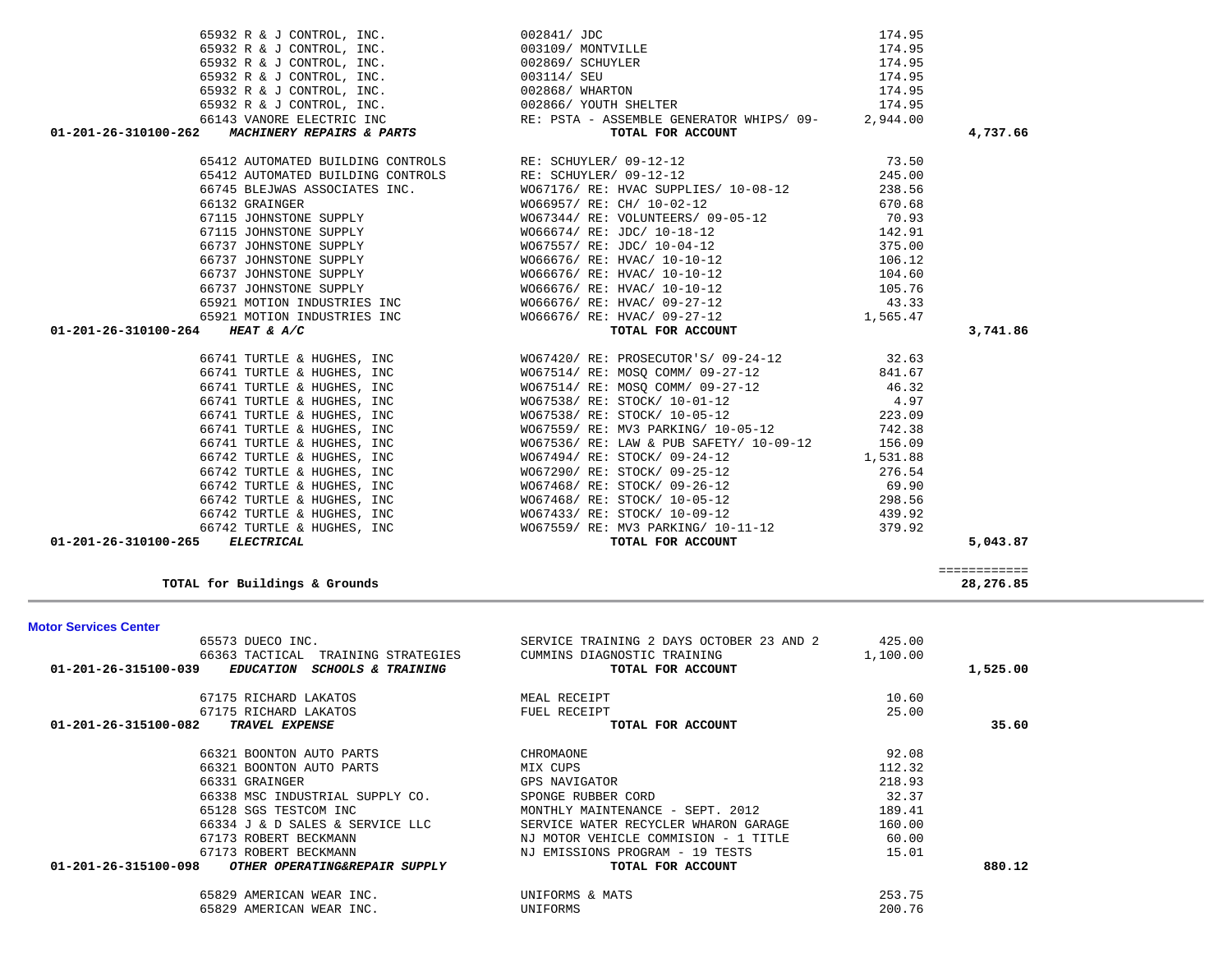| Account | Vendor | Description | Amount | Total |
|---|---|---|---|---|
| | 65932 R & J CONTROL, INC. | 002841/ JDC | 174.95 | |
| | 65932 R & J CONTROL, INC. | 003109/ MONTVILLE | 174.95 | |
| | 65932 R & J CONTROL, INC. | 002869/ SCHUYLER | 174.95 | |
| | 65932 R & J CONTROL, INC. | 003114/ SEU | 174.95 | |
| | 65932 R & J CONTROL, INC. | 002868/ WHARTON | 174.95 | |
| | 65932 R & J CONTROL, INC. | 002866/ YOUTH SHELTER | 174.95 | |
| | 66143 VANORE ELECTRIC INC | RE: PSTA - ASSEMBLE GENERATOR WHIPS/ 09- | 2,944.00 | |
| **01-201-26-310100-262** | ***MACHINERY REPAIRS & PARTS*** | **TOTAL FOR ACCOUNT** | | **4,737.66** |
| | 65412 AUTOMATED BUILDING CONTROLS | RE: SCHUYLER/ 09-12-12 | 73.50 | |
| | 65412 AUTOMATED BUILDING CONTROLS | RE: SCHUYLER/ 09-12-12 | 245.00 | |
| | 66745 BLEJWAS ASSOCIATES INC. | WO67176/ RE: HVAC SUPPLIES/ 10-08-12 | 238.56 | |
| | 66132 GRAINGER | WO66957/ RE: CH/ 10-02-12 | 670.68 | |
| | 67115 JOHNSTONE SUPPLY | WO67344/ RE: VOLUNTEERS/ 09-05-12 | 70.93 | |
| | 67115 JOHNSTONE SUPPLY | WO66674/ RE: JDC/ 10-18-12 | 142.91 | |
| | 66737 JOHNSTONE SUPPLY | WO67557/ RE: JDC/ 10-04-12 | 375.00 | |
| | 66737 JOHNSTONE SUPPLY | WO66676/ RE: HVAC/ 10-10-12 | 106.12 | |
| | 66737 JOHNSTONE SUPPLY | WO66676/ RE: HVAC/ 10-10-12 | 104.60 | |
| | 66737 JOHNSTONE SUPPLY | WO66676/ RE: HVAC/ 10-10-12 | 105.76 | |
| | 65921 MOTION INDUSTRIES INC | WO66676/ RE: HVAC/ 09-27-12 | 43.33 | |
| | 65921 MOTION INDUSTRIES INC | WO66676/ RE: HVAC/ 09-27-12 | 1,565.47 | |
| **01-201-26-310100-264** | ***HEAT & A/C*** | **TOTAL FOR ACCOUNT** | | **3,741.86** |
| | 66741 TURTLE & HUGHES, INC | WO67420/ RE: PROSECUTOR'S/ 09-24-12 | 32.63 | |
| | 66741 TURTLE & HUGHES, INC | WO67514/ RE: MOSQ COMM/ 09-27-12 | 841.67 | |
| | 66741 TURTLE & HUGHES, INC | WO67514/ RE: MOSQ COMM/ 09-27-12 | 46.32 | |
| | 66741 TURTLE & HUGHES, INC | WO67538/ RE: STOCK/ 10-01-12 | 4.97 | |
| | 66741 TURTLE & HUGHES, INC | WO67538/ RE: STOCK/ 10-05-12 | 223.09 | |
| | 66741 TURTLE & HUGHES, INC | WO67559/ RE: MV3 PARKING/ 10-05-12 | 742.38 | |
| | 66741 TURTLE & HUGHES, INC | WO67536/ RE: LAW & PUB SAFETY/ 10-09-12 | 156.09 | |
| | 66742 TURTLE & HUGHES, INC | WO67494/ RE: STOCK/ 09-24-12 | 1,531.88 | |
| | 66742 TURTLE & HUGHES, INC | WO67290/ RE: STOCK/ 09-25-12 | 276.54 | |
| | 66742 TURTLE & HUGHES, INC | WO67468/ RE: STOCK/ 09-26-12 | 69.90 | |
| | 66742 TURTLE & HUGHES, INC | WO67468/ RE: STOCK/ 10-05-12 | 298.56 | |
| | 66742 TURTLE & HUGHES, INC | WO67433/ RE: STOCK/ 10-09-12 | 439.92 | |
| | 66742 TURTLE & HUGHES, INC | WO67559/ RE: MV3 PARKING/ 10-11-12 | 379.92 | |
| **01-201-26-310100-265** | ***ELECTRICAL*** | **TOTAL FOR ACCOUNT** | | **5,043.87** |
| | | | | ============ |
| **TOTAL for Buildings & Grounds** | | | | **28,276.85** |

**Motor Services Center**

| Account | Vendor | Description | Amount | Total |
|---|---|---|---|---|
| | 65573 DUECO INC. | SERVICE TRAINING 2 DAYS OCTOBER 23 AND 2 | 425.00 | |
| | 66363 TACTICAL TRAINING STRATEGIES | CUMMINS DIAGNOSTIC TRAINING | 1,100.00 | |
| **01-201-26-315100-039** | ***EDUCATION SCHOOLS & TRAINING*** | **TOTAL FOR ACCOUNT** | | **1,525.00** |
| | 67175 RICHARD LAKATOS | MEAL RECEIPT | 10.60 | |
| | 67175 RICHARD LAKATOS | FUEL RECEIPT | 25.00 | |
| **01-201-26-315100-082** | ***TRAVEL EXPENSE*** | **TOTAL FOR ACCOUNT** | | **35.60** |
| | 66321 BOONTON AUTO PARTS | CHROMAONE | 92.08 | |
| | 66321 BOONTON AUTO PARTS | MIX CUPS | 112.32 | |
| | 66331 GRAINGER | GPS NAVIGATOR | 218.93 | |
| | 66338 MSC INDUSTRIAL SUPPLY CO. | SPONGE RUBBER CORD | 32.37 | |
| | 65128 SGS TESTCOM INC | MONTHLY MAINTENANCE - SEPT. 2012 | 189.41 | |
| | 66334 J & D SALES & SERVICE LLC | SERVICE WATER RECYCLER WHARON GARAGE | 160.00 | |
| | 67173 ROBERT BECKMANN | NJ MOTOR VEHICLE COMMISION - 1 TITLE | 60.00 | |
| | 67173 ROBERT BECKMANN | NJ EMISSIONS PROGRAM - 19 TESTS | 15.01 | |
| **01-201-26-315100-098** | ***OTHER OPERATING&REPAIR SUPPLY*** | **TOTAL FOR ACCOUNT** | | **880.12** |
| | 65829 AMERICAN WEAR INC. | UNIFORMS & MATS | 253.75 | |
| | 65829 AMERICAN WEAR INC. | UNIFORMS | 200.76 | |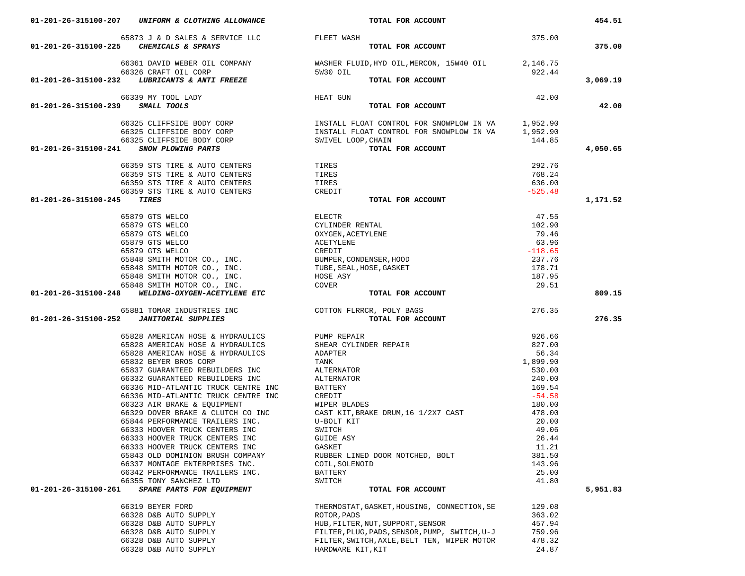| Account | Vendor | Description | Amount | Total |
|---|---|---|---|---|
| 01-201-26-315100-207 ***UNIFORM & CLOTHING ALLOWANCE*** | | **TOTAL FOR ACCOUNT** | | **454.51** |
| | 65873 J & D SALES & SERVICE LLC | FLEET WASH | 375.00 | |
| 01-201-26-315100-225 ***CHEMICALS & SPRAYS*** | | **TOTAL FOR ACCOUNT** | | **375.00** |
| | 66361 DAVID WEBER OIL COMPANY | WASHER FLUID,HYD OIL,MERCON, 15W40 OIL | 2,146.75 | |
| | 66326 CRAFT OIL CORP | 5W30 OIL | 922.44 | |
| 01-201-26-315100-232 ***LUBRICANTS & ANTI FREEZE*** | | **TOTAL FOR ACCOUNT** | | **3,069.19** |
| | 66339 MY TOOL LADY | HEAT GUN | 42.00 | |
| 01-201-26-315100-239 ***SMALL TOOLS*** | | **TOTAL FOR ACCOUNT** | | **42.00** |
| | 66325 CLIFFSIDE BODY CORP | INSTALL FLOAT CONTROL FOR SNOWPLOW IN VA | 1,952.90 | |
| | 66325 CLIFFSIDE BODY CORP | INSTALL FLOAT CONTROL FOR SNOWPLOW IN VA | 1,952.90 | |
| | 66325 CLIFFSIDE BODY CORP | SWIVEL LOOP,CHAIN | 144.85 | |
| 01-201-26-315100-241 ***SNOW PLOWING PARTS*** | | **TOTAL FOR ACCOUNT** | | **4,050.65** |
| | 66359 STS TIRE & AUTO CENTERS | TIRES | 292.76 | |
| | 66359 STS TIRE & AUTO CENTERS | TIRES | 768.24 | |
| | 66359 STS TIRE & AUTO CENTERS | TIRES | 636.00 | |
| | 66359 STS TIRE & AUTO CENTERS | CREDIT | -525.48 | |
| 01-201-26-315100-245 ***TIRES*** | | **TOTAL FOR ACCOUNT** | | **1,171.52** |
| | 65879 GTS WELCO | ELECTR | 47.55 | |
| | 65879 GTS WELCO | CYLINDER RENTAL | 102.90 | |
| | 65879 GTS WELCO | OXYGEN,ACETYLENE | 79.46 | |
| | 65879 GTS WELCO | ACETYLENE | 63.96 | |
| | 65879 GTS WELCO | CREDIT | -118.65 | |
| | 65848 SMITH MOTOR CO., INC. | BUMPER,CONDENSER,HOOD | 237.76 | |
| | 65848 SMITH MOTOR CO., INC. | TUBE,SEAL,HOSE,GASKET | 178.71 | |
| | 65848 SMITH MOTOR CO., INC. | HOSE ASY | 187.95 | |
| | 65848 SMITH MOTOR CO., INC. | COVER | 29.51 | |
| 01-201-26-315100-248 ***WELDING-OXYGEN-ACETYLENE ETC*** | | **TOTAL FOR ACCOUNT** | | **809.15** |
| | 65881 TOMAR INDUSTRIES INC | COTTON FLRRCR, POLY BAGS | 276.35 | |
| 01-201-26-315100-252 ***JANITORIAL SUPPLIES*** | | **TOTAL FOR ACCOUNT** | | **276.35** |
| | 65828 AMERICAN HOSE & HYDRAULICS | PUMP REPAIR | 926.66 | |
| | 65828 AMERICAN HOSE & HYDRAULICS | SHEAR CYLINDER REPAIR | 827.00 | |
| | 65828 AMERICAN HOSE & HYDRAULICS | ADAPTER | 56.34 | |
| | 65832 BEYER BROS CORP | TANK | 1,899.90 | |
| | 65837 GUARANTEED REBUILDERS INC | ALTERNATOR | 530.00 | |
| | 66332 GUARANTEED REBUILDERS INC | ALTERNATOR | 240.00 | |
| | 66336 MID-ATLANTIC TRUCK CENTRE INC | BATTERY | 169.54 | |
| | 66336 MID-ATLANTIC TRUCK CENTRE INC | CREDIT | -54.58 | |
| | 66323 AIR BRAKE & EQUIPMENT | WIPER BLADES | 180.00 | |
| | 66329 DOVER BRAKE & CLUTCH CO INC | CAST KIT,BRAKE DRUM,16 1/2X7 CAST | 478.00 | |
| | 65844 PERFORMANCE TRAILERS INC. | U-BOLT KIT | 20.00 | |
| | 66333 HOOVER TRUCK CENTERS INC | SWITCH | 49.06 | |
| | 66333 HOOVER TRUCK CENTERS INC | GUIDE ASY | 26.44 | |
| | 66333 HOOVER TRUCK CENTERS INC | GASKET | 11.21 | |
| | 65843 OLD DOMINION BRUSH COMPANY | RUBBER LINED DOOR NOTCHED, BOLT | 381.50 | |
| | 66337 MONTAGE ENTERPRISES INC. | COIL,SOLENOID | 143.96 | |
| | 66342 PERFORMANCE TRAILERS INC. | BATTERY | 25.00 | |
| | 66355 TONY SANCHEZ LTD | SWITCH | 41.80 | |
| 01-201-26-315100-261 ***SPARE PARTS FOR EQUIPMENT*** | | **TOTAL FOR ACCOUNT** | | **5,951.83** |
| | 66319 BEYER FORD | THERMOSTAT,GASKET,HOUSING, CONNECTION,SE | 129.08 | |
| | 66328 D&B AUTO SUPPLY | ROTOR,PADS | 363.02 | |
| | 66328 D&B AUTO SUPPLY | HUB,FILTER,NUT,SUPPORT,SENSOR | 457.94 | |
| | 66328 D&B AUTO SUPPLY | FILTER,PLUG,PADS,SENSOR,PUMP, SWITCH,U-J | 759.96 | |
| | 66328 D&B AUTO SUPPLY | FILTER,SWITCH,AXLE,BELT TEN, WIPER MOTOR | 478.32 | |
| | 66328 D&B AUTO SUPPLY | HARDWARE KIT,KIT | 24.87 | |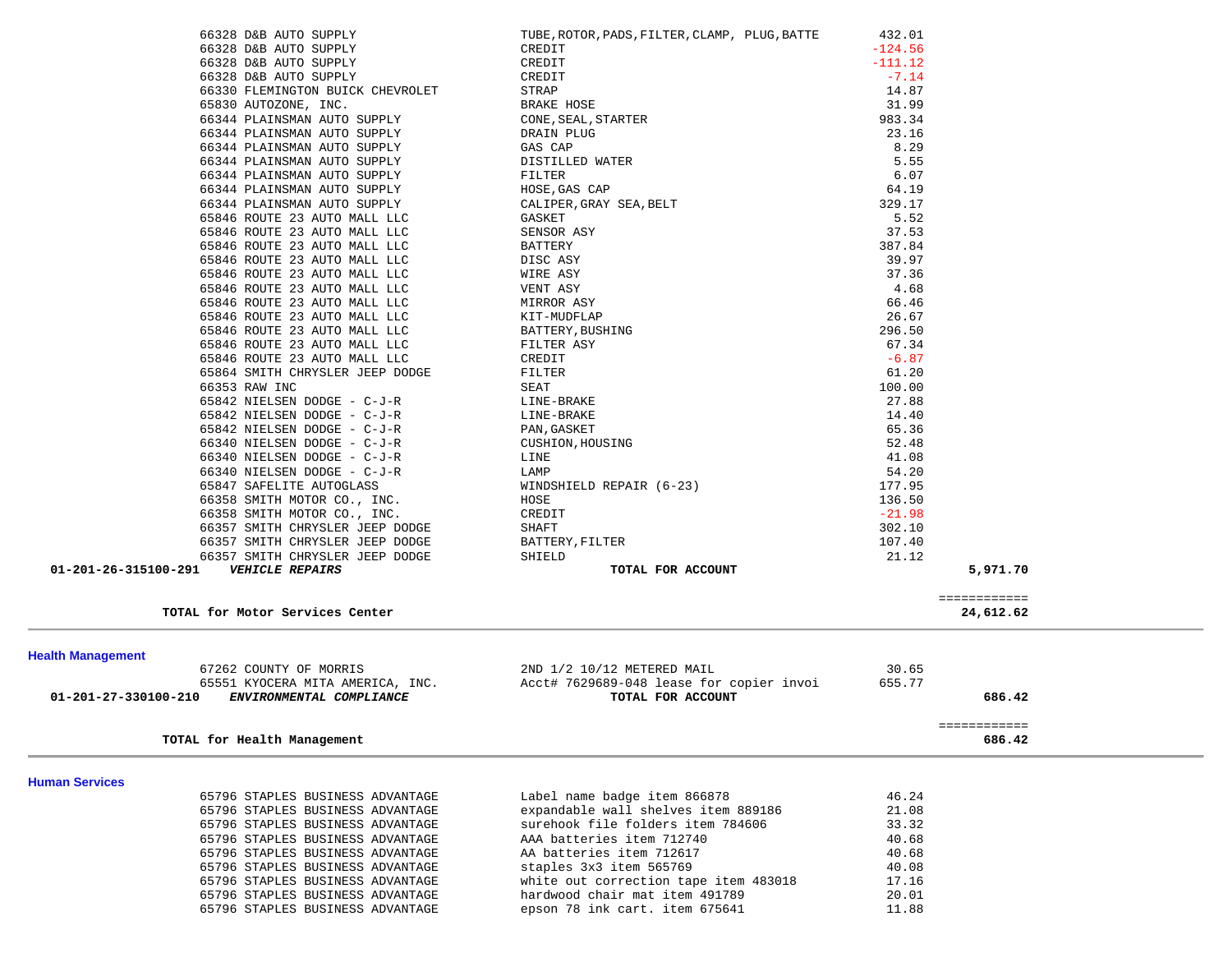| Vendor | Description | Amount | Total |
|---|---|---|---|
| 66328 D&B AUTO SUPPLY | TUBE,ROTOR,PADS,FILTER,CLAMP, PLUG,BATTE | 432.01 | |
| 66328 D&B AUTO SUPPLY | CREDIT | -124.56 | |
| 66328 D&B AUTO SUPPLY | CREDIT | -111.12 | |
| 66328 D&B AUTO SUPPLY | CREDIT | -7.14 | |
| 66330 FLEMINGTON BUICK CHEVROLET | STRAP | 14.87 | |
| 65830 AUTOZONE, INC. | BRAKE HOSE | 31.99 | |
| 66344 PLAINSMAN AUTO SUPPLY | CONE,SEAL,STARTER | 983.34 | |
| 66344 PLAINSMAN AUTO SUPPLY | DRAIN PLUG | 23.16 | |
| 66344 PLAINSMAN AUTO SUPPLY | GAS CAP | 8.29 | |
| 66344 PLAINSMAN AUTO SUPPLY | DISTILLED WATER | 5.55 | |
| 66344 PLAINSMAN AUTO SUPPLY | FILTER | 6.07 | |
| 66344 PLAINSMAN AUTO SUPPLY | HOSE,GAS CAP | 64.19 | |
| 66344 PLAINSMAN AUTO SUPPLY | CALIPER,GRAY SEA,BELT | 329.17 | |
| 65846 ROUTE 23 AUTO MALL LLC | GASKET | 5.52 | |
| 65846 ROUTE 23 AUTO MALL LLC | SENSOR ASY | 37.53 | |
| 65846 ROUTE 23 AUTO MALL LLC | BATTERY | 387.84 | |
| 65846 ROUTE 23 AUTO MALL LLC | DISC ASY | 39.97 | |
| 65846 ROUTE 23 AUTO MALL LLC | WIRE ASY | 37.36 | |
| 65846 ROUTE 23 AUTO MALL LLC | VENT ASY | 4.68 | |
| 65846 ROUTE 23 AUTO MALL LLC | MIRROR ASY | 66.46 | |
| 65846 ROUTE 23 AUTO MALL LLC | KIT-MUDFLAP | 26.67 | |
| 65846 ROUTE 23 AUTO MALL LLC | BATTERY,BUSHING | 296.50 | |
| 65846 ROUTE 23 AUTO MALL LLC | FILTER ASY | 67.34 | |
| 65846 ROUTE 23 AUTO MALL LLC | CREDIT | -6.87 | |
| 65864 SMITH CHRYSLER JEEP DODGE | FILTER | 61.20 | |
| 66353 RAW INC | SEAT | 100.00 | |
| 65842 NIELSEN DODGE - C-J-R | LINE-BRAKE | 27.88 | |
| 65842 NIELSEN DODGE - C-J-R | LINE-BRAKE | 14.40 | |
| 65842 NIELSEN DODGE - C-J-R | PAN,GASKET | 65.36 | |
| 66340 NIELSEN DODGE - C-J-R | CUSHION,HOUSING | 52.48 | |
| 66340 NIELSEN DODGE - C-J-R | LINE | 41.08 | |
| 66340 NIELSEN DODGE - C-J-R | LAMP | 54.20 | |
| 65847 SAFELITE AUTOGLASS | WINDSHIELD REPAIR (6-23) | 177.95 | |
| 66358 SMITH MOTOR CO., INC. | HOSE | 136.50 | |
| 66358 SMITH MOTOR CO., INC. | CREDIT | -21.98 | |
| 66357 SMITH CHRYSLER JEEP DODGE | SHAFT | 302.10 | |
| 66357 SMITH CHRYSLER JEEP DODGE | BATTERY,FILTER | 107.40 | |
| 66357 SMITH CHRYSLER JEEP DODGE | SHIELD | 21.12 | |
| **01-201-26-315100-291** ***VEHICLE REPAIRS*** | **TOTAL FOR ACCOUNT** | | **5,971.70** |

**TOTAL for Motor Services Center** ============ **24,612.62**

## Health Management

| Vendor | Description | Amount | Total |
|---|---|---|---|
| 67262 COUNTY OF MORRIS | 2ND 1/2 10/12 METERED MAIL | 30.65 | |
| 65551 KYOCERA MITA AMERICA, INC. | Acct# 7629689-048 lease for copier invoi | 655.77 | |
| **01-201-27-330100-210** ***ENVIRONMENTAL COMPLIANCE*** | **TOTAL FOR ACCOUNT** | | **686.42** |

**TOTAL for Health Management** ============ **686.42**

## Human Services

| Vendor | Description | Amount | Total |
|---|---|---|---|
| 65796 STAPLES BUSINESS ADVANTAGE | Label name badge item 866878 | 46.24 | |
| 65796 STAPLES BUSINESS ADVANTAGE | expandable wall shelves item 889186 | 21.08 | |
| 65796 STAPLES BUSINESS ADVANTAGE | surehook file folders item 784606 | 33.32 | |
| 65796 STAPLES BUSINESS ADVANTAGE | AAA batteries item 712740 | 40.68 | |
| 65796 STAPLES BUSINESS ADVANTAGE | AA batteries item 712617 | 40.68 | |
| 65796 STAPLES BUSINESS ADVANTAGE | staples 3x3 item 565769 | 40.08 | |
| 65796 STAPLES BUSINESS ADVANTAGE | white out correction tape item 483018 | 17.16 | |
| 65796 STAPLES BUSINESS ADVANTAGE | hardwood chair mat item 491789 | 20.01 | |
| 65796 STAPLES BUSINESS ADVANTAGE | epson 78 ink cart. item 675641 | 11.88 | |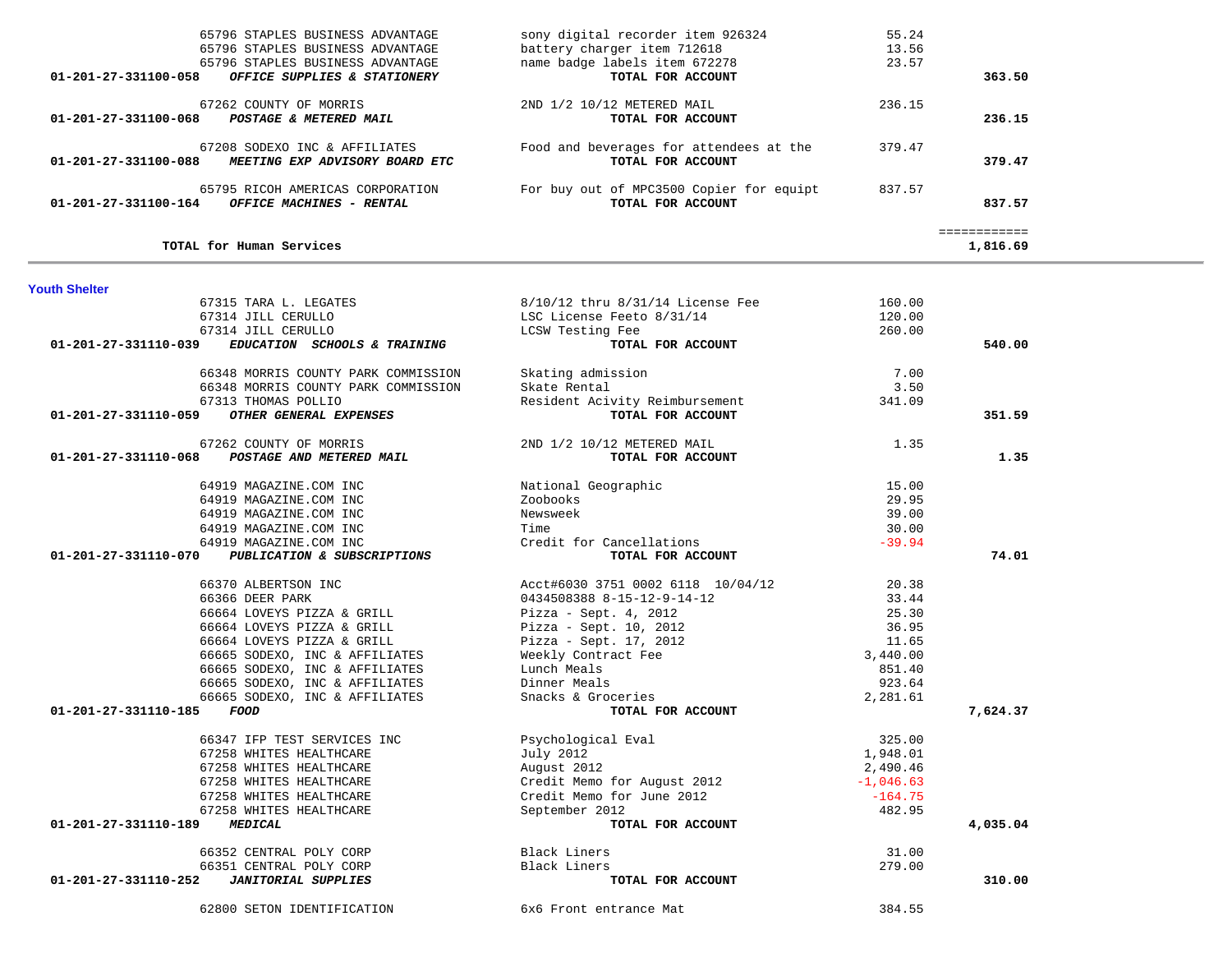| Account | Vendor | Description | Amount | Total |
|---|---|---|---|---|
| | 65796 STAPLES BUSINESS ADVANTAGE | sony digital recorder item 926324 | 55.24 | |
| | 65796 STAPLES BUSINESS ADVANTAGE | battery charger item 712618 | 13.56 | |
| | 65796 STAPLES BUSINESS ADVANTAGE | name badge labels item 672278 | 23.57 | |
| **01-201-27-331100-058** | ***OFFICE SUPPLIES & STATIONERY*** | **TOTAL FOR ACCOUNT** | | **363.50** |
| | 67262 COUNTY OF MORRIS | 2ND 1/2 10/12 METERED MAIL | 236.15 | |
| **01-201-27-331100-068** | ***POSTAGE & METERED MAIL*** | **TOTAL FOR ACCOUNT** | | **236.15** |
| | 67208 SODEXO INC & AFFILIATES | Food and beverages for attendees at the | 379.47 | |
| **01-201-27-331100-088** | ***MEETING EXP ADVISORY BOARD ETC*** | **TOTAL FOR ACCOUNT** | | **379.47** |
| | 65795 RICOH AMERICAS CORPORATION | For buy out of MPC3500 Copier for equipt | 837.57 | |
| **01-201-27-331100-164** | ***OFFICE MACHINES - RENTAL*** | **TOTAL FOR ACCOUNT** | | **837.57** |
| | | | | ============ |
| | **TOTAL for Human Services** | | | **1,816.69** |

**Youth Shelter**

| Account | Vendor | Description | Amount | Total |
|---|---|---|---|---|
| | 67315 TARA L. LEGATES | 8/10/12 thru 8/31/14 License Fee | 160.00 | |
| | 67314 JILL CERULLO | LSC License Feeto 8/31/14 | 120.00 | |
| | 67314 JILL CERULLO | LCSW Testing Fee | 260.00 | |
| **01-201-27-331110-039** | ***EDUCATION SCHOOLS & TRAINING*** | **TOTAL FOR ACCOUNT** | | **540.00** |
| | 66348 MORRIS COUNTY PARK COMMISSION | Skating admission | 7.00 | |
| | 66348 MORRIS COUNTY PARK COMMISSION | Skate Rental | 3.50 | |
| | 67313 THOMAS POLLIO | Resident Acivity Reimbursement | 341.09 | |
| **01-201-27-331110-059** | ***OTHER GENERAL EXPENSES*** | **TOTAL FOR ACCOUNT** | | **351.59** |
| | 67262 COUNTY OF MORRIS | 2ND 1/2 10/12 METERED MAIL | 1.35 | |
| **01-201-27-331110-068** | ***POSTAGE AND METERED MAIL*** | **TOTAL FOR ACCOUNT** | | **1.35** |
| | 64919 MAGAZINE.COM INC | National Geographic | 15.00 | |
| | 64919 MAGAZINE.COM INC | Zoobooks | 29.95 | |
| | 64919 MAGAZINE.COM INC | Newsweek | 39.00 | |
| | 64919 MAGAZINE.COM INC | Time | 30.00 | |
| | 64919 MAGAZINE.COM INC | Credit for Cancellations | -39.94 | |
| **01-201-27-331110-070** | ***PUBLICATION & SUBSCRIPTIONS*** | **TOTAL FOR ACCOUNT** | | **74.01** |
| | 66370 ALBERTSON INC | Acct#6030 3751 0002 6118 10/04/12 | 20.38 | |
| | 66366 DEER PARK | 0434508388 8-15-12-9-14-12 | 33.44 | |
| | 66664 LOVEYS PIZZA & GRILL | Pizza - Sept. 4, 2012 | 25.30 | |
| | 66664 LOVEYS PIZZA & GRILL | Pizza - Sept. 10, 2012 | 36.95 | |
| | 66664 LOVEYS PIZZA & GRILL | Pizza - Sept. 17, 2012 | 11.65 | |
| | 66665 SODEXO, INC & AFFILIATES | Weekly Contract Fee | 3,440.00 | |
| | 66665 SODEXO, INC & AFFILIATES | Lunch Meals | 851.40 | |
| | 66665 SODEXO, INC & AFFILIATES | Dinner Meals | 923.64 | |
| | 66665 SODEXO, INC & AFFILIATES | Snacks & Groceries | 2,281.61 | |
| **01-201-27-331110-185** | ***FOOD*** | **TOTAL FOR ACCOUNT** | | **7,624.37** |
| | 66347 IFP TEST SERVICES INC | Psychological Eval | 325.00 | |
| | 67258 WHITES HEALTHCARE | July 2012 | 1,948.01 | |
| | 67258 WHITES HEALTHCARE | August 2012 | 2,490.46 | |
| | 67258 WHITES HEALTHCARE | Credit Memo for August 2012 | -1,046.63 | |
| | 67258 WHITES HEALTHCARE | Credit Memo for June 2012 | -164.75 | |
| | 67258 WHITES HEALTHCARE | September 2012 | 482.95 | |
| **01-201-27-331110-189** | ***MEDICAL*** | **TOTAL FOR ACCOUNT** | | **4,035.04** |
| | 66352 CENTRAL POLY CORP | Black Liners | 31.00 | |
| | 66351 CENTRAL POLY CORP | Black Liners | 279.00 | |
| **01-201-27-331110-252** | ***JANITORIAL SUPPLIES*** | **TOTAL FOR ACCOUNT** | | **310.00** |
| | 62800 SETON IDENTIFICATION | 6x6 Front entrance Mat | 384.55 | |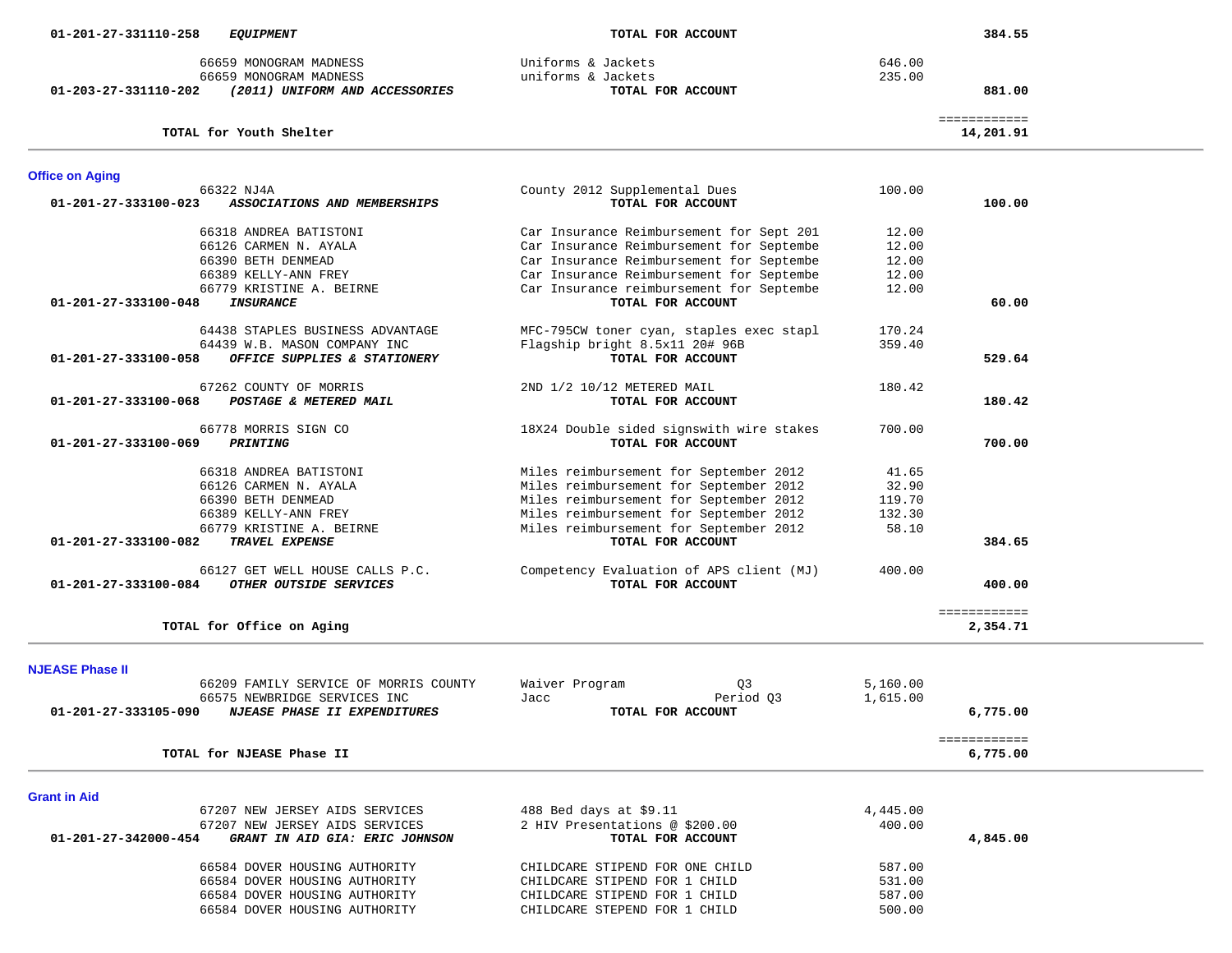| Account / Vendor | Description | Amount | Total |
|---|---|---|---|
| 01-201-27-331110-258 ***EQUIPMENT*** | **TOTAL FOR ACCOUNT** | | **384.55** |
| 66659 MONOGRAM MADNESS | Uniforms & Jackets | 646.00 | |
| 66659 MONOGRAM MADNESS | uniforms & Jackets | 235.00 | |
| 01-203-27-331110-202 ***(2011) UNIFORM AND ACCESSORIES*** | **TOTAL FOR ACCOUNT** | | **881.00** |
| | | | ============ |
| **TOTAL for Youth Shelter** | | | **14,201.91** |

## Office on Aging

| Account / Vendor | Description | Amount | Total |
|---|---|---|---|
| 66322 NJ4A | County 2012 Supplemental Dues | 100.00 | |
| 01-201-27-333100-023 ***ASSOCIATIONS AND MEMBERSHIPS*** | **TOTAL FOR ACCOUNT** | | **100.00** |
| 66318 ANDREA BATISTONI | Car Insurance Reimbursement for Sept 201 | 12.00 | |
| 66126 CARMEN N. AYALA | Car Insurance Reimbursement for Septembe | 12.00 | |
| 66390 BETH DENMEAD | Car Insurance Reimbursement for Septembe | 12.00 | |
| 66389 KELLY-ANN FREY | Car Insurance Reimbursement for Septembe | 12.00 | |
| 66779 KRISTINE A. BEIRNE | Car Insurance reimbursement for Septembe | 12.00 | |
| 01-201-27-333100-048 ***INSURANCE*** | **TOTAL FOR ACCOUNT** | | **60.00** |
| 64438 STAPLES BUSINESS ADVANTAGE | MFC-795CW toner cyan, staples exec stapl | 170.24 | |
| 64439 W.B. MASON COMPANY INC | Flagship bright 8.5x11 20# 96B | 359.40 | |
| 01-201-27-333100-058 ***OFFICE SUPPLIES & STATIONERY*** | **TOTAL FOR ACCOUNT** | | **529.64** |
| 67262 COUNTY OF MORRIS | 2ND 1/2 10/12 METERED MAIL | 180.42 | |
| 01-201-27-333100-068 ***POSTAGE & METERED MAIL*** | **TOTAL FOR ACCOUNT** | | **180.42** |
| 66778 MORRIS SIGN CO | 18X24 Double sided signswith wire stakes | 700.00 | |
| 01-201-27-333100-069 ***PRINTING*** | **TOTAL FOR ACCOUNT** | | **700.00** |
| 66318 ANDREA BATISTONI | Miles reimbursement for September 2012 | 41.65 | |
| 66126 CARMEN N. AYALA | Miles reimbursement for September 2012 | 32.90 | |
| 66390 BETH DENMEAD | Miles reimbursement for September 2012 | 119.70 | |
| 66389 KELLY-ANN FREY | Miles reimbursement for September 2012 | 132.30 | |
| 66779 KRISTINE A. BEIRNE | Miles reimbursement for September 2012 | 58.10 | |
| 01-201-27-333100-082 ***TRAVEL EXPENSE*** | **TOTAL FOR ACCOUNT** | | **384.65** |
| 66127 GET WELL HOUSE CALLS P.C. | Competency Evaluation of APS client (MJ) | 400.00 | |
| 01-201-27-333100-084 ***OTHER OUTSIDE SERVICES*** | **TOTAL FOR ACCOUNT** | | **400.00** |
| | | | ============ |
| **TOTAL for Office on Aging** | | | **2,354.71** |

## NJEASE Phase II

| Account / Vendor | Description | Amount | Total |
|---|---|---|---|
| 66209 FAMILY SERVICE OF MORRIS COUNTY | Waiver Program Q3 | 5,160.00 | |
| 66575 NEWBRIDGE SERVICES INC | Jacc Period Q3 | 1,615.00 | |
| 01-201-27-333105-090 ***NJEASE PHASE II EXPENDITURES*** | **TOTAL FOR ACCOUNT** | | **6,775.00** |
| | | | ============ |
| **TOTAL for NJEASE Phase II** | | | **6,775.00** |

## Grant in Aid

| Account / Vendor | Description | Amount | Total |
|---|---|---|---|
| 67207 NEW JERSEY AIDS SERVICES | 488 Bed days at $9.11 | 4,445.00 | |
| 67207 NEW JERSEY AIDS SERVICES | 2 HIV Presentations @ $200.00 | 400.00 | |
| 01-201-27-342000-454 ***GRANT IN AID GIA: ERIC JOHNSON*** | **TOTAL FOR ACCOUNT** | | **4,845.00** |
| 66584 DOVER HOUSING AUTHORITY | CHILDCARE STIPEND FOR ONE CHILD | 587.00 | |
| 66584 DOVER HOUSING AUTHORITY | CHILDCARE STIPEND FOR 1 CHILD | 531.00 | |
| 66584 DOVER HOUSING AUTHORITY | CHILDCARE STIPEND FOR 1 CHILD | 587.00 | |
| 66584 DOVER HOUSING AUTHORITY | CHILDCARE STEPEND FOR 1 CHILD | 500.00 | |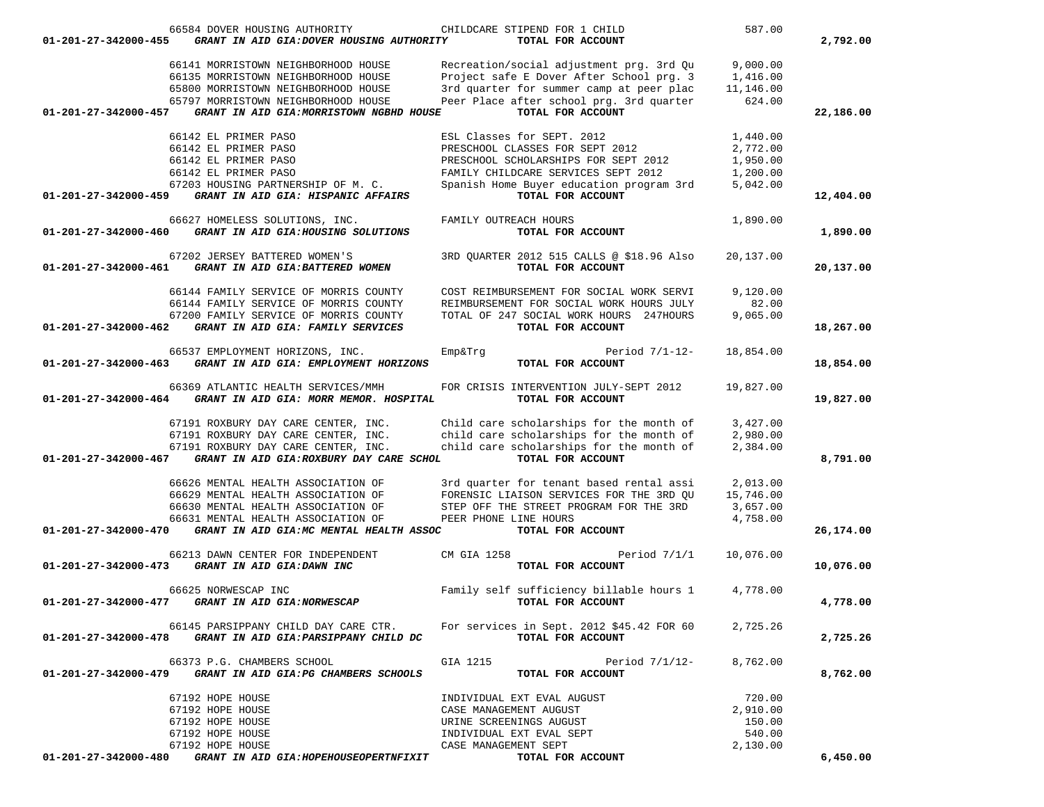| Account | Vendor | Description | Amount | Total |
|---|---|---|---|---|
| | 66584 DOVER HOUSING AUTHORITY | CHILDCARE STIPEND FOR 1 CHILD | 587.00 | |
| **01-201-27-342000-455** | ***GRANT IN AID GIA:DOVER HOUSING AUTHORITY*** | **TOTAL FOR ACCOUNT** | | **2,792.00** |
| | 66141 MORRISTOWN NEIGHBORHOOD HOUSE | Recreation/social adjustment prg. 3rd Qu | 9,000.00 | |
| | 66135 MORRISTOWN NEIGHBORHOOD HOUSE | Project safe E Dover After School prg. 3 | 1,416.00 | |
| | 65800 MORRISTOWN NEIGHBORHOOD HOUSE | 3rd quarter for summer camp at peer plac | 11,146.00 | |
| | 65797 MORRISTOWN NEIGHBORHOOD HOUSE | Peer Place after school prg. 3rd quarter | 624.00 | |
| **01-201-27-342000-457** | ***GRANT IN AID GIA:MORRISTOWN NGBHD HOUSE*** | **TOTAL FOR ACCOUNT** | | **22,186.00** |
| | 66142 EL PRIMER PASO | ESL Classes for SEPT. 2012 | 1,440.00 | |
| | 66142 EL PRIMER PASO | PRESCHOOL CLASSES FOR SEPT 2012 | 2,772.00 | |
| | 66142 EL PRIMER PASO | PRESCHOOL SCHOLARSHIPS FOR SEPT 2012 | 1,950.00 | |
| | 66142 EL PRIMER PASO | FAMILY CHILDCARE SERVICES SEPT 2012 | 1,200.00 | |
| | 67203 HOUSING PARTNERSHIP OF M. C. | Spanish Home Buyer education program 3rd | 5,042.00 | |
| **01-201-27-342000-459** | ***GRANT IN AID GIA: HISPANIC AFFAIRS*** | **TOTAL FOR ACCOUNT** | | **12,404.00** |
| | 66627 HOMELESS SOLUTIONS, INC. | FAMILY OUTREACH HOURS | 1,890.00 | |
| **01-201-27-342000-460** | ***GRANT IN AID GIA:HOUSING SOLUTIONS*** | **TOTAL FOR ACCOUNT** | | **1,890.00** |
| | 67202 JERSEY BATTERED WOMEN'S | 3RD QUARTER 2012 515 CALLS @ $18.96 Also | 20,137.00 | |
| **01-201-27-342000-461** | ***GRANT IN AID GIA:BATTERED WOMEN*** | **TOTAL FOR ACCOUNT** | | **20,137.00** |
| | 66144 FAMILY SERVICE OF MORRIS COUNTY | COST REIMBURSEMENT FOR SOCIAL WORK SERVI | 9,120.00 | |
| | 66144 FAMILY SERVICE OF MORRIS COUNTY | REIMBURSEMENT FOR SOCIAL WORK HOURS JULY | 82.00 | |
| | 67200 FAMILY SERVICE OF MORRIS COUNTY | TOTAL OF 247 SOCIAL WORK HOURS 247HOURS | 9,065.00 | |
| **01-201-27-342000-462** | ***GRANT IN AID GIA: FAMILY SERVICES*** | **TOTAL FOR ACCOUNT** | | **18,267.00** |
| | 66537 EMPLOYMENT HORIZONS, INC. | Emp&Trg Period 7/1-12- | 18,854.00 | |
| **01-201-27-342000-463** | ***GRANT IN AID GIA: EMPLOYMENT HORIZONS*** | **TOTAL FOR ACCOUNT** | | **18,854.00** |
| | 66369 ATLANTIC HEALTH SERVICES/MMH | FOR CRISIS INTERVENTION JULY-SEPT 2012 | 19,827.00 | |
| **01-201-27-342000-464** | ***GRANT IN AID GIA: MORR MEMOR. HOSPITAL*** | **TOTAL FOR ACCOUNT** | | **19,827.00** |
| | 67191 ROXBURY DAY CARE CENTER, INC. | Child care scholarships for the month of | 3,427.00 | |
| | 67191 ROXBURY DAY CARE CENTER, INC. | child care scholarships for the month of | 2,980.00 | |
| | 67191 ROXBURY DAY CARE CENTER, INC. | child care scholarships for the month of | 2,384.00 | |
| **01-201-27-342000-467** | ***GRANT IN AID GIA:ROXBURY DAY CARE SCHOL*** | **TOTAL FOR ACCOUNT** | | **8,791.00** |
| | 66626 MENTAL HEALTH ASSOCIATION OF | 3rd quarter for tenant based rental assi | 2,013.00 | |
| | 66629 MENTAL HEALTH ASSOCIATION OF | FORENSIC LIAISON SERVICES FOR THE 3RD QU | 15,746.00 | |
| | 66630 MENTAL HEALTH ASSOCIATION OF | STEP OFF THE STREET PROGRAM FOR THE 3RD | 3,657.00 | |
| | 66631 MENTAL HEALTH ASSOCIATION OF | PEER PHONE LINE HOURS | 4,758.00 | |
| **01-201-27-342000-470** | ***GRANT IN AID GIA:MC MENTAL HEALTH ASSOC*** | **TOTAL FOR ACCOUNT** | | **26,174.00** |
| | 66213 DAWN CENTER FOR INDEPENDENT | CM GIA 1258 Period 7/1/1 | 10,076.00 | |
| **01-201-27-342000-473** | ***GRANT IN AID GIA:DAWN INC*** | **TOTAL FOR ACCOUNT** | | **10,076.00** |
| | 66625 NORWESCAP INC | Family self sufficiency billable hours 1 | 4,778.00 | |
| **01-201-27-342000-477** | ***GRANT IN AID GIA:NORWESCAP*** | **TOTAL FOR ACCOUNT** | | **4,778.00** |
| | 66145 PARSIPPANY CHILD DAY CARE CTR. | For services in Sept. 2012 $45.42 FOR 60 | 2,725.26 | |
| **01-201-27-342000-478** | ***GRANT IN AID GIA:PARSIPPANY CHILD DC*** | **TOTAL FOR ACCOUNT** | | **2,725.26** |
| | 66373 P.G. CHAMBERS SCHOOL | GIA 1215 Period 7/1/12- | 8,762.00 | |
| **01-201-27-342000-479** | ***GRANT IN AID GIA:PG CHAMBERS SCHOOLS*** | **TOTAL FOR ACCOUNT** | | **8,762.00** |
| | 67192 HOPE HOUSE | INDIVIDUAL EXT EVAL AUGUST | 720.00 | |
| | 67192 HOPE HOUSE | CASE MANAGEMENT AUGUST | 2,910.00 | |
| | 67192 HOPE HOUSE | URINE SCREENINGS AUGUST | 150.00 | |
| | 67192 HOPE HOUSE | INDIVIDUAL EXT EVAL SEPT | 540.00 | |
| | 67192 HOPE HOUSE | CASE MANAGEMENT SEPT | 2,130.00 | |
| **01-201-27-342000-480** | ***GRANT IN AID GIA:HOPEHOUSEOPERTNFIXIT*** | **TOTAL FOR ACCOUNT** | | **6,450.00** |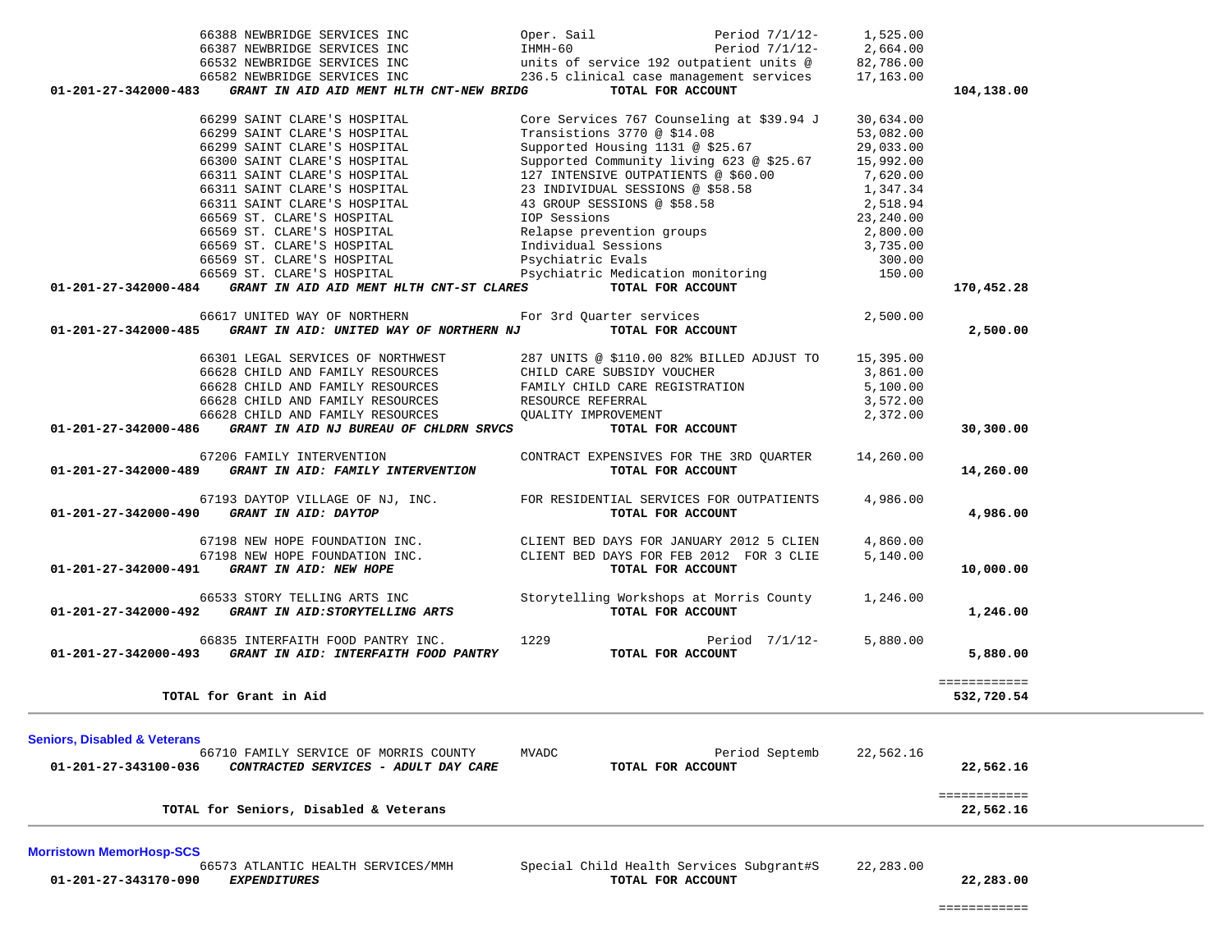| Account | Vendor / Description | Detail | Amount | Total |
|---|---|---|---|---|
| | 66388 NEWBRIDGE SERVICES INC | Oper. Sail Period 7/1/12- | 1,525.00 | |
| | 66387 NEWBRIDGE SERVICES INC | IHMH-60 Period 7/1/12- | 2,664.00 | |
| | 66532 NEWBRIDGE SERVICES INC | units of service 192 outpatient units @ | 82,786.00 | |
| | 66582 NEWBRIDGE SERVICES INC | 236.5 clinical case management services | 17,163.00 | |
| **01-201-27-342000-483** | ***GRANT IN AID AID MENT HLTH CNT-NEW BRIDG*** | **TOTAL FOR ACCOUNT** | | **104,138.00** |
| | 66299 SAINT CLARE'S HOSPITAL | Core Services 767 Counseling at $39.94 J | 30,634.00 | |
| | 66299 SAINT CLARE'S HOSPITAL | Transistions 3770 @ $14.08 | 53,082.00 | |
| | 66299 SAINT CLARE'S HOSPITAL | Supported Housing 1131 @ $25.67 | 29,033.00 | |
| | 66300 SAINT CLARE'S HOSPITAL | Supported Community living 623 @ $25.67 | 15,992.00 | |
| | 66311 SAINT CLARE'S HOSPITAL | 127 INTENSIVE OUTPATIENTS @ $60.00 | 7,620.00 | |
| | 66311 SAINT CLARE'S HOSPITAL | 23 INDIVIDUAL SESSIONS @ $58.58 | 1,347.34 | |
| | 66311 SAINT CLARE'S HOSPITAL | 43 GROUP SESSIONS @ $58.58 | 2,518.94 | |
| | 66569 ST. CLARE'S HOSPITAL | IOP Sessions | 23,240.00 | |
| | 66569 ST. CLARE'S HOSPITAL | Relapse prevention groups | 2,800.00 | |
| | 66569 ST. CLARE'S HOSPITAL | Individual Sessions | 3,735.00 | |
| | 66569 ST. CLARE'S HOSPITAL | Psychiatric Evals | 300.00 | |
| | 66569 ST. CLARE'S HOSPITAL | Psychiatric Medication monitoring | 150.00 | |
| **01-201-27-342000-484** | ***GRANT IN AID AID MENT HLTH CNT-ST CLARES*** | **TOTAL FOR ACCOUNT** | | **170,452.28** |
| | 66617 UNITED WAY OF NORTHERN | For 3rd Quarter services | 2,500.00 | |
| **01-201-27-342000-485** | ***GRANT IN AID: UNITED WAY OF NORTHERN NJ*** | **TOTAL FOR ACCOUNT** | | **2,500.00** |
| | 66301 LEGAL SERVICES OF NORTHWEST | 287 UNITS @ $110.00 82% BILLED ADJUST TO | 15,395.00 | |
| | 66628 CHILD AND FAMILY RESOURCES | CHILD CARE SUBSIDY VOUCHER | 3,861.00 | |
| | 66628 CHILD AND FAMILY RESOURCES | FAMILY CHILD CARE REGISTRATION | 5,100.00 | |
| | 66628 CHILD AND FAMILY RESOURCES | RESOURCE REFERRAL | 3,572.00 | |
| | 66628 CHILD AND FAMILY RESOURCES | QUALITY IMPROVEMENT | 2,372.00 | |
| **01-201-27-342000-486** | ***GRANT IN AID NJ BUREAU OF CHLDRN SRVCS*** | **TOTAL FOR ACCOUNT** | | **30,300.00** |
| | 67206 FAMILY INTERVENTION | CONTRACT EXPENSIVES FOR THE 3RD QUARTER | 14,260.00 | |
| **01-201-27-342000-489** | ***GRANT IN AID: FAMILY INTERVENTION*** | **TOTAL FOR ACCOUNT** | | **14,260.00** |
| | 67193 DAYTOP VILLAGE OF NJ, INC. | FOR RESIDENTIAL SERVICES FOR OUTPATIENTS | 4,986.00 | |
| **01-201-27-342000-490** | ***GRANT IN AID: DAYTOP*** | **TOTAL FOR ACCOUNT** | | **4,986.00** |
| | 67198 NEW HOPE FOUNDATION INC. | CLIENT BED DAYS FOR JANUARY 2012 5 CLIEN | 4,860.00 | |
| | 67198 NEW HOPE FOUNDATION INC. | CLIENT BED DAYS FOR FEB 2012 FOR 3 CLIE | 5,140.00 | |
| **01-201-27-342000-491** | ***GRANT IN AID: NEW HOPE*** | **TOTAL FOR ACCOUNT** | | **10,000.00** |
| | 66533 STORY TELLING ARTS INC | Storytelling Workshops at Morris County | 1,246.00 | |
| **01-201-27-342000-492** | ***GRANT IN AID:STORYTELLING ARTS*** | **TOTAL FOR ACCOUNT** | | **1,246.00** |
| | 66835 INTERFAITH FOOD PANTRY INC. | 1229 Period 7/1/12- | 5,880.00 | |
| **01-201-27-342000-493** | ***GRANT IN AID: INTERFAITH FOOD PANTRY*** | **TOTAL FOR ACCOUNT** | | **5,880.00** |
| | | | | ============ |
| | **TOTAL for Grant in Aid** | | | **532,720.54** |

## Seniors, Disabled & Veterans

| Account | Vendor / Description | Detail | Amount | Total |
|---|---|---|---|---|
| | 66710 FAMILY SERVICE OF MORRIS COUNTY | MVADC Period Septemb | 22,562.16 | |
| **01-201-27-343100-036** | ***CONTRACTED SERVICES - ADULT DAY CARE*** | **TOTAL FOR ACCOUNT** | | **22,562.16** |
| | | | | ============ |
| | **TOTAL for Seniors, Disabled & Veterans** | | | **22,562.16** |

## Morristown MemorHosp-SCS

| Account | Vendor / Description | Detail | Amount | Total |
|---|---|---|---|---|
| | 66573 ATLANTIC HEALTH SERVICES/MMH | Special Child Health Services Subgrant#S | 22,283.00 | |
| **01-201-27-343170-090** | ***EXPENDITURES*** | **TOTAL FOR ACCOUNT** | | **22,283.00** |
| | | | | ============ |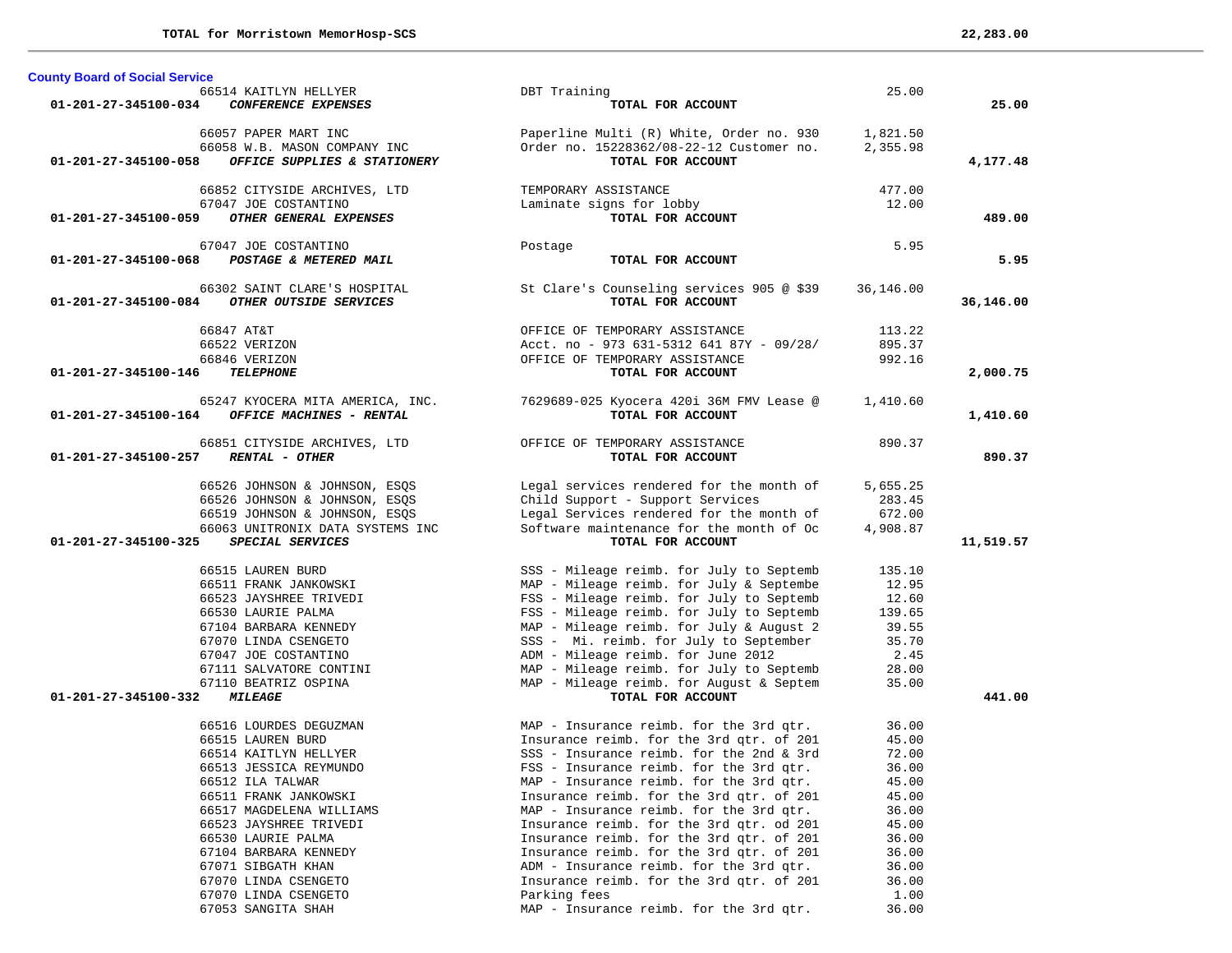**TOTAL for Morristown MemorHosp-SCS** **22,283.00**

## County Board of Social Service

| Account | Vendor / Account Name | Description | Amount | Total |
|---|---|---|---|---|
| | 66514 KAITLYN HELLYER | DBT Training | 25.00 | |
| **01-201-27-345100-034** | ***CONFERENCE EXPENSES*** | **TOTAL FOR ACCOUNT** | | **25.00** |
| | 66057 PAPER MART INC | Paperline Multi (R) White, Order no. 930 | 1,821.50 | |
| | 66058 W.B. MASON COMPANY INC | Order no. 15228362/08-22-12 Customer no. | 2,355.98 | |
| **01-201-27-345100-058** | ***OFFICE SUPPLIES & STATIONERY*** | **TOTAL FOR ACCOUNT** | | **4,177.48** |
| | 66852 CITYSIDE ARCHIVES, LTD | TEMPORARY ASSISTANCE | 477.00 | |
| | 67047 JOE COSTANTINO | Laminate signs for lobby | 12.00 | |
| **01-201-27-345100-059** | ***OTHER GENERAL EXPENSES*** | **TOTAL FOR ACCOUNT** | | **489.00** |
| | 67047 JOE COSTANTINO | Postage | 5.95 | |
| **01-201-27-345100-068** | ***POSTAGE & METERED MAIL*** | **TOTAL FOR ACCOUNT** | | **5.95** |
| | 66302 SAINT CLARE'S HOSPITAL | St Clare's Counseling services 905 @ $39 | 36,146.00 | |
| **01-201-27-345100-084** | ***OTHER OUTSIDE SERVICES*** | **TOTAL FOR ACCOUNT** | | **36,146.00** |
| | 66847 AT&T | OFFICE OF TEMPORARY ASSISTANCE | 113.22 | |
| | 66522 VERIZON | Acct. no - 973 631-5312 641 87Y - 09/28/ | 895.37 | |
| | 66846 VERIZON | OFFICE OF TEMPORARY ASSISTANCE | 992.16 | |
| **01-201-27-345100-146** | ***TELEPHONE*** | **TOTAL FOR ACCOUNT** | | **2,000.75** |
| | 65247 KYOCERA MITA AMERICA, INC. | 7629689-025 Kyocera 420i 36M FMV Lease @ | 1,410.60 | |
| **01-201-27-345100-164** | ***OFFICE MACHINES - RENTAL*** | **TOTAL FOR ACCOUNT** | | **1,410.60** |
| | 66851 CITYSIDE ARCHIVES, LTD | OFFICE OF TEMPORARY ASSISTANCE | 890.37 | |
| **01-201-27-345100-257** | ***RENTAL - OTHER*** | **TOTAL FOR ACCOUNT** | | **890.37** |
| | 66526 JOHNSON & JOHNSON, ESQS | Legal services rendered for the month of | 5,655.25 | |
| | 66526 JOHNSON & JOHNSON, ESQS | Child Support - Support Services | 283.45 | |
| | 66519 JOHNSON & JOHNSON, ESQS | Legal Services rendered for the month of | 672.00 | |
| | 66063 UNITRONIX DATA SYSTEMS INC | Software maintenance for the month of Oc | 4,908.87 | |
| **01-201-27-345100-325** | ***SPECIAL SERVICES*** | **TOTAL FOR ACCOUNT** | | **11,519.57** |
| | 66515 LAUREN BURD | SSS - Mileage reimb. for July to Septemb | 135.10 | |
| | 66511 FRANK JANKOWSKI | MAP - Mileage reimb. for July & Septembe | 12.95 | |
| | 66523 JAYSHREE TRIVEDI | FSS - Mileage reimb. for July to Septemb | 12.60 | |
| | 66530 LAURIE PALMA | FSS - Mileage reimb. for July to Septemb | 139.65 | |
| | 67104 BARBARA KENNEDY | MAP - Mileage reimb. for July & August 2 | 39.55 | |
| | 67070 LINDA CSENGETO | SSS - Mi. reimb. for July to September | 35.70 | |
| | 67047 JOE COSTANTINO | ADM - Mileage reimb. for June 2012 | 2.45 | |
| | 67111 SALVATORE CONTINI | MAP - Mileage reimb. for July to Septemb | 28.00 | |
| | 67110 BEATRIZ OSPINA | MAP - Mileage reimb. for August & Septem | 35.00 | |
| **01-201-27-345100-332** | ***MILEAGE*** | **TOTAL FOR ACCOUNT** | | **441.00** |
| | 66516 LOURDES DEGUZMAN | MAP - Insurance reimb. for the 3rd qtr. | 36.00 | |
| | 66515 LAUREN BURD | Insurance reimb. for the 3rd qtr. of 201 | 45.00 | |
| | 66514 KAITLYN HELLYER | SSS - Insurance reimb. for the 2nd & 3rd | 72.00 | |
| | 66513 JESSICA REYMUNDO | FSS - Insurance reimb. for the 3rd qtr. | 36.00 | |
| | 66512 ILA TALWAR | MAP - Insurance reimb. for the 3rd qtr. | 45.00 | |
| | 66511 FRANK JANKOWSKI | Insurance reimb. for the 3rd qtr. of 201 | 45.00 | |
| | 66517 MAGDELENA WILLIAMS | MAP - Insurance reimb. for the 3rd qtr. | 36.00 | |
| | 66523 JAYSHREE TRIVEDI | Insurance reimb. for the 3rd qtr. od 201 | 45.00 | |
| | 66530 LAURIE PALMA | Insurance reimb. for the 3rd qtr. of 201 | 36.00 | |
| | 67104 BARBARA KENNEDY | Insurance reimb. for the 3rd qtr. of 201 | 36.00 | |
| | 67071 SIBGATH KHAN | ADM - Insurance reimb. for the 3rd qtr. | 36.00 | |
| | 67070 LINDA CSENGETO | Insurance reimb. for the 3rd qtr. of 201 | 36.00 | |
| | 67070 LINDA CSENGETO | Parking fees | 1.00 | |
| | 67053 SANGITA SHAH | MAP - Insurance reimb. for the 3rd qtr. | 36.00 | |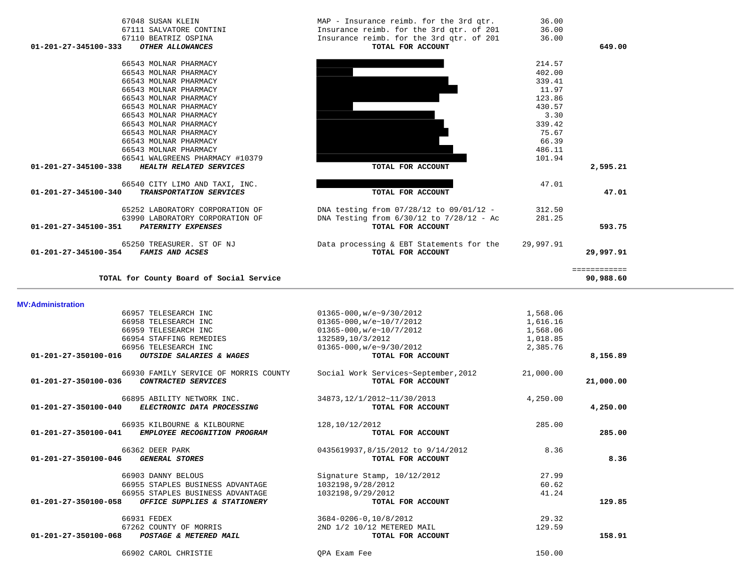| Account | Vendor | Description | Amount | Total |
|---|---|---|---|---|
| | 67048 SUSAN KLEIN | MAP - Insurance reimb. for the 3rd qtr. | 36.00 | |
| | 67111 SALVATORE CONTINI | Insurance reimb. for the 3rd qtr. of 201 | 36.00 | |
| | 67110 BEATRIZ OSPINA | Insurance reimb. for the 3rd qtr. of 201 | 36.00 | |
| **01-201-27-345100-333** | ***OTHER ALLOWANCES*** | **TOTAL FOR ACCOUNT** | | **649.00** |
| | 66543 MOLNAR PHARMACY | | 214.57 | |
| | 66543 MOLNAR PHARMACY | | 402.00 | |
| | 66543 MOLNAR PHARMACY | | 339.41 | |
| | 66543 MOLNAR PHARMACY | | 11.97 | |
| | 66543 MOLNAR PHARMACY | | 123.86 | |
| | 66543 MOLNAR PHARMACY | | 430.57 | |
| | 66543 MOLNAR PHARMACY | | 3.30 | |
| | 66543 MOLNAR PHARMACY | | 339.42 | |
| | 66543 MOLNAR PHARMACY | | 75.67 | |
| | 66543 MOLNAR PHARMACY | | 66.39 | |
| | 66543 MOLNAR PHARMACY | | 486.11 | |
| | 66541 WALGREENS PHARMACY #10379 | | 101.94 | |
| **01-201-27-345100-338** | ***HEALTH RELATED SERVICES*** | **TOTAL FOR ACCOUNT** | | **2,595.21** |
| | 66540 CITY LIMO AND TAXI, INC. | | 47.01 | |
| **01-201-27-345100-340** | ***TRANSPORTATION SERVICES*** | **TOTAL FOR ACCOUNT** | | **47.01** |
| | 65252 LABORATORY CORPORATION OF | DNA testing from 07/28/12 to 09/01/12 - | 312.50 | |
| | 63990 LABORATORY CORPORATION OF | DNA Testing from 6/30/12 to 7/28/12 - Ac | 281.25 | |
| **01-201-27-345100-351** | ***PATERNITY EXPENSES*** | **TOTAL FOR ACCOUNT** | | **593.75** |
| | 65250 TREASURER. ST OF NJ | Data processing & EBT Statements for the | 29,997.91 | |
| **01-201-27-345100-354** | ***FAMIS AND ACSES*** | **TOTAL FOR ACCOUNT** | | **29,997.91** |
| | **TOTAL for County Board of Social Service** | | | **90,988.60** |

**MV:Administration**

| Account | Vendor | Description | Amount | Total |
|---|---|---|---|---|
| | 66957 TELESEARCH INC | 01365-000,w/e~9/30/2012 | 1,568.06 | |
| | 66958 TELESEARCH INC | 01365-000,w/e~10/7/2012 | 1,616.16 | |
| | 66959 TELESEARCH INC | 01365-000,w/e~10/7/2012 | 1,568.06 | |
| | 66954 STAFFING REMEDIES | 132589,10/3/2012 | 1,018.85 | |
| | 66956 TELESEARCH INC | 01365-000,w/e~9/30/2012 | 2,385.76 | |
| **01-201-27-350100-016** | ***OUTSIDE SALARIES & WAGES*** | **TOTAL FOR ACCOUNT** | | **8,156.89** |
| | 66930 FAMILY SERVICE OF MORRIS COUNTY | Social Work Services~September,2012 | 21,000.00 | |
| **01-201-27-350100-036** | ***CONTRACTED SERVICES*** | **TOTAL FOR ACCOUNT** | | **21,000.00** |
| | 66895 ABILITY NETWORK INC. | 34873,12/1/2012~11/30/2013 | 4,250.00 | |
| **01-201-27-350100-040** | ***ELECTRONIC DATA PROCESSING*** | **TOTAL FOR ACCOUNT** | | **4,250.00** |
| | 66935 KILBOURNE & KILBOURNE | 128,10/12/2012 | 285.00 | |
| **01-201-27-350100-041** | ***EMPLOYEE RECOGNITION PROGRAM*** | **TOTAL FOR ACCOUNT** | | **285.00** |
| | 66362 DEER PARK | 0435619937,8/15/2012 to 9/14/2012 | 8.36 | |
| **01-201-27-350100-046** | ***GENERAL STORES*** | **TOTAL FOR ACCOUNT** | | **8.36** |
| | 66903 DANNY BELOUS | Signature Stamp, 10/12/2012 | 27.99 | |
| | 66955 STAPLES BUSINESS ADVANTAGE | 1032198,9/28/2012 | 60.62 | |
| | 66955 STAPLES BUSINESS ADVANTAGE | 1032198,9/29/2012 | 41.24 | |
| **01-201-27-350100-058** | ***OFFICE SUPPLIES & STATIONERY*** | **TOTAL FOR ACCOUNT** | | **129.85** |
| | 66931 FEDEX | 3684-0206-0,10/8/2012 | 29.32 | |
| | 67262 COUNTY OF MORRIS | 2ND 1/2 10/12 METERED MAIL | 129.59 | |
| **01-201-27-350100-068** | ***POSTAGE & METERED MAIL*** | **TOTAL FOR ACCOUNT** | | **158.91** |
| | 66902 CAROL CHRISTIE | QPA Exam Fee | 150.00 | |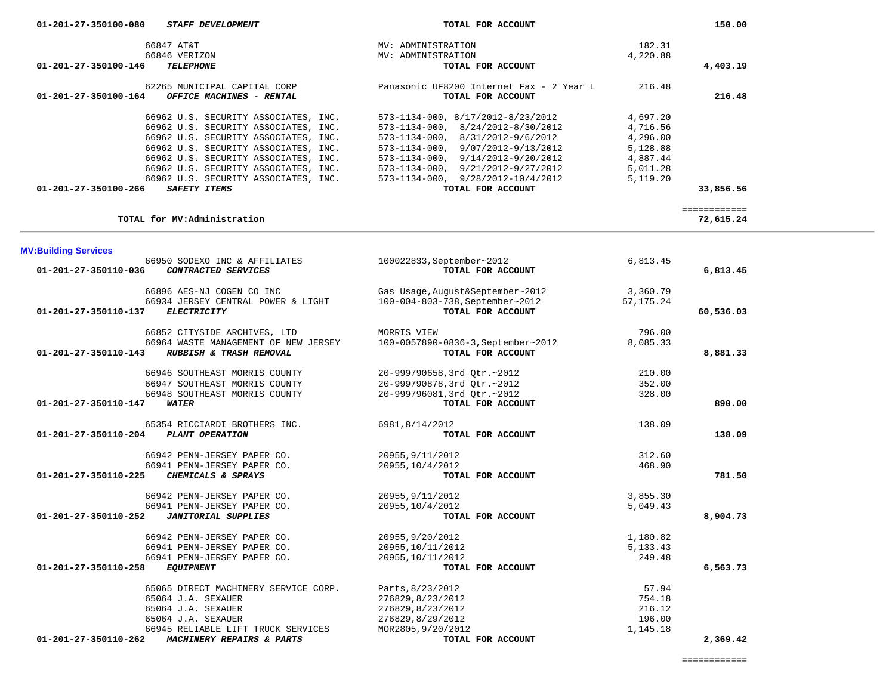| Account / Vendor | Description | Amount | Total |
|---|---|---|---|
| 01-201-27-350100-080 ***STAFF DEVELOPMENT*** | **TOTAL FOR ACCOUNT** | | **150.00** |
| 66847 AT&T | MV: ADMINISTRATION | 182.31 | |
| 66846 VERIZON | MV: ADMINISTRATION | 4,220.88 | |
| 01-201-27-350100-146 ***TELEPHONE*** | **TOTAL FOR ACCOUNT** | | **4,403.19** |
| 62265 MUNICIPAL CAPITAL CORP | Panasonic UF8200 Internet Fax - 2 Year L | 216.48 | |
| 01-201-27-350100-164 ***OFFICE MACHINES - RENTAL*** | **TOTAL FOR ACCOUNT** | | **216.48** |
| 66962 U.S. SECURITY ASSOCIATES, INC. | 573-1134-000, 8/17/2012-8/23/2012 | 4,697.20 | |
| 66962 U.S. SECURITY ASSOCIATES, INC. | 573-1134-000, 8/24/2012-8/30/2012 | 4,716.56 | |
| 66962 U.S. SECURITY ASSOCIATES, INC. | 573-1134-000, 8/31/2012-9/6/2012 | 4,296.00 | |
| 66962 U.S. SECURITY ASSOCIATES, INC. | 573-1134-000, 9/07/2012-9/13/2012 | 5,128.88 | |
| 66962 U.S. SECURITY ASSOCIATES, INC. | 573-1134-000, 9/14/2012-9/20/2012 | 4,887.44 | |
| 66962 U.S. SECURITY ASSOCIATES, INC. | 573-1134-000, 9/21/2012-9/27/2012 | 5,011.28 | |
| 66962 U.S. SECURITY ASSOCIATES, INC. | 573-1134-000, 9/28/2012-10/4/2012 | 5,119.20 | |
| 01-201-27-350100-266 ***SAFETY ITEMS*** | **TOTAL FOR ACCOUNT** | | **33,856.56** |
| | | | ============ |
| **TOTAL for MV:Administration** | | | **72,615.24** |

**MV:Building Services**

| Account / Vendor | Description | Amount | Total |
|---|---|---|---|
| 66950 SODEXO INC & AFFILIATES | 100022833,September~2012 | 6,813.45 | |
| 01-201-27-350110-036 ***CONTRACTED SERVICES*** | **TOTAL FOR ACCOUNT** | | **6,813.45** |
| 66896 AES-NJ COGEN CO INC | Gas Usage,August&September~2012 | 3,360.79 | |
| 66934 JERSEY CENTRAL POWER & LIGHT | 100-004-803-738,September~2012 | 57,175.24 | |
| 01-201-27-350110-137 ***ELECTRICITY*** | **TOTAL FOR ACCOUNT** | | **60,536.03** |
| 66852 CITYSIDE ARCHIVES, LTD | MORRIS VIEW | 796.00 | |
| 66964 WASTE MANAGEMENT OF NEW JERSEY | 100-0057890-0836-3,September~2012 | 8,085.33 | |
| 01-201-27-350110-143 ***RUBBISH & TRASH REMOVAL*** | **TOTAL FOR ACCOUNT** | | **8,881.33** |
| 66946 SOUTHEAST MORRIS COUNTY | 20-999790658,3rd Qtr.~2012 | 210.00 | |
| 66947 SOUTHEAST MORRIS COUNTY | 20-999790878,3rd Qtr.~2012 | 352.00 | |
| 66948 SOUTHEAST MORRIS COUNTY | 20-999796081,3rd Qtr.~2012 | 328.00 | |
| 01-201-27-350110-147 ***WATER*** | **TOTAL FOR ACCOUNT** | | **890.00** |
| 65354 RICCIARDI BROTHERS INC. | 6981,8/14/2012 | 138.09 | |
| 01-201-27-350110-204 ***PLANT OPERATION*** | **TOTAL FOR ACCOUNT** | | **138.09** |
| 66942 PENN-JERSEY PAPER CO. | 20955,9/11/2012 | 312.60 | |
| 66941 PENN-JERSEY PAPER CO. | 20955,10/4/2012 | 468.90 | |
| 01-201-27-350110-225 ***CHEMICALS & SPRAYS*** | **TOTAL FOR ACCOUNT** | | **781.50** |
| 66942 PENN-JERSEY PAPER CO. | 20955,9/11/2012 | 3,855.30 | |
| 66941 PENN-JERSEY PAPER CO. | 20955,10/4/2012 | 5,049.43 | |
| 01-201-27-350110-252 ***JANITORIAL SUPPLIES*** | **TOTAL FOR ACCOUNT** | | **8,904.73** |
| 66942 PENN-JERSEY PAPER CO. | 20955,9/20/2012 | 1,180.82 | |
| 66941 PENN-JERSEY PAPER CO. | 20955,10/11/2012 | 5,133.43 | |
| 66941 PENN-JERSEY PAPER CO. | 20955,10/11/2012 | 249.48 | |
| 01-201-27-350110-258 ***EQUIPMENT*** | **TOTAL FOR ACCOUNT** | | **6,563.73** |
| 65065 DIRECT MACHINERY SERVICE CORP. | Parts,8/23/2012 | 57.94 | |
| 65064 J.A. SEXAUER | 276829,8/23/2012 | 754.18 | |
| 65064 J.A. SEXAUER | 276829,8/23/2012 | 216.12 | |
| 65064 J.A. SEXAUER | 276829,8/29/2012 | 196.00 | |
| 66945 RELIABLE LIFT TRUCK SERVICES | MOR2805,9/20/2012 | 1,145.18 | |
| 01-201-27-350110-262 ***MACHINERY REPAIRS & PARTS*** | **TOTAL FOR ACCOUNT** | | **2,369.42** |
| | | | ============ |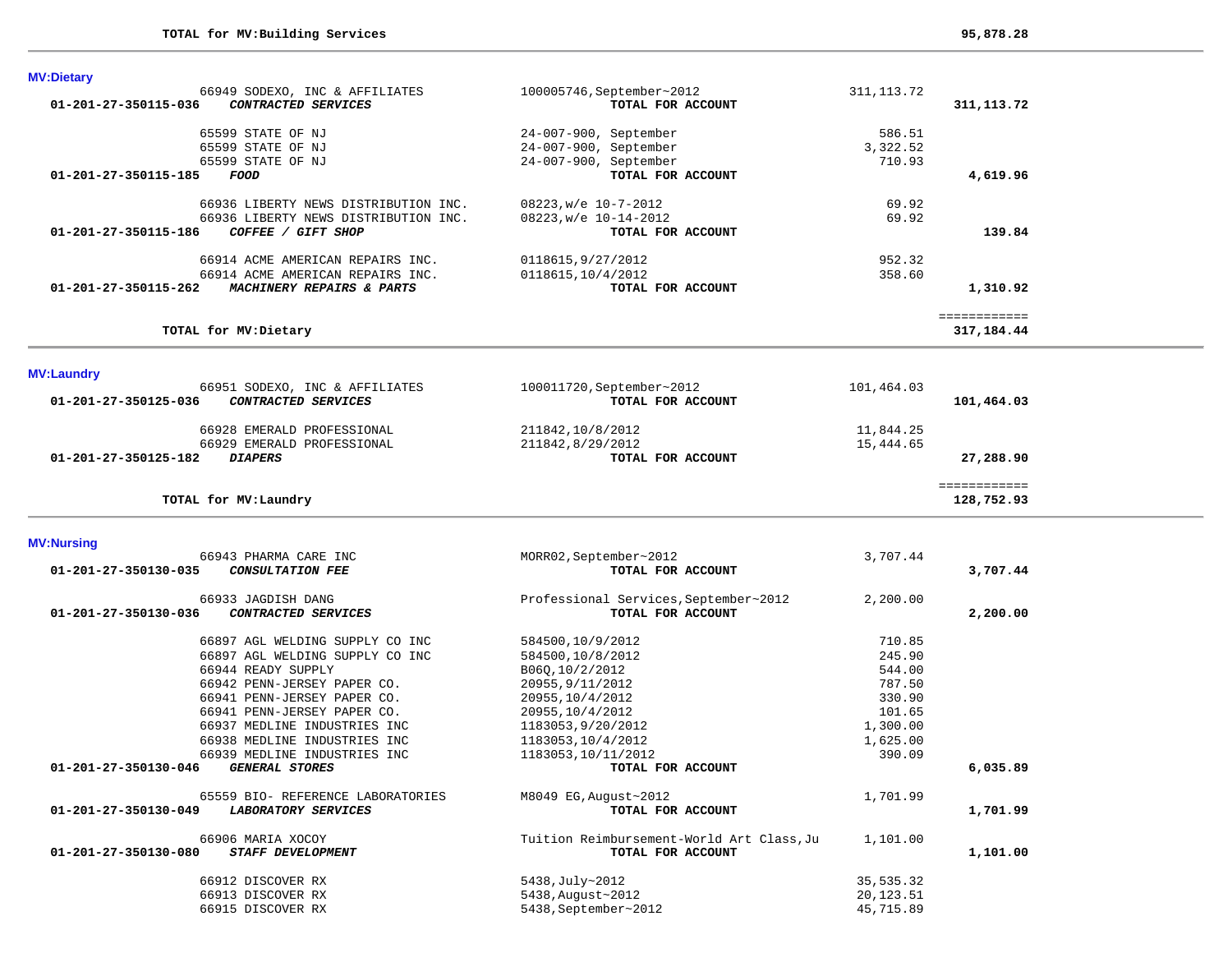**TOTAL for MV:Building Services** — 95,878.28

## MV:Dietary

| Account | Vendor / Description | Reference | Amount | Total |
|---|---|---|---|---|
| | 66949 SODEXO, INC & AFFILIATES | 100005746,September~2012 | 311,113.72 | |
| **01-201-27-350115-036** | ***CONTRACTED SERVICES*** | **TOTAL FOR ACCOUNT** | | **311,113.72** |
| | 65599 STATE OF NJ | 24-007-900, September | 586.51 | |
| | 65599 STATE OF NJ | 24-007-900, September | 3,322.52 | |
| | 65599 STATE OF NJ | 24-007-900, September | 710.93 | |
| **01-201-27-350115-185** | ***FOOD*** | **TOTAL FOR ACCOUNT** | | **4,619.96** |
| | 66936 LIBERTY NEWS DISTRIBUTION INC. | 08223,w/e 10-7-2012 | 69.92 | |
| | 66936 LIBERTY NEWS DISTRIBUTION INC. | 08223,w/e 10-14-2012 | 69.92 | |
| **01-201-27-350115-186** | ***COFFEE / GIFT SHOP*** | **TOTAL FOR ACCOUNT** | | **139.84** |
| | 66914 ACME AMERICAN REPAIRS INC. | 0118615,9/27/2012 | 952.32 | |
| | 66914 ACME AMERICAN REPAIRS INC. | 0118615,10/4/2012 | 358.60 | |
| **01-201-27-350115-262** | ***MACHINERY REPAIRS & PARTS*** | **TOTAL FOR ACCOUNT** | | **1,310.92** |

**TOTAL for MV:Dietary** — 317,184.44

## MV:Laundry

| Account | Vendor / Description | Reference | Amount | Total |
|---|---|---|---|---|
| | 66951 SODEXO, INC & AFFILIATES | 100011720,September~2012 | 101,464.03 | |
| **01-201-27-350125-036** | ***CONTRACTED SERVICES*** | **TOTAL FOR ACCOUNT** | | **101,464.03** |
| | 66928 EMERALD PROFESSIONAL | 211842,10/8/2012 | 11,844.25 | |
| | 66929 EMERALD PROFESSIONAL | 211842,8/29/2012 | 15,444.65 | |
| **01-201-27-350125-182** | ***DIAPERS*** | **TOTAL FOR ACCOUNT** | | **27,288.90** |

**TOTAL for MV:Laundry** — 128,752.93

## MV:Nursing

| Account | Vendor / Description | Reference | Amount | Total |
|---|---|---|---|---|
| | 66943 PHARMA CARE INC | MORR02,September~2012 | 3,707.44 | |
| **01-201-27-350130-035** | ***CONSULTATION FEE*** | **TOTAL FOR ACCOUNT** | | **3,707.44** |
| | 66933 JAGDISH DANG | Professional Services,September~2012 | 2,200.00 | |
| **01-201-27-350130-036** | ***CONTRACTED SERVICES*** | **TOTAL FOR ACCOUNT** | | **2,200.00** |
| | 66897 AGL WELDING SUPPLY CO INC | 584500,10/9/2012 | 710.85 | |
| | 66897 AGL WELDING SUPPLY CO INC | 584500,10/8/2012 | 245.90 | |
| | 66944 READY SUPPLY | B06Q,10/2/2012 | 544.00 | |
| | 66942 PENN-JERSEY PAPER CO. | 20955,9/11/2012 | 787.50 | |
| | 66941 PENN-JERSEY PAPER CO. | 20955,10/4/2012 | 330.90 | |
| | 66941 PENN-JERSEY PAPER CO. | 20955,10/4/2012 | 101.65 | |
| | 66937 MEDLINE INDUSTRIES INC | 1183053,9/20/2012 | 1,300.00 | |
| | 66938 MEDLINE INDUSTRIES INC | 1183053,10/4/2012 | 1,625.00 | |
| | 66939 MEDLINE INDUSTRIES INC | 1183053,10/11/2012 | 390.09 | |
| **01-201-27-350130-046** | ***GENERAL STORES*** | **TOTAL FOR ACCOUNT** | | **6,035.89** |
| | 65559 BIO- REFERENCE LABORATORIES | M8049 EG,August~2012 | 1,701.99 | |
| **01-201-27-350130-049** | ***LABORATORY SERVICES*** | **TOTAL FOR ACCOUNT** | | **1,701.99** |
| | 66906 MARIA XOCOY | Tuition Reimbursement-World Art Class,Ju | 1,101.00 | |
| **01-201-27-350130-080** | ***STAFF DEVELOPMENT*** | **TOTAL FOR ACCOUNT** | | **1,101.00** |
| | 66912 DISCOVER RX | 5438,July~2012 | 35,535.32 | |
| | 66913 DISCOVER RX | 5438,August~2012 | 20,123.51 | |
| | 66915 DISCOVER RX | 5438,September~2012 | 45,715.89 | |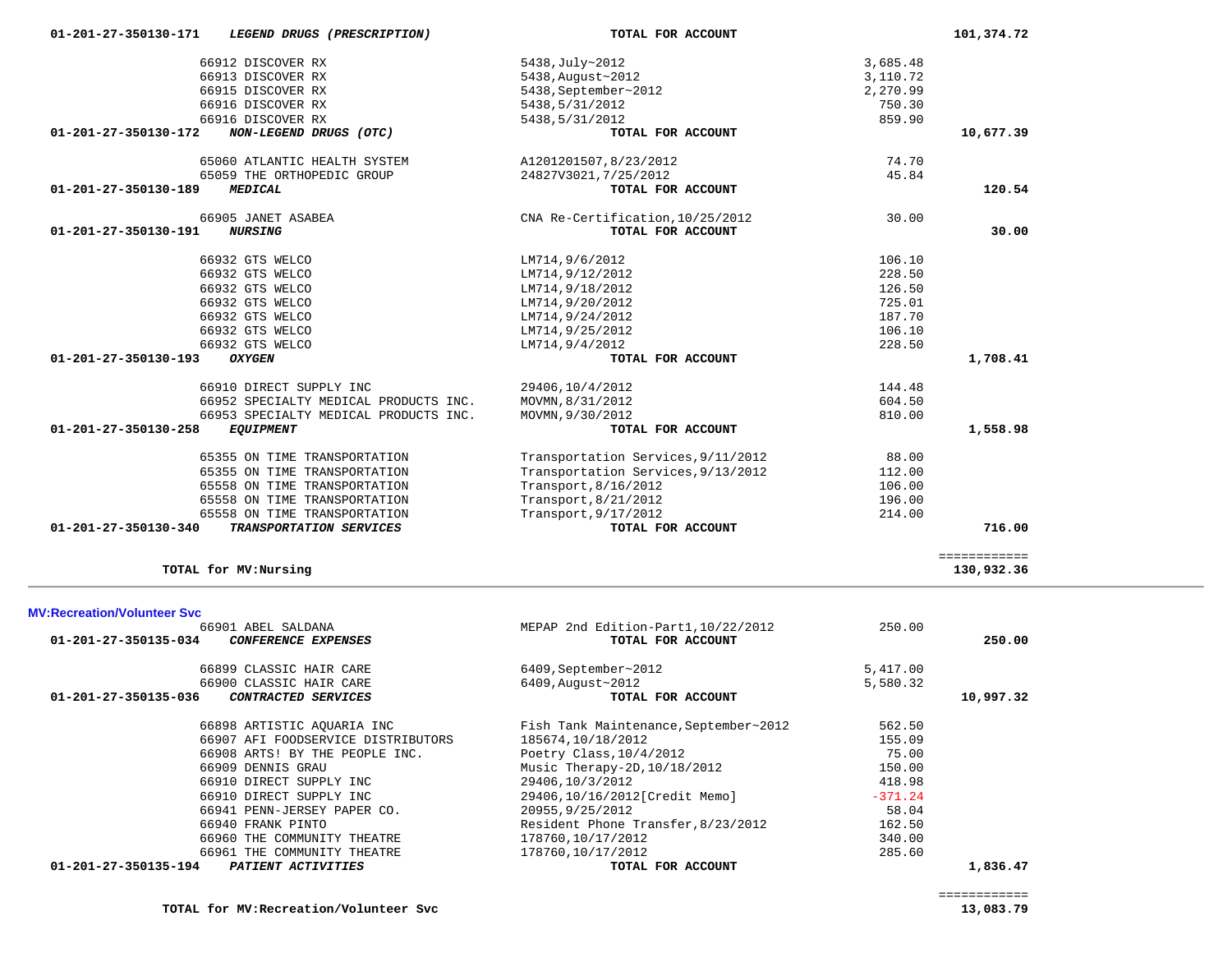| Account | Vendor / Description | Invoice / Reference | Amount | Total |
|---|---|---|---|---|
| 01-201-27-350130-171 | ***LEGEND DRUGS (PRESCRIPTION)*** | **TOTAL FOR ACCOUNT** | | **101,374.72** |
| | 66912 DISCOVER RX | 5438,July~2012 | 3,685.48 | |
| | 66913 DISCOVER RX | 5438,August~2012 | 3,110.72 | |
| | 66915 DISCOVER RX | 5438,September~2012 | 2,270.99 | |
| | 66916 DISCOVER RX | 5438,5/31/2012 | 750.30 | |
| | 66916 DISCOVER RX | 5438,5/31/2012 | 859.90 | |
| 01-201-27-350130-172 | ***NON-LEGEND DRUGS (OTC)*** | **TOTAL FOR ACCOUNT** | | **10,677.39** |
| | 65060 ATLANTIC HEALTH SYSTEM | A1201201507,8/23/2012 | 74.70 | |
| | 65059 THE ORTHOPEDIC GROUP | 24827V3021,7/25/2012 | 45.84 | |
| 01-201-27-350130-189 | ***MEDICAL*** | **TOTAL FOR ACCOUNT** | | **120.54** |
| | 66905 JANET ASABEA | CNA Re-Certification,10/25/2012 | 30.00 | |
| 01-201-27-350130-191 | ***NURSING*** | **TOTAL FOR ACCOUNT** | | **30.00** |
| | 66932 GTS WELCO | LM714,9/6/2012 | 106.10 | |
| | 66932 GTS WELCO | LM714,9/12/2012 | 228.50 | |
| | 66932 GTS WELCO | LM714,9/18/2012 | 126.50 | |
| | 66932 GTS WELCO | LM714,9/20/2012 | 725.01 | |
| | 66932 GTS WELCO | LM714,9/24/2012 | 187.70 | |
| | 66932 GTS WELCO | LM714,9/25/2012 | 106.10 | |
| | 66932 GTS WELCO | LM714,9/4/2012 | 228.50 | |
| 01-201-27-350130-193 | ***OXYGEN*** | **TOTAL FOR ACCOUNT** | | **1,708.41** |
| | 66910 DIRECT SUPPLY INC | 29406,10/4/2012 | 144.48 | |
| | 66952 SPECIALTY MEDICAL PRODUCTS INC. | MOVMN,8/31/2012 | 604.50 | |
| | 66953 SPECIALTY MEDICAL PRODUCTS INC. | MOVMN,9/30/2012 | 810.00 | |
| 01-201-27-350130-258 | ***EQUIPMENT*** | **TOTAL FOR ACCOUNT** | | **1,558.98** |
| | 65355 ON TIME TRANSPORTATION | Transportation Services,9/11/2012 | 88.00 | |
| | 65355 ON TIME TRANSPORTATION | Transportation Services,9/13/2012 | 112.00 | |
| | 65558 ON TIME TRANSPORTATION | Transport,8/16/2012 | 106.00 | |
| | 65558 ON TIME TRANSPORTATION | Transport,8/21/2012 | 196.00 | |
| | 65558 ON TIME TRANSPORTATION | Transport,9/17/2012 | 214.00 | |
| 01-201-27-350130-340 | ***TRANSPORTATION SERVICES*** | **TOTAL FOR ACCOUNT** | | **716.00** |
| | **TOTAL for MV:Nursing** | | | **130,932.36** |

**MV:Recreation/Volunteer Svc**

| Account | Vendor / Description | Invoice / Reference | Amount | Total |
|---|---|---|---|---|
| | 66901 ABEL SALDANA | MEPAP 2nd Edition-Part1,10/22/2012 | 250.00 | |
| 01-201-27-350135-034 | ***CONFERENCE EXPENSES*** | **TOTAL FOR ACCOUNT** | | **250.00** |
| | 66899 CLASSIC HAIR CARE | 6409,September~2012 | 5,417.00 | |
| | 66900 CLASSIC HAIR CARE | 6409,August~2012 | 5,580.32 | |
| 01-201-27-350135-036 | ***CONTRACTED SERVICES*** | **TOTAL FOR ACCOUNT** | | **10,997.32** |
| | 66898 ARTISTIC AQUARIA INC | Fish Tank Maintenance,September~2012 | 562.50 | |
| | 66907 AFI FOODSERVICE DISTRIBUTORS | 185674,10/18/2012 | 155.09 | |
| | 66908 ARTS! BY THE PEOPLE INC. | Poetry Class,10/4/2012 | 75.00 | |
| | 66909 DENNIS GRAU | Music Therapy-2D,10/18/2012 | 150.00 | |
| | 66910 DIRECT SUPPLY INC | 29406,10/3/2012 | 418.98 | |
| | 66910 DIRECT SUPPLY INC | 29406,10/16/2012[Credit Memo] | -371.24 | |
| | 66941 PENN-JERSEY PAPER CO. | 20955,9/25/2012 | 58.04 | |
| | 66940 FRANK PINTO | Resident Phone Transfer,8/23/2012 | 162.50 | |
| | 66960 THE COMMUNITY THEATRE | 178760,10/17/2012 | 340.00 | |
| | 66961 THE COMMUNITY THEATRE | 178760,10/17/2012 | 285.60 | |
| 01-201-27-350135-194 | ***PATIENT ACTIVITIES*** | **TOTAL FOR ACCOUNT** | | **1,836.47** |
| | **TOTAL for MV:Recreation/Volunteer Svc** | | | **13,083.79** |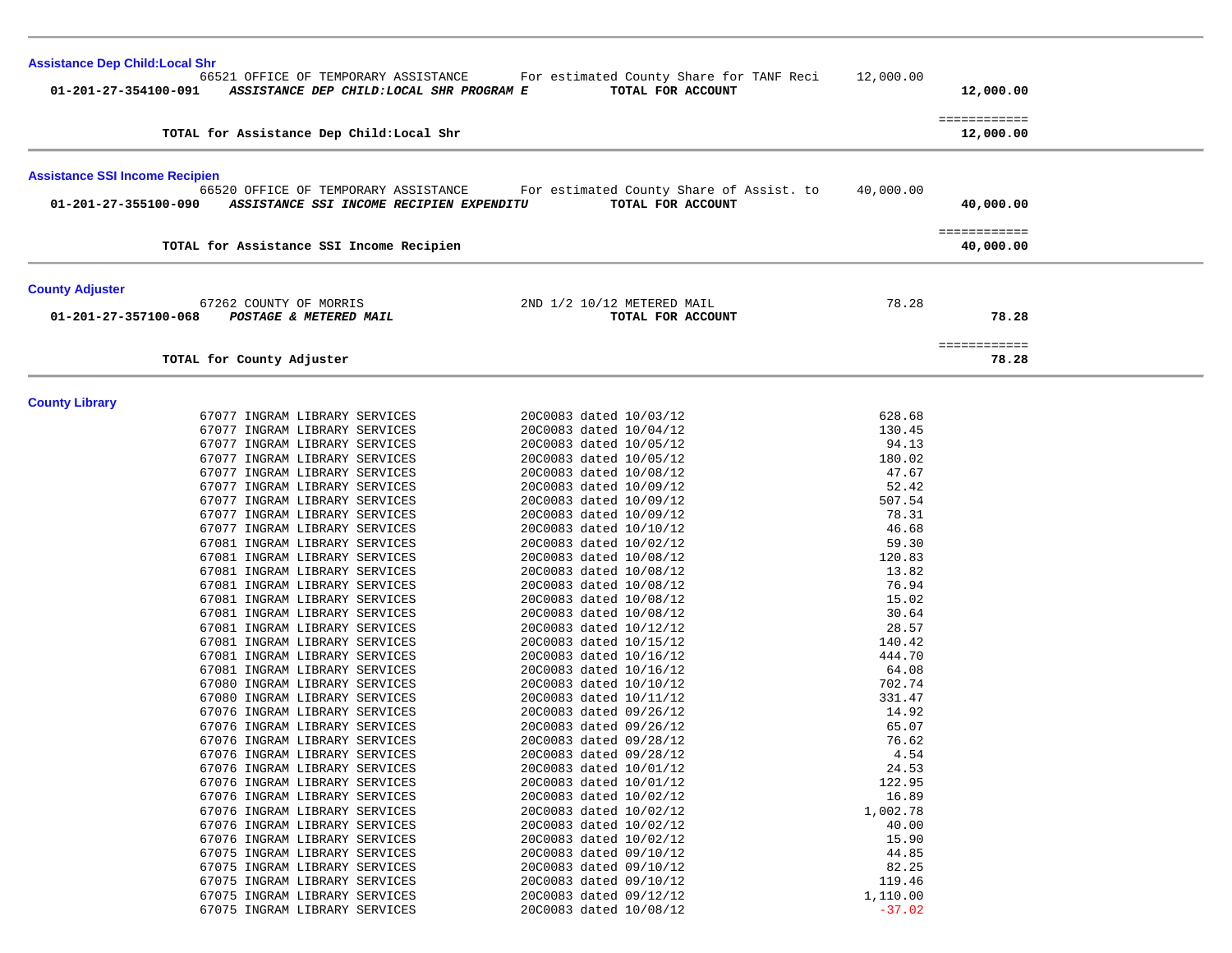**Assistance Dep Child:Local Shr**

| | | | | |
|---|---|---|---|---|
| | 66521 OFFICE OF TEMPORARY ASSISTANCE | For estimated County Share for TANF Reci | 12,000.00 | |
| 01-201-27-354100-091 | ***ASSISTANCE DEP CHILD:LOCAL SHR PROGRAM E*** | **TOTAL FOR ACCOUNT** | | **12,000.00** |
| | | | | ============ |
| | **TOTAL for Assistance Dep Child:Local Shr** | | | **12,000.00** |

**Assistance SSI Income Recipien**

| | | | | |
|---|---|---|---|---|
| | 66520 OFFICE OF TEMPORARY ASSISTANCE | For estimated County Share of Assist. to | 40,000.00 | |
| 01-201-27-355100-090 | ***ASSISTANCE SSI INCOME RECIPIEN EXPENDITU*** | **TOTAL FOR ACCOUNT** | | **40,000.00** |
| | | | | ============ |
| | **TOTAL for Assistance SSI Income Recipien** | | | **40,000.00** |

**County Adjuster**

| | | | | |
|---|---|---|---|---|
| | 67262 COUNTY OF MORRIS | 2ND 1/2 10/12 METERED MAIL | 78.28 | |
| 01-201-27-357100-068 | ***POSTAGE & METERED MAIL*** | **TOTAL FOR ACCOUNT** | | **78.28** |
| | | | | ============ |
| | **TOTAL for County Adjuster** | | | **78.28** |

**County Library**

| | | | | |
|---|---|---|---|---|
| | 67077 INGRAM LIBRARY SERVICES | 20C0083 dated 10/03/12 | 628.68 | |
| | 67077 INGRAM LIBRARY SERVICES | 20C0083 dated 10/04/12 | 130.45 | |
| | 67077 INGRAM LIBRARY SERVICES | 20C0083 dated 10/05/12 | 94.13 | |
| | 67077 INGRAM LIBRARY SERVICES | 20C0083 dated 10/05/12 | 180.02 | |
| | 67077 INGRAM LIBRARY SERVICES | 20C0083 dated 10/08/12 | 47.67 | |
| | 67077 INGRAM LIBRARY SERVICES | 20C0083 dated 10/09/12 | 52.42 | |
| | 67077 INGRAM LIBRARY SERVICES | 20C0083 dated 10/09/12 | 507.54 | |
| | 67077 INGRAM LIBRARY SERVICES | 20C0083 dated 10/09/12 | 78.31 | |
| | 67077 INGRAM LIBRARY SERVICES | 20C0083 dated 10/10/12 | 46.68 | |
| | 67081 INGRAM LIBRARY SERVICES | 20C0083 dated 10/02/12 | 59.30 | |
| | 67081 INGRAM LIBRARY SERVICES | 20C0083 dated 10/08/12 | 120.83 | |
| | 67081 INGRAM LIBRARY SERVICES | 20C0083 dated 10/08/12 | 13.82 | |
| | 67081 INGRAM LIBRARY SERVICES | 20C0083 dated 10/08/12 | 76.94 | |
| | 67081 INGRAM LIBRARY SERVICES | 20C0083 dated 10/08/12 | 15.02 | |
| | 67081 INGRAM LIBRARY SERVICES | 20C0083 dated 10/08/12 | 30.64 | |
| | 67081 INGRAM LIBRARY SERVICES | 20C0083 dated 10/12/12 | 28.57 | |
| | 67081 INGRAM LIBRARY SERVICES | 20C0083 dated 10/15/12 | 140.42 | |
| | 67081 INGRAM LIBRARY SERVICES | 20C0083 dated 10/16/12 | 444.70 | |
| | 67081 INGRAM LIBRARY SERVICES | 20C0083 dated 10/16/12 | 64.08 | |
| | 67080 INGRAM LIBRARY SERVICES | 20C0083 dated 10/10/12 | 702.74 | |
| | 67080 INGRAM LIBRARY SERVICES | 20C0083 dated 10/11/12 | 331.47 | |
| | 67076 INGRAM LIBRARY SERVICES | 20C0083 dated 09/26/12 | 14.92 | |
| | 67076 INGRAM LIBRARY SERVICES | 20C0083 dated 09/26/12 | 65.07 | |
| | 67076 INGRAM LIBRARY SERVICES | 20C0083 dated 09/28/12 | 76.62 | |
| | 67076 INGRAM LIBRARY SERVICES | 20C0083 dated 09/28/12 | 4.54 | |
| | 67076 INGRAM LIBRARY SERVICES | 20C0083 dated 10/01/12 | 24.53 | |
| | 67076 INGRAM LIBRARY SERVICES | 20C0083 dated 10/01/12 | 122.95 | |
| | 67076 INGRAM LIBRARY SERVICES | 20C0083 dated 10/02/12 | 16.89 | |
| | 67076 INGRAM LIBRARY SERVICES | 20C0083 dated 10/02/12 | 1,002.78 | |
| | 67076 INGRAM LIBRARY SERVICES | 20C0083 dated 10/02/12 | 40.00 | |
| | 67076 INGRAM LIBRARY SERVICES | 20C0083 dated 10/02/12 | 15.90 | |
| | 67075 INGRAM LIBRARY SERVICES | 20C0083 dated 09/10/12 | 44.85 | |
| | 67075 INGRAM LIBRARY SERVICES | 20C0083 dated 09/10/12 | 82.25 | |
| | 67075 INGRAM LIBRARY SERVICES | 20C0083 dated 09/10/12 | 119.46 | |
| | 67075 INGRAM LIBRARY SERVICES | 20C0083 dated 09/12/12 | 1,110.00 | |
| | 67075 INGRAM LIBRARY SERVICES | 20C0083 dated 10/08/12 | -37.02 | |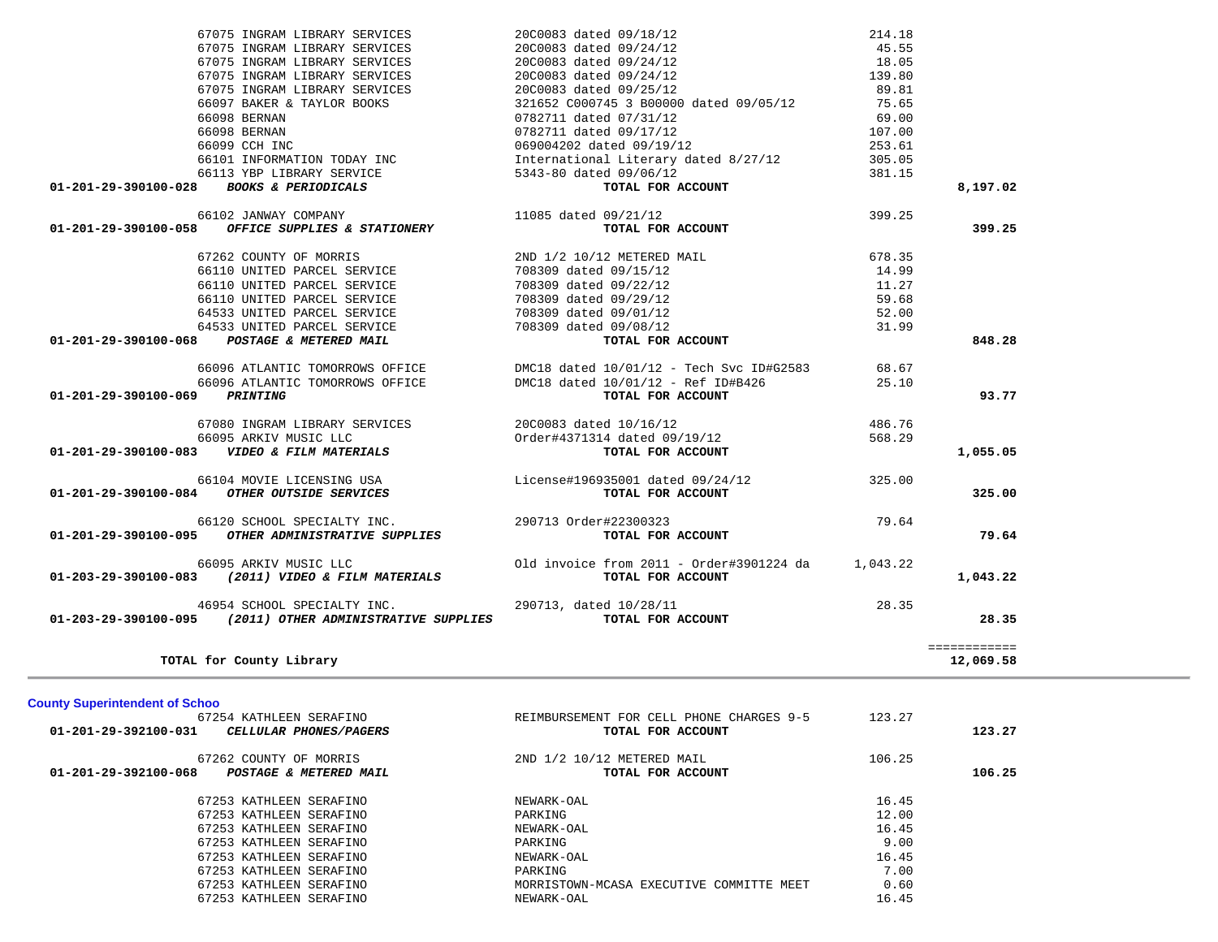| Account | Vendor / Description | Reference | Amount | Total |
|---|---|---|---|---|
| | 67075 INGRAM LIBRARY SERVICES | 20C0083 dated 09/18/12 | 214.18 | |
| | 67075 INGRAM LIBRARY SERVICES | 20C0083 dated 09/24/12 | 45.55 | |
| | 67075 INGRAM LIBRARY SERVICES | 20C0083 dated 09/24/12 | 18.05 | |
| | 67075 INGRAM LIBRARY SERVICES | 20C0083 dated 09/24/12 | 139.80 | |
| | 67075 INGRAM LIBRARY SERVICES | 20C0083 dated 09/25/12 | 89.81 | |
| | 66097 BAKER & TAYLOR BOOKS | 321652 C000745 3 B00000 dated 09/05/12 | 75.65 | |
| | 66098 BERNAN | 0782711 dated 07/31/12 | 69.00 | |
| | 66098 BERNAN | 0782711 dated 09/17/12 | 107.00 | |
| | 66099 CCH INC | 069004202 dated 09/19/12 | 253.61 | |
| | 66101 INFORMATION TODAY INC | International Literary dated 8/27/12 | 305.05 | |
| | 66113 YBP LIBRARY SERVICE | 5343-80 dated 09/06/12 | 381.15 | |
| **01-201-29-390100-028** | ***BOOKS & PERIODICALS*** | **TOTAL FOR ACCOUNT** | | **8,197.02** |
| | 66102 JANWAY COMPANY | 11085 dated 09/21/12 | 399.25 | |
| **01-201-29-390100-058** | ***OFFICE SUPPLIES & STATIONERY*** | **TOTAL FOR ACCOUNT** | | **399.25** |
| | 67262 COUNTY OF MORRIS | 2ND 1/2 10/12 METERED MAIL | 678.35 | |
| | 66110 UNITED PARCEL SERVICE | 708309 dated 09/15/12 | 14.99 | |
| | 66110 UNITED PARCEL SERVICE | 708309 dated 09/22/12 | 11.27 | |
| | 66110 UNITED PARCEL SERVICE | 708309 dated 09/29/12 | 59.68 | |
| | 64533 UNITED PARCEL SERVICE | 708309 dated 09/01/12 | 52.00 | |
| | 64533 UNITED PARCEL SERVICE | 708309 dated 09/08/12 | 31.99 | |
| **01-201-29-390100-068** | ***POSTAGE & METERED MAIL*** | **TOTAL FOR ACCOUNT** | | **848.28** |
| | 66096 ATLANTIC TOMORROWS OFFICE | DMC18 dated 10/01/12 - Tech Svc ID#G2583 | 68.67 | |
| | 66096 ATLANTIC TOMORROWS OFFICE | DMC18 dated 10/01/12 - Ref ID#B426 | 25.10 | |
| **01-201-29-390100-069** | ***PRINTING*** | **TOTAL FOR ACCOUNT** | | **93.77** |
| | 67080 INGRAM LIBRARY SERVICES | 20C0083 dated 10/16/12 | 486.76 | |
| | 66095 ARKIV MUSIC LLC | Order#4371314 dated 09/19/12 | 568.29 | |
| **01-201-29-390100-083** | ***VIDEO & FILM MATERIALS*** | **TOTAL FOR ACCOUNT** | | **1,055.05** |
| | 66104 MOVIE LICENSING USA | License#196935001 dated 09/24/12 | 325.00 | |
| **01-201-29-390100-084** | ***OTHER OUTSIDE SERVICES*** | **TOTAL FOR ACCOUNT** | | **325.00** |
| | 66120 SCHOOL SPECIALTY INC. | 290713 Order#22300323 | 79.64 | |
| **01-201-29-390100-095** | ***OTHER ADMINISTRATIVE SUPPLIES*** | **TOTAL FOR ACCOUNT** | | **79.64** |
| | 66095 ARKIV MUSIC LLC | Old invoice from 2011 - Order#3901224 da | 1,043.22 | |
| **01-203-29-390100-083** | ***(2011) VIDEO & FILM MATERIALS*** | **TOTAL FOR ACCOUNT** | | **1,043.22** |
| | 46954 SCHOOL SPECIALTY INC. | 290713, dated 10/28/11 | 28.35 | |
| **01-203-29-390100-095** | ***(2011) OTHER ADMINISTRATIVE SUPPLIES*** | **TOTAL FOR ACCOUNT** | | **28.35** |
| | | | | ============ |
| | **TOTAL for County Library** | | | **12,069.58** |

## County Superintendent of Schoo

| Account | Vendor / Description | Reference | Amount | Total |
|---|---|---|---|---|
| | 67254 KATHLEEN SERAFINO | REIMBURSEMENT FOR CELL PHONE CHARGES 9-5 | 123.27 | |
| **01-201-29-392100-031** | ***CELLULAR PHONES/PAGERS*** | **TOTAL FOR ACCOUNT** | | **123.27** |
| | 67262 COUNTY OF MORRIS | 2ND 1/2 10/12 METERED MAIL | 106.25 | |
| **01-201-29-392100-068** | ***POSTAGE & METERED MAIL*** | **TOTAL FOR ACCOUNT** | | **106.25** |
| | 67253 KATHLEEN SERAFINO | NEWARK-OAL | 16.45 | |
| | 67253 KATHLEEN SERAFINO | PARKING | 12.00 | |
| | 67253 KATHLEEN SERAFINO | NEWARK-OAL | 16.45 | |
| | 67253 KATHLEEN SERAFINO | PARKING | 9.00 | |
| | 67253 KATHLEEN SERAFINO | NEWARK-OAL | 16.45 | |
| | 67253 KATHLEEN SERAFINO | PARKING | 7.00 | |
| | 67253 KATHLEEN SERAFINO | MORRISTOWN-MCASA EXECUTIVE COMMITTE MEET | 0.60 | |
| | 67253 KATHLEEN SERAFINO | NEWARK-OAL | 16.45 | |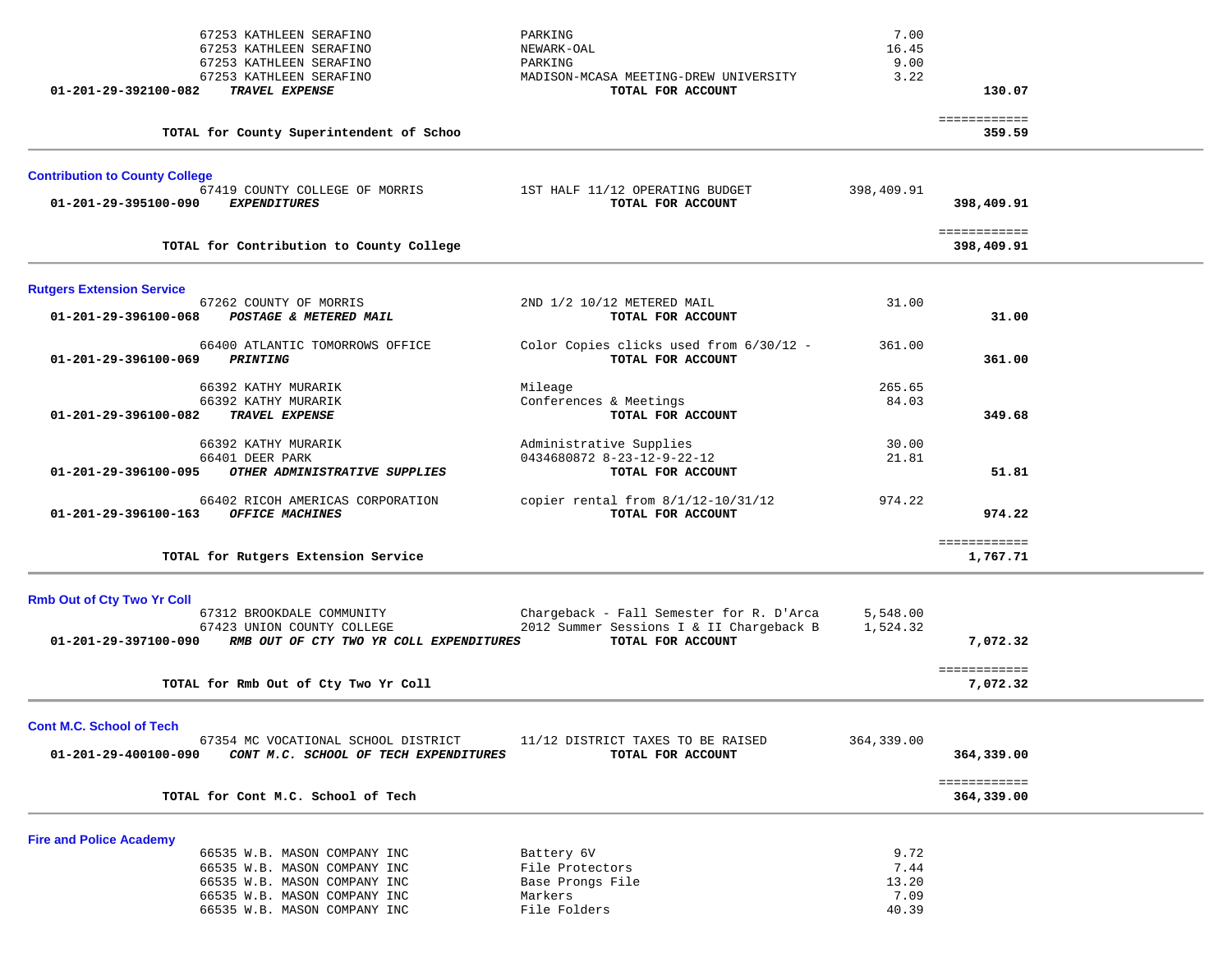| Vendor | Description | Amount | Total |
|---|---|---|---|
| 67253 KATHLEEN SERAFINO | PARKING | 7.00 | |
| 67253 KATHLEEN SERAFINO | NEWARK-OAL | 16.45 | |
| 67253 KATHLEEN SERAFINO | PARKING | 9.00 | |
| 67253 KATHLEEN SERAFINO | MADISON-MCASA MEETING-DREW UNIVERSITY | 3.22 | |
| **01-201-29-392100-082** ***TRAVEL EXPENSE*** | **TOTAL FOR ACCOUNT** | | **130.07** |
| | | | ============ |
| **TOTAL for County Superintendent of Schoo** | | | **359.59** |

**Contribution to County College**

| Vendor | Description | Amount | Total |
|---|---|---|---|
| 67419 COUNTY COLLEGE OF MORRIS | 1ST HALF 11/12 OPERATING BUDGET | 398,409.91 | |
| **01-201-29-395100-090** ***EXPENDITURES*** | **TOTAL FOR ACCOUNT** | | **398,409.91** |
| | | | ============ |
| **TOTAL for Contribution to County College** | | | **398,409.91** |

**Rutgers Extension Service**

| Vendor | Description | Amount | Total |
|---|---|---|---|
| 67262 COUNTY OF MORRIS | 2ND 1/2 10/12 METERED MAIL | 31.00 | |
| **01-201-29-396100-068** ***POSTAGE & METERED MAIL*** | **TOTAL FOR ACCOUNT** | | **31.00** |
| 66400 ATLANTIC TOMORROWS OFFICE | Color Copies clicks used from 6/30/12 - | 361.00 | |
| **01-201-29-396100-069** ***PRINTING*** | **TOTAL FOR ACCOUNT** | | **361.00** |
| 66392 KATHY MURARIK | Mileage | 265.65 | |
| 66392 KATHY MURARIK | Conferences & Meetings | 84.03 | |
| **01-201-29-396100-082** ***TRAVEL EXPENSE*** | **TOTAL FOR ACCOUNT** | | **349.68** |
| 66392 KATHY MURARIK | Administrative Supplies | 30.00 | |
| 66401 DEER PARK | 0434680872 8-23-12-9-22-12 | 21.81 | |
| **01-201-29-396100-095** ***OTHER ADMINISTRATIVE SUPPLIES*** | **TOTAL FOR ACCOUNT** | | **51.81** |
| 66402 RICOH AMERICAS CORPORATION | copier rental from 8/1/12-10/31/12 | 974.22 | |
| **01-201-29-396100-163** ***OFFICE MACHINES*** | **TOTAL FOR ACCOUNT** | | **974.22** |
| | | | ============ |
| **TOTAL for Rutgers Extension Service** | | | **1,767.71** |

**Rmb Out of Cty Two Yr Coll**

| Vendor | Description | Amount | Total |
|---|---|---|---|
| 67312 BROOKDALE COMMUNITY | Chargeback - Fall Semester for R. D'Arca | 5,548.00 | |
| 67423 UNION COUNTY COLLEGE | 2012 Summer Sessions I & II Chargeback B | 1,524.32 | |
| **01-201-29-397100-090** ***RMB OUT OF CTY TWO YR COLL EXPENDITURES*** | **TOTAL FOR ACCOUNT** | | **7,072.32** |
| | | | ============ |
| **TOTAL for Rmb Out of Cty Two Yr Coll** | | | **7,072.32** |

**Cont M.C. School of Tech**

| Vendor | Description | Amount | Total |
|---|---|---|---|
| 67354 MC VOCATIONAL SCHOOL DISTRICT | 11/12 DISTRICT TAXES TO BE RAISED | 364,339.00 | |
| **01-201-29-400100-090** ***CONT M.C. SCHOOL OF TECH EXPENDITURES*** | **TOTAL FOR ACCOUNT** | | **364,339.00** |
| | | | ============ |
| **TOTAL for Cont M.C. School of Tech** | | | **364,339.00** |

**Fire and Police Academy**

| Vendor | Description | Amount | Total |
|---|---|---|---|
| 66535 W.B. MASON COMPANY INC | Battery 6V | 9.72 | |
| 66535 W.B. MASON COMPANY INC | File Protectors | 7.44 | |
| 66535 W.B. MASON COMPANY INC | Base Prongs File | 13.20 | |
| 66535 W.B. MASON COMPANY INC | Markers | 7.09 | |
| 66535 W.B. MASON COMPANY INC | File Folders | 40.39 | |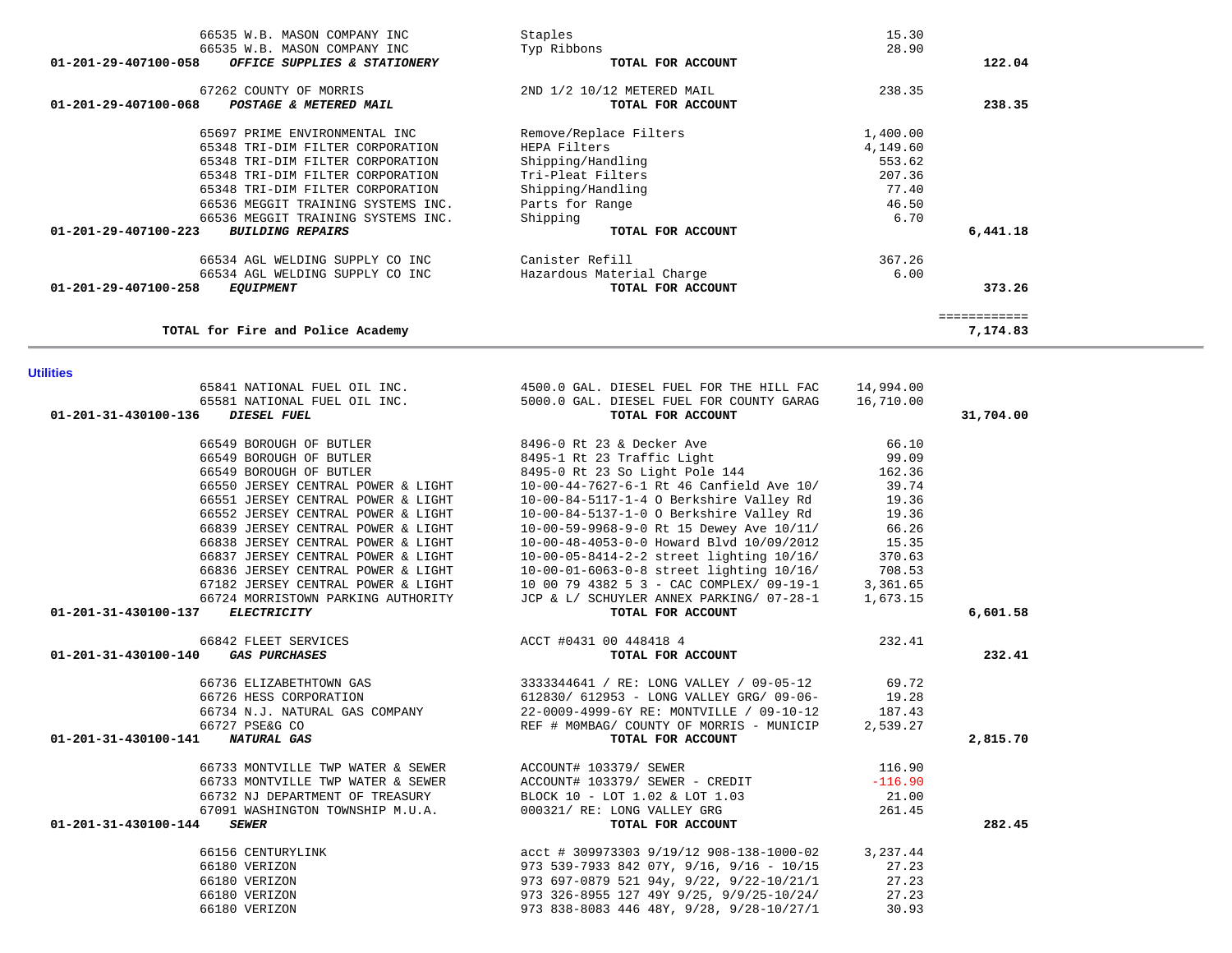| Account | Vendor | Description | Amount | Total |
|---|---|---|---|---|
| | 66535 W.B. MASON COMPANY INC | Staples | 15.30 | |
| | 66535 W.B. MASON COMPANY INC | Typ Ribbons | 28.90 | |
| 01-201-29-407100-058 | ***OFFICE SUPPLIES & STATIONERY*** | **TOTAL FOR ACCOUNT** | | **122.04** |
| | 67262 COUNTY OF MORRIS | 2ND 1/2 10/12 METERED MAIL | 238.35 | |
| 01-201-29-407100-068 | ***POSTAGE & METERED MAIL*** | **TOTAL FOR ACCOUNT** | | **238.35** |
| | 65697 PRIME ENVIRONMENTAL INC | Remove/Replace Filters | 1,400.00 | |
| | 65348 TRI-DIM FILTER CORPORATION | HEPA Filters | 4,149.60 | |
| | 65348 TRI-DIM FILTER CORPORATION | Shipping/Handling | 553.62 | |
| | 65348 TRI-DIM FILTER CORPORATION | Tri-Pleat Filters | 207.36 | |
| | 65348 TRI-DIM FILTER CORPORATION | Shipping/Handling | 77.40 | |
| | 66536 MEGGIT TRAINING SYSTEMS INC. | Parts for Range | 46.50 | |
| | 66536 MEGGIT TRAINING SYSTEMS INC. | Shipping | 6.70 | |
| 01-201-29-407100-223 | ***BUILDING REPAIRS*** | **TOTAL FOR ACCOUNT** | | **6,441.18** |
| | 66534 AGL WELDING SUPPLY CO INC | Canister Refill | 367.26 | |
| | 66534 AGL WELDING SUPPLY CO INC | Hazardous Material Charge | 6.00 | |
| 01-201-29-407100-258 | ***EQUIPMENT*** | **TOTAL FOR ACCOUNT** | | **373.26** |
| | | | | ============ |
| | **TOTAL for Fire and Police Academy** | | | **7,174.83** |

## Utilities

| Account | Vendor | Description | Amount | Total |
|---|---|---|---|---|
| | 65841 NATIONAL FUEL OIL INC. | 4500.0 GAL. DIESEL FUEL FOR THE HILL FAC | 14,994.00 | |
| | 65581 NATIONAL FUEL OIL INC. | 5000.0 GAL. DIESEL FUEL FOR COUNTY GARAG | 16,710.00 | |
| 01-201-31-430100-136 | ***DIESEL FUEL*** | **TOTAL FOR ACCOUNT** | | **31,704.00** |
| | 66549 BOROUGH OF BUTLER | 8496-0 Rt 23 & Decker Ave | 66.10 | |
| | 66549 BOROUGH OF BUTLER | 8495-1 Rt 23 Traffic Light | 99.09 | |
| | 66549 BOROUGH OF BUTLER | 8495-0 Rt 23 So Light Pole 144 | 162.36 | |
| | 66550 JERSEY CENTRAL POWER & LIGHT | 10-00-44-7627-6-1 Rt 46 Canfield Ave 10/ | 39.74 | |
| | 66551 JERSEY CENTRAL POWER & LIGHT | 10-00-84-5117-1-4 O Berkshire Valley Rd | 19.36 | |
| | 66552 JERSEY CENTRAL POWER & LIGHT | 10-00-84-5137-1-0 O Berkshire Valley Rd | 19.36 | |
| | 66839 JERSEY CENTRAL POWER & LIGHT | 10-00-59-9968-9-0 Rt 15 Dewey Ave 10/11/ | 66.26 | |
| | 66838 JERSEY CENTRAL POWER & LIGHT | 10-00-48-4053-0-0 Howard Blvd 10/09/2012 | 15.35 | |
| | 66837 JERSEY CENTRAL POWER & LIGHT | 10-00-05-8414-2-2 street lighting 10/16/ | 370.63 | |
| | 66836 JERSEY CENTRAL POWER & LIGHT | 10-00-01-6063-0-8 street lighting 10/16/ | 708.53 | |
| | 67182 JERSEY CENTRAL POWER & LIGHT | 10 00 79 4382 5 3 - CAC COMPLEX/ 09-19-1 | 3,361.65 | |
| | 66724 MORRISTOWN PARKING AUTHORITY | JCP & L/ SCHUYLER ANNEX PARKING/ 07-28-1 | 1,673.15 | |
| 01-201-31-430100-137 | ***ELECTRICITY*** | **TOTAL FOR ACCOUNT** | | **6,601.58** |
| | 66842 FLEET SERVICES | ACCT #0431 00 448418 4 | 232.41 | |
| 01-201-31-430100-140 | ***GAS PURCHASES*** | **TOTAL FOR ACCOUNT** | | **232.41** |
| | 66736 ELIZABETHTOWN GAS | 3333344641 / RE: LONG VALLEY / 09-05-12 | 69.72 | |
| | 66726 HESS CORPORATION | 612830/ 612953 - LONG VALLEY GRG/ 09-06- | 19.28 | |
| | 66734 N.J. NATURAL GAS COMPANY | 22-0009-4999-6Y RE: MONTVILLE / 09-10-12 | 187.43 | |
| | 66727 PSE&G CO | REF # MOMBAG/ COUNTY OF MORRIS - MUNICIP | 2,539.27 | |
| 01-201-31-430100-141 | ***NATURAL GAS*** | **TOTAL FOR ACCOUNT** | | **2,815.70** |
| | 66733 MONTVILLE TWP WATER & SEWER | ACCOUNT# 103379/ SEWER | 116.90 | |
| | 66733 MONTVILLE TWP WATER & SEWER | ACCOUNT# 103379/ SEWER - CREDIT | -116.90 | |
| | 66732 NJ DEPARTMENT OF TREASURY | BLOCK 10 - LOT 1.02 & LOT 1.03 | 21.00 | |
| | 67091 WASHINGTON TOWNSHIP M.U.A. | 000321/ RE: LONG VALLEY GRG | 261.45 | |
| 01-201-31-430100-144 | ***SEWER*** | **TOTAL FOR ACCOUNT** | | **282.45** |
| | 66156 CENTURYLINK | acct # 309973303 9/19/12 908-138-1000-02 | 3,237.44 | |
| | 66180 VERIZON | 973 539-7933 842 07Y, 9/16, 9/16 - 10/15 | 27.23 | |
| | 66180 VERIZON | 973 697-0879 521 94y, 9/22, 9/22-10/21/1 | 27.23 | |
| | 66180 VERIZON | 973 326-8955 127 49Y 9/25, 9/9/25-10/24/ | 27.23 | |
| | 66180 VERIZON | 973 838-8083 446 48Y, 9/28, 9/28-10/27/1 | 30.93 | |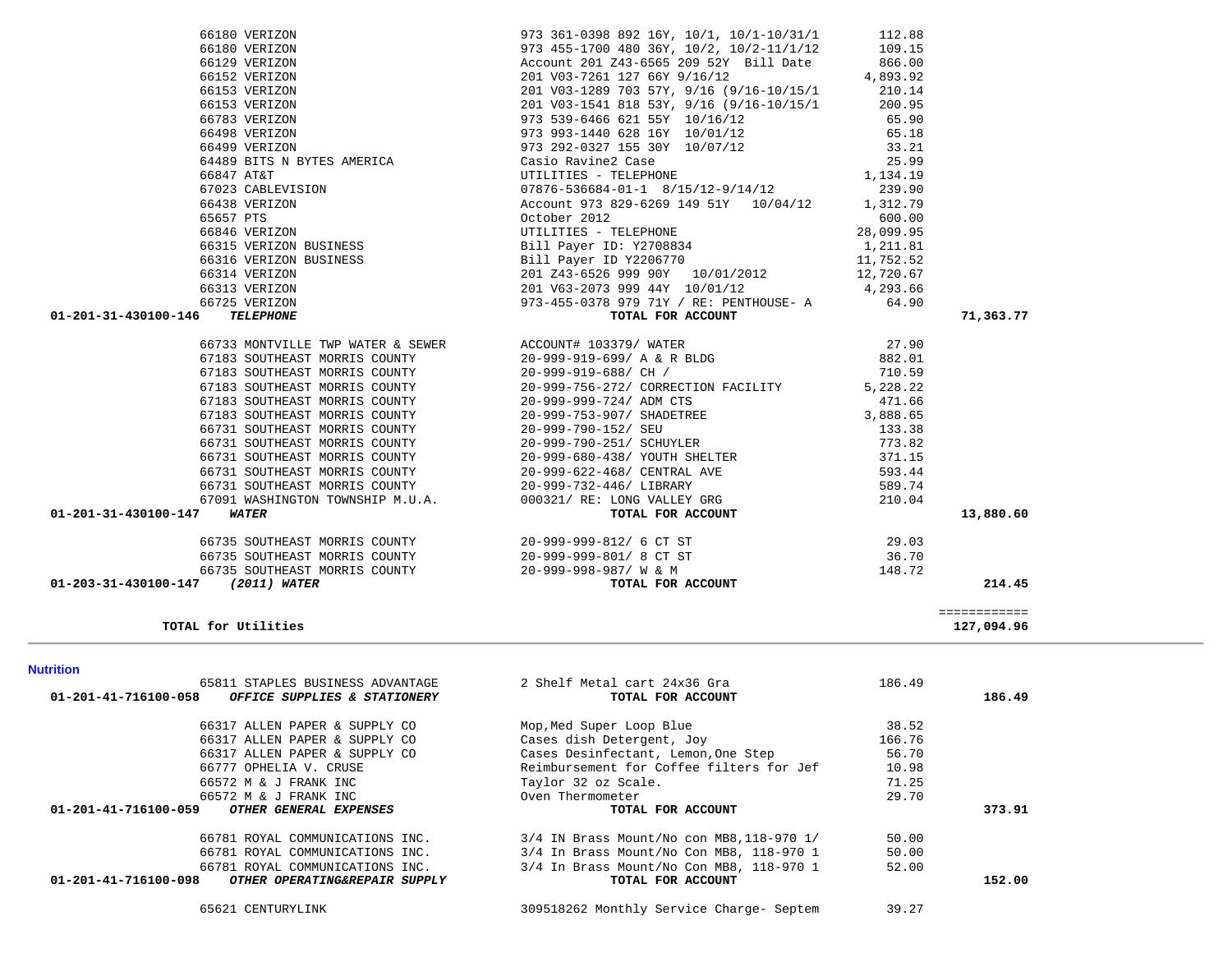| Account | Vendor | Description | Amount | Total |
|---|---|---|---|---|
| | 66180 VERIZON | 973 361-0398 892 16Y, 10/1, 10/1-10/31/1 | 112.88 | |
| | 66180 VERIZON | 973 455-1700 480 36Y, 10/2, 10/2-11/1/12 | 109.15 | |
| | 66129 VERIZON | Account 201 Z43-6565 209 52Y Bill Date | 866.00 | |
| | 66152 VERIZON | 201 V03-7261 127 66Y 9/16/12 | 4,893.92 | |
| | 66153 VERIZON | 201 V03-1289 703 57Y, 9/16 (9/16-10/15/1 | 210.14 | |
| | 66153 VERIZON | 201 V03-1541 818 53Y, 9/16 (9/16-10/15/1 | 200.95 | |
| | 66783 VERIZON | 973 539-6466 621 55Y 10/16/12 | 65.90 | |
| | 66498 VERIZON | 973 993-1440 628 16Y 10/01/12 | 65.18 | |
| | 66499 VERIZON | 973 292-0327 155 30Y 10/07/12 | 33.21 | |
| | 64489 BITS N BYTES AMERICA | Casio Ravine2 Case | 25.99 | |
| | 66847 AT&T | UTILITIES - TELEPHONE | 1,134.19 | |
| | 67023 CABLEVISION | 07876-536684-01-1 8/15/12-9/14/12 | 239.90 | |
| | 66438 VERIZON | Account 973 829-6269 149 51Y 10/04/12 | 1,312.79 | |
| | 65657 PTS | October 2012 | 600.00 | |
| | 66846 VERIZON | UTILITIES - TELEPHONE | 28,099.95 | |
| | 66315 VERIZON BUSINESS | Bill Payer ID: Y2708834 | 1,211.81 | |
| | 66316 VERIZON BUSINESS | Bill Payer ID Y2206770 | 11,752.52 | |
| | 66314 VERIZON | 201 Z43-6526 999 90Y 10/01/2012 | 12,720.67 | |
| | 66313 VERIZON | 201 V63-2073 999 44Y 10/01/12 | 4,293.66 | |
| | 66725 VERIZON | 973-455-0378 979 71Y / RE: PENTHOUSE- A | 64.90 | |
| **01-201-31-430100-146** | ***TELEPHONE*** | **TOTAL FOR ACCOUNT** | | **71,363.77** |
| | 66733 MONTVILLE TWP WATER & SEWER | ACCOUNT# 103379/ WATER | 27.90 | |
| | 67183 SOUTHEAST MORRIS COUNTY | 20-999-919-699/ A & R BLDG | 882.01 | |
| | 67183 SOUTHEAST MORRIS COUNTY | 20-999-919-688/ CH / | 710.59 | |
| | 67183 SOUTHEAST MORRIS COUNTY | 20-999-756-272/ CORRECTION FACILITY | 5,228.22 | |
| | 67183 SOUTHEAST MORRIS COUNTY | 20-999-999-724/ ADM CTS | 471.66 | |
| | 67183 SOUTHEAST MORRIS COUNTY | 20-999-753-907/ SHADETREE | 3,888.65 | |
| | 66731 SOUTHEAST MORRIS COUNTY | 20-999-790-152/ SEU | 133.38 | |
| | 66731 SOUTHEAST MORRIS COUNTY | 20-999-790-251/ SCHUYLER | 773.82 | |
| | 66731 SOUTHEAST MORRIS COUNTY | 20-999-680-438/ YOUTH SHELTER | 371.15 | |
| | 66731 SOUTHEAST MORRIS COUNTY | 20-999-622-468/ CENTRAL AVE | 593.44 | |
| | 66731 SOUTHEAST MORRIS COUNTY | 20-999-732-446/ LIBRARY | 589.74 | |
| | 67091 WASHINGTON TOWNSHIP M.U.A. | 000321/ RE: LONG VALLEY GRG | 210.04 | |
| **01-201-31-430100-147** | ***WATER*** | **TOTAL FOR ACCOUNT** | | **13,880.60** |
| | 66735 SOUTHEAST MORRIS COUNTY | 20-999-999-812/ 6 CT ST | 29.03 | |
| | 66735 SOUTHEAST MORRIS COUNTY | 20-999-999-801/ 8 CT ST | 36.70 | |
| | 66735 SOUTHEAST MORRIS COUNTY | 20-999-998-987/ W & M | 148.72 | |
| **01-203-31-430100-147** | ***(2011) WATER*** | **TOTAL FOR ACCOUNT** | | **214.45** |
| | | | | ============ |
| **TOTAL for Utilities** | | | | **127,094.96** |

## Nutrition

| Account | Vendor | Description | Amount | Total |
|---|---|---|---|---|
| | 65811 STAPLES BUSINESS ADVANTAGE | 2 Shelf Metal cart 24x36 Gra | 186.49 | |
| **01-201-41-716100-058** | ***OFFICE SUPPLIES & STATIONERY*** | **TOTAL FOR ACCOUNT** | | **186.49** |
| | 66317 ALLEN PAPER & SUPPLY CO | Mop,Med Super Loop Blue | 38.52 | |
| | 66317 ALLEN PAPER & SUPPLY CO | Cases dish Detergent, Joy | 166.76 | |
| | 66317 ALLEN PAPER & SUPPLY CO | Cases Desinfectant, Lemon,One Step | 56.70 | |
| | 66777 OPHELIA V. CRUSE | Reimbursement for Coffee filters for Jef | 10.98 | |
| | 66572 M & J FRANK INC | Taylor 32 oz Scale. | 71.25 | |
| | 66572 M & J FRANK INC | Oven Thermometer | 29.70 | |
| **01-201-41-716100-059** | ***OTHER GENERAL EXPENSES*** | **TOTAL FOR ACCOUNT** | | **373.91** |
| | 66781 ROYAL COMMUNICATIONS INC. | 3/4 IN Brass Mount/No con MB8,118-970 1/ | 50.00 | |
| | 66781 ROYAL COMMUNICATIONS INC. | 3/4 In Brass Mount/No Con MB8, 118-970 1 | 50.00 | |
| | 66781 ROYAL COMMUNICATIONS INC. | 3/4 In Brass Mount/No Con MB8, 118-970 1 | 52.00 | |
| **01-201-41-716100-098** | ***OTHER OPERATING&REPAIR SUPPLY*** | **TOTAL FOR ACCOUNT** | | **152.00** |
| | 65621 CENTURYLINK | 309518262 Monthly Service Charge- Septem | 39.27 | |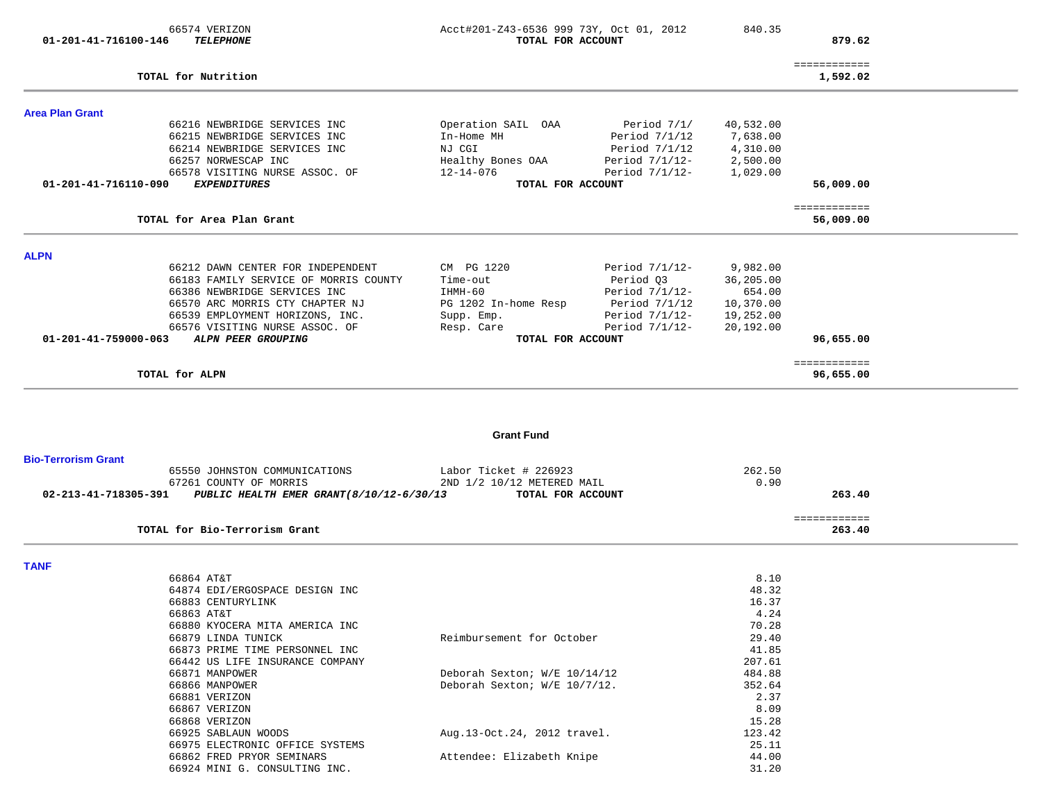| | | | | | |
|---|---|---|---|---|---|
| | 66574 VERIZON | Acct#201-Z43-6536 999 73Y, Oct 01, 2012 | | 840.35 | |
| 01-201-41-716100-146 | ***TELEPHONE*** | **TOTAL FOR ACCOUNT** | | | **879.62** |
| | | | | | ============ |
| | **TOTAL for Nutrition** | | | | **1,592.02** |

**Area Plan Grant**

| | | | | | |
|---|---|---|---|---|---|
| | 66216 NEWBRIDGE SERVICES INC | Operation SAIL OAA | Period 7/1/ | 40,532.00 | |
| | 66215 NEWBRIDGE SERVICES INC | In-Home MH | Period 7/1/12 | 7,638.00 | |
| | 66214 NEWBRIDGE SERVICES INC | NJ CGI | Period 7/1/12 | 4,310.00 | |
| | 66257 NORWESCAP INC | Healthy Bones OAA | Period 7/1/12- | 2,500.00 | |
| | 66578 VISITING NURSE ASSOC. OF | 12-14-076 | Period 7/1/12- | 1,029.00 | |
| 01-201-41-716110-090 | ***EXPENDITURES*** | **TOTAL FOR ACCOUNT** | | | **56,009.00** |
| | | | | | ============ |
| | **TOTAL for Area Plan Grant** | | | | **56,009.00** |

**ALPN**

| | | | | | |
|---|---|---|---|---|---|
| | 66212 DAWN CENTER FOR INDEPENDENT | CM PG 1220 | Period 7/1/12- | 9,982.00 | |
| | 66183 FAMILY SERVICE OF MORRIS COUNTY | Time-out | Period Q3 | 36,205.00 | |
| | 66386 NEWBRIDGE SERVICES INC | IHMH-60 | Period 7/1/12- | 654.00 | |
| | 66570 ARC MORRIS CTY CHAPTER NJ | PG 1202 In-home Resp | Period 7/1/12 | 10,370.00 | |
| | 66539 EMPLOYMENT HORIZONS, INC. | Supp. Emp. | Period 7/1/12- | 19,252.00 | |
| | 66576 VISITING NURSE ASSOC. OF | Resp. Care | Period 7/1/12- | 20,192.00 | |
| 01-201-41-759000-063 | ***ALPN PEER GROUPING*** | **TOTAL FOR ACCOUNT** | | | **96,655.00** |
| | | | | | ============ |
| | **TOTAL for ALPN** | | | | **96,655.00** |

## Grant Fund

**Bio-Terrorism Grant**

| | | | | |
|---|---|---|---|---|
| | 65550 JOHNSTON COMMUNICATIONS | Labor Ticket # 226923 | 262.50 | |
| | 67261 COUNTY OF MORRIS | 2ND 1/2 10/12 METERED MAIL | 0.90 | |
| 02-213-41-718305-391 | ***PUBLIC HEALTH EMER GRANT(8/10/12-6/30/13*** | **TOTAL FOR ACCOUNT** | | **263.40** |
| | | | | ============ |
| | **TOTAL for Bio-Terrorism Grant** | | | **263.40** |

**TANF**

| | | | |
|---|---|---|---|
| | 66864 AT&T | | 8.10 |
| | 64874 EDI/ERGOSPACE DESIGN INC | | 48.32 |
| | 66883 CENTURYLINK | | 16.37 |
| | 66863 AT&T | | 4.24 |
| | 66880 KYOCERA MITA AMERICA INC | | 70.28 |
| | 66879 LINDA TUNICK | Reimbursement for October | 29.40 |
| | 66873 PRIME TIME PERSONNEL INC | | 41.85 |
| | 66442 US LIFE INSURANCE COMPANY | | 207.61 |
| | 66871 MANPOWER | Deborah Sexton; W/E 10/14/12 | 484.88 |
| | 66866 MANPOWER | Deborah Sexton; W/E 10/7/12. | 352.64 |
| | 66881 VERIZON | | 2.37 |
| | 66867 VERIZON | | 8.09 |
| | 66868 VERIZON | | 15.28 |
| | 66925 SABLAUN WOODS | Aug.13-Oct.24, 2012 travel. | 123.42 |
| | 66975 ELECTRONIC OFFICE SYSTEMS | | 25.11 |
| | 66862 FRED PRYOR SEMINARS | Attendee: Elizabeth Knipe | 44.00 |
| | 66924 MINI G. CONSULTING INC. | | 31.20 |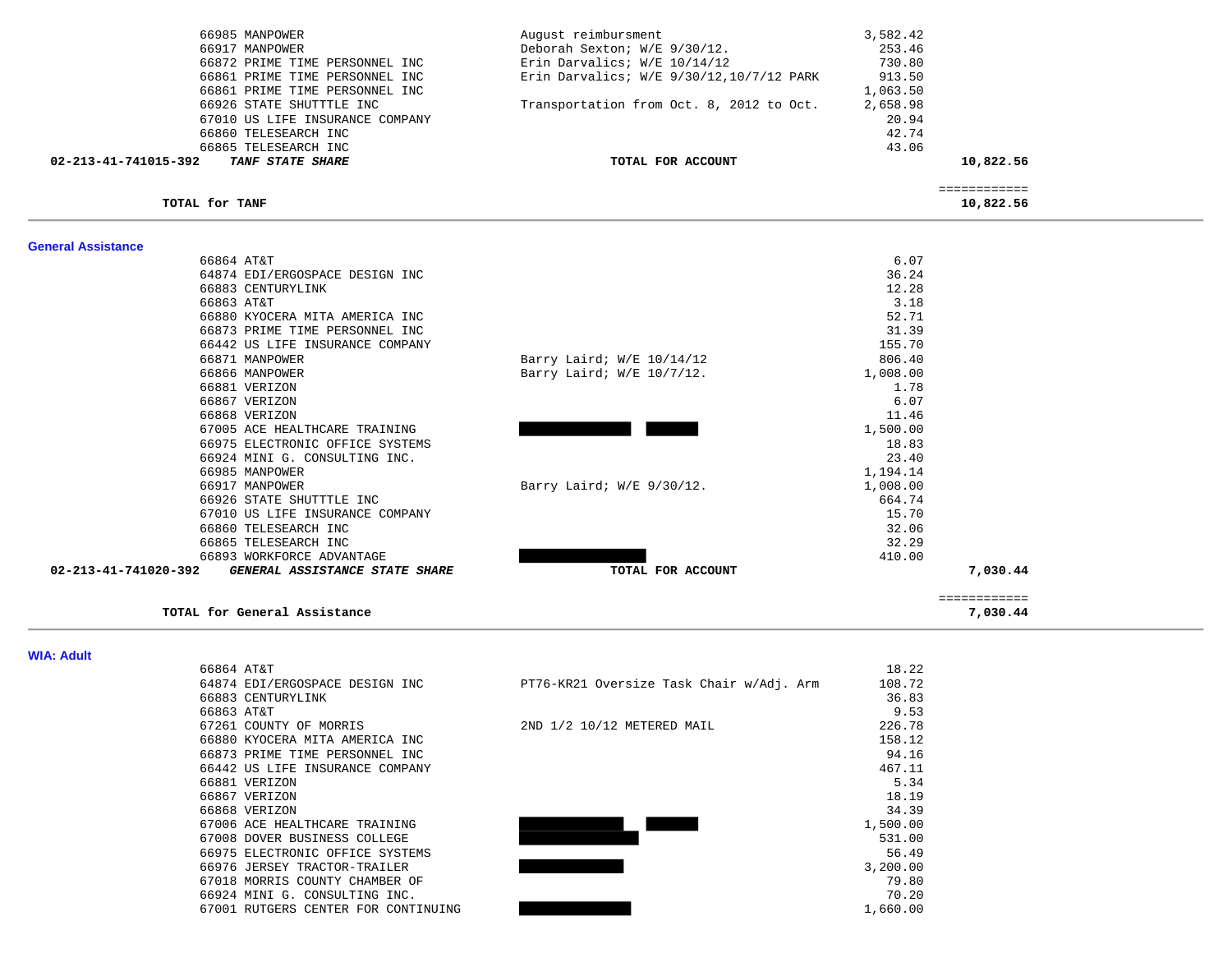| | Vendor | Description | Amount | Total |
|---|---|---|---|---|
| | 66985 MANPOWER | August reimbursment | 3,582.42 | |
| | 66917 MANPOWER | Deborah Sexton; W/E 9/30/12. | 253.46 | |
| | 66872 PRIME TIME PERSONNEL INC | Erin Darvalics; W/E 10/14/12 | 730.80 | |
| | 66861 PRIME TIME PERSONNEL INC | Erin Darvalics; W/E 9/30/12,10/7/12 PARK | 913.50 | |
| | 66861 PRIME TIME PERSONNEL INC | | 1,063.50 | |
| | 66926 STATE SHUTTTLE INC | Transportation from Oct. 8, 2012 to Oct. | 2,658.98 | |
| | 67010 US LIFE INSURANCE COMPANY | | 20.94 | |
| | 66860 TELESEARCH INC | | 42.74 | |
| | 66865 TELESEARCH INC | | 43.06 | |
| **02-213-41-741015-392** | ***TANF STATE SHARE*** | **TOTAL FOR ACCOUNT** | | **10,822.56** |

| | | | ============ |
|---|---|---|---|
| **TOTAL for TANF** | | | **10,822.56** |

## General Assistance

| | Vendor | Description | Amount | Total |
|---|---|---|---|---|
| | 66864 AT&T | | 6.07 | |
| | 64874 EDI/ERGOSPACE DESIGN INC | | 36.24 | |
| | 66883 CENTURYLINK | | 12.28 | |
| | 66863 AT&T | | 3.18 | |
| | 66880 KYOCERA MITA AMERICA INC | | 52.71 | |
| | 66873 PRIME TIME PERSONNEL INC | | 31.39 | |
| | 66442 US LIFE INSURANCE COMPANY | | 155.70 | |
| | 66871 MANPOWER | Barry Laird; W/E 10/14/12 | 806.40 | |
| | 66866 MANPOWER | Barry Laird; W/E 10/7/12. | 1,008.00 | |
| | 66881 VERIZON | | 1.78 | |
| | 66867 VERIZON | | 6.07 | |
| | 66868 VERIZON | | 11.46 | |
| | 67005 ACE HEALTHCARE TRAINING | [REDACTED] [REDACTED] | 1,500.00 | |
| | 66975 ELECTRONIC OFFICE SYSTEMS | | 18.83 | |
| | 66924 MINI G. CONSULTING INC. | | 23.40 | |
| | 66985 MANPOWER | | 1,194.14 | |
| | 66917 MANPOWER | Barry Laird; W/E 9/30/12. | 1,008.00 | |
| | 66926 STATE SHUTTTLE INC | | 664.74 | |
| | 67010 US LIFE INSURANCE COMPANY | | 15.70 | |
| | 66860 TELESEARCH INC | | 32.06 | |
| | 66865 TELESEARCH INC | | 32.29 | |
| | 66893 WORKFORCE ADVANTAGE | [REDACTED] | 410.00 | |
| **02-213-41-741020-392** | ***GENERAL ASSISTANCE STATE SHARE*** | **TOTAL FOR ACCOUNT** | | **7,030.44** |

| | | | ============ |
|---|---|---|---|
| **TOTAL for General Assistance** | | | **7,030.44** |

## WIA: Adult

| Vendor | Description | Amount |
|---|---|---|
| 66864 AT&T | | 18.22 |
| 64874 EDI/ERGOSPACE DESIGN INC | PT76-KR21 Oversize Task Chair w/Adj. Arm | 108.72 |
| 66883 CENTURYLINK | | 36.83 |
| 66863 AT&T | | 9.53 |
| 67261 COUNTY OF MORRIS | 2ND 1/2 10/12 METERED MAIL | 226.78 |
| 66880 KYOCERA MITA AMERICA INC | | 158.12 |
| 66873 PRIME TIME PERSONNEL INC | | 94.16 |
| 66442 US LIFE INSURANCE COMPANY | | 467.11 |
| 66881 VERIZON | | 5.34 |
| 66867 VERIZON | | 18.19 |
| 66868 VERIZON | | 34.39 |
| 67006 ACE HEALTHCARE TRAINING | [REDACTED] [REDACTED] | 1,500.00 |
| 67008 DOVER BUSINESS COLLEGE | [REDACTED] | 531.00 |
| 66975 ELECTRONIC OFFICE SYSTEMS | | 56.49 |
| 66976 JERSEY TRACTOR-TRAILER | [REDACTED] | 3,200.00 |
| 67018 MORRIS COUNTY CHAMBER OF | | 79.80 |
| 66924 MINI G. CONSULTING INC. | | 70.20 |
| 67001 RUTGERS CENTER FOR CONTINUING | [REDACTED] | 1,660.00 |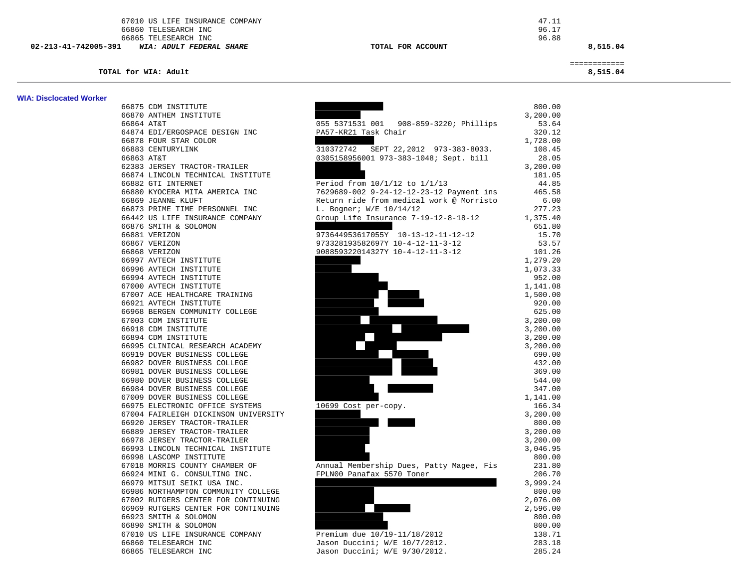| Account | Vendor | Description | Amount | Total |
|---|---|---|---|---|
| | 67010 US LIFE INSURANCE COMPANY | | 47.11 | |
| | 66860 TELESEARCH INC | | 96.17 | |
| | 66865 TELESEARCH INC | | 96.88 | |
| **02-213-41-742005-391** | ***WIA: ADULT FEDERAL SHARE*** | **TOTAL FOR ACCOUNT** | | **8,515.04** |
| | | | | ============ |
| | **TOTAL for WIA: Adult** | | | **8,515.04** |

## WIA: Disclocated Worker

| Vendor | Description | Amount |
|---|---|---|
| 66875 CDM INSTITUTE | | 800.00 |
| 66870 ANTHEM INSTITUTE | | 3,200.00 |
| 66864 AT&T | 055 5371531 001   908-859-3220; Phillips | 53.64 |
| 64874 EDI/ERGOSPACE DESIGN INC | PA57-KR21 Task Chair | 320.12 |
| 66878 FOUR STAR COLOR | | 1,728.00 |
| 66883 CENTURYLINK | 310372742   SEPT 22,2012  973-383-8033. | 108.45 |
| 66863 AT&T | 0305158956001 973-383-1048; Sept. bill | 28.05 |
| 62383 JERSEY TRACTOR-TRAILER | | 3,200.00 |
| 66874 LINCOLN TECHNICAL INSTITUTE | | 181.05 |
| 66882 GTI INTERNET | Period from 10/1/12 to 1/1/13 | 44.85 |
| 66880 KYOCERA MITA AMERICA INC | 7629689-002 9-24-12-12-23-12 Payment ins | 465.58 |
| 66869 JEANNE KLUFT | Return ride from medical work @ Morristo | 6.00 |
| 66873 PRIME TIME PERSONNEL INC | L. Bogner; W/E 10/14/12 | 277.23 |
| 66442 US LIFE INSURANCE COMPANY | Group Life Insurance 7-19-12-8-18-12 | 1,375.40 |
| 66876 SMITH & SOLOMON | | 651.80 |
| 66881 VERIZON | 973644953617055Y  10-13-12-11-12-12 | 15.70 |
| 66867 VERIZON | 973328193582697Y 10-4-12-11-3-12 | 53.57 |
| 66868 VERIZON | 908859322014327Y 10-4-12-11-3-12 | 101.26 |
| 66997 AVTECH INSTITUTE | | 1,279.20 |
| 66996 AVTECH INSTITUTE | | 1,073.33 |
| 66994 AVTECH INSTITUTE | | 952.00 |
| 67000 AVTECH INSTITUTE | | 1,141.08 |
| 67007 ACE HEALTHCARE TRAINING | | 1,500.00 |
| 66921 AVTECH INSTITUTE | | 920.00 |
| 66968 BERGEN COMMUNITY COLLEGE | | 625.00 |
| 67003 CDM INSTITUTE | | 3,200.00 |
| 66918 CDM INSTITUTE | | 3,200.00 |
| 66894 CDM INSTITUTE | | 3,200.00 |
| 66995 CLINICAL RESEARCH ACADEMY | | 3,200.00 |
| 66919 DOVER BUSINESS COLLEGE | | 690.00 |
| 66982 DOVER BUSINESS COLLEGE | | 432.00 |
| 66981 DOVER BUSINESS COLLEGE | | 369.00 |
| 66980 DOVER BUSINESS COLLEGE | | 544.00 |
| 66984 DOVER BUSINESS COLLEGE | | 347.00 |
| 67009 DOVER BUSINESS COLLEGE | | 1,141.00 |
| 66975 ELECTRONIC OFFICE SYSTEMS | 10699 Cost per-copy. | 166.34 |
| 67004 FAIRLEIGH DICKINSON UNIVERSITY | | 3,200.00 |
| 66920 JERSEY TRACTOR-TRAILER | | 800.00 |
| 66889 JERSEY TRACTOR-TRAILER | | 3,200.00 |
| 66978 JERSEY TRACTOR-TRAILER | | 3,200.00 |
| 66993 LINCOLN TECHNICAL INSTITUTE | | 3,046.95 |
| 66998 LASCOMP INSTITUTE | | 800.00 |
| 67018 MORRIS COUNTY CHAMBER OF | Annual Membership Dues, Patty Magee, Fis | 231.80 |
| 66924 MINI G. CONSULTING INC. | FPLN00 Panafax 5570 Toner | 206.70 |
| 66979 MITSUI SEIKI USA INC. | | 3,999.24 |
| 66986 NORTHAMPTON COMMUNITY COLLEGE | | 800.00 |
| 67002 RUTGERS CENTER FOR CONTINUING | | 2,076.00 |
| 66969 RUTGERS CENTER FOR CONTINUING | | 2,596.00 |
| 66923 SMITH & SOLOMON | | 800.00 |
| 66890 SMITH & SOLOMON | | 800.00 |
| 67010 US LIFE INSURANCE COMPANY | Premium due 10/19-11/18/2012 | 138.71 |
| 66860 TELESEARCH INC | Jason Duccini; W/E 10/7/2012. | 283.18 |
| 66865 TELESEARCH INC | Jason Duccini; W/E 9/30/2012. | 285.24 |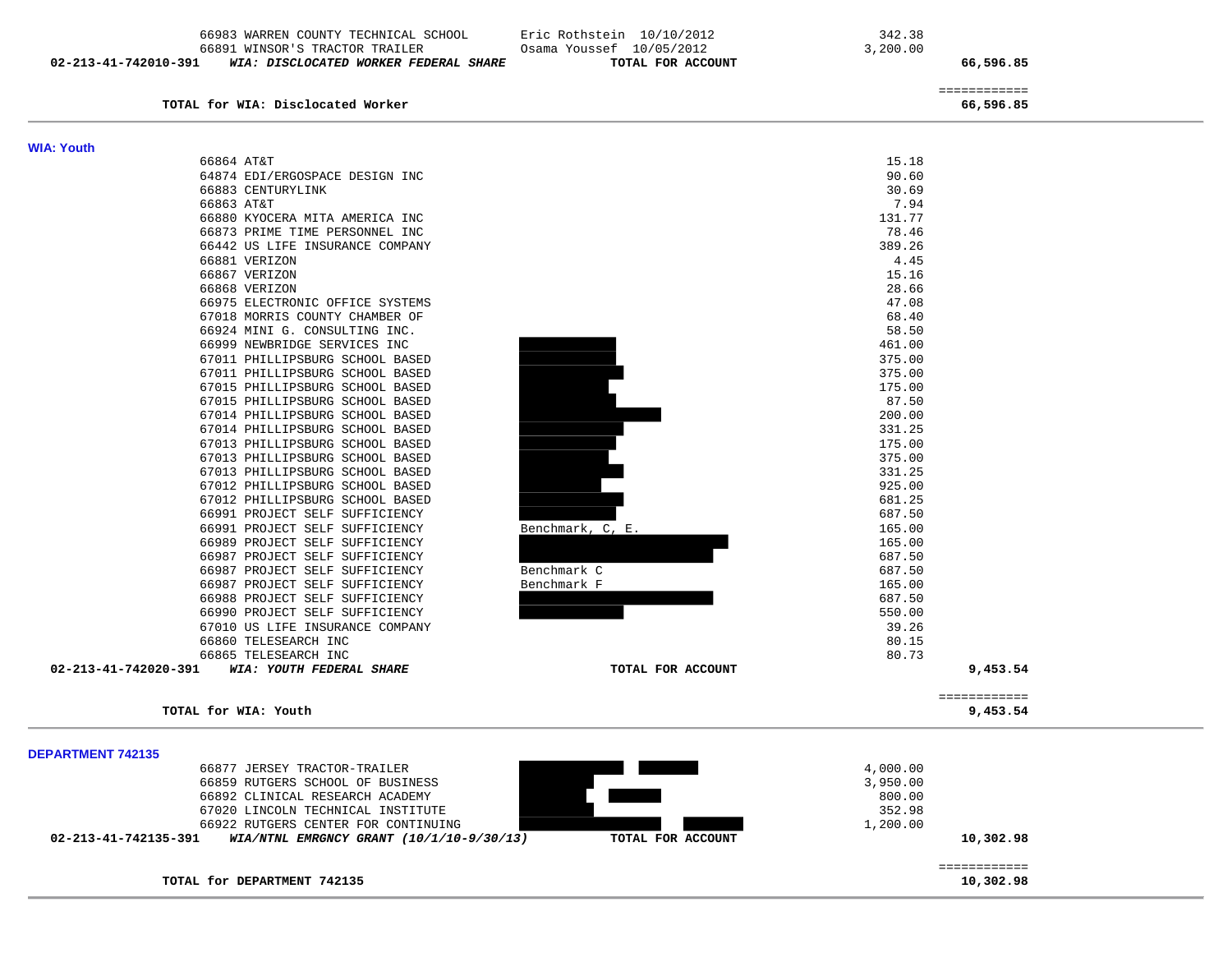| | | | | |
|---|---|---|---|---|
| | 66983 WARREN COUNTY TECHNICAL SCHOOL | Eric Rothstein 10/10/2012 | 342.38 | |
| | 66891 WINSOR'S TRACTOR TRAILER | Osama Youssef 10/05/2012 | 3,200.00 | |
| **02-213-41-742010-391** | ***WIA: DISCLOCATED WORKER FEDERAL SHARE*** | **TOTAL FOR ACCOUNT** | | **66,596.85** |
| | | | | ============ |
| | **TOTAL for WIA: Disclocated Worker** | | | **66,596.85** |

## WIA: Youth

| | | | | |
|---|---|---|---|---|
| | 66864 AT&T | | 15.18 | |
| | 64874 EDI/ERGOSPACE DESIGN INC | | 90.60 | |
| | 66883 CENTURYLINK | | 30.69 | |
| | 66863 AT&T | | 7.94 | |
| | 66880 KYOCERA MITA AMERICA INC | | 131.77 | |
| | 66873 PRIME TIME PERSONNEL INC | | 78.46 | |
| | 66442 US LIFE INSURANCE COMPANY | | 389.26 | |
| | 66881 VERIZON | | 4.45 | |
| | 66867 VERIZON | | 15.16 | |
| | 66868 VERIZON | | 28.66 | |
| | 66975 ELECTRONIC OFFICE SYSTEMS | | 47.08 | |
| | 67018 MORRIS COUNTY CHAMBER OF | | 68.40 | |
| | 66924 MINI G. CONSULTING INC. | | 58.50 | |
| | 66999 NEWBRIDGE SERVICES INC | [REDACTED] | 461.00 | |
| | 67011 PHILLIPSBURG SCHOOL BASED | [REDACTED] | 375.00 | |
| | 67011 PHILLIPSBURG SCHOOL BASED | [REDACTED] | 375.00 | |
| | 67015 PHILLIPSBURG SCHOOL BASED | [REDACTED] | 175.00 | |
| | 67015 PHILLIPSBURG SCHOOL BASED | [REDACTED] | 87.50 | |
| | 67014 PHILLIPSBURG SCHOOL BASED | [REDACTED] | 200.00 | |
| | 67014 PHILLIPSBURG SCHOOL BASED | [REDACTED] | 331.25 | |
| | 67013 PHILLIPSBURG SCHOOL BASED | [REDACTED] | 175.00 | |
| | 67013 PHILLIPSBURG SCHOOL BASED | [REDACTED] | 375.00 | |
| | 67013 PHILLIPSBURG SCHOOL BASED | [REDACTED] | 331.25 | |
| | 67012 PHILLIPSBURG SCHOOL BASED | [REDACTED] | 925.00 | |
| | 67012 PHILLIPSBURG SCHOOL BASED | [REDACTED] | 681.25 | |
| | 66991 PROJECT SELF SUFFICIENCY | [REDACTED] | 687.50 | |
| | 66991 PROJECT SELF SUFFICIENCY | Benchmark, C, E. | 165.00 | |
| | 66989 PROJECT SELF SUFFICIENCY | [REDACTED] | 165.00 | |
| | 66987 PROJECT SELF SUFFICIENCY | [REDACTED] | 687.50 | |
| | 66987 PROJECT SELF SUFFICIENCY | Benchmark C | 687.50 | |
| | 66987 PROJECT SELF SUFFICIENCY | Benchmark F | 165.00 | |
| | 66988 PROJECT SELF SUFFICIENCY | [REDACTED] | 687.50 | |
| | 66990 PROJECT SELF SUFFICIENCY | [REDACTED] | 550.00 | |
| | 67010 US LIFE INSURANCE COMPANY | | 39.26 | |
| | 66860 TELESEARCH INC | | 80.15 | |
| | 66865 TELESEARCH INC | | 80.73 | |
| **02-213-41-742020-391** | ***WIA: YOUTH FEDERAL SHARE*** | **TOTAL FOR ACCOUNT** | | **9,453.54** |
| | | | | ============ |
| | **TOTAL for WIA: Youth** | | | **9,453.54** |

## DEPARTMENT 742135

| | | | | |
|---|---|---|---|---|
| | 66877 JERSEY TRACTOR-TRAILER | [REDACTED] | 4,000.00 | |
| | 66859 RUTGERS SCHOOL OF BUSINESS | [REDACTED] | 3,950.00 | |
| | 66892 CLINICAL RESEARCH ACADEMY | [REDACTED] | 800.00 | |
| | 67020 LINCOLN TECHNICAL INSTITUTE | [REDACTED] | 352.98 | |
| | 66922 RUTGERS CENTER FOR CONTINUING | [REDACTED] | 1,200.00 | |
| **02-213-41-742135-391** | ***WIA/NTNL EMRGNCY GRANT (10/1/10-9/30/13)*** | **TOTAL FOR ACCOUNT** | | **10,302.98** |
| | | | | ============ |
| | **TOTAL for DEPARTMENT 742135** | | | **10,302.98** |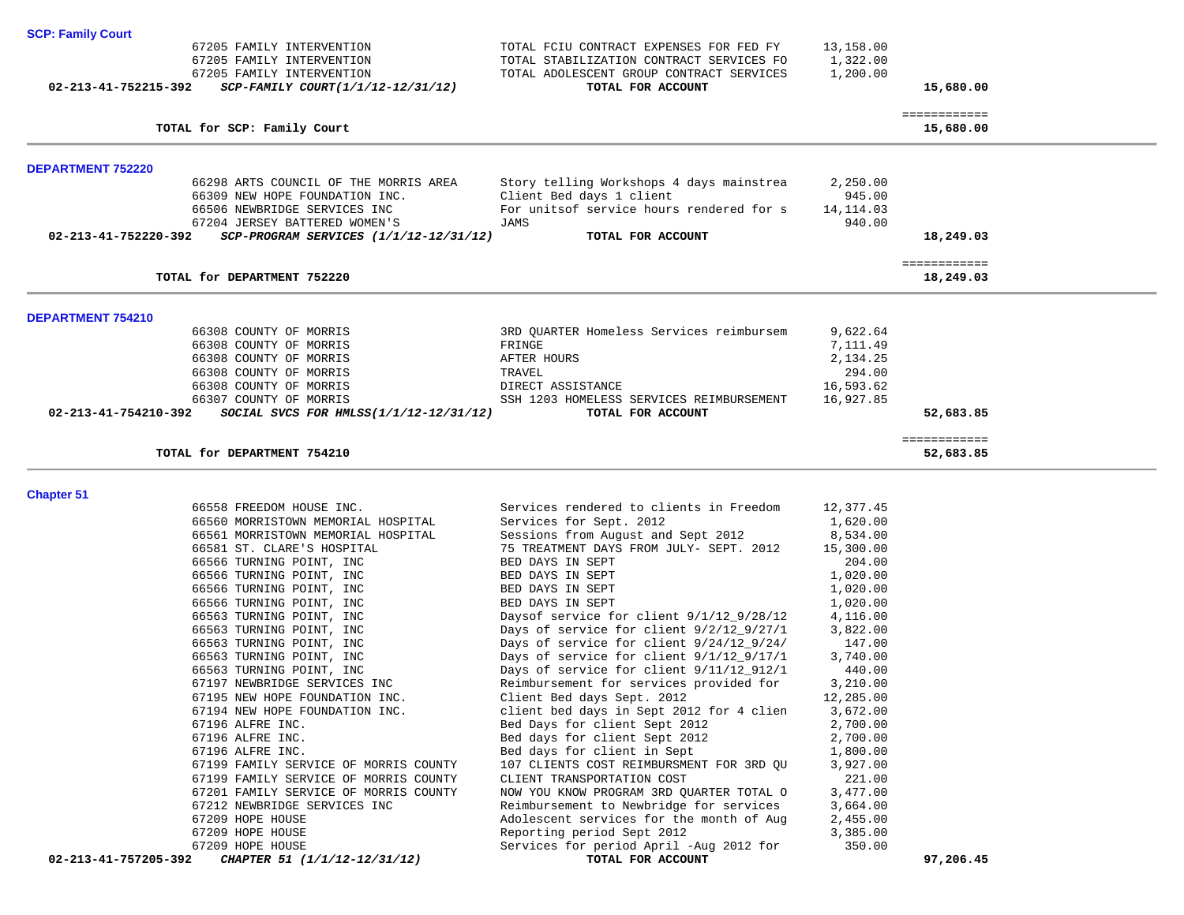**SCP: Family Court**

| | | | | |
|---|---|---|---|---|
| | 67205 FAMILY INTERVENTION | TOTAL FCIU CONTRACT EXPENSES FOR FED FY | 13,158.00 | |
| | 67205 FAMILY INTERVENTION | TOTAL STABILIZATION CONTRACT SERVICES FO | 1,322.00 | |
| | 67205 FAMILY INTERVENTION | TOTAL ADOLESCENT GROUP CONTRACT SERVICES | 1,200.00 | |
| **02-213-41-752215-392** | ***SCP-FAMILY COURT(1/1/12-12/31/12)*** | **TOTAL FOR ACCOUNT** | | **15,680.00** |
| | | | | ============ |
| | **TOTAL for SCP: Family Court** | | | **15,680.00** |

**DEPARTMENT 752220**

| | | | | |
|---|---|---|---|---|
| | 66298 ARTS COUNCIL OF THE MORRIS AREA | Story telling Workshops 4 days mainstrea | 2,250.00 | |
| | 66309 NEW HOPE FOUNDATION INC. | Client Bed days 1 client | 945.00 | |
| | 66506 NEWBRIDGE SERVICES INC | For unitsof service hours rendered for s | 14,114.03 | |
| | 67204 JERSEY BATTERED WOMEN'S | JAMS | 940.00 | |
| **02-213-41-752220-392** | ***SCP-PROGRAM SERVICES (1/1/12-12/31/12)*** | **TOTAL FOR ACCOUNT** | | **18,249.03** |
| | | | | ============ |
| | **TOTAL for DEPARTMENT 752220** | | | **18,249.03** |

**DEPARTMENT 754210**

| | | | | |
|---|---|---|---|---|
| | 66308 COUNTY OF MORRIS | 3RD QUARTER Homeless Services reimbursem | 9,622.64 | |
| | 66308 COUNTY OF MORRIS | FRINGE | 7,111.49 | |
| | 66308 COUNTY OF MORRIS | AFTER HOURS | 2,134.25 | |
| | 66308 COUNTY OF MORRIS | TRAVEL | 294.00 | |
| | 66308 COUNTY OF MORRIS | DIRECT ASSISTANCE | 16,593.62 | |
| | 66307 COUNTY OF MORRIS | SSH 1203 HOMELESS SERVICES REIMBURSEMENT | 16,927.85 | |
| **02-213-41-754210-392** | ***SOCIAL SVCS FOR HMLSS(1/1/12-12/31/12)*** | **TOTAL FOR ACCOUNT** | | **52,683.85** |
| | | | | ============ |
| | **TOTAL for DEPARTMENT 754210** | | | **52,683.85** |

**Chapter 51**

| | | | | |
|---|---|---|---|---|
| | 66558 FREEDOM HOUSE INC. | Services rendered to clients in Freedom | 12,377.45 | |
| | 66560 MORRISTOWN MEMORIAL HOSPITAL | Services for Sept. 2012 | 1,620.00 | |
| | 66561 MORRISTOWN MEMORIAL HOSPITAL | Sessions from August and Sept 2012 | 8,534.00 | |
| | 66581 ST. CLARE'S HOSPITAL | 75 TREATMENT DAYS FROM JULY- SEPT. 2012 | 15,300.00 | |
| | 66566 TURNING POINT, INC | BED DAYS IN SEPT | 204.00 | |
| | 66566 TURNING POINT, INC | BED DAYS IN SEPT | 1,020.00 | |
| | 66566 TURNING POINT, INC | BED DAYS IN SEPT | 1,020.00 | |
| | 66566 TURNING POINT, INC | BED DAYS IN SEPT | 1,020.00 | |
| | 66563 TURNING POINT, INC | Daysof service for client 9/1/12_9/28/12 | 4,116.00 | |
| | 66563 TURNING POINT, INC | Days of service for client 9/2/12_9/27/1 | 3,822.00 | |
| | 66563 TURNING POINT, INC | Days of service for client 9/24/12_9/24/ | 147.00 | |
| | 66563 TURNING POINT, INC | Days of service for client 9/1/12_9/17/1 | 3,740.00 | |
| | 66563 TURNING POINT, INC | Days of service for client 9/11/12_912/1 | 440.00 | |
| | 67197 NEWBRIDGE SERVICES INC | Reimbursement for services provided for | 3,210.00 | |
| | 67195 NEW HOPE FOUNDATION INC. | Client Bed days Sept. 2012 | 12,285.00 | |
| | 67194 NEW HOPE FOUNDATION INC. | client bed days in Sept 2012 for 4 clien | 3,672.00 | |
| | 67196 ALFRE INC. | Bed Days for client Sept 2012 | 2,700.00 | |
| | 67196 ALFRE INC. | Bed days for client Sept 2012 | 2,700.00 | |
| | 67196 ALFRE INC. | Bed days for client in Sept | 1,800.00 | |
| | 67199 FAMILY SERVICE OF MORRIS COUNTY | 107 CLIENTS COST REIMBURSMENT FOR 3RD QU | 3,927.00 | |
| | 67199 FAMILY SERVICE OF MORRIS COUNTY | CLIENT TRANSPORTATION COST | 221.00 | |
| | 67201 FAMILY SERVICE OF MORRIS COUNTY | NOW YOU KNOW PROGRAM 3RD QUARTER TOTAL O | 3,477.00 | |
| | 67212 NEWBRIDGE SERVICES INC | Reimbursement to Newbridge for services | 3,664.00 | |
| | 67209 HOPE HOUSE | Adolescent services for the month of Aug | 2,455.00 | |
| | 67209 HOPE HOUSE | Reporting period Sept 2012 | 3,385.00 | |
| | 67209 HOPE HOUSE | Services for period April -Aug 2012 for | 350.00 | |
| **02-213-41-757205-392** | ***CHAPTER 51 (1/1/12-12/31/12)*** | **TOTAL FOR ACCOUNT** | | **97,206.45** |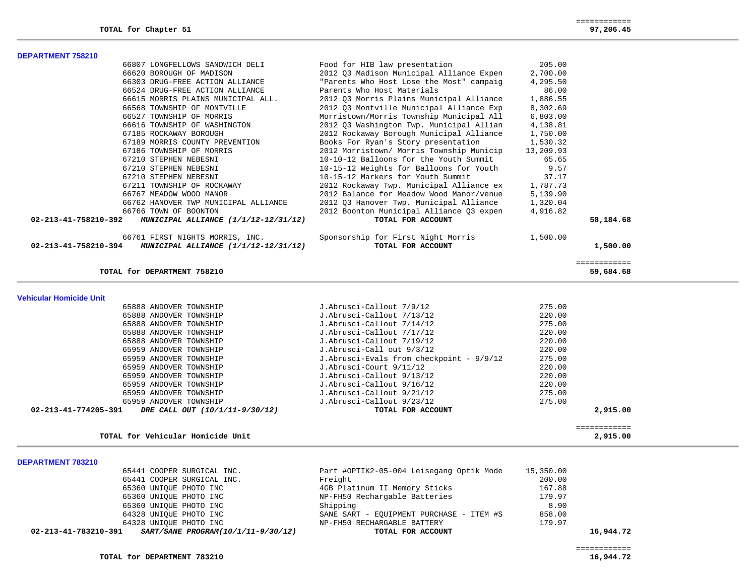| | | | | |
|---|---|---|---|---|
| **TOTAL for Chapter 51** | | | | 97,206.45 |

### DEPARTMENT 758210

| Account | Vendor | Description | Amount | Total |
|---|---|---|---|---|
| | 66807 LONGFELLOWS SANDWICH DELI | Food for HIB law presentation | 205.00 | |
| | 66620 BOROUGH OF MADISON | 2012 Q3 Madison Municipal Alliance Expen | 2,700.00 | |
| | 66303 DRUG-FREE ACTION ALLIANCE | "Parents Who Host Lose the Most" campaig | 4,295.50 | |
| | 66524 DRUG-FREE ACTION ALLIANCE | Parents Who Host Materials | 86.00 | |
| | 66615 MORRIS PLAINS MUNICIPAL ALL. | 2012 Q3 Morris Plains Municipal Alliance | 1,886.55 | |
| | 66568 TOWNSHIP OF MONTVILLE | 2012 Q3 Montville Municipal Alliance Exp | 8,302.69 | |
| | 66527 TOWNSHIP OF MORRIS | Morristown/Morris Township Municipal All | 6,803.00 | |
| | 66616 TOWNSHIP OF WASHINGTON | 2012 Q3 Washington Twp. Municipal Allian | 4,138.81 | |
| | 67185 ROCKAWAY BOROUGH | 2012 Rockaway Borough Municipal Alliance | 1,750.00 | |
| | 67189 MORRIS COUNTY PREVENTION | Books For Ryan's Story presentation | 1,530.32 | |
| | 67186 TOWNSHIP OF MORRIS | 2012 Morristown/ Morris Township Municip | 13,209.93 | |
| | 67210 STEPHEN NEBESNI | 10-10-12 Balloons for the Youth Summit | 65.65 | |
| | 67210 STEPHEN NEBESNI | 10-15-12 Weights for Balloons for Youth | 9.57 | |
| | 67210 STEPHEN NEBESNI | 10-15-12 Markers for Youth Summit | 37.17 | |
| | 67211 TOWNSHIP OF ROCKAWAY | 2012 Rockaway Twp. Municipal Alliance ex | 1,787.73 | |
| | 66767 MEADOW WOOD MANOR | 2012 Balance for Meadow Wood Manor/venue | 5,139.90 | |
| | 66762 HANOVER TWP MUNICIPAL ALLIANCE | 2012 Q3 Hanover Twp. Municipal Alliance | 1,320.04 | |
| | 66766 TOWN OF BOONTON | 2012 Boonton Municipal Alliance Q3 expen | 4,916.82 | |
| **02-213-41-758210-392** | ***MUNICIPAL ALLIANCE (1/1/12-12/31/12)*** | **TOTAL FOR ACCOUNT** | | **58,184.68** |
| | 66761 FIRST NIGHTS MORRIS, INC. | Sponsorship for First Night Morris | 1,500.00 | |
| **02-213-41-758210-394** | ***MUNICIPAL ALLIANCE (1/1/12-12/31/12)*** | **TOTAL FOR ACCOUNT** | | **1,500.00** |
| | **TOTAL for DEPARTMENT 758210** | | | **59,684.68** |

### Vehicular Homicide Unit

| Account | Vendor | Description | Amount | Total |
|---|---|---|---|---|
| | 65888 ANDOVER TOWNSHIP | J.Abrusci-Callout 7/9/12 | 275.00 | |
| | 65888 ANDOVER TOWNSHIP | J.Abrusci-Callout 7/13/12 | 220.00 | |
| | 65888 ANDOVER TOWNSHIP | J.Abrusci-Callout 7/14/12 | 275.00 | |
| | 65888 ANDOVER TOWNSHIP | J.Abrusci-Callout 7/17/12 | 220.00 | |
| | 65888 ANDOVER TOWNSHIP | J.Abrusci-Callout 7/19/12 | 220.00 | |
| | 65959 ANDOVER TOWNSHIP | J.Abrusci-Call out 9/3/12 | 220.00 | |
| | 65959 ANDOVER TOWNSHIP | J.Abrusci-Evals from checkpoint - 9/9/12 | 275.00 | |
| | 65959 ANDOVER TOWNSHIP | J.Abrusci-Court 9/11/12 | 220.00 | |
| | 65959 ANDOVER TOWNSHIP | J.Abrusci-Callout 9/13/12 | 220.00 | |
| | 65959 ANDOVER TOWNSHIP | J.Abrusci-Callout 9/16/12 | 220.00 | |
| | 65959 ANDOVER TOWNSHIP | J.Abrusci-Callout 9/21/12 | 275.00 | |
| | 65959 ANDOVER TOWNSHIP | J.Abrusci-Callout 9/23/12 | 275.00 | |
| **02-213-41-774205-391** | ***DRE CALL OUT (10/1/11-9/30/12)*** | **TOTAL FOR ACCOUNT** | | **2,915.00** |
| | **TOTAL for Vehicular Homicide Unit** | | | **2,915.00** |

### DEPARTMENT 783210

| Account | Vendor | Description | Amount | Total |
|---|---|---|---|---|
| | 65441 COOPER SURGICAL INC. | Part #OPTIK2-05-004 Leisegang Optik Mode | 15,350.00 | |
| | 65441 COOPER SURGICAL INC. | Freight | 200.00 | |
| | 65360 UNIQUE PHOTO INC | 4GB Platinum II Memory Sticks | 167.88 | |
| | 65360 UNIQUE PHOTO INC | NP-FH50 Rechargable Batteries | 179.97 | |
| | 65360 UNIQUE PHOTO INC | Shipping | 8.90 | |
| | 64328 UNIQUE PHOTO INC | SANE SART - EQUIPMENT PURCHASE - ITEM #S | 858.00 | |
| | 64328 UNIQUE PHOTO INC | NP-FH50 RECHARGABLE BATTERY | 179.97 | |
| **02-213-41-783210-391** | ***SART/SANE PROGRAM(10/1/11-9/30/12)*** | **TOTAL FOR ACCOUNT** | | **16,944.72** |
| | **TOTAL for DEPARTMENT 783210** | | | **16,944.72** |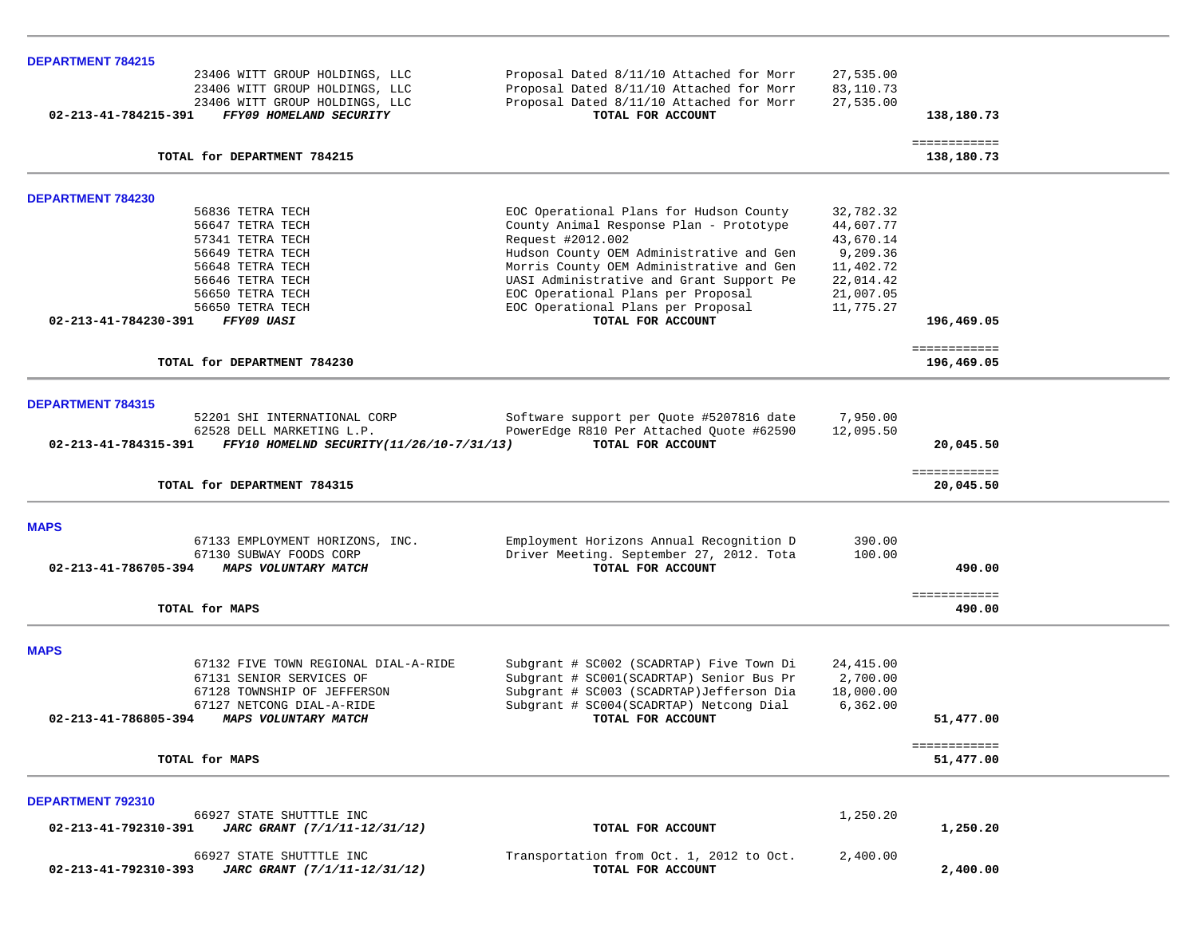**DEPARTMENT 784215**

| Account / Vendor | Description | Amount | Total |
|---|---|---|---|
| 23406 WITT GROUP HOLDINGS, LLC | Proposal Dated 8/11/10 Attached for Morr | 27,535.00 | |
| 23406 WITT GROUP HOLDINGS, LLC | Proposal Dated 8/11/10 Attached for Morr | 83,110.73 | |
| 23406 WITT GROUP HOLDINGS, LLC | Proposal Dated 8/11/10 Attached for Morr | 27,535.00 | |
| **02-213-41-784215-391** ***FFY09 HOMELAND SECURITY*** | **TOTAL FOR ACCOUNT** | | **138,180.73** |

| | | | ============ |
|---|---|---|---|
| **TOTAL for DEPARTMENT 784215** | | | **138,180.73** |

**DEPARTMENT 784230**

| Account / Vendor | Description | Amount | Total |
|---|---|---|---|
| 56836 TETRA TECH | EOC Operational Plans for Hudson County | 32,782.32 | |
| 56647 TETRA TECH | County Animal Response Plan - Prototype | 44,607.77 | |
| 57341 TETRA TECH | Request #2012.002 | 43,670.14 | |
| 56649 TETRA TECH | Hudson County OEM Administrative and Gen | 9,209.36 | |
| 56648 TETRA TECH | Morris County OEM Administrative and Gen | 11,402.72 | |
| 56646 TETRA TECH | UASI Administrative and Grant Support Pe | 22,014.42 | |
| 56650 TETRA TECH | EOC Operational Plans per Proposal | 21,007.05 | |
| 56650 TETRA TECH | EOC Operational Plans per Proposal | 11,775.27 | |
| **02-213-41-784230-391** ***FFY09 UASI*** | **TOTAL FOR ACCOUNT** | | **196,469.05** |

| | | | ============ |
|---|---|---|---|
| **TOTAL for DEPARTMENT 784230** | | | **196,469.05** |

**DEPARTMENT 784315**

| Account / Vendor | Description | Amount | Total |
|---|---|---|---|
| 52201 SHI INTERNATIONAL CORP | Software support per Quote #5207816 date | 7,950.00 | |
| 62528 DELL MARKETING L.P. | PowerEdge R810 Per Attached Quote #62590 | 12,095.50 | |
| **02-213-41-784315-391** ***FFY10 HOMELND SECURITY(11/26/10-7/31/13)*** | **TOTAL FOR ACCOUNT** | | **20,045.50** |

| | | | ============ |
|---|---|---|---|
| **TOTAL for DEPARTMENT 784315** | | | **20,045.50** |

**MAPS**

| Account / Vendor | Description | Amount | Total |
|---|---|---|---|
| 67133 EMPLOYMENT HORIZONS, INC. | Employment Horizons Annual Recognition D | 390.00 | |
| 67130 SUBWAY FOODS CORP | Driver Meeting. September 27, 2012. Tota | 100.00 | |
| **02-213-41-786705-394** ***MAPS VOLUNTARY MATCH*** | **TOTAL FOR ACCOUNT** | | **490.00** |

| | | | ============ |
|---|---|---|---|
| **TOTAL for MAPS** | | | **490.00** |

**MAPS**

| Account / Vendor | Description | Amount | Total |
|---|---|---|---|
| 67132 FIVE TOWN REGIONAL DIAL-A-RIDE | Subgrant # SC002 (SCADRTAP) Five Town Di | 24,415.00 | |
| 67131 SENIOR SERVICES OF | Subgrant # SC001(SCADRTAP) Senior Bus Pr | 2,700.00 | |
| 67128 TOWNSHIP OF JEFFERSON | Subgrant # SC003 (SCADRTAP)Jefferson Dia | 18,000.00 | |
| 67127 NETCONG DIAL-A-RIDE | Subgrant # SC004(SCADRTAP) Netcong Dial | 6,362.00 | |
| **02-213-41-786805-394** ***MAPS VOLUNTARY MATCH*** | **TOTAL FOR ACCOUNT** | | **51,477.00** |

| | | | ============ |
|---|---|---|---|
| **TOTAL for MAPS** | | | **51,477.00** |

**DEPARTMENT 792310**

| Account / Vendor | Description | Amount | Total |
|---|---|---|---|
| 66927 STATE SHUTTTLE INC | | 1,250.20 | |
| **02-213-41-792310-391** ***JARC GRANT (7/1/11-12/31/12)*** | **TOTAL FOR ACCOUNT** | | **1,250.20** |
| 66927 STATE SHUTTTLE INC | Transportation from Oct. 1, 2012 to Oct. | 2,400.00 | |
| **02-213-41-792310-393** ***JARC GRANT (7/1/11-12/31/12)*** | **TOTAL FOR ACCOUNT** | | **2,400.00** |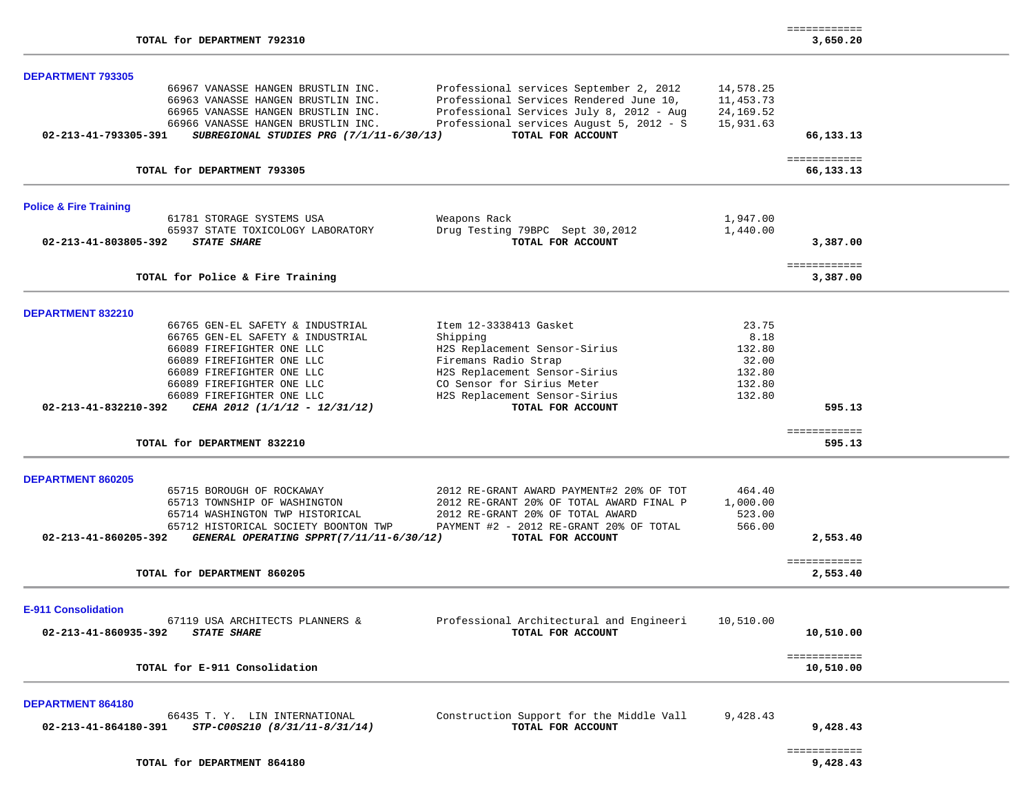| | | | | |
|---|---|---|---|---|
| **TOTAL for DEPARTMENT 792310** | | | | ============ 3,650.20 |

### DEPARTMENT 793305

| Account | Vendor | Description | Amount | Total |
|---|---|---|---|---|
| | 66967 VANASSE HANGEN BRUSTLIN INC. | Professional services September 2, 2012 | 14,578.25 | |
| | 66963 VANASSE HANGEN BRUSTLIN INC. | Professional Services Rendered June 10, | 11,453.73 | |
| | 66965 VANASSE HANGEN BRUSTLIN INC. | Professional Services July 8, 2012 - Aug | 24,169.52 | |
| | 66966 VANASSE HANGEN BRUSTLIN INC. | Professional services August 5, 2012 - S | 15,931.63 | |
| **02-213-41-793305-391** | ***SUBREGIONAL STUDIES PRG (7/1/11-6/30/13)*** | **TOTAL FOR ACCOUNT** | | **66,133.13** |
| | **TOTAL for DEPARTMENT 793305** | | | ============ **66,133.13** |

### Police & Fire Training

| Account | Vendor | Description | Amount | Total |
|---|---|---|---|---|
| | 61781 STORAGE SYSTEMS USA | Weapons Rack | 1,947.00 | |
| | 65937 STATE TOXICOLOGY LABORATORY | Drug Testing 79BPC Sept 30,2012 | 1,440.00 | |
| **02-213-41-803805-392** | ***STATE SHARE*** | **TOTAL FOR ACCOUNT** | | **3,387.00** |
| | **TOTAL for Police & Fire Training** | | | ============ **3,387.00** |

### DEPARTMENT 832210

| Account | Vendor | Description | Amount | Total |
|---|---|---|---|---|
| | 66765 GEN-EL SAFETY & INDUSTRIAL | Item 12-3338413 Gasket | 23.75 | |
| | 66765 GEN-EL SAFETY & INDUSTRIAL | Shipping | 8.18 | |
| | 66089 FIREFIGHTER ONE LLC | H2S Replacement Sensor-Sirius | 132.80 | |
| | 66089 FIREFIGHTER ONE LLC | Firemans Radio Strap | 32.00 | |
| | 66089 FIREFIGHTER ONE LLC | H2S Replacement Sensor-Sirius | 132.80 | |
| | 66089 FIREFIGHTER ONE LLC | CO Sensor for Sirius Meter | 132.80 | |
| | 66089 FIREFIGHTER ONE LLC | H2S Replacement Sensor-Sirius | 132.80 | |
| **02-213-41-832210-392** | ***CEHA 2012 (1/1/12 - 12/31/12)*** | **TOTAL FOR ACCOUNT** | | **595.13** |
| | **TOTAL for DEPARTMENT 832210** | | | ============ **595.13** |

### DEPARTMENT 860205

| Account | Vendor | Description | Amount | Total |
|---|---|---|---|---|
| | 65715 BOROUGH OF ROCKAWAY | 2012 RE-GRANT AWARD PAYMENT#2 20% OF TOT | 464.40 | |
| | 65713 TOWNSHIP OF WASHINGTON | 2012 RE-GRANT 20% OF TOTAL AWARD FINAL P | 1,000.00 | |
| | 65714 WASHINGTON TWP HISTORICAL | 2012 RE-GRANT 20% OF TOTAL AWARD | 523.00 | |
| | 65712 HISTORICAL SOCIETY BOONTON TWP | PAYMENT #2 - 2012 RE-GRANT 20% OF TOTAL | 566.00 | |
| **02-213-41-860205-392** | ***GENERAL OPERATING SPPRT(7/11/11-6/30/12)*** | **TOTAL FOR ACCOUNT** | | **2,553.40** |
| | **TOTAL for DEPARTMENT 860205** | | | ============ **2,553.40** |

### E-911 Consolidation

| Account | Vendor | Description | Amount | Total |
|---|---|---|---|---|
| | 67119 USA ARCHITECTS PLANNERS & | Professional Architectural and Engineeri | 10,510.00 | |
| **02-213-41-860935-392** | ***STATE SHARE*** | **TOTAL FOR ACCOUNT** | | **10,510.00** |
| | **TOTAL for E-911 Consolidation** | | | ============ **10,510.00** |

### DEPARTMENT 864180

| Account | Vendor | Description | Amount | Total |
|---|---|---|---|---|
| | 66435 T. Y. LIN INTERNATIONAL | Construction Support for the Middle Vall | 9,428.43 | |
| **02-213-41-864180-391** | ***STP-C00S210 (8/31/11-8/31/14)*** | **TOTAL FOR ACCOUNT** | | **9,428.43** |
| | **TOTAL for DEPARTMENT 864180** | | | ============ **9,428.43** |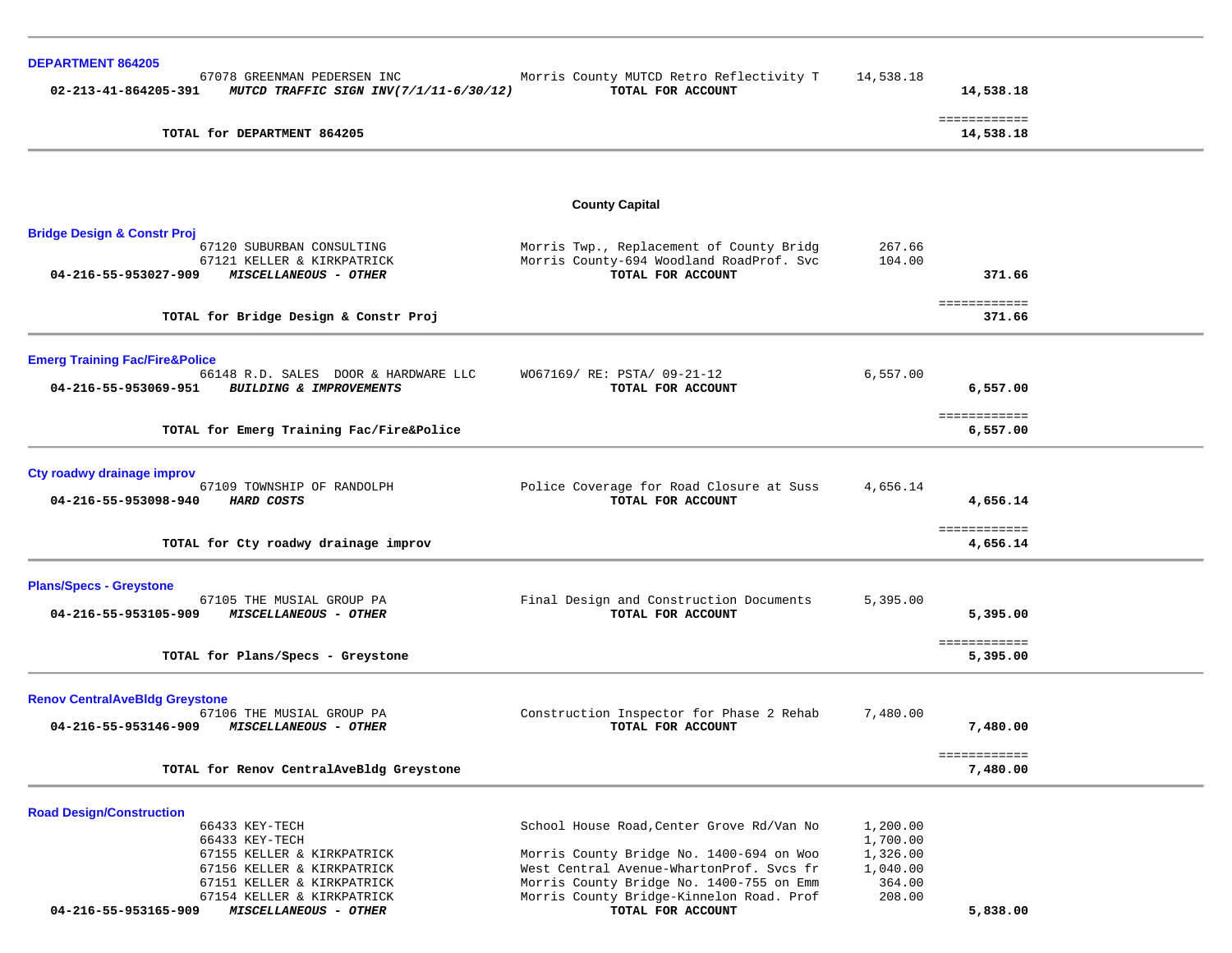### DEPARTMENT 864205

| Account | Vendor | Description | Amount | Total |
|---|---|---|---|---|
| | 67078 GREENMAN PEDERSEN INC | Morris County MUTCD Retro Reflectivity T | 14,538.18 | |
| **02-213-41-864205-391** | ***MUTCD TRAFFIC SIGN INV(7/1/11-6/30/12)*** | **TOTAL FOR ACCOUNT** | | **14,538.18** |

**TOTAL for DEPARTMENT 864205** ============ **14,538.18**

## County Capital

### Bridge Design & Constr Proj

| Account | Vendor | Description | Amount | Total |
|---|---|---|---|---|
| | 67120 SUBURBAN CONSULTING | Morris Twp., Replacement of County Bridg | 267.66 | |
| | 67121 KELLER & KIRKPATRICK | Morris County-694 Woodland RoadProf. Svc | 104.00 | |
| **04-216-55-953027-909** | ***MISCELLANEOUS - OTHER*** | **TOTAL FOR ACCOUNT** | | **371.66** |

**TOTAL for Bridge Design & Constr Proj** ============ **371.66**

### Emerg Training Fac/Fire&Police

| Account | Vendor | Description | Amount | Total |
|---|---|---|---|---|
| | 66148 R.D. SALES DOOR & HARDWARE LLC | WO67169/ RE: PSTA/ 09-21-12 | 6,557.00 | |
| **04-216-55-953069-951** | ***BUILDING & IMPROVEMENTS*** | **TOTAL FOR ACCOUNT** | | **6,557.00** |

**TOTAL for Emerg Training Fac/Fire&Police** ============ **6,557.00**

### Cty roadwy drainage improv

| Account | Vendor | Description | Amount | Total |
|---|---|---|---|---|
| | 67109 TOWNSHIP OF RANDOLPH | Police Coverage for Road Closure at Suss | 4,656.14 | |
| **04-216-55-953098-940** | ***HARD COSTS*** | **TOTAL FOR ACCOUNT** | | **4,656.14** |

**TOTAL for Cty roadwy drainage improv** ============ **4,656.14**

### Plans/Specs - Greystone

| Account | Vendor | Description | Amount | Total |
|---|---|---|---|---|
| | 67105 THE MUSIAL GROUP PA | Final Design and Construction Documents | 5,395.00 | |
| **04-216-55-953105-909** | ***MISCELLANEOUS - OTHER*** | **TOTAL FOR ACCOUNT** | | **5,395.00** |

**TOTAL for Plans/Specs - Greystone** ============ **5,395.00**

### Renov CentralAveBldg Greystone

| Account | Vendor | Description | Amount | Total |
|---|---|---|---|---|
| | 67106 THE MUSIAL GROUP PA | Construction Inspector for Phase 2 Rehab | 7,480.00 | |
| **04-216-55-953146-909** | ***MISCELLANEOUS - OTHER*** | **TOTAL FOR ACCOUNT** | | **7,480.00** |

**TOTAL for Renov CentralAveBldg Greystone** ============ **7,480.00**

### Road Design/Construction

| Account | Vendor | Description | Amount | Total |
|---|---|---|---|---|
| | 66433 KEY-TECH | School House Road,Center Grove Rd/Van No | 1,200.00 | |
| | 66433 KEY-TECH | | 1,700.00 | |
| | 67155 KELLER & KIRKPATRICK | Morris County Bridge No. 1400-694 on Woo | 1,326.00 | |
| | 67156 KELLER & KIRKPATRICK | West Central Avenue-WhartonProf. Svcs fr | 1,040.00 | |
| | 67151 KELLER & KIRKPATRICK | Morris County Bridge No. 1400-755 on Emm | 364.00 | |
| | 67154 KELLER & KIRKPATRICK | Morris County Bridge-Kinnelon Road. Prof | 208.00 | |
| **04-216-55-953165-909** | ***MISCELLANEOUS - OTHER*** | **TOTAL FOR ACCOUNT** | | **5,838.00** |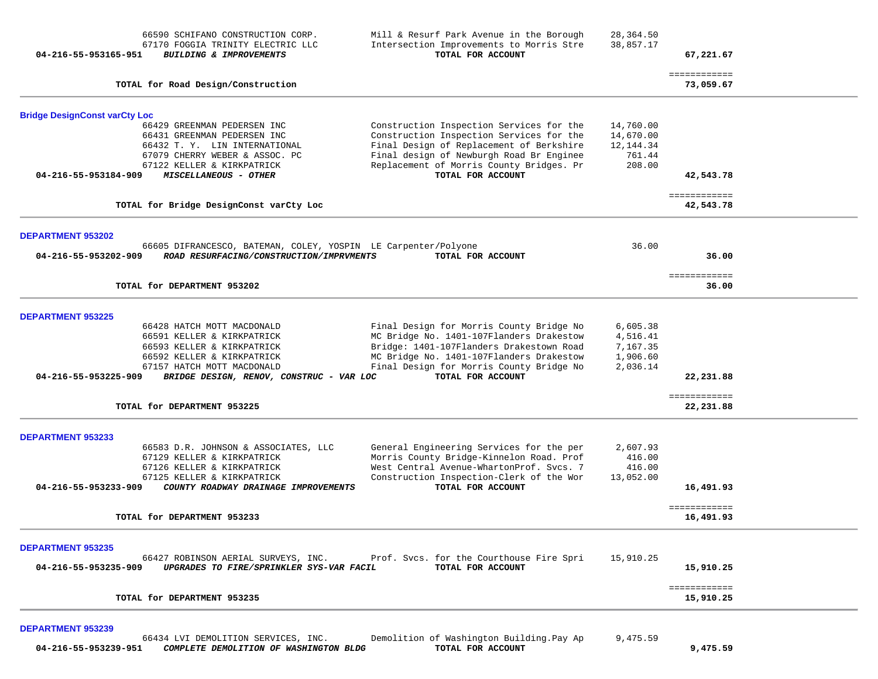| | | | |
|---|---|---|---|
| 66590 SCHIFANO CONSTRUCTION CORP. | Mill & Resurf Park Avenue in the Borough | 28,364.50 | |
| 67170 FOGGIA TRINITY ELECTRIC LLC | Intersection Improvements to Morris Stre | 38,857.17 | |
| **04-216-55-953165-951** ***BUILDING & IMPROVEMENTS*** | **TOTAL FOR ACCOUNT** | | **67,221.67** |
| | | | ============ |
| **TOTAL for Road Design/Construction** | | | **73,059.67** |

## Bridge DesignConst varCty Loc

| | | | |
|---|---|---|---|
| 66429 GREENMAN PEDERSEN INC | Construction Inspection Services for the | 14,760.00 | |
| 66431 GREENMAN PEDERSEN INC | Construction Inspection Services for the | 14,670.00 | |
| 66432 T. Y. LIN INTERNATIONAL | Final Design of Replacement of Berkshire | 12,144.34 | |
| 67079 CHERRY WEBER & ASSOC. PC | Final design of Newburgh Road Br Enginee | 761.44 | |
| 67122 KELLER & KIRKPATRICK | Replacement of Morris County Bridges. Pr | 208.00 | |
| **04-216-55-953184-909** ***MISCELLANEOUS - OTHER*** | **TOTAL FOR ACCOUNT** | | **42,543.78** |
| | | | ============ |
| **TOTAL for Bridge DesignConst varCty Loc** | | | **42,543.78** |

## DEPARTMENT 953202

| | | | |
|---|---|---|---|
| 66605 DIFRANCESCO, BATEMAN, COLEY, YOSPIN | LE Carpenter/Polyone | 36.00 | |
| **04-216-55-953202-909** ***ROAD RESURFACING/CONSTRUCTION/IMPRVMENTS*** | **TOTAL FOR ACCOUNT** | | **36.00** |
| | | | ============ |
| **TOTAL for DEPARTMENT 953202** | | | **36.00** |

## DEPARTMENT 953225

| | | | |
|---|---|---|---|
| 66428 HATCH MOTT MACDONALD | Final Design for Morris County Bridge No | 6,605.38 | |
| 66591 KELLER & KIRKPATRICK | MC Bridge No. 1401-107Flanders Drakestow | 4,516.41 | |
| 66593 KELLER & KIRKPATRICK | Bridge: 1401-107Flanders Drakestown Road | 7,167.35 | |
| 66592 KELLER & KIRKPATRICK | MC Bridge No. 1401-107Flanders Drakestow | 1,906.60 | |
| 67157 HATCH MOTT MACDONALD | Final Design for Morris County Bridge No | 2,036.14 | |
| **04-216-55-953225-909** ***BRIDGE DESIGN, RENOV, CONSTRUC - VAR LOC*** | **TOTAL FOR ACCOUNT** | | **22,231.88** |
| | | | ============ |
| **TOTAL for DEPARTMENT 953225** | | | **22,231.88** |

## DEPARTMENT 953233

| | | | |
|---|---|---|---|
| 66583 D.R. JOHNSON & ASSOCIATES, LLC | General Engineering Services for the per | 2,607.93 | |
| 67129 KELLER & KIRKPATRICK | Morris County Bridge-Kinnelon Road. Prof | 416.00 | |
| 67126 KELLER & KIRKPATRICK | West Central Avenue-WhartonProf. Svcs. 7 | 416.00 | |
| 67125 KELLER & KIRKPATRICK | Construction Inspection-Clerk of the Wor | 13,052.00 | |
| **04-216-55-953233-909** ***COUNTY ROADWAY DRAINAGE IMPROVEMENTS*** | **TOTAL FOR ACCOUNT** | | **16,491.93** |
| | | | ============ |
| **TOTAL for DEPARTMENT 953233** | | | **16,491.93** |

## DEPARTMENT 953235

| | | | |
|---|---|---|---|
| 66427 ROBINSON AERIAL SURVEYS, INC. | Prof. Svcs. for the Courthouse Fire Spri | 15,910.25 | |
| **04-216-55-953235-909** ***UPGRADES TO FIRE/SPRINKLER SYS-VAR FACIL*** | **TOTAL FOR ACCOUNT** | | **15,910.25** |
| | | | ============ |
| **TOTAL for DEPARTMENT 953235** | | | **15,910.25** |

## DEPARTMENT 953239

| | | | |
|---|---|---|---|
| 66434 LVI DEMOLITION SERVICES, INC. | Demolition of Washington Building.Pay Ap | 9,475.59 | |
| **04-216-55-953239-951** ***COMPLETE DEMOLITION OF WASHINGTON BLDG*** | **TOTAL FOR ACCOUNT** | | **9,475.59** |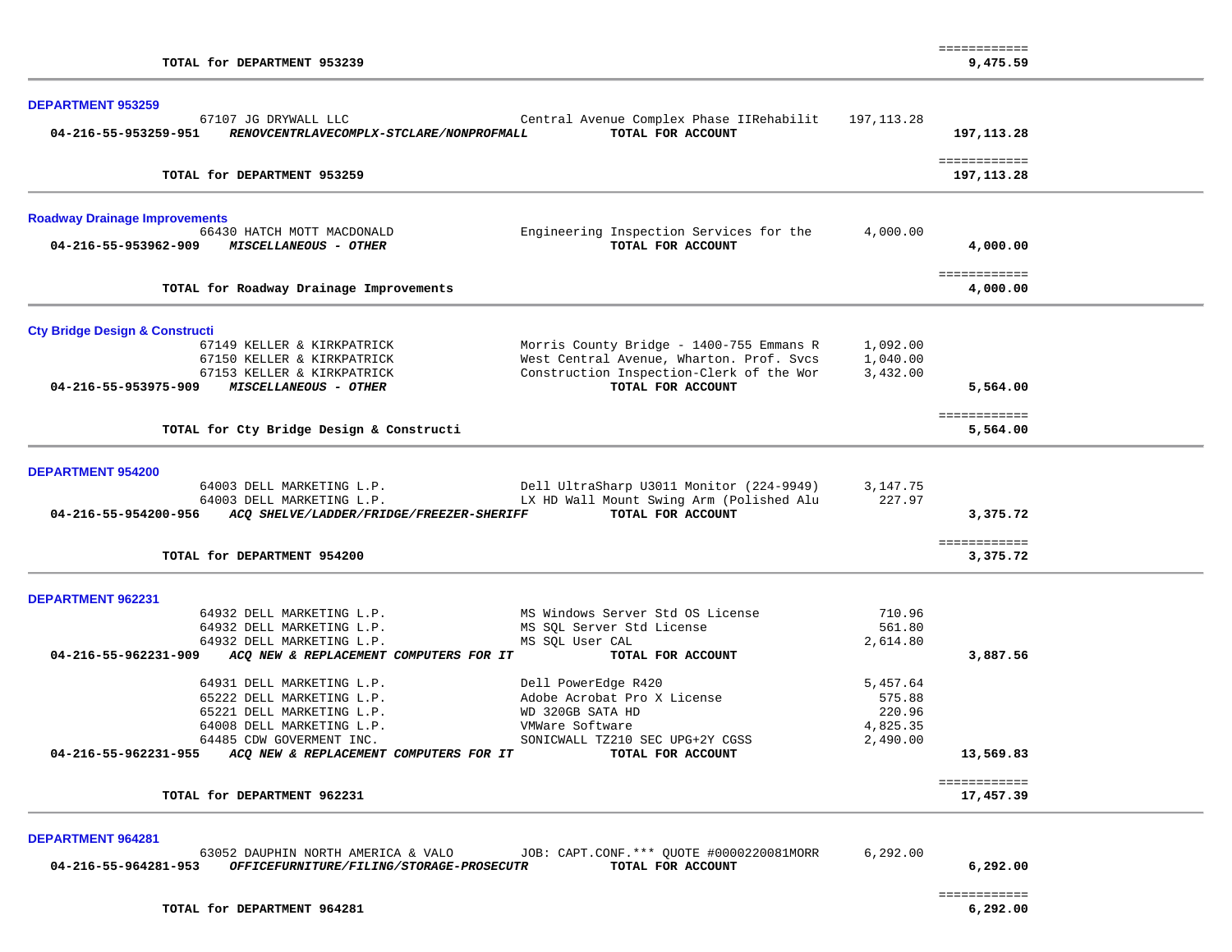| | | | | |
|---|---|---|---|---|
| | | | | ============ |
| | **TOTAL for DEPARTMENT 953239** | | | **9,475.59** |

## DEPARTMENT 953259

| | | | | |
|---|---|---|---|---|
| | 67107 JG DRYWALL LLC | Central Avenue Complex Phase IIRehabilit | 197,113.28 | |
| **04-216-55-953259-951** | ***RENOVCENTRLAVECOMPLX-STCLARE/NONPROFMALL*** | **TOTAL FOR ACCOUNT** | | **197,113.28** |
| | | | | ============ |
| | **TOTAL for DEPARTMENT 953259** | | | **197,113.28** |

## Roadway Drainage Improvements

| | | | | |
|---|---|---|---|---|
| | 66430 HATCH MOTT MACDONALD | Engineering Inspection Services for the | 4,000.00 | |
| **04-216-55-953962-909** | ***MISCELLANEOUS - OTHER*** | **TOTAL FOR ACCOUNT** | | **4,000.00** |
| | | | | ============ |
| | **TOTAL for Roadway Drainage Improvements** | | | **4,000.00** |

## Cty Bridge Design & Constructi

| | | | | |
|---|---|---|---|---|
| | 67149 KELLER & KIRKPATRICK | Morris County Bridge - 1400-755 Emmans R | 1,092.00 | |
| | 67150 KELLER & KIRKPATRICK | West Central Avenue, Wharton. Prof. Svcs | 1,040.00 | |
| | 67153 KELLER & KIRKPATRICK | Construction Inspection-Clerk of the Wor | 3,432.00 | |
| **04-216-55-953975-909** | ***MISCELLANEOUS - OTHER*** | **TOTAL FOR ACCOUNT** | | **5,564.00** |
| | | | | ============ |
| | **TOTAL for Cty Bridge Design & Constructi** | | | **5,564.00** |

## DEPARTMENT 954200

| | | | | |
|---|---|---|---|---|
| | 64003 DELL MARKETING L.P. | Dell UltraSharp U3011 Monitor (224-9949) | 3,147.75 | |
| | 64003 DELL MARKETING L.P. | LX HD Wall Mount Swing Arm (Polished Alu | 227.97 | |
| **04-216-55-954200-956** | ***ACQ SHELVE/LADDER/FRIDGE/FREEZER-SHERIFF*** | **TOTAL FOR ACCOUNT** | | **3,375.72** |
| | | | | ============ |
| | **TOTAL for DEPARTMENT 954200** | | | **3,375.72** |

## DEPARTMENT 962231

| | | | | |
|---|---|---|---|---|
| | 64932 DELL MARKETING L.P. | MS Windows Server Std OS License | 710.96 | |
| | 64932 DELL MARKETING L.P. | MS SQL Server Std License | 561.80 | |
| | 64932 DELL MARKETING L.P. | MS SQL User CAL | 2,614.80 | |
| **04-216-55-962231-909** | ***ACQ NEW & REPLACEMENT COMPUTERS FOR IT*** | **TOTAL FOR ACCOUNT** | | **3,887.56** |
| | 64931 DELL MARKETING L.P. | Dell PowerEdge R420 | 5,457.64 | |
| | 65222 DELL MARKETING L.P. | Adobe Acrobat Pro X License | 575.88 | |
| | 65221 DELL MARKETING L.P. | WD 320GB SATA HD | 220.96 | |
| | 64008 DELL MARKETING L.P. | VMWare Software | 4,825.35 | |
| | 64485 CDW GOVERMENT INC. | SONICWALL TZ210 SEC UPG+2Y CGSS | 2,490.00 | |
| **04-216-55-962231-955** | ***ACQ NEW & REPLACEMENT COMPUTERS FOR IT*** | **TOTAL FOR ACCOUNT** | | **13,569.83** |
| | | | | ============ |
| | **TOTAL for DEPARTMENT 962231** | | | **17,457.39** |

## DEPARTMENT 964281

| | | | | |
|---|---|---|---|---|
| | 63052 DAUPHIN NORTH AMERICA & VALO | JOB: CAPT.CONF.*** QUOTE #0000220081MORR | 6,292.00 | |
| **04-216-55-964281-953** | ***OFFICEFURNITURE/FILING/STORAGE-PROSECUTR*** | **TOTAL FOR ACCOUNT** | | **6,292.00** |
| | | | | ============ |
| | **TOTAL for DEPARTMENT 964281** | | | **6,292.00** |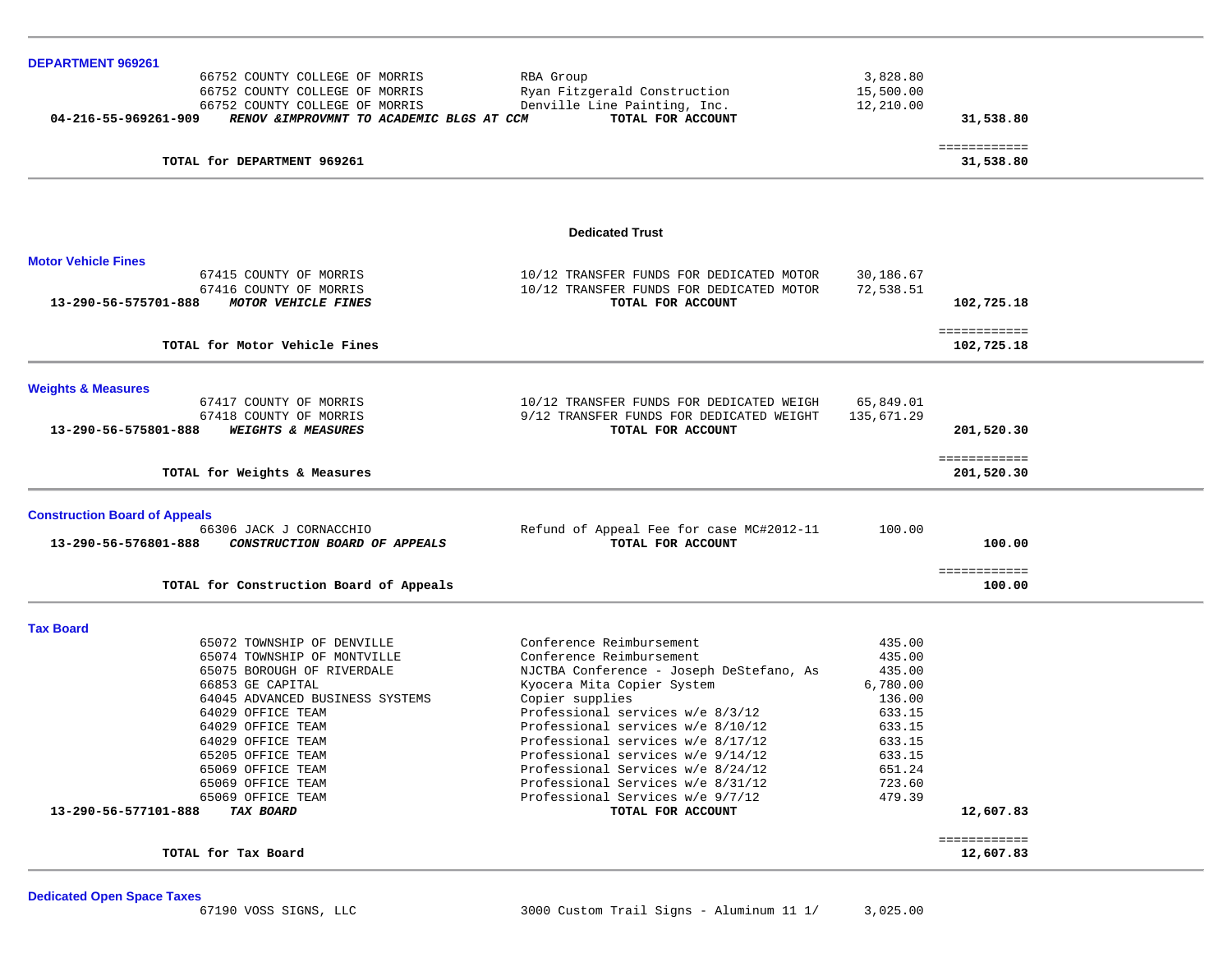**DEPARTMENT 969261**

| | | | | |
|---|---|---|---|---|
| | 66752 COUNTY COLLEGE OF MORRIS | RBA Group | 3,828.80 | |
| | 66752 COUNTY COLLEGE OF MORRIS | Ryan Fitzgerald Construction | 15,500.00 | |
| | 66752 COUNTY COLLEGE OF MORRIS | Denville Line Painting, Inc. | 12,210.00 | |
| **04-216-55-969261-909** | ***RENOV &IMPROVMNT TO ACADEMIC BLGS AT CCM*** | **TOTAL FOR ACCOUNT** | | **31,538.80** |
| | **TOTAL for DEPARTMENT 969261** | | | ============ **31,538.80** |

## Dedicated Trust

**Motor Vehicle Fines**

| | | | | |
|---|---|---|---|---|
| | 67415 COUNTY OF MORRIS | 10/12 TRANSFER FUNDS FOR DEDICATED MOTOR | 30,186.67 | |
| | 67416 COUNTY OF MORRIS | 10/12 TRANSFER FUNDS FOR DEDICATED MOTOR | 72,538.51 | |
| **13-290-56-575701-888** | ***MOTOR VEHICLE FINES*** | **TOTAL FOR ACCOUNT** | | **102,725.18** |
| | **TOTAL for Motor Vehicle Fines** | | | ============ **102,725.18** |

**Weights & Measures**

| | | | | |
|---|---|---|---|---|
| | 67417 COUNTY OF MORRIS | 10/12 TRANSFER FUNDS FOR DEDICATED WEIGH | 65,849.01 | |
| | 67418 COUNTY OF MORRIS | 9/12 TRANSFER FUNDS FOR DEDICATED WEIGHT | 135,671.29 | |
| **13-290-56-575801-888** | ***WEIGHTS & MEASURES*** | **TOTAL FOR ACCOUNT** | | **201,520.30** |
| | **TOTAL for Weights & Measures** | | | ============ **201,520.30** |

**Construction Board of Appeals**

| | | | | |
|---|---|---|---|---|
| | 66306 JACK J CORNACCHIO | Refund of Appeal Fee for case MC#2012-11 | 100.00 | |
| **13-290-56-576801-888** | ***CONSTRUCTION BOARD OF APPEALS*** | **TOTAL FOR ACCOUNT** | | **100.00** |
| | **TOTAL for Construction Board of Appeals** | | | ============ **100.00** |

**Tax Board**

| | | | | |
|---|---|---|---|---|
| | 65072 TOWNSHIP OF DENVILLE | Conference Reimbursement | 435.00 | |
| | 65074 TOWNSHIP OF MONTVILLE | Conference Reimbursement | 435.00 | |
| | 65075 BOROUGH OF RIVERDALE | NJCTBA Conference - Joseph DeStefano, As | 435.00 | |
| | 66853 GE CAPITAL | Kyocera Mita Copier System | 6,780.00 | |
| | 64045 ADVANCED BUSINESS SYSTEMS | Copier supplies | 136.00 | |
| | 64029 OFFICE TEAM | Professional services w/e 8/3/12 | 633.15 | |
| | 64029 OFFICE TEAM | Professional services w/e 8/10/12 | 633.15 | |
| | 64029 OFFICE TEAM | Professional services w/e 8/17/12 | 633.15 | |
| | 65205 OFFICE TEAM | Professional services w/e 9/14/12 | 633.15 | |
| | 65069 OFFICE TEAM | Professional Services w/e 8/24/12 | 651.24 | |
| | 65069 OFFICE TEAM | Professional Services w/e 8/31/12 | 723.60 | |
| | 65069 OFFICE TEAM | Professional Services w/e 9/7/12 | 479.39 | |
| **13-290-56-577101-888** | ***TAX BOARD*** | **TOTAL FOR ACCOUNT** | | **12,607.83** |
| | **TOTAL for Tax Board** | | | ============ **12,607.83** |

**Dedicated Open Space Taxes**

| | | | | |
|---|---|---|---|---|
| | 67190 VOSS SIGNS, LLC | 3000 Custom Trail Signs - Aluminum 11 1/ | 3,025.00 | |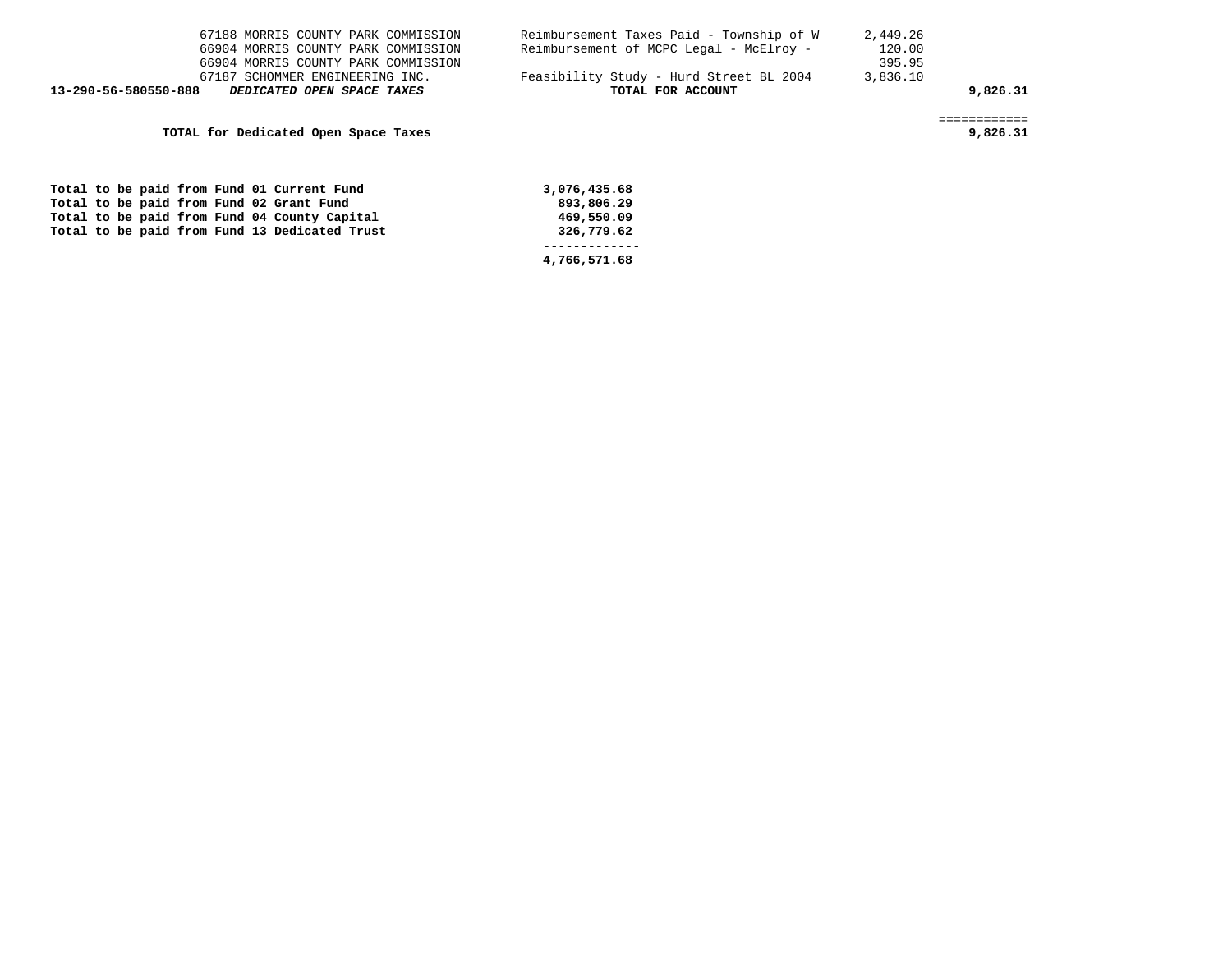| | | | | |
|---|---|---|---|---|
| | 67188 MORRIS COUNTY PARK COMMISSION | Reimbursement Taxes Paid - Township of W | 2,449.26 | |
| | 66904 MORRIS COUNTY PARK COMMISSION | Reimbursement of MCPC Legal - McElroy - | 120.00 | |
| | 66904 MORRIS COUNTY PARK COMMISSION | | 395.95 | |
| | 67187 SCHOMMER ENGINEERING INC. | Feasibility Study - Hurd Street BL 2004 | 3,836.10 | |
| **13-290-56-580550-888** | ***DEDICATED OPEN SPACE TAXES*** | **TOTAL FOR ACCOUNT** | | **9,826.31** |
| | | | | ============ |
| | **TOTAL for Dedicated Open Space Taxes** | | | **9,826.31** |

| | |
|---|---|
| **Total to be paid from Fund 01 Current Fund** | **3,076,435.68** |
| **Total to be paid from Fund 02 Grant Fund** | **893,806.29** |
| **Total to be paid from Fund 04 County Capital** | **469,550.09** |
| **Total to be paid from Fund 13 Dedicated Trust** | **326,779.62** |
| | **-------------** |
| | **4,766,571.68** |